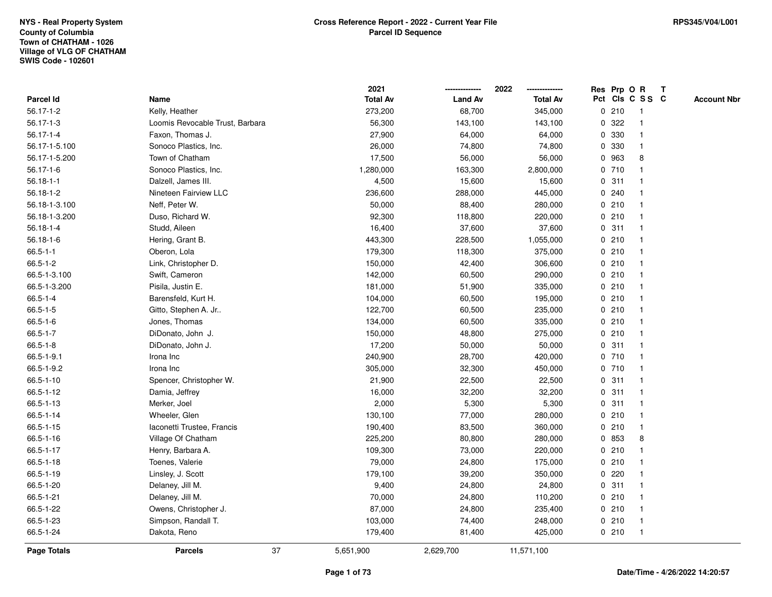NYS - Real Property System
County of Columbia
Town of CHATHAM - 1026
Village of VLG OF CHATHAM
SWIS Code - 102601

**Cross Reference Report - 2022 - Current Year File**
**Parcel ID Sequence**

RPS345/V04/L001

| Parcel Id | Name | 2021 Total Av | 2022 Land Av | 2022 Total Av | Res Pct | Prp Cls | O C | R S S | T C | Account Nbr |
|---|---|---|---|---|---|---|---|---|---|---|
| 56.17-1-2 | Kelly, Heather | 273,200 | 68,700 | 345,000 | 0 | 210 | | 1 | | |
| 56.17-1-3 | Loomis Revocable Trust, Barbara | 56,300 | 143,100 | 143,100 | 0 | 322 | | 1 | | |
| 56.17-1-4 | Faxon, Thomas J. | 27,900 | 64,000 | 64,000 | 0 | 330 | | 1 | | |
| 56.17-1-5.100 | Sonoco Plastics, Inc. | 26,000 | 74,800 | 74,800 | 0 | 330 | | 1 | | |
| 56.17-1-5.200 | Town of Chatham | 17,500 | 56,000 | 56,000 | 0 | 963 | | 8 | | |
| 56.17-1-6 | Sonoco Plastics, Inc. | 1,280,000 | 163,300 | 2,800,000 | 0 | 710 | | 1 | | |
| 56.18-1-1 | Dalzell, James III. | 4,500 | 15,600 | 15,600 | 0 | 311 | | 1 | | |
| 56.18-1-2 | Nineteen Fairview LLC | 236,600 | 288,000 | 445,000 | 0 | 240 | | 1 | | |
| 56.18-1-3.100 | Neff, Peter W. | 50,000 | 88,400 | 280,000 | 0 | 210 | | 1 | | |
| 56.18-1-3.200 | Duso, Richard W. | 92,300 | 118,800 | 220,000 | 0 | 210 | | 1 | | |
| 56.18-1-4 | Studd, Aileen | 16,400 | 37,600 | 37,600 | 0 | 311 | | 1 | | |
| 56.18-1-6 | Hering, Grant B. | 443,300 | 228,500 | 1,055,000 | 0 | 210 | | 1 | | |
| 66.5-1-1 | Oberon, Lola | 179,300 | 118,300 | 375,000 | 0 | 210 | | 1 | | |
| 66.5-1-2 | Link, Christopher D. | 150,000 | 42,400 | 306,600 | 0 | 210 | | 1 | | |
| 66.5-1-3.100 | Swift, Cameron | 142,000 | 60,500 | 290,000 | 0 | 210 | | 1 | | |
| 66.5-1-3.200 | Pisila, Justin E. | 181,000 | 51,900 | 335,000 | 0 | 210 | | 1 | | |
| 66.5-1-4 | Barensfeld, Kurt H. | 104,000 | 60,500 | 195,000 | 0 | 210 | | 1 | | |
| 66.5-1-5 | Gitto, Stephen A. Jr.. | 122,700 | 60,500 | 235,000 | 0 | 210 | | 1 | | |
| 66.5-1-6 | Jones, Thomas | 134,000 | 60,500 | 335,000 | 0 | 210 | | 1 | | |
| 66.5-1-7 | DiDonato, John J. | 150,000 | 48,800 | 275,000 | 0 | 210 | | 1 | | |
| 66.5-1-8 | DiDonato, John J. | 17,200 | 50,000 | 50,000 | 0 | 311 | | 1 | | |
| 66.5-1-9.1 | Irona Inc | 240,900 | 28,700 | 420,000 | 0 | 710 | | 1 | | |
| 66.5-1-9.2 | Irona Inc | 305,000 | 32,300 | 450,000 | 0 | 710 | | 1 | | |
| 66.5-1-10 | Spencer, Christopher W. | 21,900 | 22,500 | 22,500 | 0 | 311 | | 1 | | |
| 66.5-1-12 | Damia, Jeffrey | 16,000 | 32,200 | 32,200 | 0 | 311 | | 1 | | |
| 66.5-1-13 | Merker, Joel | 2,000 | 5,300 | 5,300 | 0 | 311 | | 1 | | |
| 66.5-1-14 | Wheeler, Glen | 130,100 | 77,000 | 280,000 | 0 | 210 | | 1 | | |
| 66.5-1-15 | Iaconetti Trustee, Francis | 190,400 | 83,500 | 360,000 | 0 | 210 | | 1 | | |
| 66.5-1-16 | Village Of Chatham | 225,200 | 80,800 | 280,000 | 0 | 853 | | 8 | | |
| 66.5-1-17 | Henry, Barbara A. | 109,300 | 73,000 | 220,000 | 0 | 210 | | 1 | | |
| 66.5-1-18 | Toenes, Valerie | 79,000 | 24,800 | 175,000 | 0 | 210 | | 1 | | |
| 66.5-1-19 | Linsley, J. Scott | 179,100 | 39,200 | 350,000 | 0 | 220 | | 1 | | |
| 66.5-1-20 | Delaney, Jill M. | 9,400 | 24,800 | 24,800 | 0 | 311 | | 1 | | |
| 66.5-1-21 | Delaney, Jill M. | 70,000 | 24,800 | 110,200 | 0 | 210 | | 1 | | |
| 66.5-1-22 | Owens, Christopher J. | 87,000 | 24,800 | 235,400 | 0 | 210 | | 1 | | |
| 66.5-1-23 | Simpson, Randall T. | 103,000 | 74,400 | 248,000 | 0 | 210 | | 1 | | |
| 66.5-1-24 | Dakota, Reno | 179,400 | 81,400 | 425,000 | 0 | 210 | | 1 | | |
| **Page Totals** | **Parcels** 37 | 5,651,900 | 2,629,700 | 11,571,100 | | | | | | |

**Date/Time - 4/26/2022 14:20:57**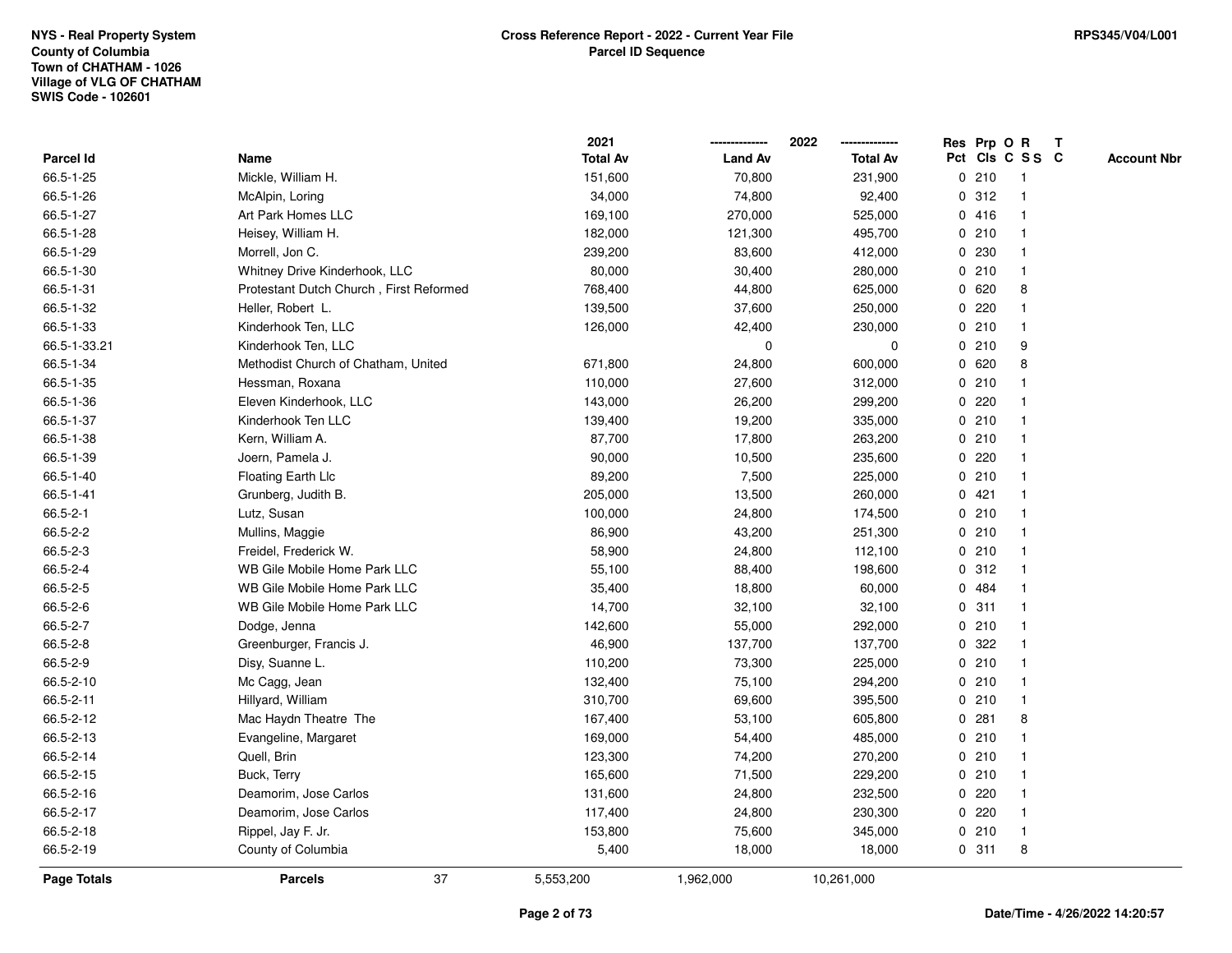NYS - Real Property System
County of Columbia
Town of CHATHAM - 1026
Village of VLG OF CHATHAM
SWIS Code - 102601

# Cross Reference Report - 2022 - Current Year File
## Parcel ID Sequence

RPS345/V04/L001

| Parcel Id | Name | 2021 Total Av | 2022 Land Av | 2022 Total Av | Res Pct | Prp Cls | O C | R S S | T C | Account Nbr |
|---|---|---|---|---|---|---|---|---|---|---|
| 66.5-1-25 | Mickle, William H. | 151,600 | 70,800 | 231,900 | 0 | 210 | | 1 | | |
| 66.5-1-26 | McAlpin, Loring | 34,000 | 74,800 | 92,400 | 0 | 312 | | 1 | | |
| 66.5-1-27 | Art Park Homes LLC | 169,100 | 270,000 | 525,000 | 0 | 416 | | 1 | | |
| 66.5-1-28 | Heisey, William H. | 182,000 | 121,300 | 495,700 | 0 | 210 | | 1 | | |
| 66.5-1-29 | Morrell, Jon C. | 239,200 | 83,600 | 412,000 | 0 | 230 | | 1 | | |
| 66.5-1-30 | Whitney Drive Kinderhook, LLC | 80,000 | 30,400 | 280,000 | 0 | 210 | | 1 | | |
| 66.5-1-31 | Protestant Dutch Church , First Reformed | 768,400 | 44,800 | 625,000 | 0 | 620 | | 8 | | |
| 66.5-1-32 | Heller, Robert L. | 139,500 | 37,600 | 250,000 | 0 | 220 | | 1 | | |
| 66.5-1-33 | Kinderhook Ten, LLC | 126,000 | 42,400 | 230,000 | 0 | 210 | | 1 | | |
| 66.5-1-33.21 | Kinderhook Ten, LLC | | 0 | 0 | 0 | 210 | | 9 | | |
| 66.5-1-34 | Methodist Church of Chatham, United | 671,800 | 24,800 | 600,000 | 0 | 620 | | 8 | | |
| 66.5-1-35 | Hessman, Roxana | 110,000 | 27,600 | 312,000 | 0 | 210 | | 1 | | |
| 66.5-1-36 | Eleven Kinderhook, LLC | 143,000 | 26,200 | 299,200 | 0 | 220 | | 1 | | |
| 66.5-1-37 | Kinderhook Ten LLC | 139,400 | 19,200 | 335,000 | 0 | 210 | | 1 | | |
| 66.5-1-38 | Kern, William A. | 87,700 | 17,800 | 263,200 | 0 | 210 | | 1 | | |
| 66.5-1-39 | Joern, Pamela J. | 90,000 | 10,500 | 235,600 | 0 | 220 | | 1 | | |
| 66.5-1-40 | Floating Earth Llc | 89,200 | 7,500 | 225,000 | 0 | 210 | | 1 | | |
| 66.5-1-41 | Grunberg, Judith B. | 205,000 | 13,500 | 260,000 | 0 | 421 | | 1 | | |
| 66.5-2-1 | Lutz, Susan | 100,000 | 24,800 | 174,500 | 0 | 210 | | 1 | | |
| 66.5-2-2 | Mullins, Maggie | 86,900 | 43,200 | 251,300 | 0 | 210 | | 1 | | |
| 66.5-2-3 | Freidel, Frederick W. | 58,900 | 24,800 | 112,100 | 0 | 210 | | 1 | | |
| 66.5-2-4 | WB Gile Mobile Home Park LLC | 55,100 | 88,400 | 198,600 | 0 | 312 | | 1 | | |
| 66.5-2-5 | WB Gile Mobile Home Park LLC | 35,400 | 18,800 | 60,000 | 0 | 484 | | 1 | | |
| 66.5-2-6 | WB Gile Mobile Home Park LLC | 14,700 | 32,100 | 32,100 | 0 | 311 | | 1 | | |
| 66.5-2-7 | Dodge, Jenna | 142,600 | 55,000 | 292,000 | 0 | 210 | | 1 | | |
| 66.5-2-8 | Greenburger, Francis J. | 46,900 | 137,700 | 137,700 | 0 | 322 | | 1 | | |
| 66.5-2-9 | Disy, Suanne L. | 110,200 | 73,300 | 225,000 | 0 | 210 | | 1 | | |
| 66.5-2-10 | Mc Cagg, Jean | 132,400 | 75,100 | 294,200 | 0 | 210 | | 1 | | |
| 66.5-2-11 | Hillyard, William | 310,700 | 69,600 | 395,500 | 0 | 210 | | 1 | | |
| 66.5-2-12 | Mac Haydn Theatre The | 167,400 | 53,100 | 605,800 | 0 | 281 | | 8 | | |
| 66.5-2-13 | Evangeline, Margaret | 169,000 | 54,400 | 485,000 | 0 | 210 | | 1 | | |
| 66.5-2-14 | Quell, Brin | 123,300 | 74,200 | 270,200 | 0 | 210 | | 1 | | |
| 66.5-2-15 | Buck, Terry | 165,600 | 71,500 | 229,200 | 0 | 210 | | 1 | | |
| 66.5-2-16 | Deamorim, Jose Carlos | 131,600 | 24,800 | 232,500 | 0 | 220 | | 1 | | |
| 66.5-2-17 | Deamorim, Jose Carlos | 117,400 | 24,800 | 230,300 | 0 | 220 | | 1 | | |
| 66.5-2-18 | Rippel, Jay F. Jr. | 153,800 | 75,600 | 345,000 | 0 | 210 | | 1 | | |
| 66.5-2-19 | County of Columbia | 5,400 | 18,000 | 18,000 | 0 | 311 | | 8 | | |
| **Page Totals** | **Parcels** 37 | 5,553,200 | 1,962,000 | 10,261,000 | | | | | | |

Date/Time - 4/26/2022 14:20:57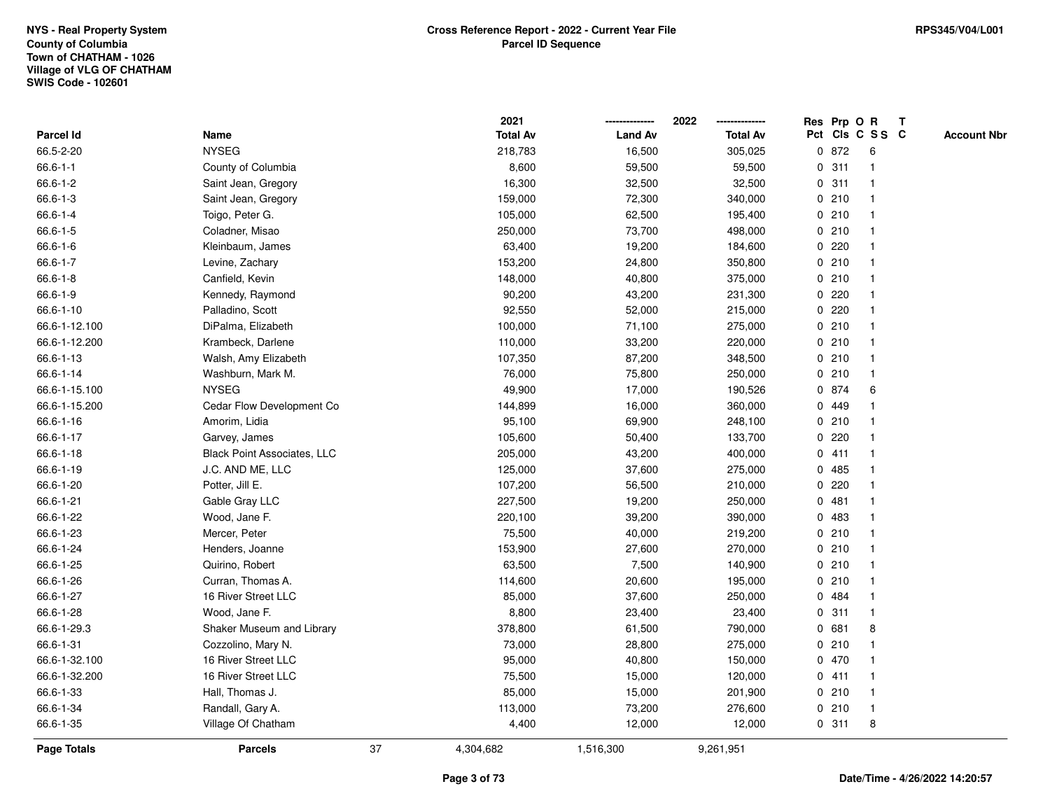NYS - Real Property System
County of Columbia
Town of CHATHAM - 1026
Village of VLG OF CHATHAM
SWIS Code - 102601

# Cross Reference Report - 2022 - Current Year File
## Parcel ID Sequence

RPS345/V04/L001

| Parcel Id | Name | 2021 Total Av | 2022 Land Av | 2022 Total Av | Res Pct | Prp Cls | O C | R S S | T C | Account Nbr |
|---|---|---|---|---|---|---|---|---|---|---|
| 66.5-2-20 | NYSEG | 218,783 | 16,500 | 305,025 | 0 | 872 | | 6 | | |
| 66.6-1-1 | County of Columbia | 8,600 | 59,500 | 59,500 | 0 | 311 | | 1 | | |
| 66.6-1-2 | Saint Jean, Gregory | 16,300 | 32,500 | 32,500 | 0 | 311 | | 1 | | |
| 66.6-1-3 | Saint Jean, Gregory | 159,000 | 72,300 | 340,000 | 0 | 210 | | 1 | | |
| 66.6-1-4 | Toigo, Peter G. | 105,000 | 62,500 | 195,400 | 0 | 210 | | 1 | | |
| 66.6-1-5 | Coladner, Misao | 250,000 | 73,700 | 498,000 | 0 | 210 | | 1 | | |
| 66.6-1-6 | Kleinbaum, James | 63,400 | 19,200 | 184,600 | 0 | 220 | | 1 | | |
| 66.6-1-7 | Levine, Zachary | 153,200 | 24,800 | 350,800 | 0 | 210 | | 1 | | |
| 66.6-1-8 | Canfield, Kevin | 148,000 | 40,800 | 375,000 | 0 | 210 | | 1 | | |
| 66.6-1-9 | Kennedy, Raymond | 90,200 | 43,200 | 231,300 | 0 | 220 | | 1 | | |
| 66.6-1-10 | Palladino, Scott | 92,550 | 52,000 | 215,000 | 0 | 220 | | 1 | | |
| 66.6-1-12.100 | DiPalma, Elizabeth | 100,000 | 71,100 | 275,000 | 0 | 210 | | 1 | | |
| 66.6-1-12.200 | Krambeck, Darlene | 110,000 | 33,200 | 220,000 | 0 | 210 | | 1 | | |
| 66.6-1-13 | Walsh, Amy Elizabeth | 107,350 | 87,200 | 348,500 | 0 | 210 | | 1 | | |
| 66.6-1-14 | Washburn, Mark M. | 76,000 | 75,800 | 250,000 | 0 | 210 | | 1 | | |
| 66.6-1-15.100 | NYSEG | 49,900 | 17,000 | 190,526 | 0 | 874 | | 6 | | |
| 66.6-1-15.200 | Cedar Flow Development Co | 144,899 | 16,000 | 360,000 | 0 | 449 | | 1 | | |
| 66.6-1-16 | Amorim, Lidia | 95,100 | 69,900 | 248,100 | 0 | 210 | | 1 | | |
| 66.6-1-17 | Garvey, James | 105,600 | 50,400 | 133,700 | 0 | 220 | | 1 | | |
| 66.6-1-18 | Black Point Associates, LLC | 205,000 | 43,200 | 400,000 | 0 | 411 | | 1 | | |
| 66.6-1-19 | J.C. AND ME, LLC | 125,000 | 37,600 | 275,000 | 0 | 485 | | 1 | | |
| 66.6-1-20 | Potter, Jill E. | 107,200 | 56,500 | 210,000 | 0 | 220 | | 1 | | |
| 66.6-1-21 | Gable Gray LLC | 227,500 | 19,200 | 250,000 | 0 | 481 | | 1 | | |
| 66.6-1-22 | Wood, Jane F. | 220,100 | 39,200 | 390,000 | 0 | 483 | | 1 | | |
| 66.6-1-23 | Mercer, Peter | 75,500 | 40,000 | 219,200 | 0 | 210 | | 1 | | |
| 66.6-1-24 | Henders, Joanne | 153,900 | 27,600 | 270,000 | 0 | 210 | | 1 | | |
| 66.6-1-25 | Quirino, Robert | 63,500 | 7,500 | 140,900 | 0 | 210 | | 1 | | |
| 66.6-1-26 | Curran, Thomas A. | 114,600 | 20,600 | 195,000 | 0 | 210 | | 1 | | |
| 66.6-1-27 | 16 River Street LLC | 85,000 | 37,600 | 250,000 | 0 | 484 | | 1 | | |
| 66.6-1-28 | Wood, Jane F. | 8,800 | 23,400 | 23,400 | 0 | 311 | | 1 | | |
| 66.6-1-29.3 | Shaker Museum and Library | 378,800 | 61,500 | 790,000 | 0 | 681 | | 8 | | |
| 66.6-1-31 | Cozzolino, Mary N. | 73,000 | 28,800 | 275,000 | 0 | 210 | | 1 | | |
| 66.6-1-32.100 | 16 River Street LLC | 95,000 | 40,800 | 150,000 | 0 | 470 | | 1 | | |
| 66.6-1-32.200 | 16 River Street LLC | 75,500 | 15,000 | 120,000 | 0 | 411 | | 1 | | |
| 66.6-1-33 | Hall, Thomas J. | 85,000 | 15,000 | 201,900 | 0 | 210 | | 1 | | |
| 66.6-1-34 | Randall, Gary A. | 113,000 | 73,200 | 276,600 | 0 | 210 | | 1 | | |
| 66.6-1-35 | Village Of Chatham | 4,400 | 12,000 | 12,000 | 0 | 311 | | 8 | | |
| **Page Totals** | **Parcels** 37 | 4,304,682 | 1,516,300 | 9,261,951 | | | | | | |

Date/Time - 4/26/2022 14:20:57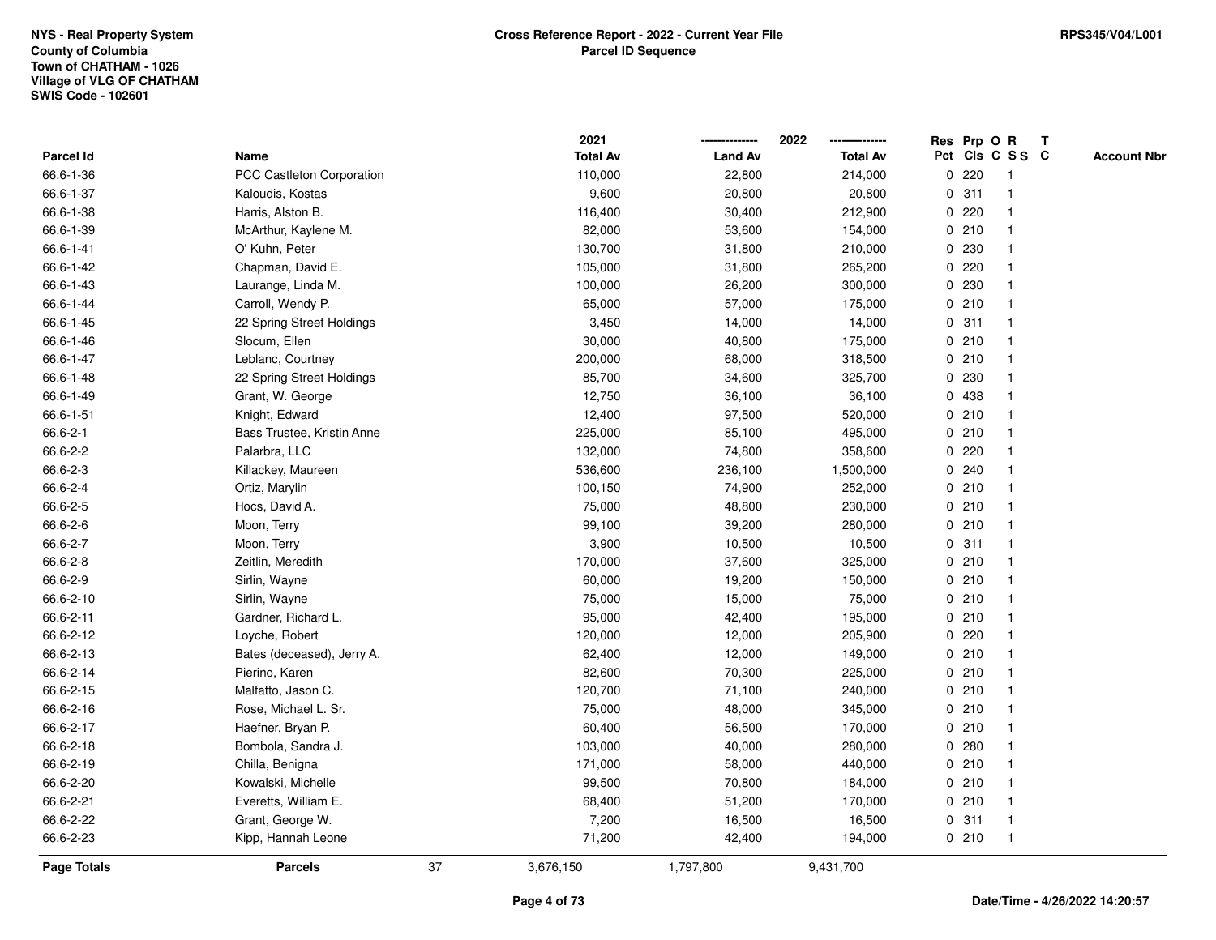NYS - Real Property System
County of Columbia
Town of CHATHAM - 1026
Village of VLG OF CHATHAM
SWIS Code - 102601

**Cross Reference Report - 2022 - Current Year File**
**Parcel ID Sequence**

RPS345/V04/L001

| Parcel Id | Name | 2021 Total Av | 2022 Land Av | 2022 Total Av | Res Pct | Prp Cls | O C | R S S | T C | Account Nbr |
|---|---|---|---|---|---|---|---|---|---|---|
| 66.6-1-36 | PCC Castleton Corporation | 110,000 | 22,800 | 214,000 | 0 | 220 | | 1 | | |
| 66.6-1-37 | Kaloudis, Kostas | 9,600 | 20,800 | 20,800 | 0 | 311 | | 1 | | |
| 66.6-1-38 | Harris, Alston B. | 116,400 | 30,400 | 212,900 | 0 | 220 | | 1 | | |
| 66.6-1-39 | McArthur, Kaylene M. | 82,000 | 53,600 | 154,000 | 0 | 210 | | 1 | | |
| 66.6-1-41 | O' Kuhn, Peter | 130,700 | 31,800 | 210,000 | 0 | 230 | | 1 | | |
| 66.6-1-42 | Chapman, David E. | 105,000 | 31,800 | 265,200 | 0 | 220 | | 1 | | |
| 66.6-1-43 | Laurange, Linda M. | 100,000 | 26,200 | 300,000 | 0 | 230 | | 1 | | |
| 66.6-1-44 | Carroll, Wendy P. | 65,000 | 57,000 | 175,000 | 0 | 210 | | 1 | | |
| 66.6-1-45 | 22 Spring Street Holdings | 3,450 | 14,000 | 14,000 | 0 | 311 | | 1 | | |
| 66.6-1-46 | Slocum, Ellen | 30,000 | 40,800 | 175,000 | 0 | 210 | | 1 | | |
| 66.6-1-47 | Leblanc, Courtney | 200,000 | 68,000 | 318,500 | 0 | 210 | | 1 | | |
| 66.6-1-48 | 22 Spring Street Holdings | 85,700 | 34,600 | 325,700 | 0 | 230 | | 1 | | |
| 66.6-1-49 | Grant, W. George | 12,750 | 36,100 | 36,100 | 0 | 438 | | 1 | | |
| 66.6-1-51 | Knight, Edward | 12,400 | 97,500 | 520,000 | 0 | 210 | | 1 | | |
| 66.6-2-1 | Bass Trustee, Kristin Anne | 225,000 | 85,100 | 495,000 | 0 | 210 | | 1 | | |
| 66.6-2-2 | Palarbra, LLC | 132,000 | 74,800 | 358,600 | 0 | 220 | | 1 | | |
| 66.6-2-3 | Killackey, Maureen | 536,600 | 236,100 | 1,500,000 | 0 | 240 | | 1 | | |
| 66.6-2-4 | Ortiz, Marylin | 100,150 | 74,900 | 252,000 | 0 | 210 | | 1 | | |
| 66.6-2-5 | Hocs, David A. | 75,000 | 48,800 | 230,000 | 0 | 210 | | 1 | | |
| 66.6-2-6 | Moon, Terry | 99,100 | 39,200 | 280,000 | 0 | 210 | | 1 | | |
| 66.6-2-7 | Moon, Terry | 3,900 | 10,500 | 10,500 | 0 | 311 | | 1 | | |
| 66.6-2-8 | Zeitlin, Meredith | 170,000 | 37,600 | 325,000 | 0 | 210 | | 1 | | |
| 66.6-2-9 | Sirlin, Wayne | 60,000 | 19,200 | 150,000 | 0 | 210 | | 1 | | |
| 66.6-2-10 | Sirlin, Wayne | 75,000 | 15,000 | 75,000 | 0 | 210 | | 1 | | |
| 66.6-2-11 | Gardner, Richard L. | 95,000 | 42,400 | 195,000 | 0 | 210 | | 1 | | |
| 66.6-2-12 | Loyche, Robert | 120,000 | 12,000 | 205,900 | 0 | 220 | | 1 | | |
| 66.6-2-13 | Bates (deceased), Jerry A. | 62,400 | 12,000 | 149,000 | 0 | 210 | | 1 | | |
| 66.6-2-14 | Pierino, Karen | 82,600 | 70,300 | 225,000 | 0 | 210 | | 1 | | |
| 66.6-2-15 | Malfatto, Jason C. | 120,700 | 71,100 | 240,000 | 0 | 210 | | 1 | | |
| 66.6-2-16 | Rose, Michael L. Sr. | 75,000 | 48,000 | 345,000 | 0 | 210 | | 1 | | |
| 66.6-2-17 | Haefner, Bryan P. | 60,400 | 56,500 | 170,000 | 0 | 210 | | 1 | | |
| 66.6-2-18 | Bombola, Sandra J. | 103,000 | 40,000 | 280,000 | 0 | 280 | | 1 | | |
| 66.6-2-19 | Chilla, Benigna | 171,000 | 58,000 | 440,000 | 0 | 210 | | 1 | | |
| 66.6-2-20 | Kowalski, Michelle | 99,500 | 70,800 | 184,000 | 0 | 210 | | 1 | | |
| 66.6-2-21 | Everetts, William E. | 68,400 | 51,200 | 170,000 | 0 | 210 | | 1 | | |
| 66.6-2-22 | Grant, George W. | 7,200 | 16,500 | 16,500 | 0 | 311 | | 1 | | |
| 66.6-2-23 | Kipp, Hannah Leone | 71,200 | 42,400 | 194,000 | 0 | 210 | | 1 | | |
| **Page Totals** | **Parcels** 37 | 3,676,150 | 1,797,800 | 9,431,700 | | | | | | |

Date/Time - 4/26/2022 14:20:57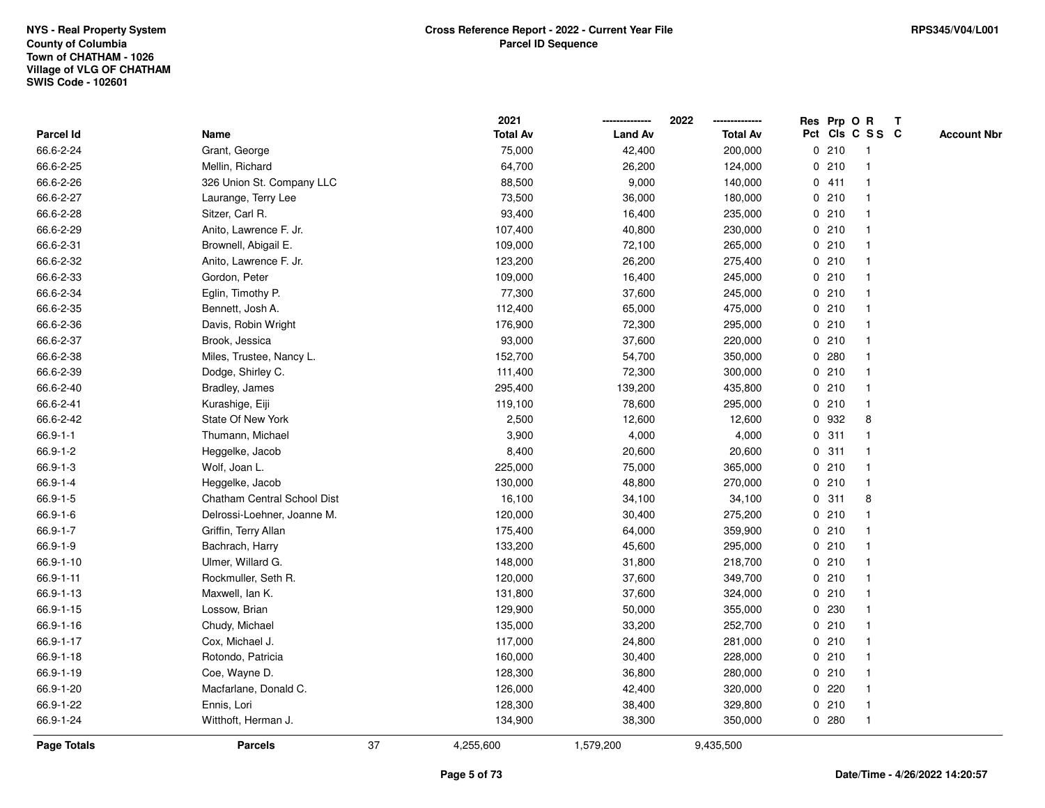NYS - Real Property System
County of Columbia
Town of CHATHAM - 1026
Village of VLG OF CHATHAM
SWIS Code - 102601

**Cross Reference Report - 2022 - Current Year File**
**Parcel ID Sequence**

RPS345/V04/L001

| Parcel Id | Name | 2021 Total Av | 2022 Land Av | 2022 Total Av | Res Pct | Prp Cls | O C | R S S | T C | Account Nbr |
|---|---|---|---|---|---|---|---|---|---|---|
| 66.6-2-24 | Grant, George | 75,000 | 42,400 | 200,000 | 0 | 210 | | 1 | | |
| 66.6-2-25 | Mellin, Richard | 64,700 | 26,200 | 124,000 | 0 | 210 | | 1 | | |
| 66.6-2-26 | 326 Union St. Company LLC | 88,500 | 9,000 | 140,000 | 0 | 411 | | 1 | | |
| 66.6-2-27 | Laurange, Terry Lee | 73,500 | 36,000 | 180,000 | 0 | 210 | | 1 | | |
| 66.6-2-28 | Sitzer, Carl R. | 93,400 | 16,400 | 235,000 | 0 | 210 | | 1 | | |
| 66.6-2-29 | Anito, Lawrence F. Jr. | 107,400 | 40,800 | 230,000 | 0 | 210 | | 1 | | |
| 66.6-2-31 | Brownell, Abigail E. | 109,000 | 72,100 | 265,000 | 0 | 210 | | 1 | | |
| 66.6-2-32 | Anito, Lawrence F. Jr. | 123,200 | 26,200 | 275,400 | 0 | 210 | | 1 | | |
| 66.6-2-33 | Gordon, Peter | 109,000 | 16,400 | 245,000 | 0 | 210 | | 1 | | |
| 66.6-2-34 | Eglin, Timothy P. | 77,300 | 37,600 | 245,000 | 0 | 210 | | 1 | | |
| 66.6-2-35 | Bennett, Josh A. | 112,400 | 65,000 | 475,000 | 0 | 210 | | 1 | | |
| 66.6-2-36 | Davis, Robin Wright | 176,900 | 72,300 | 295,000 | 0 | 210 | | 1 | | |
| 66.6-2-37 | Brook, Jessica | 93,000 | 37,600 | 220,000 | 0 | 210 | | 1 | | |
| 66.6-2-38 | Miles, Trustee, Nancy L. | 152,700 | 54,700 | 350,000 | 0 | 280 | | 1 | | |
| 66.6-2-39 | Dodge, Shirley C. | 111,400 | 72,300 | 300,000 | 0 | 210 | | 1 | | |
| 66.6-2-40 | Bradley, James | 295,400 | 139,200 | 435,800 | 0 | 210 | | 1 | | |
| 66.6-2-41 | Kurashige, Eiji | 119,100 | 78,600 | 295,000 | 0 | 210 | | 1 | | |
| 66.6-2-42 | State Of New York | 2,500 | 12,600 | 12,600 | 0 | 932 | | 8 | | |
| 66.9-1-1 | Thumann, Michael | 3,900 | 4,000 | 4,000 | 0 | 311 | | 1 | | |
| 66.9-1-2 | Heggelke, Jacob | 8,400 | 20,600 | 20,600 | 0 | 311 | | 1 | | |
| 66.9-1-3 | Wolf, Joan L. | 225,000 | 75,000 | 365,000 | 0 | 210 | | 1 | | |
| 66.9-1-4 | Heggelke, Jacob | 130,000 | 48,800 | 270,000 | 0 | 210 | | 1 | | |
| 66.9-1-5 | Chatham Central School Dist | 16,100 | 34,100 | 34,100 | 0 | 311 | | 8 | | |
| 66.9-1-6 | Delrossi-Loehner, Joanne M. | 120,000 | 30,400 | 275,200 | 0 | 210 | | 1 | | |
| 66.9-1-7 | Griffin, Terry Allan | 175,400 | 64,000 | 359,900 | 0 | 210 | | 1 | | |
| 66.9-1-9 | Bachrach, Harry | 133,200 | 45,600 | 295,000 | 0 | 210 | | 1 | | |
| 66.9-1-10 | Ulmer, Willard G. | 148,000 | 31,800 | 218,700 | 0 | 210 | | 1 | | |
| 66.9-1-11 | Rockmuller, Seth R. | 120,000 | 37,600 | 349,700 | 0 | 210 | | 1 | | |
| 66.9-1-13 | Maxwell, Ian K. | 131,800 | 37,600 | 324,000 | 0 | 210 | | 1 | | |
| 66.9-1-15 | Lossow, Brian | 129,900 | 50,000 | 355,000 | 0 | 230 | | 1 | | |
| 66.9-1-16 | Chudy, Michael | 135,000 | 33,200 | 252,700 | 0 | 210 | | 1 | | |
| 66.9-1-17 | Cox, Michael J. | 117,000 | 24,800 | 281,000 | 0 | 210 | | 1 | | |
| 66.9-1-18 | Rotondo, Patricia | 160,000 | 30,400 | 228,000 | 0 | 210 | | 1 | | |
| 66.9-1-19 | Coe, Wayne D. | 128,300 | 36,800 | 280,000 | 0 | 210 | | 1 | | |
| 66.9-1-20 | Macfarlane, Donald C. | 126,000 | 42,400 | 320,000 | 0 | 220 | | 1 | | |
| 66.9-1-22 | Ennis, Lori | 128,300 | 38,400 | 329,800 | 0 | 210 | | 1 | | |
| 66.9-1-24 | Witthoft, Herman J. | 134,900 | 38,300 | 350,000 | 0 | 280 | | 1 | | |
| **Page Totals** | **Parcels** 37 | 4,255,600 | 1,579,200 | 9,435,500 | | | | | | |

Date/Time - 4/26/2022 14:20:57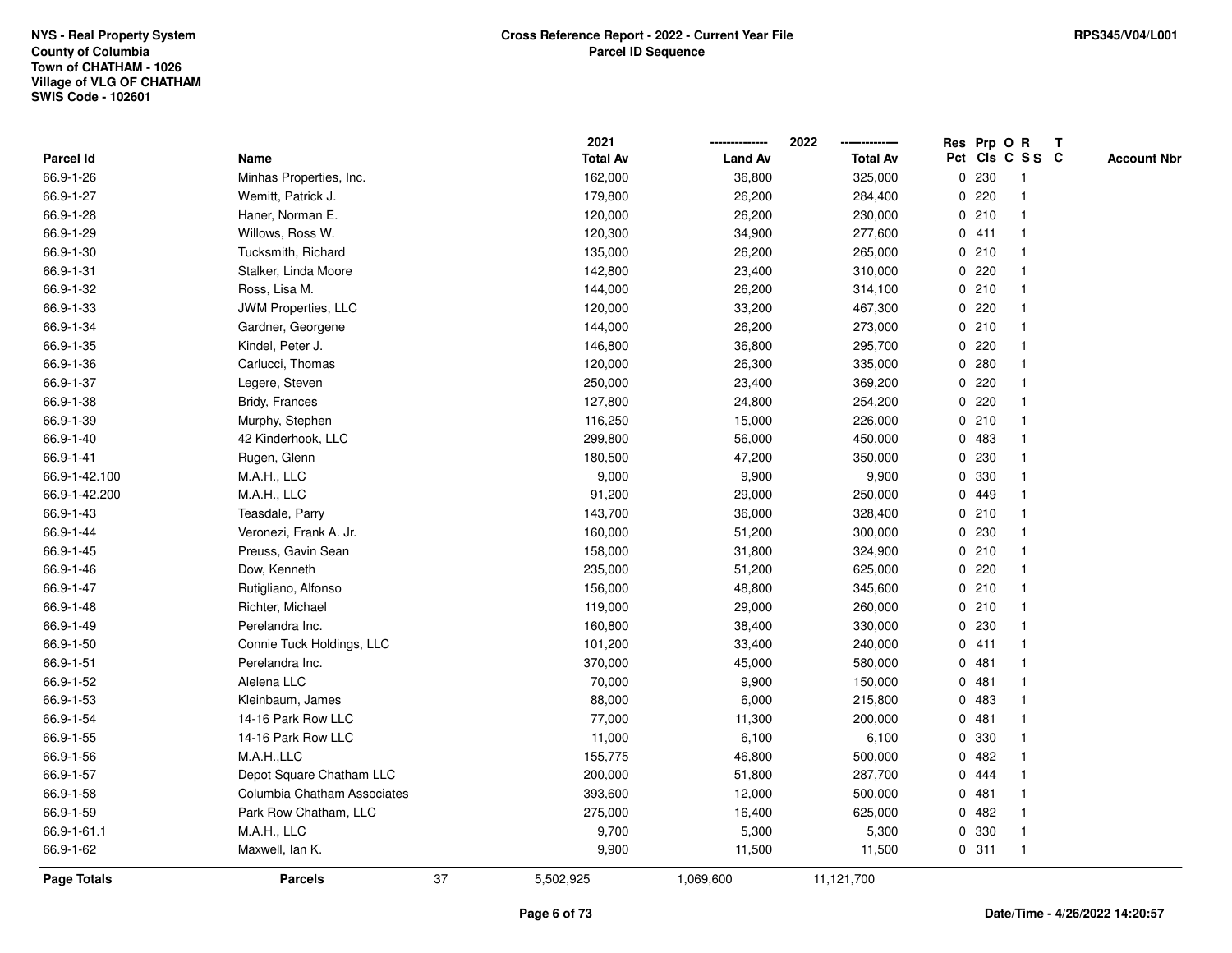NYS - Real Property System
County of Columbia
Town of CHATHAM - 1026
Village of VLG OF CHATHAM
SWIS Code - 102601

**Cross Reference Report - 2022 - Current Year File**
**Parcel ID Sequence**

RPS345/V04/L001

| Parcel Id | Name | 2021 Total Av | 2022 Land Av | 2022 Total Av | Res Pct | Prp Cls | O C | R SS | T C | Account Nbr |
|---|---|---|---|---|---|---|---|---|---|---|
| 66.9-1-26 | Minhas Properties, Inc. | 162,000 | 36,800 | 325,000 | 0 | 230 | | 1 | | |
| 66.9-1-27 | Wemitt, Patrick J. | 179,800 | 26,200 | 284,400 | 0 | 220 | | 1 | | |
| 66.9-1-28 | Haner, Norman E. | 120,000 | 26,200 | 230,000 | 0 | 210 | | 1 | | |
| 66.9-1-29 | Willows, Ross W. | 120,300 | 34,900 | 277,600 | 0 | 411 | | 1 | | |
| 66.9-1-30 | Tucksmith, Richard | 135,000 | 26,200 | 265,000 | 0 | 210 | | 1 | | |
| 66.9-1-31 | Stalker, Linda Moore | 142,800 | 23,400 | 310,000 | 0 | 220 | | 1 | | |
| 66.9-1-32 | Ross, Lisa M. | 144,000 | 26,200 | 314,100 | 0 | 210 | | 1 | | |
| 66.9-1-33 | JWM Properties, LLC | 120,000 | 33,200 | 467,300 | 0 | 220 | | 1 | | |
| 66.9-1-34 | Gardner, Georgene | 144,000 | 26,200 | 273,000 | 0 | 210 | | 1 | | |
| 66.9-1-35 | Kindel, Peter J. | 146,800 | 36,800 | 295,700 | 0 | 220 | | 1 | | |
| 66.9-1-36 | Carlucci, Thomas | 120,000 | 26,300 | 335,000 | 0 | 280 | | 1 | | |
| 66.9-1-37 | Legere, Steven | 250,000 | 23,400 | 369,200 | 0 | 220 | | 1 | | |
| 66.9-1-38 | Bridy, Frances | 127,800 | 24,800 | 254,200 | 0 | 220 | | 1 | | |
| 66.9-1-39 | Murphy, Stephen | 116,250 | 15,000 | 226,000 | 0 | 210 | | 1 | | |
| 66.9-1-40 | 42 Kinderhook, LLC | 299,800 | 56,000 | 450,000 | 0 | 483 | | 1 | | |
| 66.9-1-41 | Rugen, Glenn | 180,500 | 47,200 | 350,000 | 0 | 230 | | 1 | | |
| 66.9-1-42.100 | M.A.H., LLC | 9,000 | 9,900 | 9,900 | 0 | 330 | | 1 | | |
| 66.9-1-42.200 | M.A.H., LLC | 91,200 | 29,000 | 250,000 | 0 | 449 | | 1 | | |
| 66.9-1-43 | Teasdale, Parry | 143,700 | 36,000 | 328,400 | 0 | 210 | | 1 | | |
| 66.9-1-44 | Veronezi, Frank A. Jr. | 160,000 | 51,200 | 300,000 | 0 | 230 | | 1 | | |
| 66.9-1-45 | Preuss, Gavin Sean | 158,000 | 31,800 | 324,900 | 0 | 210 | | 1 | | |
| 66.9-1-46 | Dow, Kenneth | 235,000 | 51,200 | 625,000 | 0 | 220 | | 1 | | |
| 66.9-1-47 | Rutigliano, Alfonso | 156,000 | 48,800 | 345,600 | 0 | 210 | | 1 | | |
| 66.9-1-48 | Richter, Michael | 119,000 | 29,000 | 260,000 | 0 | 210 | | 1 | | |
| 66.9-1-49 | Perelandra Inc. | 160,800 | 38,400 | 330,000 | 0 | 230 | | 1 | | |
| 66.9-1-50 | Connie Tuck Holdings, LLC | 101,200 | 33,400 | 240,000 | 0 | 411 | | 1 | | |
| 66.9-1-51 | Perelandra Inc. | 370,000 | 45,000 | 580,000 | 0 | 481 | | 1 | | |
| 66.9-1-52 | Alelena LLC | 70,000 | 9,900 | 150,000 | 0 | 481 | | 1 | | |
| 66.9-1-53 | Kleinbaum, James | 88,000 | 6,000 | 215,800 | 0 | 483 | | 1 | | |
| 66.9-1-54 | 14-16 Park Row LLC | 77,000 | 11,300 | 200,000 | 0 | 481 | | 1 | | |
| 66.9-1-55 | 14-16 Park Row LLC | 11,000 | 6,100 | 6,100 | 0 | 330 | | 1 | | |
| 66.9-1-56 | M.A.H.,LLC | 155,775 | 46,800 | 500,000 | 0 | 482 | | 1 | | |
| 66.9-1-57 | Depot Square Chatham LLC | 200,000 | 51,800 | 287,700 | 0 | 444 | | 1 | | |
| 66.9-1-58 | Columbia Chatham Associates | 393,600 | 12,000 | 500,000 | 0 | 481 | | 1 | | |
| 66.9-1-59 | Park Row Chatham, LLC | 275,000 | 16,400 | 625,000 | 0 | 482 | | 1 | | |
| 66.9-1-61.1 | M.A.H., LLC | 9,700 | 5,300 | 5,300 | 0 | 330 | | 1 | | |
| 66.9-1-62 | Maxwell, Ian K. | 9,900 | 11,500 | 11,500 | 0 | 311 | | 1 | | |
| **Page Totals** | **Parcels** 37 | 5,502,925 | 1,069,600 | 11,121,700 | | | | | | |

Date/Time - 4/26/2022 14:20:57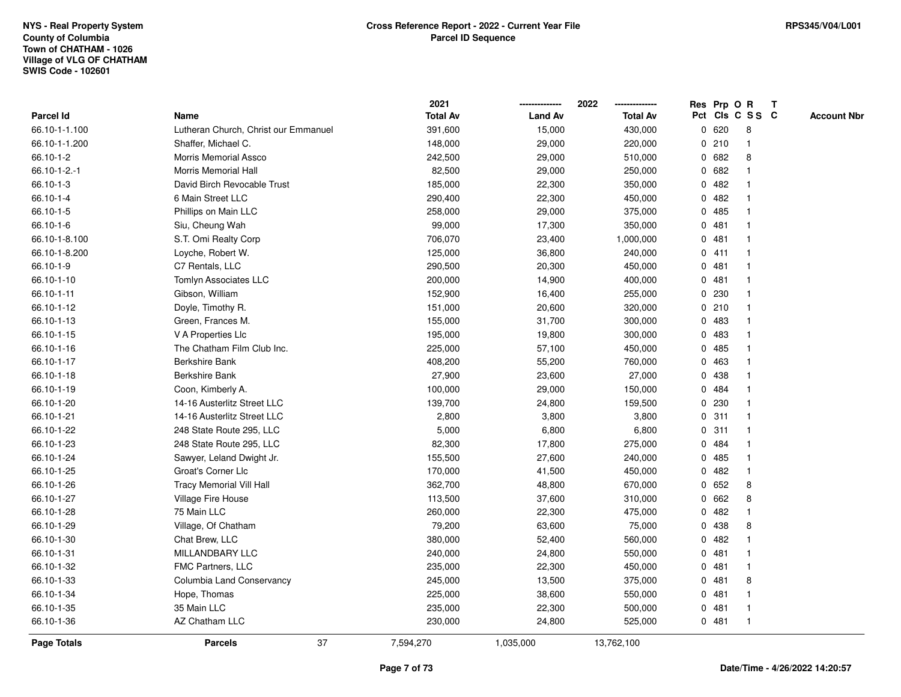NYS - Real Property System
County of Columbia
Town of CHATHAM - 1026
Village of VLG OF CHATHAM
SWIS Code - 102601

## Cross Reference Report - 2022 - Current Year File
## Parcel ID Sequence

RPS345/V04/L001

| Parcel Id | Name | 2021 Total Av | 2022 Land Av | 2022 Total Av | Res Pct | Prp Cls | O C | R S S | T C | Account Nbr |
|---|---|---|---|---|---|---|---|---|---|---|
| 66.10-1-1.100 | Lutheran Church, Christ our Emmanuel | 391,600 | 15,000 | 430,000 | 0 | 620 | | 8 | | |
| 66.10-1-1.200 | Shaffer, Michael C. | 148,000 | 29,000 | 220,000 | 0 | 210 | | 1 | | |
| 66.10-1-2 | Morris Memorial Assco | 242,500 | 29,000 | 510,000 | 0 | 682 | | 8 | | |
| 66.10-1-2.-1 | Morris Memorial Hall | 82,500 | 29,000 | 250,000 | 0 | 682 | | 1 | | |
| 66.10-1-3 | David Birch Revocable Trust | 185,000 | 22,300 | 350,000 | 0 | 482 | | 1 | | |
| 66.10-1-4 | 6 Main Street LLC | 290,400 | 22,300 | 450,000 | 0 | 482 | | 1 | | |
| 66.10-1-5 | Phillips on Main LLC | 258,000 | 29,000 | 375,000 | 0 | 485 | | 1 | | |
| 66.10-1-6 | Siu, Cheung Wah | 99,000 | 17,300 | 350,000 | 0 | 481 | | 1 | | |
| 66.10-1-8.100 | S.T. Omi Realty Corp | 706,070 | 23,400 | 1,000,000 | 0 | 481 | | 1 | | |
| 66.10-1-8.200 | Loyche, Robert W. | 125,000 | 36,800 | 240,000 | 0 | 411 | | 1 | | |
| 66.10-1-9 | C7 Rentals, LLC | 290,500 | 20,300 | 450,000 | 0 | 481 | | 1 | | |
| 66.10-1-10 | Tomlyn Associates LLC | 200,000 | 14,900 | 400,000 | 0 | 481 | | 1 | | |
| 66.10-1-11 | Gibson, William | 152,900 | 16,400 | 255,000 | 0 | 230 | | 1 | | |
| 66.10-1-12 | Doyle, Timothy R. | 151,000 | 20,600 | 320,000 | 0 | 210 | | 1 | | |
| 66.10-1-13 | Green, Frances M. | 155,000 | 31,700 | 300,000 | 0 | 483 | | 1 | | |
| 66.10-1-15 | V A Properties Llc | 195,000 | 19,800 | 300,000 | 0 | 483 | | 1 | | |
| 66.10-1-16 | The Chatham Film Club Inc. | 225,000 | 57,100 | 450,000 | 0 | 485 | | 1 | | |
| 66.10-1-17 | Berkshire Bank | 408,200 | 55,200 | 760,000 | 0 | 463 | | 1 | | |
| 66.10-1-18 | Berkshire Bank | 27,900 | 23,600 | 27,000 | 0 | 438 | | 1 | | |
| 66.10-1-19 | Coon, Kimberly A. | 100,000 | 29,000 | 150,000 | 0 | 484 | | 1 | | |
| 66.10-1-20 | 14-16 Austerlitz Street LLC | 139,700 | 24,800 | 159,500 | 0 | 230 | | 1 | | |
| 66.10-1-21 | 14-16 Austerlitz Street LLC | 2,800 | 3,800 | 3,800 | 0 | 311 | | 1 | | |
| 66.10-1-22 | 248 State Route 295, LLC | 5,000 | 6,800 | 6,800 | 0 | 311 | | 1 | | |
| 66.10-1-23 | 248 State Route 295, LLC | 82,300 | 17,800 | 275,000 | 0 | 484 | | 1 | | |
| 66.10-1-24 | Sawyer, Leland Dwight Jr. | 155,500 | 27,600 | 240,000 | 0 | 485 | | 1 | | |
| 66.10-1-25 | Groat's Corner Llc | 170,000 | 41,500 | 450,000 | 0 | 482 | | 1 | | |
| 66.10-1-26 | Tracy Memorial Vill Hall | 362,700 | 48,800 | 670,000 | 0 | 652 | | 8 | | |
| 66.10-1-27 | Village Fire House | 113,500 | 37,600 | 310,000 | 0 | 662 | | 8 | | |
| 66.10-1-28 | 75 Main LLC | 260,000 | 22,300 | 475,000 | 0 | 482 | | 1 | | |
| 66.10-1-29 | Village, Of Chatham | 79,200 | 63,600 | 75,000 | 0 | 438 | | 8 | | |
| 66.10-1-30 | Chat Brew, LLC | 380,000 | 52,400 | 560,000 | 0 | 482 | | 1 | | |
| 66.10-1-31 | MILLANDBARY LLC | 240,000 | 24,800 | 550,000 | 0 | 481 | | 1 | | |
| 66.10-1-32 | FMC Partners, LLC | 235,000 | 22,300 | 450,000 | 0 | 481 | | 1 | | |
| 66.10-1-33 | Columbia Land Conservancy | 245,000 | 13,500 | 375,000 | 0 | 481 | | 8 | | |
| 66.10-1-34 | Hope, Thomas | 225,000 | 38,600 | 550,000 | 0 | 481 | | 1 | | |
| 66.10-1-35 | 35 Main LLC | 235,000 | 22,300 | 500,000 | 0 | 481 | | 1 | | |
| 66.10-1-36 | AZ Chatham LLC | 230,000 | 24,800 | 525,000 | 0 | 481 | | 1 | | |
| **Page Totals** | **Parcels** 37 | 7,594,270 | 1,035,000 | 13,762,100 | | | | | | |

Date/Time - 4/26/2022 14:20:57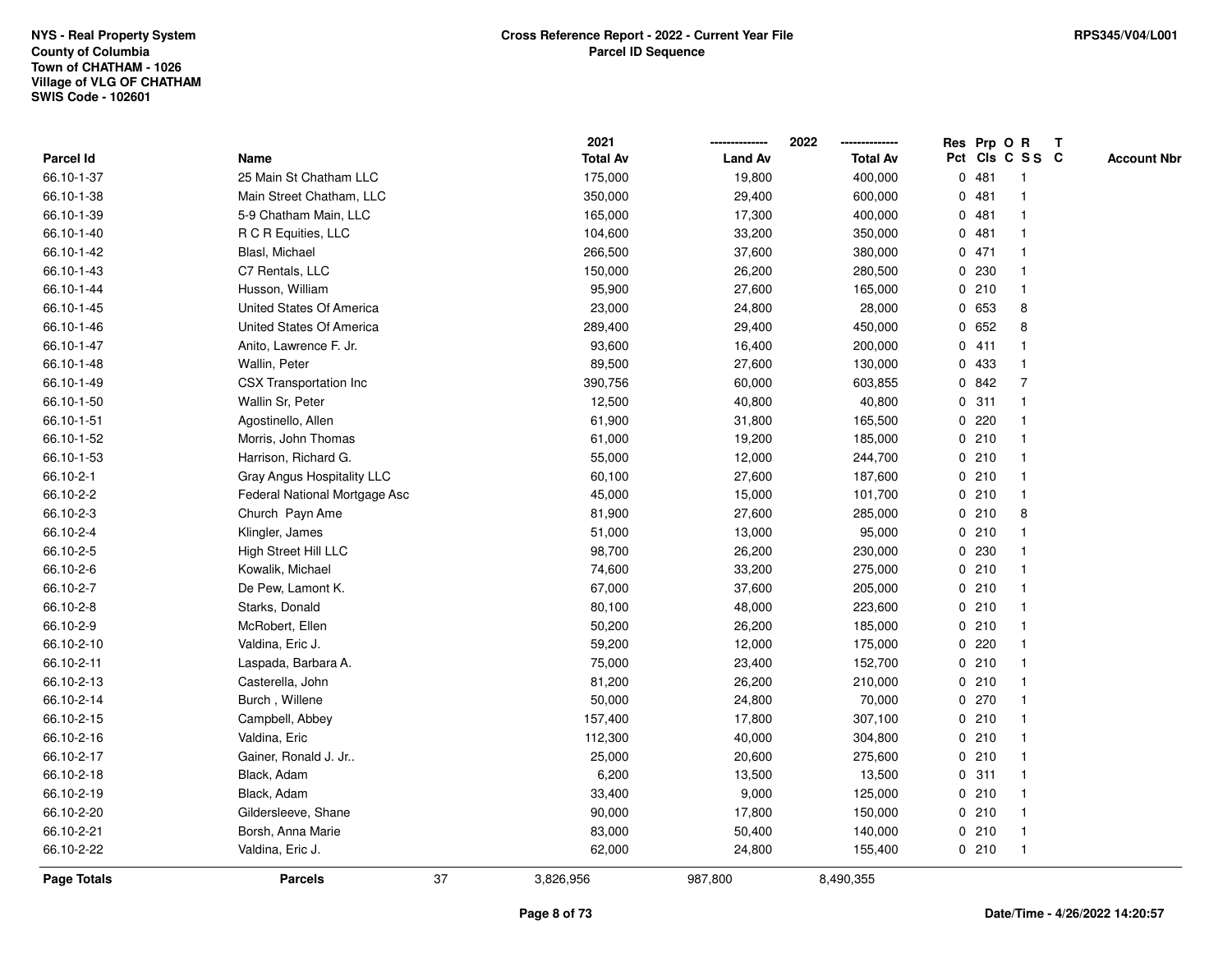**NYS - Real Property System**
**County of Columbia**
**Town of CHATHAM - 1026**
**Village of VLG OF CHATHAM**
**SWIS Code - 102601**

**Cross Reference Report - 2022 - Current Year File**
**Parcel ID Sequence**

**RPS345/V04/L001**

| Parcel Id | Name | 2021 Total Av | 2022 Land Av | 2022 Total Av | Res Pct | Prp Cls | O C | R S S | T C | Account Nbr |
|---|---|---|---|---|---|---|---|---|---|---|
| 66.10-1-37 | 25 Main St Chatham LLC | 175,000 | 19,800 | 400,000 | 0 | 481 | | 1 | | |
| 66.10-1-38 | Main Street Chatham, LLC | 350,000 | 29,400 | 600,000 | 0 | 481 | | 1 | | |
| 66.10-1-39 | 5-9 Chatham Main, LLC | 165,000 | 17,300 | 400,000 | 0 | 481 | | 1 | | |
| 66.10-1-40 | R C R Equities, LLC | 104,600 | 33,200 | 350,000 | 0 | 481 | | 1 | | |
| 66.10-1-42 | Blasl, Michael | 266,500 | 37,600 | 380,000 | 0 | 471 | | 1 | | |
| 66.10-1-43 | C7 Rentals, LLC | 150,000 | 26,200 | 280,500 | 0 | 230 | | 1 | | |
| 66.10-1-44 | Husson, William | 95,900 | 27,600 | 165,000 | 0 | 210 | | 1 | | |
| 66.10-1-45 | United States Of America | 23,000 | 24,800 | 28,000 | 0 | 653 | | 8 | | |
| 66.10-1-46 | United States Of America | 289,400 | 29,400 | 450,000 | 0 | 652 | | 8 | | |
| 66.10-1-47 | Anito, Lawrence F. Jr. | 93,600 | 16,400 | 200,000 | 0 | 411 | | 1 | | |
| 66.10-1-48 | Wallin, Peter | 89,500 | 27,600 | 130,000 | 0 | 433 | | 1 | | |
| 66.10-1-49 | CSX Transportation Inc | 390,756 | 60,000 | 603,855 | 0 | 842 | | 7 | | |
| 66.10-1-50 | Wallin Sr, Peter | 12,500 | 40,800 | 40,800 | 0 | 311 | | 1 | | |
| 66.10-1-51 | Agostinello, Allen | 61,900 | 31,800 | 165,500 | 0 | 220 | | 1 | | |
| 66.10-1-52 | Morris, John Thomas | 61,000 | 19,200 | 185,000 | 0 | 210 | | 1 | | |
| 66.10-1-53 | Harrison, Richard G. | 55,000 | 12,000 | 244,700 | 0 | 210 | | 1 | | |
| 66.10-2-1 | Gray Angus Hospitality LLC | 60,100 | 27,600 | 187,600 | 0 | 210 | | 1 | | |
| 66.10-2-2 | Federal National Mortgage Asc | 45,000 | 15,000 | 101,700 | 0 | 210 | | 1 | | |
| 66.10-2-3 | Church Payn Ame | 81,900 | 27,600 | 285,000 | 0 | 210 | | 8 | | |
| 66.10-2-4 | Klingler, James | 51,000 | 13,000 | 95,000 | 0 | 210 | | 1 | | |
| 66.10-2-5 | High Street Hill LLC | 98,700 | 26,200 | 230,000 | 0 | 230 | | 1 | | |
| 66.10-2-6 | Kowalik, Michael | 74,600 | 33,200 | 275,000 | 0 | 210 | | 1 | | |
| 66.10-2-7 | De Pew, Lamont K. | 67,000 | 37,600 | 205,000 | 0 | 210 | | 1 | | |
| 66.10-2-8 | Starks, Donald | 80,100 | 48,000 | 223,600 | 0 | 210 | | 1 | | |
| 66.10-2-9 | McRobert, Ellen | 50,200 | 26,200 | 185,000 | 0 | 210 | | 1 | | |
| 66.10-2-10 | Valdina, Eric J. | 59,200 | 12,000 | 175,000 | 0 | 220 | | 1 | | |
| 66.10-2-11 | Laspada, Barbara A. | 75,000 | 23,400 | 152,700 | 0 | 210 | | 1 | | |
| 66.10-2-13 | Casterella, John | 81,200 | 26,200 | 210,000 | 0 | 210 | | 1 | | |
| 66.10-2-14 | Burch , Willene | 50,000 | 24,800 | 70,000 | 0 | 270 | | 1 | | |
| 66.10-2-15 | Campbell, Abbey | 157,400 | 17,800 | 307,100 | 0 | 210 | | 1 | | |
| 66.10-2-16 | Valdina, Eric | 112,300 | 40,000 | 304,800 | 0 | 210 | | 1 | | |
| 66.10-2-17 | Gainer, Ronald J. Jr.. | 25,000 | 20,600 | 275,600 | 0 | 210 | | 1 | | |
| 66.10-2-18 | Black, Adam | 6,200 | 13,500 | 13,500 | 0 | 311 | | 1 | | |
| 66.10-2-19 | Black, Adam | 33,400 | 9,000 | 125,000 | 0 | 210 | | 1 | | |
| 66.10-2-20 | Gildersleeve, Shane | 90,000 | 17,800 | 150,000 | 0 | 210 | | 1 | | |
| 66.10-2-21 | Borsh, Anna Marie | 83,000 | 50,400 | 140,000 | 0 | 210 | | 1 | | |
| 66.10-2-22 | Valdina, Eric J. | 62,000 | 24,800 | 155,400 | 0 | 210 | | 1 | | |
| **Page Totals** | **Parcels** 37 | 3,826,956 | 987,800 | 8,490,355 | | | | | | |

**Date/Time - 4/26/2022 14:20:57**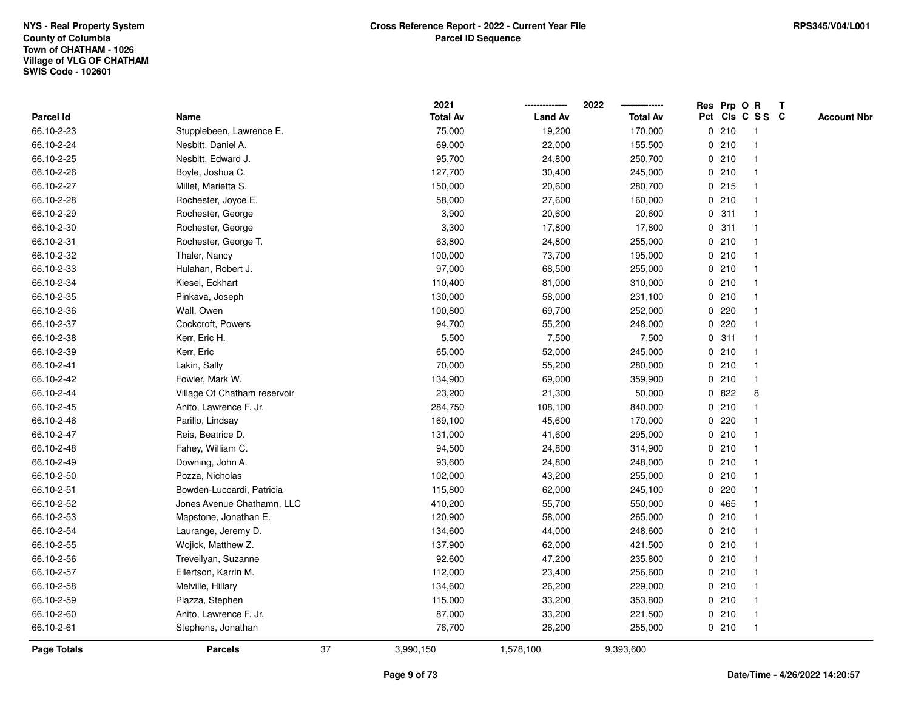NYS - Real Property System
County of Columbia
Town of CHATHAM - 1026
Village of VLG OF CHATHAM
SWIS Code - 102601

**Cross Reference Report - 2022 - Current Year File**
**Parcel ID Sequence**

RPS345/V04/L001

| Parcel Id | Name | 2021 Total Av | 2022 Land Av | 2022 Total Av | Res Pct | Prp Cls | O C | R S S | T C | Account Nbr |
|---|---|---|---|---|---|---|---|---|---|---|
| 66.10-2-23 | Stupplebeen, Lawrence E. | 75,000 | 19,200 | 170,000 | 0 | 210 | | 1 | | |
| 66.10-2-24 | Nesbitt, Daniel A. | 69,000 | 22,000 | 155,500 | 0 | 210 | | 1 | | |
| 66.10-2-25 | Nesbitt, Edward J. | 95,700 | 24,800 | 250,700 | 0 | 210 | | 1 | | |
| 66.10-2-26 | Boyle, Joshua C. | 127,700 | 30,400 | 245,000 | 0 | 210 | | 1 | | |
| 66.10-2-27 | Millet, Marietta S. | 150,000 | 20,600 | 280,700 | 0 | 215 | | 1 | | |
| 66.10-2-28 | Rochester, Joyce E. | 58,000 | 27,600 | 160,000 | 0 | 210 | | 1 | | |
| 66.10-2-29 | Rochester, George | 3,900 | 20,600 | 20,600 | 0 | 311 | | 1 | | |
| 66.10-2-30 | Rochester, George | 3,300 | 17,800 | 17,800 | 0 | 311 | | 1 | | |
| 66.10-2-31 | Rochester, George T. | 63,800 | 24,800 | 255,000 | 0 | 210 | | 1 | | |
| 66.10-2-32 | Thaler, Nancy | 100,000 | 73,700 | 195,000 | 0 | 210 | | 1 | | |
| 66.10-2-33 | Hulahan, Robert J. | 97,000 | 68,500 | 255,000 | 0 | 210 | | 1 | | |
| 66.10-2-34 | Kiesel, Eckhart | 110,400 | 81,000 | 310,000 | 0 | 210 | | 1 | | |
| 66.10-2-35 | Pinkava, Joseph | 130,000 | 58,000 | 231,100 | 0 | 210 | | 1 | | |
| 66.10-2-36 | Wall, Owen | 100,800 | 69,700 | 252,000 | 0 | 220 | | 1 | | |
| 66.10-2-37 | Cockcroft, Powers | 94,700 | 55,200 | 248,000 | 0 | 220 | | 1 | | |
| 66.10-2-38 | Kerr, Eric H. | 5,500 | 7,500 | 7,500 | 0 | 311 | | 1 | | |
| 66.10-2-39 | Kerr, Eric | 65,000 | 52,000 | 245,000 | 0 | 210 | | 1 | | |
| 66.10-2-41 | Lakin, Sally | 70,000 | 55,200 | 280,000 | 0 | 210 | | 1 | | |
| 66.10-2-42 | Fowler, Mark W. | 134,900 | 69,000 | 359,900 | 0 | 210 | | 1 | | |
| 66.10-2-44 | Village Of Chatham reservoir | 23,200 | 21,300 | 50,000 | 0 | 822 | | 8 | | |
| 66.10-2-45 | Anito, Lawrence F. Jr. | 284,750 | 108,100 | 840,000 | 0 | 210 | | 1 | | |
| 66.10-2-46 | Parillo, Lindsay | 169,100 | 45,600 | 170,000 | 0 | 220 | | 1 | | |
| 66.10-2-47 | Reis, Beatrice D. | 131,000 | 41,600 | 295,000 | 0 | 210 | | 1 | | |
| 66.10-2-48 | Fahey, William C. | 94,500 | 24,800 | 314,900 | 0 | 210 | | 1 | | |
| 66.10-2-49 | Downing, John A. | 93,600 | 24,800 | 248,000 | 0 | 210 | | 1 | | |
| 66.10-2-50 | Pozza, Nicholas | 102,000 | 43,200 | 255,000 | 0 | 210 | | 1 | | |
| 66.10-2-51 | Bowden-Luccardi, Patricia | 115,800 | 62,000 | 245,100 | 0 | 220 | | 1 | | |
| 66.10-2-52 | Jones Avenue Chathamn, LLC | 410,200 | 55,700 | 550,000 | 0 | 465 | | 1 | | |
| 66.10-2-53 | Mapstone, Jonathan E. | 120,900 | 58,000 | 265,000 | 0 | 210 | | 1 | | |
| 66.10-2-54 | Laurange, Jeremy D. | 134,600 | 44,000 | 248,600 | 0 | 210 | | 1 | | |
| 66.10-2-55 | Wojick, Matthew Z. | 137,900 | 62,000 | 421,500 | 0 | 210 | | 1 | | |
| 66.10-2-56 | Trevellyan, Suzanne | 92,600 | 47,200 | 235,800 | 0 | 210 | | 1 | | |
| 66.10-2-57 | Ellertson, Karrin M. | 112,000 | 23,400 | 256,600 | 0 | 210 | | 1 | | |
| 66.10-2-58 | Melville, Hillary | 134,600 | 26,200 | 229,000 | 0 | 210 | | 1 | | |
| 66.10-2-59 | Piazza, Stephen | 115,000 | 33,200 | 353,800 | 0 | 210 | | 1 | | |
| 66.10-2-60 | Anito, Lawrence F. Jr. | 87,000 | 33,200 | 221,500 | 0 | 210 | | 1 | | |
| 66.10-2-61 | Stephens, Jonathan | 76,700 | 26,200 | 255,000 | 0 | 210 | | 1 | | |
| **Page Totals** | **Parcels** 37 | 3,990,150 | 1,578,100 | 9,393,600 | | | | | | |

Date/Time - 4/26/2022 14:20:57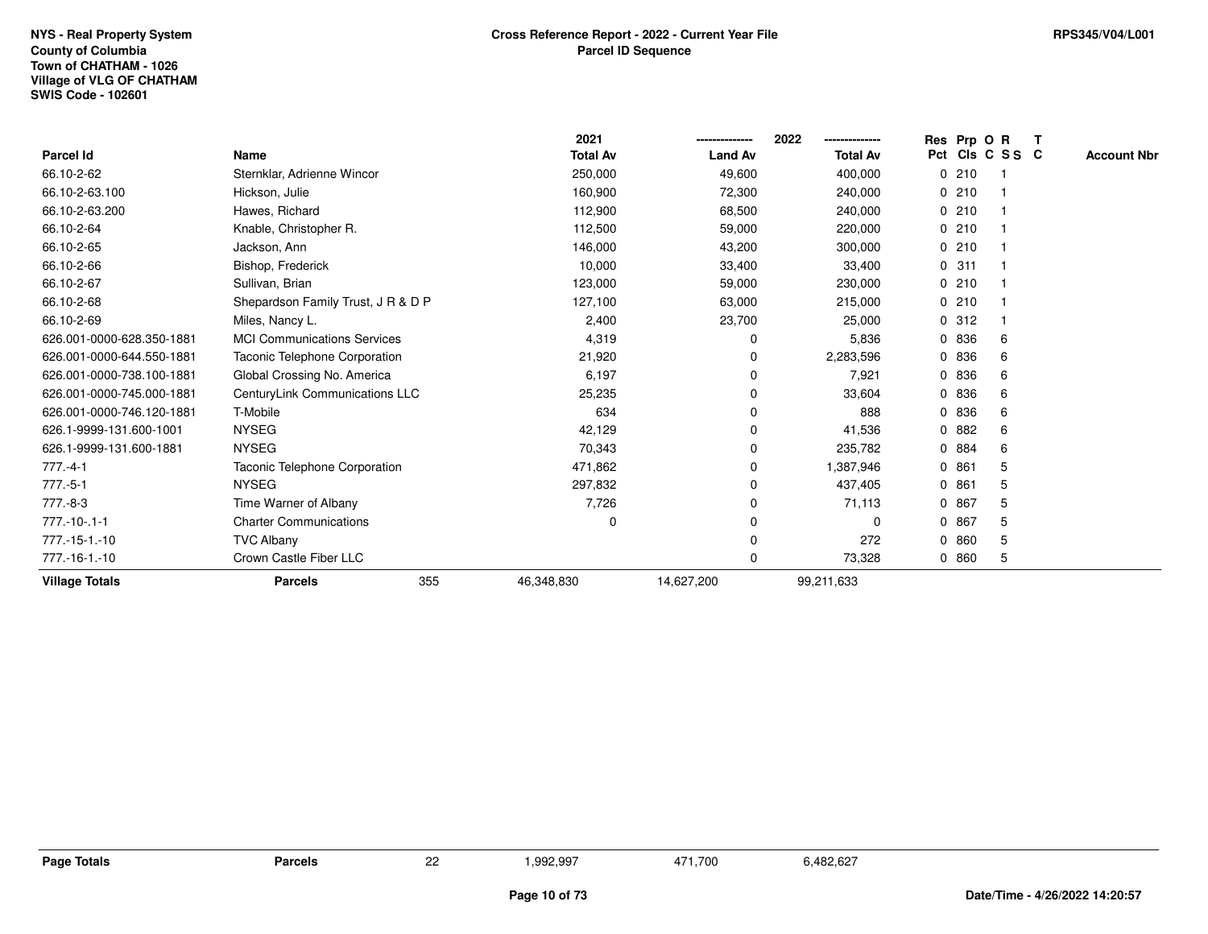NYS - Real Property System
County of Columbia
Town of CHATHAM - 1026
Village of VLG OF CHATHAM
SWIS Code - 102601

# Cross Reference Report - 2022 - Current Year File
## Parcel ID Sequence

RPS345/V04/L001

| Parcel Id | Name | | 2021 Total Av | 2022 Land Av | 2022 Total Av | Res Pct | Prp Cls | O C | R S S | T C | Account Nbr |
|---|---|---|---|---|---|---|---|---|---|---|---|
| 66.10-2-62 | Sternklar, Adrienne Wincor | | 250,000 | 49,600 | 400,000 | 0 | 210 | | 1 | | |
| 66.10-2-63.100 | Hickson, Julie | | 160,900 | 72,300 | 240,000 | 0 | 210 | | 1 | | |
| 66.10-2-63.200 | Hawes, Richard | | 112,900 | 68,500 | 240,000 | 0 | 210 | | 1 | | |
| 66.10-2-64 | Knable, Christopher R. | | 112,500 | 59,000 | 220,000 | 0 | 210 | | 1 | | |
| 66.10-2-65 | Jackson, Ann | | 146,000 | 43,200 | 300,000 | 0 | 210 | | 1 | | |
| 66.10-2-66 | Bishop, Frederick | | 10,000 | 33,400 | 33,400 | 0 | 311 | | 1 | | |
| 66.10-2-67 | Sullivan, Brian | | 123,000 | 59,000 | 230,000 | 0 | 210 | | 1 | | |
| 66.10-2-68 | Shepardson Family Trust, J R & D P | | 127,100 | 63,000 | 215,000 | 0 | 210 | | 1 | | |
| 66.10-2-69 | Miles, Nancy L. | | 2,400 | 23,700 | 25,000 | 0 | 312 | | 1 | | |
| 626.001-0000-628.350-1881 | MCI Communications Services | | 4,319 | 0 | 5,836 | 0 | 836 | | 6 | | |
| 626.001-0000-644.550-1881 | Taconic Telephone Corporation | | 21,920 | 0 | 2,283,596 | 0 | 836 | | 6 | | |
| 626.001-0000-738.100-1881 | Global Crossing No. America | | 6,197 | 0 | 7,921 | 0 | 836 | | 6 | | |
| 626.001-0000-745.000-1881 | CenturyLink Communications LLC | | 25,235 | 0 | 33,604 | 0 | 836 | | 6 | | |
| 626.001-0000-746.120-1881 | T-Mobile | | 634 | 0 | 888 | 0 | 836 | | 6 | | |
| 626.1-9999-131.600-1001 | NYSEG | | 42,129 | 0 | 41,536 | 0 | 882 | | 6 | | |
| 626.1-9999-131.600-1881 | NYSEG | | 70,343 | 0 | 235,782 | 0 | 884 | | 6 | | |
| 777.-4-1 | Taconic Telephone Corporation | | 471,862 | 0 | 1,387,946 | 0 | 861 | | 5 | | |
| 777.-5-1 | NYSEG | | 297,832 | 0 | 437,405 | 0 | 861 | | 5 | | |
| 777.-8-3 | Time Warner of Albany | | 7,726 | 0 | 71,113 | 0 | 867 | | 5 | | |
| 777.-10-.1-1 | Charter Communications | | 0 | 0 | 0 | 0 | 867 | | 5 | | |
| 777.-15-1.-10 | TVC Albany | | | 0 | 272 | 0 | 860 | | 5 | | |
| 777.-16-1.-10 | Crown Castle Fiber LLC | | | 0 | 73,328 | 0 | 860 | | 5 | | |
| **Village Totals** | **Parcels** | 355 | 46,348,830 | 14,627,200 | 99,211,633 | | | | | | |

| **Page Totals** | **Parcels** | 22 | 1,992,997 | 471,700 | 6,482,627 |
|---|---|---|---|---|---|

Date/Time - 4/26/2022 14:20:57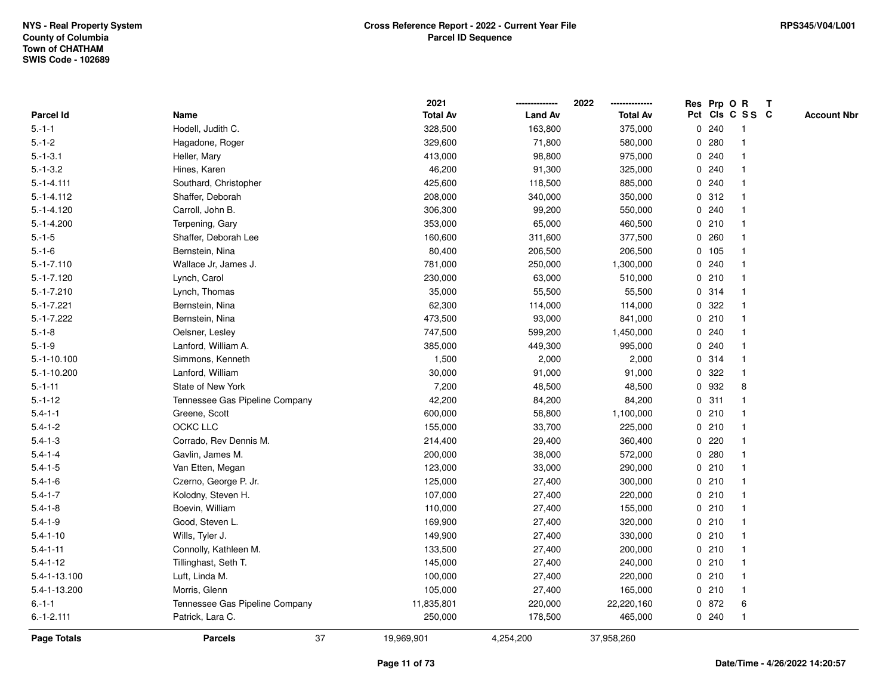NYS - Real Property System
County of Columbia
Town of CHATHAM
SWIS Code - 102689

**Cross Reference Report - 2022 - Current Year File**
**Parcel ID Sequence**

RPS345/V04/L001

| Parcel Id | Name | 2021 Total Av | 2022 Land Av | 2022 Total Av | Res Pct | Prp Cls | O C | R S S | T C | Account Nbr |
|---|---|---|---|---|---|---|---|---|---|---|
| 5.-1-1 | Hodell, Judith C. | 328,500 | 163,800 | 375,000 | 0 | 240 | | 1 | | |
| 5.-1-2 | Hagadone, Roger | 329,600 | 71,800 | 580,000 | 0 | 280 | | 1 | | |
| 5.-1-3.1 | Heller, Mary | 413,000 | 98,800 | 975,000 | 0 | 240 | | 1 | | |
| 5.-1-3.2 | Hines, Karen | 46,200 | 91,300 | 325,000 | 0 | 240 | | 1 | | |
| 5.-1-4.111 | Southard, Christopher | 425,600 | 118,500 | 885,000 | 0 | 240 | | 1 | | |
| 5.-1-4.112 | Shaffer, Deborah | 208,000 | 340,000 | 350,000 | 0 | 312 | | 1 | | |
| 5.-1-4.120 | Carroll, John B. | 306,300 | 99,200 | 550,000 | 0 | 240 | | 1 | | |
| 5.-1-4.200 | Terpening, Gary | 353,000 | 65,000 | 460,500 | 0 | 210 | | 1 | | |
| 5.-1-5 | Shaffer, Deborah Lee | 160,600 | 311,600 | 377,500 | 0 | 260 | | 1 | | |
| 5.-1-6 | Bernstein, Nina | 80,400 | 206,500 | 206,500 | 0 | 105 | | 1 | | |
| 5.-1-7.110 | Wallace Jr, James J. | 781,000 | 250,000 | 1,300,000 | 0 | 240 | | 1 | | |
| 5.-1-7.120 | Lynch, Carol | 230,000 | 63,000 | 510,000 | 0 | 210 | | 1 | | |
| 5.-1-7.210 | Lynch, Thomas | 35,000 | 55,500 | 55,500 | 0 | 314 | | 1 | | |
| 5.-1-7.221 | Bernstein, Nina | 62,300 | 114,000 | 114,000 | 0 | 322 | | 1 | | |
| 5.-1-7.222 | Bernstein, Nina | 473,500 | 93,000 | 841,000 | 0 | 210 | | 1 | | |
| 5.-1-8 | Oelsner, Lesley | 747,500 | 599,200 | 1,450,000 | 0 | 240 | | 1 | | |
| 5.-1-9 | Lanford, William A. | 385,000 | 449,300 | 995,000 | 0 | 240 | | 1 | | |
| 5.-1-10.100 | Simmons, Kenneth | 1,500 | 2,000 | 2,000 | 0 | 314 | | 1 | | |
| 5.-1-10.200 | Lanford, William | 30,000 | 91,000 | 91,000 | 0 | 322 | | 1 | | |
| 5.-1-11 | State of New York | 7,200 | 48,500 | 48,500 | 0 | 932 | | 8 | | |
| 5.-1-12 | Tennessee Gas Pipeline Company | 42,200 | 84,200 | 84,200 | 0 | 311 | | 1 | | |
| 5.4-1-1 | Greene, Scott | 600,000 | 58,800 | 1,100,000 | 0 | 210 | | 1 | | |
| 5.4-1-2 | OCKC LLC | 155,000 | 33,700 | 225,000 | 0 | 210 | | 1 | | |
| 5.4-1-3 | Corrado, Rev Dennis M. | 214,400 | 29,400 | 360,400 | 0 | 220 | | 1 | | |
| 5.4-1-4 | Gavlin, James M. | 200,000 | 38,000 | 572,000 | 0 | 280 | | 1 | | |
| 5.4-1-5 | Van Etten, Megan | 123,000 | 33,000 | 290,000 | 0 | 210 | | 1 | | |
| 5.4-1-6 | Czerno, George P. Jr. | 125,000 | 27,400 | 300,000 | 0 | 210 | | 1 | | |
| 5.4-1-7 | Kolodny, Steven H. | 107,000 | 27,400 | 220,000 | 0 | 210 | | 1 | | |
| 5.4-1-8 | Boevin, William | 110,000 | 27,400 | 155,000 | 0 | 210 | | 1 | | |
| 5.4-1-9 | Good, Steven L. | 169,900 | 27,400 | 320,000 | 0 | 210 | | 1 | | |
| 5.4-1-10 | Wills, Tyler J. | 149,900 | 27,400 | 330,000 | 0 | 210 | | 1 | | |
| 5.4-1-11 | Connolly, Kathleen M. | 133,500 | 27,400 | 200,000 | 0 | 210 | | 1 | | |
| 5.4-1-12 | Tillinghast, Seth T. | 145,000 | 27,400 | 240,000 | 0 | 210 | | 1 | | |
| 5.4-1-13.100 | Luft, Linda M. | 100,000 | 27,400 | 220,000 | 0 | 210 | | 1 | | |
| 5.4-1-13.200 | Morris, Glenn | 105,000 | 27,400 | 165,000 | 0 | 210 | | 1 | | |
| 6.-1-1 | Tennessee Gas Pipeline Company | 11,835,801 | 220,000 | 22,220,160 | 0 | 872 | | 6 | | |
| 6.-1-2.111 | Patrick, Lara C. | 250,000 | 178,500 | 465,000 | 0 | 240 | | 1 | | |
| **Page Totals** | **Parcels** 37 | 19,969,901 | 4,254,200 | 37,958,260 | | | | | | |

**Date/Time - 4/26/2022 14:20:57**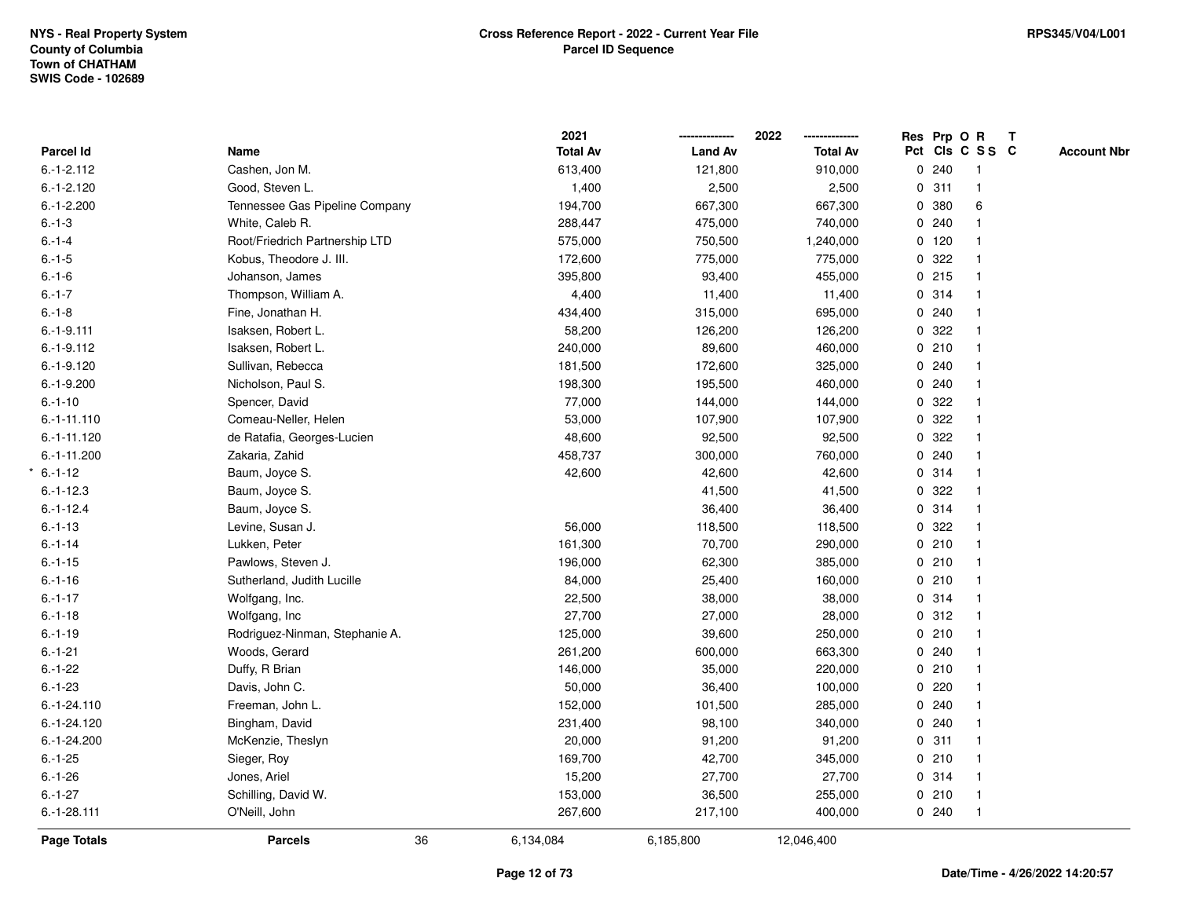NYS - Real Property System
County of Columbia
Town of CHATHAM
SWIS Code - 102689

**Cross Reference Report - 2022 - Current Year File**
**Parcel ID Sequence**

RPS345/V04/L001

| Parcel Id | Name | 2021 Total Av | 2022 Land Av | 2022 Total Av | Res Pct | Prp Cls | O C | R S S | T C | Account Nbr |
|---|---|---|---|---|---|---|---|---|---|---|
| 6.-1-2.112 | Cashen, Jon M. | 613,400 | 121,800 | 910,000 | 0 | 240 | | 1 | | |
| 6.-1-2.120 | Good, Steven L. | 1,400 | 2,500 | 2,500 | 0 | 311 | | 1 | | |
| 6.-1-2.200 | Tennessee Gas Pipeline Company | 194,700 | 667,300 | 667,300 | 0 | 380 | | 6 | | |
| 6.-1-3 | White, Caleb R. | 288,447 | 475,000 | 740,000 | 0 | 240 | | 1 | | |
| 6.-1-4 | Root/Friedrich Partnership LTD | 575,000 | 750,500 | 1,240,000 | 0 | 120 | | 1 | | |
| 6.-1-5 | Kobus, Theodore J. III. | 172,600 | 775,000 | 775,000 | 0 | 322 | | 1 | | |
| 6.-1-6 | Johanson, James | 395,800 | 93,400 | 455,000 | 0 | 215 | | 1 | | |
| 6.-1-7 | Thompson, William A. | 4,400 | 11,400 | 11,400 | 0 | 314 | | 1 | | |
| 6.-1-8 | Fine, Jonathan H. | 434,400 | 315,000 | 695,000 | 0 | 240 | | 1 | | |
| 6.-1-9.111 | Isaksen, Robert L. | 58,200 | 126,200 | 126,200 | 0 | 322 | | 1 | | |
| 6.-1-9.112 | Isaksen, Robert L. | 240,000 | 89,600 | 460,000 | 0 | 210 | | 1 | | |
| 6.-1-9.120 | Sullivan, Rebecca | 181,500 | 172,600 | 325,000 | 0 | 240 | | 1 | | |
| 6.-1-9.200 | Nicholson, Paul S. | 198,300 | 195,500 | 460,000 | 0 | 240 | | 1 | | |
| 6.-1-10 | Spencer, David | 77,000 | 144,000 | 144,000 | 0 | 322 | | 1 | | |
| 6.-1-11.110 | Comeau-Neller, Helen | 53,000 | 107,900 | 107,900 | 0 | 322 | | 1 | | |
| 6.-1-11.120 | de Ratafia, Georges-Lucien | 48,600 | 92,500 | 92,500 | 0 | 322 | | 1 | | |
| 6.-1-11.200 | Zakaria, Zahid | 458,737 | 300,000 | 760,000 | 0 | 240 | | 1 | | |
| * 6.-1-12 | Baum, Joyce S. | 42,600 | 42,600 | 42,600 | 0 | 314 | | 1 | | |
| 6.-1-12.3 | Baum, Joyce S. | | 41,500 | 41,500 | 0 | 322 | | 1 | | |
| 6.-1-12.4 | Baum, Joyce S. | | 36,400 | 36,400 | 0 | 314 | | 1 | | |
| 6.-1-13 | Levine, Susan J. | 56,000 | 118,500 | 118,500 | 0 | 322 | | 1 | | |
| 6.-1-14 | Lukken, Peter | 161,300 | 70,700 | 290,000 | 0 | 210 | | 1 | | |
| 6.-1-15 | Pawlows, Steven J. | 196,000 | 62,300 | 385,000 | 0 | 210 | | 1 | | |
| 6.-1-16 | Sutherland, Judith Lucille | 84,000 | 25,400 | 160,000 | 0 | 210 | | 1 | | |
| 6.-1-17 | Wolfgang, Inc. | 22,500 | 38,000 | 38,000 | 0 | 314 | | 1 | | |
| 6.-1-18 | Wolfgang, Inc | 27,700 | 27,000 | 28,000 | 0 | 312 | | 1 | | |
| 6.-1-19 | Rodriguez-Ninman, Stephanie A. | 125,000 | 39,600 | 250,000 | 0 | 210 | | 1 | | |
| 6.-1-21 | Woods, Gerard | 261,200 | 600,000 | 663,300 | 0 | 240 | | 1 | | |
| 6.-1-22 | Duffy, R Brian | 146,000 | 35,000 | 220,000 | 0 | 210 | | 1 | | |
| 6.-1-23 | Davis, John C. | 50,000 | 36,400 | 100,000 | 0 | 220 | | 1 | | |
| 6.-1-24.110 | Freeman, John L. | 152,000 | 101,500 | 285,000 | 0 | 240 | | 1 | | |
| 6.-1-24.120 | Bingham, David | 231,400 | 98,100 | 340,000 | 0 | 240 | | 1 | | |
| 6.-1-24.200 | McKenzie, Theslyn | 20,000 | 91,200 | 91,200 | 0 | 311 | | 1 | | |
| 6.-1-25 | Sieger, Roy | 169,700 | 42,700 | 345,000 | 0 | 210 | | 1 | | |
| 6.-1-26 | Jones, Ariel | 15,200 | 27,700 | 27,700 | 0 | 314 | | 1 | | |
| 6.-1-27 | Schilling, David W. | 153,000 | 36,500 | 255,000 | 0 | 210 | | 1 | | |
| 6.-1-28.111 | O'Neill, John | 267,600 | 217,100 | 400,000 | 0 | 240 | | 1 | | |
| **Page Totals** | **Parcels** 36 | 6,134,084 | 6,185,800 | 12,046,400 | | | | | | |

Date/Time - 4/26/2022 14:20:57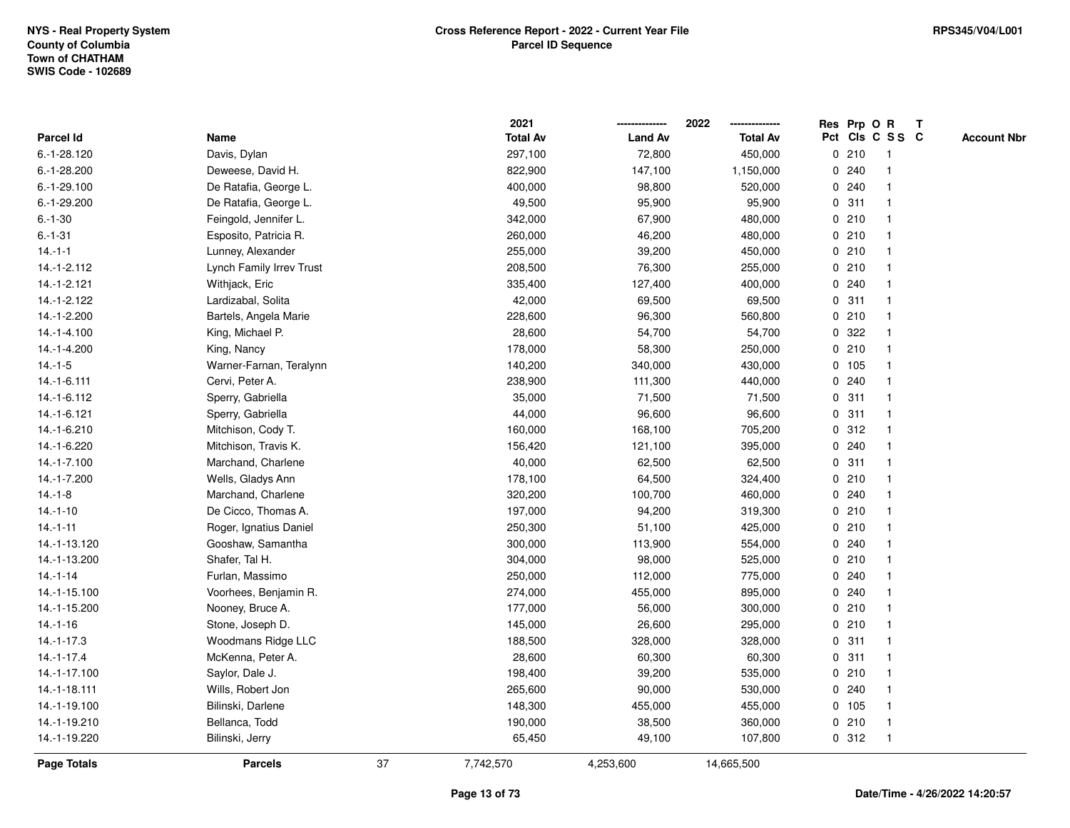NYS - Real Property System
County of Columbia
Town of CHATHAM
SWIS Code - 102689

# Cross Reference Report - 2022 - Current Year File
## Parcel ID Sequence

RPS345/V04/L001

| Parcel Id | Name | 2021 Total Av | 2022 Land Av | 2022 Total Av | Res Pct | Prp Cls | O C | R S S | T C | Account Nbr |
|---|---|---|---|---|---|---|---|---|---|---|
| 6.-1-28.120 | Davis, Dylan | 297,100 | 72,800 | 450,000 | 0 | 210 | | 1 | | |
| 6.-1-28.200 | Deweese, David H. | 822,900 | 147,100 | 1,150,000 | 0 | 240 | | 1 | | |
| 6.-1-29.100 | De Ratafia, George L. | 400,000 | 98,800 | 520,000 | 0 | 240 | | 1 | | |
| 6.-1-29.200 | De Ratafia, George L. | 49,500 | 95,900 | 95,900 | 0 | 311 | | 1 | | |
| 6.-1-30 | Feingold, Jennifer L. | 342,000 | 67,900 | 480,000 | 0 | 210 | | 1 | | |
| 6.-1-31 | Esposito, Patricia R. | 260,000 | 46,200 | 480,000 | 0 | 210 | | 1 | | |
| 14.-1-1 | Lunney, Alexander | 255,000 | 39,200 | 450,000 | 0 | 210 | | 1 | | |
| 14.-1-2.112 | Lynch Family Irrev Trust | 208,500 | 76,300 | 255,000 | 0 | 210 | | 1 | | |
| 14.-1-2.121 | Withjack, Eric | 335,400 | 127,400 | 400,000 | 0 | 240 | | 1 | | |
| 14.-1-2.122 | Lardizabal, Solita | 42,000 | 69,500 | 69,500 | 0 | 311 | | 1 | | |
| 14.-1-2.200 | Bartels, Angela Marie | 228,600 | 96,300 | 560,800 | 0 | 210 | | 1 | | |
| 14.-1-4.100 | King, Michael P. | 28,600 | 54,700 | 54,700 | 0 | 322 | | 1 | | |
| 14.-1-4.200 | King, Nancy | 178,000 | 58,300 | 250,000 | 0 | 210 | | 1 | | |
| 14.-1-5 | Warner-Farnan, Teralynn | 140,200 | 340,000 | 430,000 | 0 | 105 | | 1 | | |
| 14.-1-6.111 | Cervi, Peter A. | 238,900 | 111,300 | 440,000 | 0 | 240 | | 1 | | |
| 14.-1-6.112 | Sperry, Gabriella | 35,000 | 71,500 | 71,500 | 0 | 311 | | 1 | | |
| 14.-1-6.121 | Sperry, Gabriella | 44,000 | 96,600 | 96,600 | 0 | 311 | | 1 | | |
| 14.-1-6.210 | Mitchison, Cody T. | 160,000 | 168,100 | 705,200 | 0 | 312 | | 1 | | |
| 14.-1-6.220 | Mitchison, Travis K. | 156,420 | 121,100 | 395,000 | 0 | 240 | | 1 | | |
| 14.-1-7.100 | Marchand, Charlene | 40,000 | 62,500 | 62,500 | 0 | 311 | | 1 | | |
| 14.-1-7.200 | Wells, Gladys Ann | 178,100 | 64,500 | 324,400 | 0 | 210 | | 1 | | |
| 14.-1-8 | Marchand, Charlene | 320,200 | 100,700 | 460,000 | 0 | 240 | | 1 | | |
| 14.-1-10 | De Cicco, Thomas A. | 197,000 | 94,200 | 319,300 | 0 | 210 | | 1 | | |
| 14.-1-11 | Roger, Ignatius Daniel | 250,300 | 51,100 | 425,000 | 0 | 210 | | 1 | | |
| 14.-1-13.120 | Gooshaw, Samantha | 300,000 | 113,900 | 554,000 | 0 | 240 | | 1 | | |
| 14.-1-13.200 | Shafer, Tal H. | 304,000 | 98,000 | 525,000 | 0 | 210 | | 1 | | |
| 14.-1-14 | Furlan, Massimo | 250,000 | 112,000 | 775,000 | 0 | 240 | | 1 | | |
| 14.-1-15.100 | Voorhees, Benjamin R. | 274,000 | 455,000 | 895,000 | 0 | 240 | | 1 | | |
| 14.-1-15.200 | Nooney, Bruce A. | 177,000 | 56,000 | 300,000 | 0 | 210 | | 1 | | |
| 14.-1-16 | Stone, Joseph D. | 145,000 | 26,600 | 295,000 | 0 | 210 | | 1 | | |
| 14.-1-17.3 | Woodmans Ridge LLC | 188,500 | 328,000 | 328,000 | 0 | 311 | | 1 | | |
| 14.-1-17.4 | McKenna, Peter A. | 28,600 | 60,300 | 60,300 | 0 | 311 | | 1 | | |
| 14.-1-17.100 | Saylor, Dale J. | 198,400 | 39,200 | 535,000 | 0 | 210 | | 1 | | |
| 14.-1-18.111 | Wills, Robert Jon | 265,600 | 90,000 | 530,000 | 0 | 240 | | 1 | | |
| 14.-1-19.100 | Bilinski, Darlene | 148,300 | 455,000 | 455,000 | 0 | 105 | | 1 | | |
| 14.-1-19.210 | Bellanca, Todd | 190,000 | 38,500 | 360,000 | 0 | 210 | | 1 | | |
| 14.-1-19.220 | Bilinski, Jerry | 65,450 | 49,100 | 107,800 | 0 | 312 | | 1 | | |
| **Page Totals** | **Parcels** 37 | 7,742,570 | 4,253,600 | 14,665,500 | | | | | | |

Date/Time - 4/26/2022 14:20:57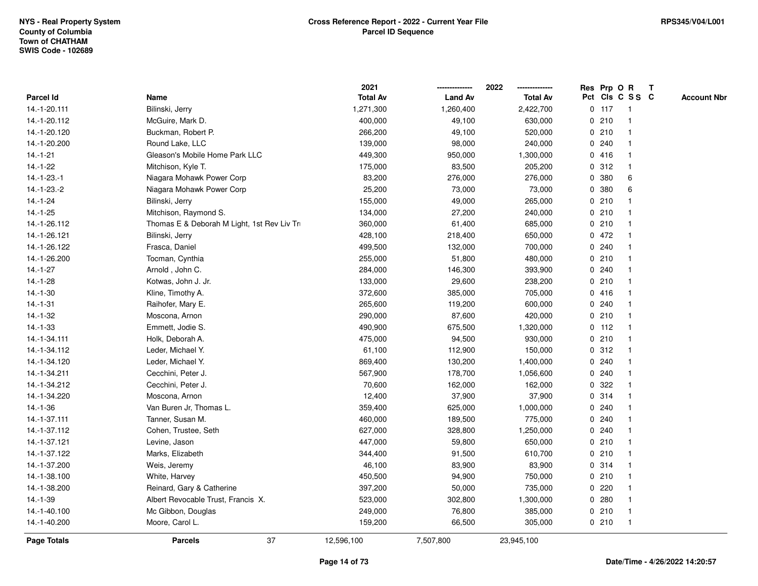**NYS - Real Property System**
**County of Columbia**
**Town of CHATHAM**
**SWIS Code - 102689**

**Cross Reference Report - 2022 - Current Year File**
**Parcel ID Sequence**

**RPS345/V04/L001**

| Parcel Id | Name | 2021 Total Av | 2022 Land Av | 2022 Total Av | Res Pct | Prp Cls | O C | R S S | T C | Account Nbr |
|---|---|---|---|---|---|---|---|---|---|---|
| 14.-1-20.111 | Bilinski, Jerry | 1,271,300 | 1,260,400 | 2,422,700 | 0 | 117 | | 1 | | |
| 14.-1-20.112 | McGuire, Mark D. | 400,000 | 49,100 | 630,000 | 0 | 210 | | 1 | | |
| 14.-1-20.120 | Buckman, Robert P. | 266,200 | 49,100 | 520,000 | 0 | 210 | | 1 | | |
| 14.-1-20.200 | Round Lake, LLC | 139,000 | 98,000 | 240,000 | 0 | 240 | | 1 | | |
| 14.-1-21 | Gleason's Mobile Home Park LLC | 449,300 | 950,000 | 1,300,000 | 0 | 416 | | 1 | | |
| 14.-1-22 | Mitchison, Kyle T. | 175,000 | 83,500 | 205,200 | 0 | 312 | | 1 | | |
| 14.-1-23.-1 | Niagara Mohawk Power Corp | 83,200 | 276,000 | 276,000 | 0 | 380 | | 6 | | |
| 14.-1-23.-2 | Niagara Mohawk Power Corp | 25,200 | 73,000 | 73,000 | 0 | 380 | | 6 | | |
| 14.-1-24 | Bilinski, Jerry | 155,000 | 49,000 | 265,000 | 0 | 210 | | 1 | | |
| 14.-1-25 | Mitchison, Raymond S. | 134,000 | 27,200 | 240,000 | 0 | 210 | | 1 | | |
| 14.-1-26.112 | Thomas E & Deborah M Light, 1st Rev Liv Tr | 360,000 | 61,400 | 685,000 | 0 | 210 | | 1 | | |
| 14.-1-26.121 | Bilinski, Jerry | 428,100 | 218,400 | 650,000 | 0 | 472 | | 1 | | |
| 14.-1-26.122 | Frasca, Daniel | 499,500 | 132,000 | 700,000 | 0 | 240 | | 1 | | |
| 14.-1-26.200 | Tocman, Cynthia | 255,000 | 51,800 | 480,000 | 0 | 210 | | 1 | | |
| 14.-1-27 | Arnold , John C. | 284,000 | 146,300 | 393,900 | 0 | 240 | | 1 | | |
| 14.-1-28 | Kotwas, John J. Jr. | 133,000 | 29,600 | 238,200 | 0 | 210 | | 1 | | |
| 14.-1-30 | Kline, Timothy A. | 372,600 | 385,000 | 705,000 | 0 | 416 | | 1 | | |
| 14.-1-31 | Raihofer, Mary E. | 265,600 | 119,200 | 600,000 | 0 | 240 | | 1 | | |
| 14.-1-32 | Moscona, Arnon | 290,000 | 87,600 | 420,000 | 0 | 210 | | 1 | | |
| 14.-1-33 | Emmett, Jodie S. | 490,900 | 675,500 | 1,320,000 | 0 | 112 | | 1 | | |
| 14.-1-34.111 | Holk, Deborah A. | 475,000 | 94,500 | 930,000 | 0 | 210 | | 1 | | |
| 14.-1-34.112 | Leder, Michael Y. | 61,100 | 112,900 | 150,000 | 0 | 312 | | 1 | | |
| 14.-1-34.120 | Leder, Michael Y. | 869,400 | 130,200 | 1,400,000 | 0 | 240 | | 1 | | |
| 14.-1-34.211 | Cecchini, Peter J. | 567,900 | 178,700 | 1,056,600 | 0 | 240 | | 1 | | |
| 14.-1-34.212 | Cecchini, Peter J. | 70,600 | 162,000 | 162,000 | 0 | 322 | | 1 | | |
| 14.-1-34.220 | Moscona, Arnon | 12,400 | 37,900 | 37,900 | 0 | 314 | | 1 | | |
| 14.-1-36 | Van Buren Jr, Thomas L. | 359,400 | 625,000 | 1,000,000 | 0 | 240 | | 1 | | |
| 14.-1-37.111 | Tanner, Susan M. | 460,000 | 189,500 | 775,000 | 0 | 240 | | 1 | | |
| 14.-1-37.112 | Cohen, Trustee, Seth | 627,000 | 328,800 | 1,250,000 | 0 | 240 | | 1 | | |
| 14.-1-37.121 | Levine, Jason | 447,000 | 59,800 | 650,000 | 0 | 210 | | 1 | | |
| 14.-1-37.122 | Marks, Elizabeth | 344,400 | 91,500 | 610,700 | 0 | 210 | | 1 | | |
| 14.-1-37.200 | Weis, Jeremy | 46,100 | 83,900 | 83,900 | 0 | 314 | | 1 | | |
| 14.-1-38.100 | White, Harvey | 450,500 | 94,900 | 750,000 | 0 | 210 | | 1 | | |
| 14.-1-38.200 | Reinard, Gary & Catherine | 397,200 | 50,000 | 735,000 | 0 | 220 | | 1 | | |
| 14.-1-39 | Albert Revocable Trust, Francis X. | 523,000 | 302,800 | 1,300,000 | 0 | 280 | | 1 | | |
| 14.-1-40.100 | Mc Gibbon, Douglas | 249,000 | 76,800 | 385,000 | 0 | 210 | | 1 | | |
| 14.-1-40.200 | Moore, Carol L. | 159,200 | 66,500 | 305,000 | 0 | 210 | | 1 | | |
| **Page Totals** | **Parcels** 37 | 12,596,100 | 7,507,800 | 23,945,100 | | | | | | |

**Date/Time - 4/26/2022 14:20:57**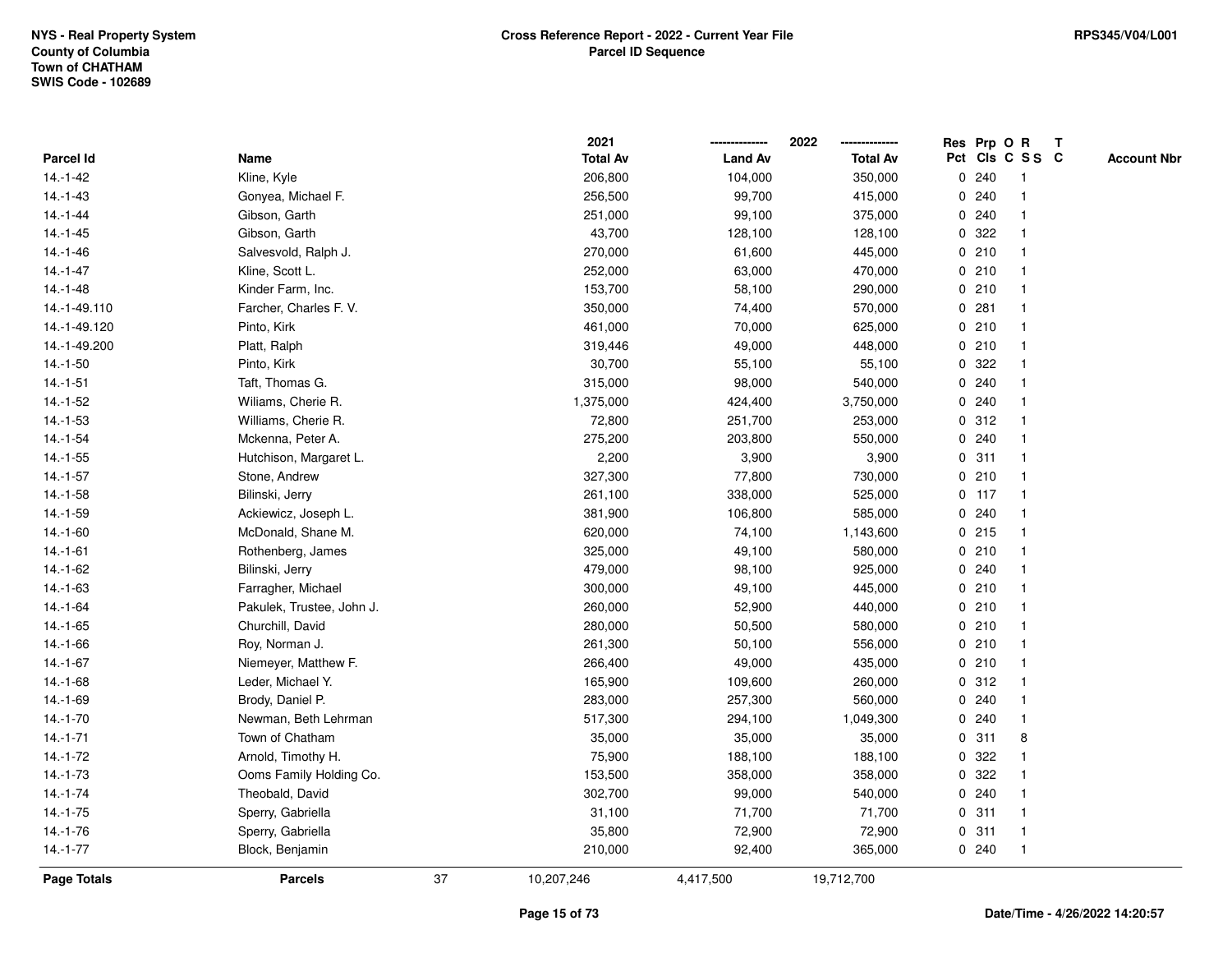NYS - Real Property System
County of Columbia
Town of CHATHAM
SWIS Code - 102689

**Cross Reference Report - 2022 - Current Year File**
**Parcel ID Sequence**

RPS345/V04/L001

| Parcel Id | Name | 2021 Total Av | 2022 Land Av | 2022 Total Av | Res Pct | Prp Cls | O C | R S S | T C | Account Nbr |
|---|---|---|---|---|---|---|---|---|---|---|
| 14.-1-42 | Kline, Kyle | 206,800 | 104,000 | 350,000 | 0 | 240 | | 1 | | |
| 14.-1-43 | Gonyea, Michael F. | 256,500 | 99,700 | 415,000 | 0 | 240 | | 1 | | |
| 14.-1-44 | Gibson, Garth | 251,000 | 99,100 | 375,000 | 0 | 240 | | 1 | | |
| 14.-1-45 | Gibson, Garth | 43,700 | 128,100 | 128,100 | 0 | 322 | | 1 | | |
| 14.-1-46 | Salvesvold, Ralph J. | 270,000 | 61,600 | 445,000 | 0 | 210 | | 1 | | |
| 14.-1-47 | Kline, Scott L. | 252,000 | 63,000 | 470,000 | 0 | 210 | | 1 | | |
| 14.-1-48 | Kinder Farm, Inc. | 153,700 | 58,100 | 290,000 | 0 | 210 | | 1 | | |
| 14.-1-49.110 | Farcher, Charles F. V. | 350,000 | 74,400 | 570,000 | 0 | 281 | | 1 | | |
| 14.-1-49.120 | Pinto, Kirk | 461,000 | 70,000 | 625,000 | 0 | 210 | | 1 | | |
| 14.-1-49.200 | Platt, Ralph | 319,446 | 49,000 | 448,000 | 0 | 210 | | 1 | | |
| 14.-1-50 | Pinto, Kirk | 30,700 | 55,100 | 55,100 | 0 | 322 | | 1 | | |
| 14.-1-51 | Taft, Thomas G. | 315,000 | 98,000 | 540,000 | 0 | 240 | | 1 | | |
| 14.-1-52 | Wiliams, Cherie R. | 1,375,000 | 424,400 | 3,750,000 | 0 | 240 | | 1 | | |
| 14.-1-53 | Williams, Cherie R. | 72,800 | 251,700 | 253,000 | 0 | 312 | | 1 | | |
| 14.-1-54 | Mckenna, Peter A. | 275,200 | 203,800 | 550,000 | 0 | 240 | | 1 | | |
| 14.-1-55 | Hutchison, Margaret L. | 2,200 | 3,900 | 3,900 | 0 | 311 | | 1 | | |
| 14.-1-57 | Stone, Andrew | 327,300 | 77,800 | 730,000 | 0 | 210 | | 1 | | |
| 14.-1-58 | Bilinski, Jerry | 261,100 | 338,000 | 525,000 | 0 | 117 | | 1 | | |
| 14.-1-59 | Ackiewicz, Joseph L. | 381,900 | 106,800 | 585,000 | 0 | 240 | | 1 | | |
| 14.-1-60 | McDonald, Shane M. | 620,000 | 74,100 | 1,143,600 | 0 | 215 | | 1 | | |
| 14.-1-61 | Rothenberg, James | 325,000 | 49,100 | 580,000 | 0 | 210 | | 1 | | |
| 14.-1-62 | Bilinski, Jerry | 479,000 | 98,100 | 925,000 | 0 | 240 | | 1 | | |
| 14.-1-63 | Farragher, Michael | 300,000 | 49,100 | 445,000 | 0 | 210 | | 1 | | |
| 14.-1-64 | Pakulek, Trustee, John J. | 260,000 | 52,900 | 440,000 | 0 | 210 | | 1 | | |
| 14.-1-65 | Churchill, David | 280,000 | 50,500 | 580,000 | 0 | 210 | | 1 | | |
| 14.-1-66 | Roy, Norman J. | 261,300 | 50,100 | 556,000 | 0 | 210 | | 1 | | |
| 14.-1-67 | Niemeyer, Matthew F. | 266,400 | 49,000 | 435,000 | 0 | 210 | | 1 | | |
| 14.-1-68 | Leder, Michael Y. | 165,900 | 109,600 | 260,000 | 0 | 312 | | 1 | | |
| 14.-1-69 | Brody, Daniel P. | 283,000 | 257,300 | 560,000 | 0 | 240 | | 1 | | |
| 14.-1-70 | Newman, Beth Lehrman | 517,300 | 294,100 | 1,049,300 | 0 | 240 | | 1 | | |
| 14.-1-71 | Town of Chatham | 35,000 | 35,000 | 35,000 | 0 | 311 | | 8 | | |
| 14.-1-72 | Arnold, Timothy H. | 75,900 | 188,100 | 188,100 | 0 | 322 | | 1 | | |
| 14.-1-73 | Ooms Family Holding Co. | 153,500 | 358,000 | 358,000 | 0 | 322 | | 1 | | |
| 14.-1-74 | Theobald, David | 302,700 | 99,000 | 540,000 | 0 | 240 | | 1 | | |
| 14.-1-75 | Sperry, Gabriella | 31,100 | 71,700 | 71,700 | 0 | 311 | | 1 | | |
| 14.-1-76 | Sperry, Gabriella | 35,800 | 72,900 | 72,900 | 0 | 311 | | 1 | | |
| 14.-1-77 | Block, Benjamin | 210,000 | 92,400 | 365,000 | 0 | 240 | | 1 | | |
| **Page Totals** | **Parcels** 37 | 10,207,246 | 4,417,500 | 19,712,700 | | | | | | |

Date/Time - 4/26/2022 14:20:57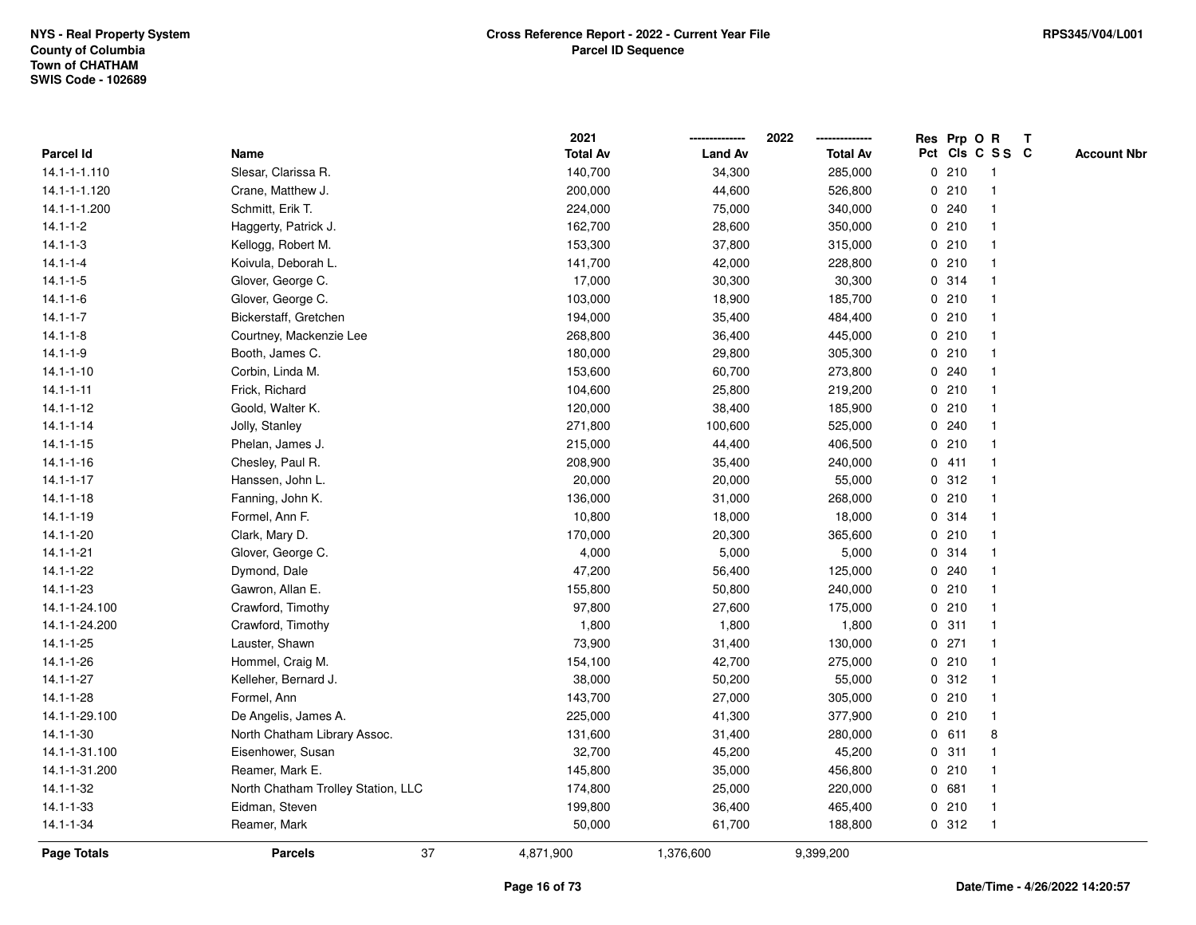NYS - Real Property System
County of Columbia
Town of CHATHAM
SWIS Code - 102689

## Cross Reference Report - 2022 - Current Year File
### Parcel ID Sequence

RPS345/V04/L001

| Parcel Id | Name | 2021 Total Av | 2022 Land Av | 2022 Total Av | Res Pct | Prp Cls | O C | R SS | T C | Account Nbr |
|---|---|---|---|---|---|---|---|---|---|---|
| 14.1-1-1.110 | Slesar, Clarissa R. | 140,700 | 34,300 | 285,000 | 0 | 210 | | 1 | | |
| 14.1-1-1.120 | Crane, Matthew J. | 200,000 | 44,600 | 526,800 | 0 | 210 | | 1 | | |
| 14.1-1-1.200 | Schmitt, Erik T. | 224,000 | 75,000 | 340,000 | 0 | 240 | | 1 | | |
| 14.1-1-2 | Haggerty, Patrick J. | 162,700 | 28,600 | 350,000 | 0 | 210 | | 1 | | |
| 14.1-1-3 | Kellogg, Robert M. | 153,300 | 37,800 | 315,000 | 0 | 210 | | 1 | | |
| 14.1-1-4 | Koivula, Deborah L. | 141,700 | 42,000 | 228,800 | 0 | 210 | | 1 | | |
| 14.1-1-5 | Glover, George C. | 17,000 | 30,300 | 30,300 | 0 | 314 | | 1 | | |
| 14.1-1-6 | Glover, George C. | 103,000 | 18,900 | 185,700 | 0 | 210 | | 1 | | |
| 14.1-1-7 | Bickerstaff, Gretchen | 194,000 | 35,400 | 484,400 | 0 | 210 | | 1 | | |
| 14.1-1-8 | Courtney, Mackenzie Lee | 268,800 | 36,400 | 445,000 | 0 | 210 | | 1 | | |
| 14.1-1-9 | Booth, James C. | 180,000 | 29,800 | 305,300 | 0 | 210 | | 1 | | |
| 14.1-1-10 | Corbin, Linda M. | 153,600 | 60,700 | 273,800 | 0 | 240 | | 1 | | |
| 14.1-1-11 | Frick, Richard | 104,600 | 25,800 | 219,200 | 0 | 210 | | 1 | | |
| 14.1-1-12 | Goold, Walter K. | 120,000 | 38,400 | 185,900 | 0 | 210 | | 1 | | |
| 14.1-1-14 | Jolly, Stanley | 271,800 | 100,600 | 525,000 | 0 | 240 | | 1 | | |
| 14.1-1-15 | Phelan, James J. | 215,000 | 44,400 | 406,500 | 0 | 210 | | 1 | | |
| 14.1-1-16 | Chesley, Paul R. | 208,900 | 35,400 | 240,000 | 0 | 411 | | 1 | | |
| 14.1-1-17 | Hanssen, John L. | 20,000 | 20,000 | 55,000 | 0 | 312 | | 1 | | |
| 14.1-1-18 | Fanning, John K. | 136,000 | 31,000 | 268,000 | 0 | 210 | | 1 | | |
| 14.1-1-19 | Formel, Ann F. | 10,800 | 18,000 | 18,000 | 0 | 314 | | 1 | | |
| 14.1-1-20 | Clark, Mary D. | 170,000 | 20,300 | 365,600 | 0 | 210 | | 1 | | |
| 14.1-1-21 | Glover, George C. | 4,000 | 5,000 | 5,000 | 0 | 314 | | 1 | | |
| 14.1-1-22 | Dymond, Dale | 47,200 | 56,400 | 125,000 | 0 | 240 | | 1 | | |
| 14.1-1-23 | Gawron, Allan E. | 155,800 | 50,800 | 240,000 | 0 | 210 | | 1 | | |
| 14.1-1-24.100 | Crawford, Timothy | 97,800 | 27,600 | 175,000 | 0 | 210 | | 1 | | |
| 14.1-1-24.200 | Crawford, Timothy | 1,800 | 1,800 | 1,800 | 0 | 311 | | 1 | | |
| 14.1-1-25 | Lauster, Shawn | 73,900 | 31,400 | 130,000 | 0 | 271 | | 1 | | |
| 14.1-1-26 | Hommel, Craig M. | 154,100 | 42,700 | 275,000 | 0 | 210 | | 1 | | |
| 14.1-1-27 | Kelleher, Bernard J. | 38,000 | 50,200 | 55,000 | 0 | 312 | | 1 | | |
| 14.1-1-28 | Formel, Ann | 143,700 | 27,000 | 305,000 | 0 | 210 | | 1 | | |
| 14.1-1-29.100 | De Angelis, James A. | 225,000 | 41,300 | 377,900 | 0 | 210 | | 1 | | |
| 14.1-1-30 | North Chatham Library Assoc. | 131,600 | 31,400 | 280,000 | 0 | 611 | | 8 | | |
| 14.1-1-31.100 | Eisenhower, Susan | 32,700 | 45,200 | 45,200 | 0 | 311 | | 1 | | |
| 14.1-1-31.200 | Reamer, Mark E. | 145,800 | 35,000 | 456,800 | 0 | 210 | | 1 | | |
| 14.1-1-32 | North Chatham Trolley Station, LLC | 174,800 | 25,000 | 220,000 | 0 | 681 | | 1 | | |
| 14.1-1-33 | Eidman, Steven | 199,800 | 36,400 | 465,400 | 0 | 210 | | 1 | | |
| 14.1-1-34 | Reamer, Mark | 50,000 | 61,700 | 188,800 | 0 | 312 | | 1 | | |
| **Page Totals** | **Parcels** 37 | 4,871,900 | 1,376,600 | 9,399,200 | | | | | | |

Date/Time - 4/26/2022 14:20:57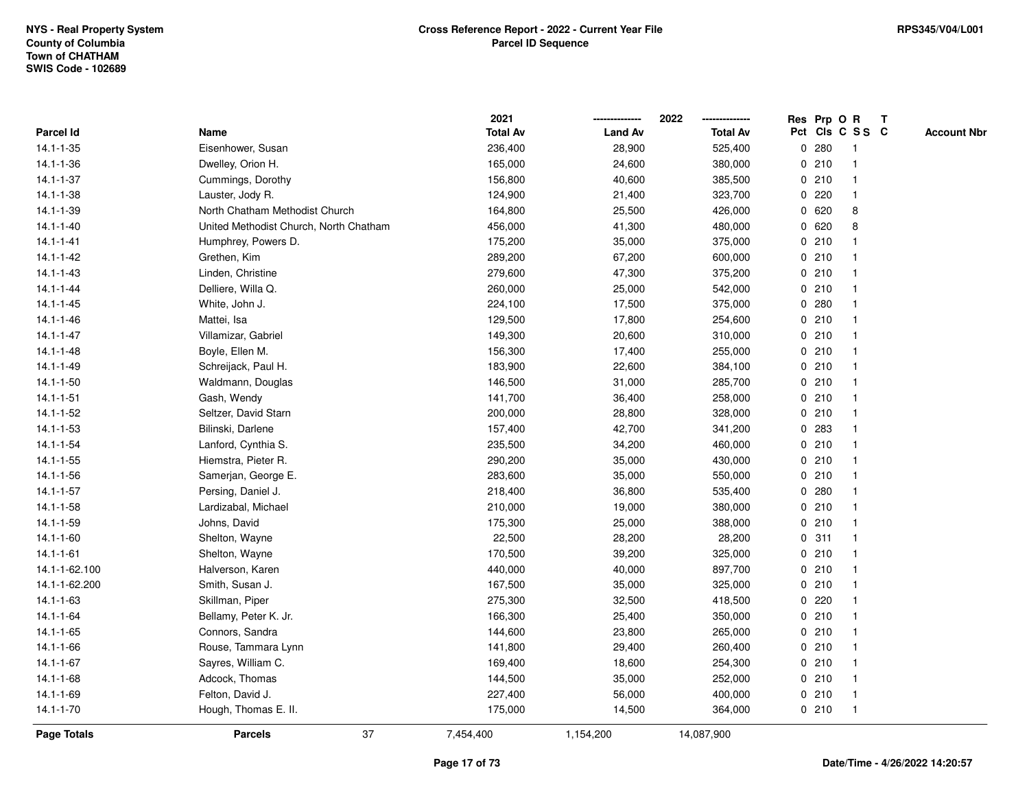**NYS - Real Property System**
**County of Columbia**
**Town of CHATHAM**
**SWIS Code - 102689**

**Cross Reference Report - 2022 - Current Year File**
**Parcel ID Sequence**

**RPS345/V04/L001**

| Parcel Id | Name | 2021 Total Av | 2022 Land Av | 2022 Total Av | Res Pct | Prp Cls | O C | R S S | T C | Account Nbr |
|---|---|---|---|---|---|---|---|---|---|---|
| 14.1-1-35 | Eisenhower, Susan | 236,400 | 28,900 | 525,400 | 0 | 280 | | 1 | | |
| 14.1-1-36 | Dwelley, Orion H. | 165,000 | 24,600 | 380,000 | 0 | 210 | | 1 | | |
| 14.1-1-37 | Cummings, Dorothy | 156,800 | 40,600 | 385,500 | 0 | 210 | | 1 | | |
| 14.1-1-38 | Lauster, Jody R. | 124,900 | 21,400 | 323,700 | 0 | 220 | | 1 | | |
| 14.1-1-39 | North Chatham Methodist Church | 164,800 | 25,500 | 426,000 | 0 | 620 | | 8 | | |
| 14.1-1-40 | United Methodist Church, North Chatham | 456,000 | 41,300 | 480,000 | 0 | 620 | | 8 | | |
| 14.1-1-41 | Humphrey, Powers D. | 175,200 | 35,000 | 375,000 | 0 | 210 | | 1 | | |
| 14.1-1-42 | Grethen, Kim | 289,200 | 67,200 | 600,000 | 0 | 210 | | 1 | | |
| 14.1-1-43 | Linden, Christine | 279,600 | 47,300 | 375,200 | 0 | 210 | | 1 | | |
| 14.1-1-44 | Delliere, Willa Q. | 260,000 | 25,000 | 542,000 | 0 | 210 | | 1 | | |
| 14.1-1-45 | White, John J. | 224,100 | 17,500 | 375,000 | 0 | 280 | | 1 | | |
| 14.1-1-46 | Mattei, Isa | 129,500 | 17,800 | 254,600 | 0 | 210 | | 1 | | |
| 14.1-1-47 | Villamizar, Gabriel | 149,300 | 20,600 | 310,000 | 0 | 210 | | 1 | | |
| 14.1-1-48 | Boyle, Ellen M. | 156,300 | 17,400 | 255,000 | 0 | 210 | | 1 | | |
| 14.1-1-49 | Schreijack, Paul H. | 183,900 | 22,600 | 384,100 | 0 | 210 | | 1 | | |
| 14.1-1-50 | Waldmann, Douglas | 146,500 | 31,000 | 285,700 | 0 | 210 | | 1 | | |
| 14.1-1-51 | Gash, Wendy | 141,700 | 36,400 | 258,000 | 0 | 210 | | 1 | | |
| 14.1-1-52 | Seltzer, David Starn | 200,000 | 28,800 | 328,000 | 0 | 210 | | 1 | | |
| 14.1-1-53 | Bilinski, Darlene | 157,400 | 42,700 | 341,200 | 0 | 283 | | 1 | | |
| 14.1-1-54 | Lanford, Cynthia S. | 235,500 | 34,200 | 460,000 | 0 | 210 | | 1 | | |
| 14.1-1-55 | Hiemstra, Pieter R. | 290,200 | 35,000 | 430,000 | 0 | 210 | | 1 | | |
| 14.1-1-56 | Samerjan, George E. | 283,600 | 35,000 | 550,000 | 0 | 210 | | 1 | | |
| 14.1-1-57 | Persing, Daniel J. | 218,400 | 36,800 | 535,400 | 0 | 280 | | 1 | | |
| 14.1-1-58 | Lardizabal, Michael | 210,000 | 19,000 | 380,000 | 0 | 210 | | 1 | | |
| 14.1-1-59 | Johns, David | 175,300 | 25,000 | 388,000 | 0 | 210 | | 1 | | |
| 14.1-1-60 | Shelton, Wayne | 22,500 | 28,200 | 28,200 | 0 | 311 | | 1 | | |
| 14.1-1-61 | Shelton, Wayne | 170,500 | 39,200 | 325,000 | 0 | 210 | | 1 | | |
| 14.1-1-62.100 | Halverson, Karen | 440,000 | 40,000 | 897,700 | 0 | 210 | | 1 | | |
| 14.1-1-62.200 | Smith, Susan J. | 167,500 | 35,000 | 325,000 | 0 | 210 | | 1 | | |
| 14.1-1-63 | Skillman, Piper | 275,300 | 32,500 | 418,500 | 0 | 220 | | 1 | | |
| 14.1-1-64 | Bellamy, Peter K. Jr. | 166,300 | 25,400 | 350,000 | 0 | 210 | | 1 | | |
| 14.1-1-65 | Connors, Sandra | 144,600 | 23,800 | 265,000 | 0 | 210 | | 1 | | |
| 14.1-1-66 | Rouse, Tammara Lynn | 141,800 | 29,400 | 260,400 | 0 | 210 | | 1 | | |
| 14.1-1-67 | Sayres, William C. | 169,400 | 18,600 | 254,300 | 0 | 210 | | 1 | | |
| 14.1-1-68 | Adcock, Thomas | 144,500 | 35,000 | 252,000 | 0 | 210 | | 1 | | |
| 14.1-1-69 | Felton, David J. | 227,400 | 56,000 | 400,000 | 0 | 210 | | 1 | | |
| 14.1-1-70 | Hough, Thomas E. II. | 175,000 | 14,500 | 364,000 | 0 | 210 | | 1 | | |
| **Page Totals** | **Parcels** 37 | 7,454,400 | 1,154,200 | 14,087,900 | | | | | | |

**Date/Time - 4/26/2022 14:20:57**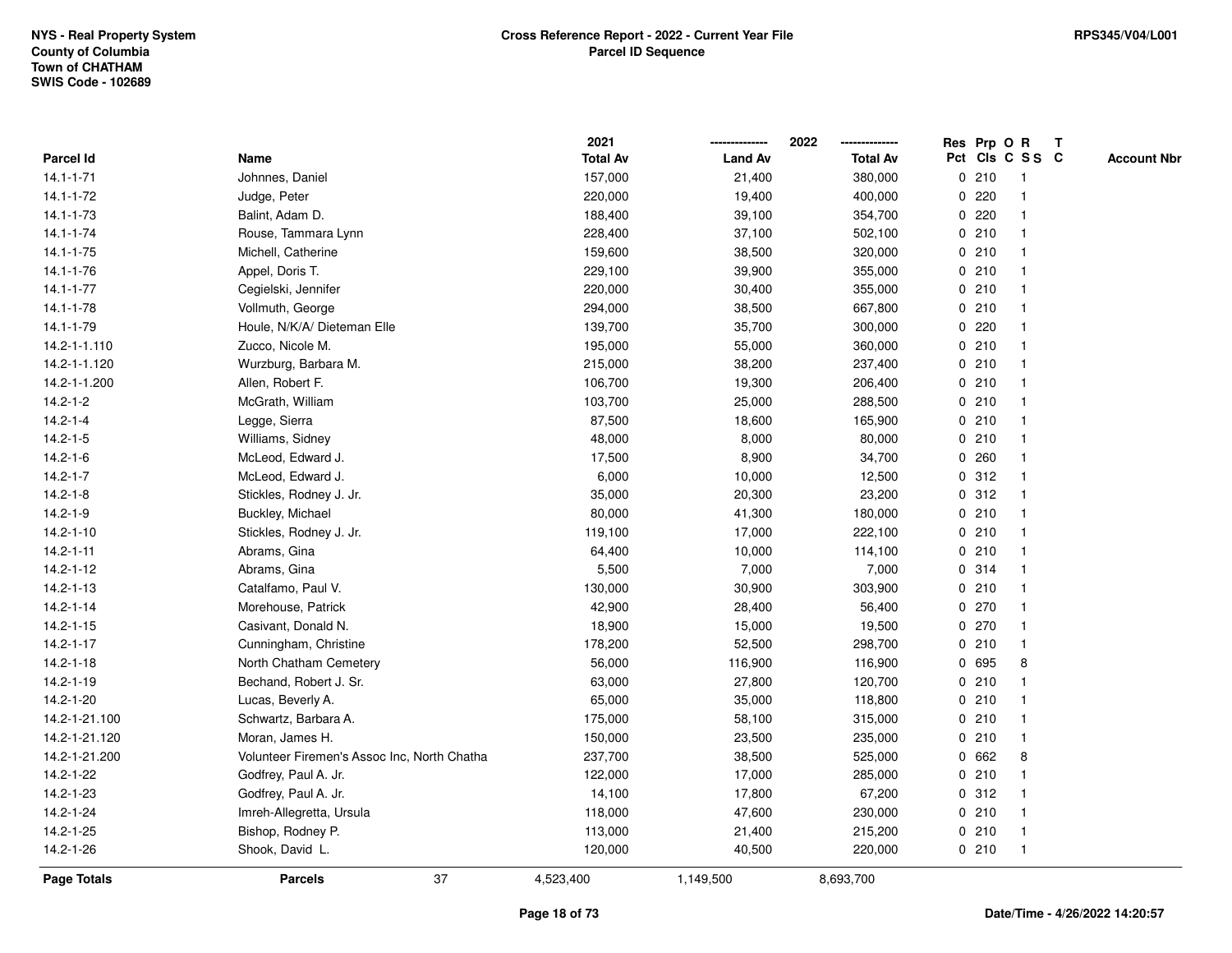NYS - Real Property System
County of Columbia
Town of CHATHAM
SWIS Code - 102689

**Cross Reference Report - 2022 - Current Year File**
**Parcel ID Sequence**

RPS345/V04/L001

| Parcel Id | Name | 2021 Total Av | 2022 Land Av | 2022 Total Av | Res Pct | Prp Cls | O C | R S S | T C | Account Nbr |
|---|---|---|---|---|---|---|---|---|---|---|
| 14.1-1-71 | Johnnes, Daniel | 157,000 | 21,400 | 380,000 | 0 | 210 | | 1 | | |
| 14.1-1-72 | Judge, Peter | 220,000 | 19,400 | 400,000 | 0 | 220 | | 1 | | |
| 14.1-1-73 | Balint, Adam D. | 188,400 | 39,100 | 354,700 | 0 | 220 | | 1 | | |
| 14.1-1-74 | Rouse, Tammara Lynn | 228,400 | 37,100 | 502,100 | 0 | 210 | | 1 | | |
| 14.1-1-75 | Michell, Catherine | 159,600 | 38,500 | 320,000 | 0 | 210 | | 1 | | |
| 14.1-1-76 | Appel, Doris T. | 229,100 | 39,900 | 355,000 | 0 | 210 | | 1 | | |
| 14.1-1-77 | Cegielski, Jennifer | 220,000 | 30,400 | 355,000 | 0 | 210 | | 1 | | |
| 14.1-1-78 | Vollmuth, George | 294,000 | 38,500 | 667,800 | 0 | 210 | | 1 | | |
| 14.1-1-79 | Houle, N/K/A/ Dieteman Elle | 139,700 | 35,700 | 300,000 | 0 | 220 | | 1 | | |
| 14.2-1-1.110 | Zucco, Nicole M. | 195,000 | 55,000 | 360,000 | 0 | 210 | | 1 | | |
| 14.2-1-1.120 | Wurzburg, Barbara M. | 215,000 | 38,200 | 237,400 | 0 | 210 | | 1 | | |
| 14.2-1-1.200 | Allen, Robert F. | 106,700 | 19,300 | 206,400 | 0 | 210 | | 1 | | |
| 14.2-1-2 | McGrath, William | 103,700 | 25,000 | 288,500 | 0 | 210 | | 1 | | |
| 14.2-1-4 | Legge, Sierra | 87,500 | 18,600 | 165,900 | 0 | 210 | | 1 | | |
| 14.2-1-5 | Williams, Sidney | 48,000 | 8,000 | 80,000 | 0 | 210 | | 1 | | |
| 14.2-1-6 | McLeod, Edward J. | 17,500 | 8,900 | 34,700 | 0 | 260 | | 1 | | |
| 14.2-1-7 | McLeod, Edward J. | 6,000 | 10,000 | 12,500 | 0 | 312 | | 1 | | |
| 14.2-1-8 | Stickles, Rodney J. Jr. | 35,000 | 20,300 | 23,200 | 0 | 312 | | 1 | | |
| 14.2-1-9 | Buckley, Michael | 80,000 | 41,300 | 180,000 | 0 | 210 | | 1 | | |
| 14.2-1-10 | Stickles, Rodney J. Jr. | 119,100 | 17,000 | 222,100 | 0 | 210 | | 1 | | |
| 14.2-1-11 | Abrams, Gina | 64,400 | 10,000 | 114,100 | 0 | 210 | | 1 | | |
| 14.2-1-12 | Abrams, Gina | 5,500 | 7,000 | 7,000 | 0 | 314 | | 1 | | |
| 14.2-1-13 | Catalfamo, Paul V. | 130,000 | 30,900 | 303,900 | 0 | 210 | | 1 | | |
| 14.2-1-14 | Morehouse, Patrick | 42,900 | 28,400 | 56,400 | 0 | 270 | | 1 | | |
| 14.2-1-15 | Casivant, Donald N. | 18,900 | 15,000 | 19,500 | 0 | 270 | | 1 | | |
| 14.2-1-17 | Cunningham, Christine | 178,200 | 52,500 | 298,700 | 0 | 210 | | 1 | | |
| 14.2-1-18 | North Chatham Cemetery | 56,000 | 116,900 | 116,900 | 0 | 695 | | 8 | | |
| 14.2-1-19 | Bechand, Robert J. Sr. | 63,000 | 27,800 | 120,700 | 0 | 210 | | 1 | | |
| 14.2-1-20 | Lucas, Beverly A. | 65,000 | 35,000 | 118,800 | 0 | 210 | | 1 | | |
| 14.2-1-21.100 | Schwartz, Barbara A. | 175,000 | 58,100 | 315,000 | 0 | 210 | | 1 | | |
| 14.2-1-21.120 | Moran, James H. | 150,000 | 23,500 | 235,000 | 0 | 210 | | 1 | | |
| 14.2-1-21.200 | Volunteer Firemen's Assoc Inc, North Chatha | 237,700 | 38,500 | 525,000 | 0 | 662 | | 8 | | |
| 14.2-1-22 | Godfrey, Paul A. Jr. | 122,000 | 17,000 | 285,000 | 0 | 210 | | 1 | | |
| 14.2-1-23 | Godfrey, Paul A. Jr. | 14,100 | 17,800 | 67,200 | 0 | 312 | | 1 | | |
| 14.2-1-24 | Imreh-Allegretta, Ursula | 118,000 | 47,600 | 230,000 | 0 | 210 | | 1 | | |
| 14.2-1-25 | Bishop, Rodney P. | 113,000 | 21,400 | 215,200 | 0 | 210 | | 1 | | |
| 14.2-1-26 | Shook, David L. | 120,000 | 40,500 | 220,000 | 0 | 210 | | 1 | | |
| **Page Totals** | **Parcels** 37 | 4,523,400 | 1,149,500 | 8,693,700 | | | | | | |

Date/Time - 4/26/2022 14:20:57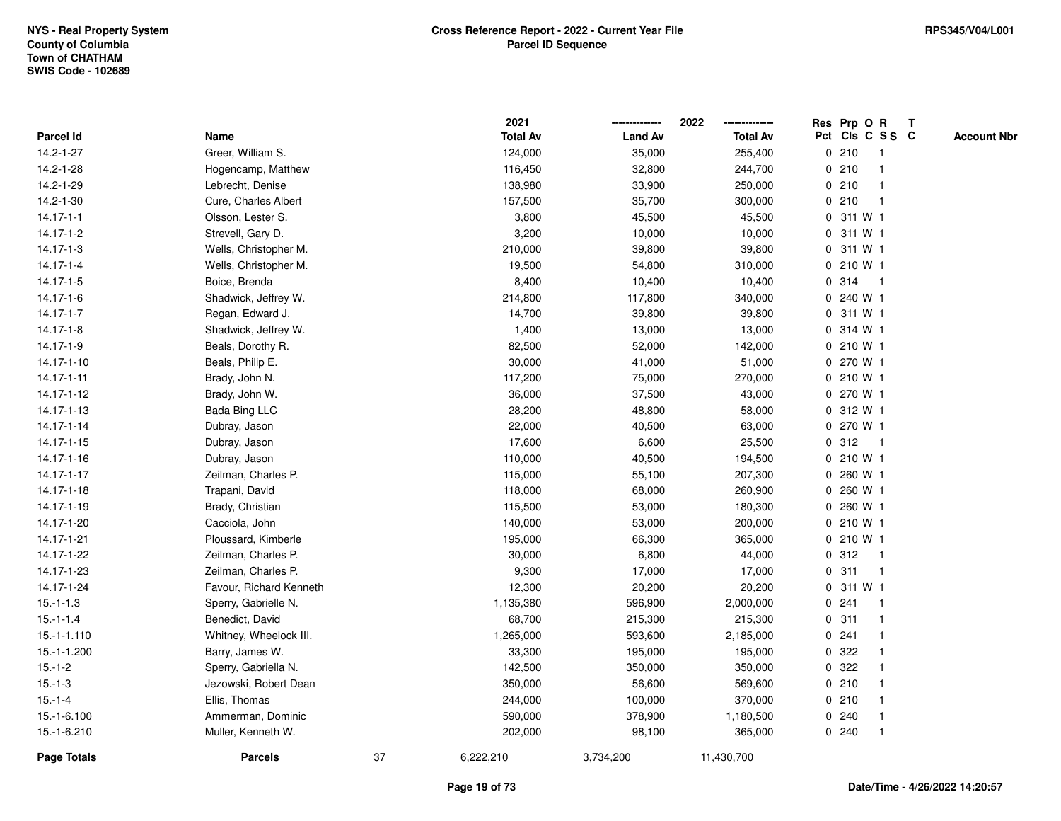| Parcel Id | Name | 2021 Total Av | 2022 Land Av | 2022 Total Av | Res Pct | Prp Cls | O C | R S S | T C | Account Nbr |
|---|---|---|---|---|---|---|---|---|---|---|
| 14.2-1-27 | Greer, William S. | 124,000 | 35,000 | 255,400 | 0 | 210 | | 1 | | |
| 14.2-1-28 | Hogencamp, Matthew | 116,450 | 32,800 | 244,700 | 0 | 210 | | 1 | | |
| 14.2-1-29 | Lebrecht, Denise | 138,980 | 33,900 | 250,000 | 0 | 210 | | 1 | | |
| 14.2-1-30 | Cure, Charles Albert | 157,500 | 35,700 | 300,000 | 0 | 210 | | 1 | | |
| 14.17-1-1 | Olsson, Lester S. | 3,800 | 45,500 | 45,500 | 0 | 311 | W | 1 | | |
| 14.17-1-2 | Strevell, Gary D. | 3,200 | 10,000 | 10,000 | 0 | 311 | W | 1 | | |
| 14.17-1-3 | Wells, Christopher M. | 210,000 | 39,800 | 39,800 | 0 | 311 | W | 1 | | |
| 14.17-1-4 | Wells, Christopher M. | 19,500 | 54,800 | 310,000 | 0 | 210 | W | 1 | | |
| 14.17-1-5 | Boice, Brenda | 8,400 | 10,400 | 10,400 | 0 | 314 | | 1 | | |
| 14.17-1-6 | Shadwick, Jeffrey W. | 214,800 | 117,800 | 340,000 | 0 | 240 | W | 1 | | |
| 14.17-1-7 | Regan, Edward J. | 14,700 | 39,800 | 39,800 | 0 | 311 | W | 1 | | |
| 14.17-1-8 | Shadwick, Jeffrey W. | 1,400 | 13,000 | 13,000 | 0 | 314 | W | 1 | | |
| 14.17-1-9 | Beals, Dorothy R. | 82,500 | 52,000 | 142,000 | 0 | 210 | W | 1 | | |
| 14.17-1-10 | Beals, Philip E. | 30,000 | 41,000 | 51,000 | 0 | 270 | W | 1 | | |
| 14.17-1-11 | Brady, John N. | 117,200 | 75,000 | 270,000 | 0 | 210 | W | 1 | | |
| 14.17-1-12 | Brady, John W. | 36,000 | 37,500 | 43,000 | 0 | 270 | W | 1 | | |
| 14.17-1-13 | Bada Bing LLC | 28,200 | 48,800 | 58,000 | 0 | 312 | W | 1 | | |
| 14.17-1-14 | Dubray, Jason | 22,000 | 40,500 | 63,000 | 0 | 270 | W | 1 | | |
| 14.17-1-15 | Dubray, Jason | 17,600 | 6,600 | 25,500 | 0 | 312 | | 1 | | |
| 14.17-1-16 | Dubray, Jason | 110,000 | 40,500 | 194,500 | 0 | 210 | W | 1 | | |
| 14.17-1-17 | Zeilman, Charles P. | 115,000 | 55,100 | 207,300 | 0 | 260 | W | 1 | | |
| 14.17-1-18 | Trapani, David | 118,000 | 68,000 | 260,900 | 0 | 260 | W | 1 | | |
| 14.17-1-19 | Brady, Christian | 115,500 | 53,000 | 180,300 | 0 | 260 | W | 1 | | |
| 14.17-1-20 | Cacciola, John | 140,000 | 53,000 | 200,000 | 0 | 210 | W | 1 | | |
| 14.17-1-21 | Ploussard, Kimberle | 195,000 | 66,300 | 365,000 | 0 | 210 | W | 1 | | |
| 14.17-1-22 | Zeilman, Charles P. | 30,000 | 6,800 | 44,000 | 0 | 312 | | 1 | | |
| 14.17-1-23 | Zeilman, Charles P. | 9,300 | 17,000 | 17,000 | 0 | 311 | | 1 | | |
| 14.17-1-24 | Favour, Richard Kenneth | 12,300 | 20,200 | 20,200 | 0 | 311 | W | 1 | | |
| 15.-1-1.3 | Sperry, Gabrielle N. | 1,135,380 | 596,900 | 2,000,000 | 0 | 241 | | 1 | | |
| 15.-1-1.4 | Benedict, David | 68,700 | 215,300 | 215,300 | 0 | 311 | | 1 | | |
| 15.-1-1.110 | Whitney, Wheelock III. | 1,265,000 | 593,600 | 2,185,000 | 0 | 241 | | 1 | | |
| 15.-1-1.200 | Barry, James W. | 33,300 | 195,000 | 195,000 | 0 | 322 | | 1 | | |
| 15.-1-2 | Sperry, Gabriella N. | 142,500 | 350,000 | 350,000 | 0 | 322 | | 1 | | |
| 15.-1-3 | Jezowski, Robert Dean | 350,000 | 56,600 | 569,600 | 0 | 210 | | 1 | | |
| 15.-1-4 | Ellis, Thomas | 244,000 | 100,000 | 370,000 | 0 | 210 | | 1 | | |
| 15.-1-6.100 | Ammerman, Dominic | 590,000 | 378,900 | 1,180,500 | 0 | 240 | | 1 | | |
| 15.-1-6.210 | Muller, Kenneth W. | 202,000 | 98,100 | 365,000 | 0 | 240 | | 1 | | |
| **Page Totals** | **Parcels** 37 | 6,222,210 | 3,734,200 | 11,430,700 | | | | | | |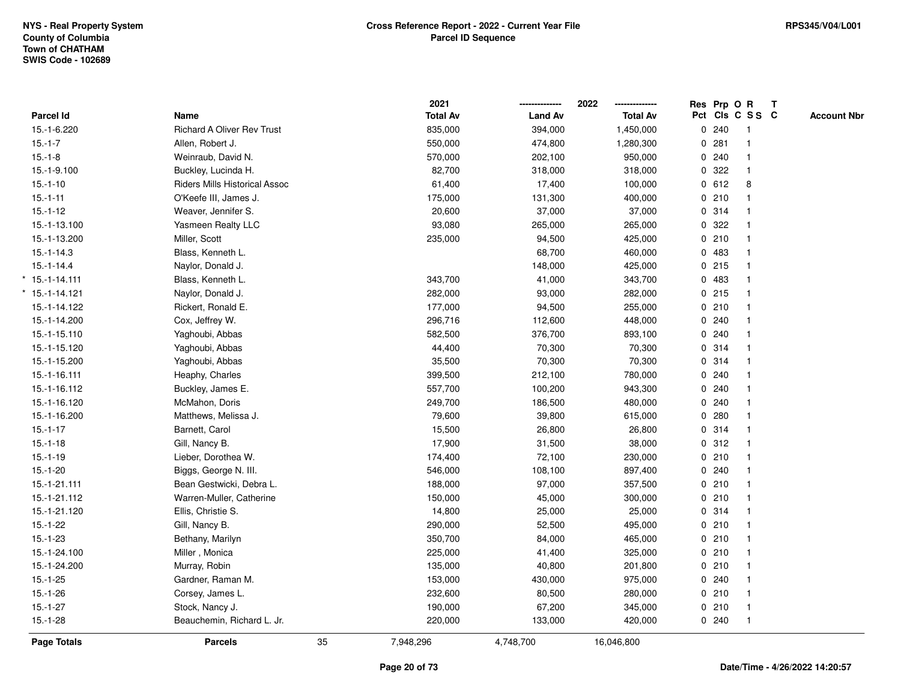NYS - Real Property System
County of Columbia
Town of CHATHAM
SWIS Code - 102689

**Cross Reference Report - 2022 - Current Year File**
**Parcel ID Sequence**

RPS345/V04/L001

| Parcel Id | Name | 2021 Total Av | 2022 Land Av | 2022 Total Av | Res Pct | Prp Cls | O C | R S S | T C | Account Nbr |
|---|---|---|---|---|---|---|---|---|---|---|
| 15.-1-6.220 | Richard A Oliver Rev Trust | 835,000 | 394,000 | 1,450,000 | 0 | 240 | | 1 | | |
| 15.-1-7 | Allen, Robert J. | 550,000 | 474,800 | 1,280,300 | 0 | 281 | | 1 | | |
| 15.-1-8 | Weinraub, David N. | 570,000 | 202,100 | 950,000 | 0 | 240 | | 1 | | |
| 15.-1-9.100 | Buckley, Lucinda H. | 82,700 | 318,000 | 318,000 | 0 | 322 | | 1 | | |
| 15.-1-10 | Riders Mills Historical Assoc | 61,400 | 17,400 | 100,000 | 0 | 612 | | 8 | | |
| 15.-1-11 | O'Keefe III, James J. | 175,000 | 131,300 | 400,000 | 0 | 210 | | 1 | | |
| 15.-1-12 | Weaver, Jennifer S. | 20,600 | 37,000 | 37,000 | 0 | 314 | | 1 | | |
| 15.-1-13.100 | Yasmeen Realty LLC | 93,080 | 265,000 | 265,000 | 0 | 322 | | 1 | | |
| 15.-1-13.200 | Miller, Scott | 235,000 | 94,500 | 425,000 | 0 | 210 | | 1 | | |
| 15.-1-14.3 | Blass, Kenneth L. | | 68,700 | 460,000 | 0 | 483 | | 1 | | |
| 15.-1-14.4 | Naylor, Donald J. | | 148,000 | 425,000 | 0 | 215 | | 1 | | |
| * 15.-1-14.111 | Blass, Kenneth L. | 343,700 | 41,000 | 343,700 | 0 | 483 | | 1 | | |
| * 15.-1-14.121 | Naylor, Donald J. | 282,000 | 93,000 | 282,000 | 0 | 215 | | 1 | | |
| 15.-1-14.122 | Rickert, Ronald E. | 177,000 | 94,500 | 255,000 | 0 | 210 | | 1 | | |
| 15.-1-14.200 | Cox, Jeffrey W. | 296,716 | 112,600 | 448,000 | 0 | 240 | | 1 | | |
| 15.-1-15.110 | Yaghoubi, Abbas | 582,500 | 376,700 | 893,100 | 0 | 240 | | 1 | | |
| 15.-1-15.120 | Yaghoubi, Abbas | 44,400 | 70,300 | 70,300 | 0 | 314 | | 1 | | |
| 15.-1-15.200 | Yaghoubi, Abbas | 35,500 | 70,300 | 70,300 | 0 | 314 | | 1 | | |
| 15.-1-16.111 | Heaphy, Charles | 399,500 | 212,100 | 780,000 | 0 | 240 | | 1 | | |
| 15.-1-16.112 | Buckley, James E. | 557,700 | 100,200 | 943,300 | 0 | 240 | | 1 | | |
| 15.-1-16.120 | McMahon, Doris | 249,700 | 186,500 | 480,000 | 0 | 240 | | 1 | | |
| 15.-1-16.200 | Matthews, Melissa J. | 79,600 | 39,800 | 615,000 | 0 | 280 | | 1 | | |
| 15.-1-17 | Barnett, Carol | 15,500 | 26,800 | 26,800 | 0 | 314 | | 1 | | |
| 15.-1-18 | Gill, Nancy B. | 17,900 | 31,500 | 38,000 | 0 | 312 | | 1 | | |
| 15.-1-19 | Lieber, Dorothea W. | 174,400 | 72,100 | 230,000 | 0 | 210 | | 1 | | |
| 15.-1-20 | Biggs, George N. III. | 546,000 | 108,100 | 897,400 | 0 | 240 | | 1 | | |
| 15.-1-21.111 | Bean Gestwicki, Debra L. | 188,000 | 97,000 | 357,500 | 0 | 210 | | 1 | | |
| 15.-1-21.112 | Warren-Muller, Catherine | 150,000 | 45,000 | 300,000 | 0 | 210 | | 1 | | |
| 15.-1-21.120 | Ellis, Christie S. | 14,800 | 25,000 | 25,000 | 0 | 314 | | 1 | | |
| 15.-1-22 | Gill, Nancy B. | 290,000 | 52,500 | 495,000 | 0 | 210 | | 1 | | |
| 15.-1-23 | Bethany, Marilyn | 350,700 | 84,000 | 465,000 | 0 | 210 | | 1 | | |
| 15.-1-24.100 | Miller , Monica | 225,000 | 41,400 | 325,000 | 0 | 210 | | 1 | | |
| 15.-1-24.200 | Murray, Robin | 135,000 | 40,800 | 201,800 | 0 | 210 | | 1 | | |
| 15.-1-25 | Gardner, Raman M. | 153,000 | 430,000 | 975,000 | 0 | 240 | | 1 | | |
| 15.-1-26 | Corsey, James L. | 232,600 | 80,500 | 280,000 | 0 | 210 | | 1 | | |
| 15.-1-27 | Stock, Nancy J. | 190,000 | 67,200 | 345,000 | 0 | 210 | | 1 | | |
| 15.-1-28 | Beauchemin, Richard L. Jr. | 220,000 | 133,000 | 420,000 | 0 | 240 | | 1 | | |
| **Page Totals** | **Parcels** 35 | 7,948,296 | 4,748,700 | 16,046,800 | | | | | | |

Date/Time - 4/26/2022 14:20:57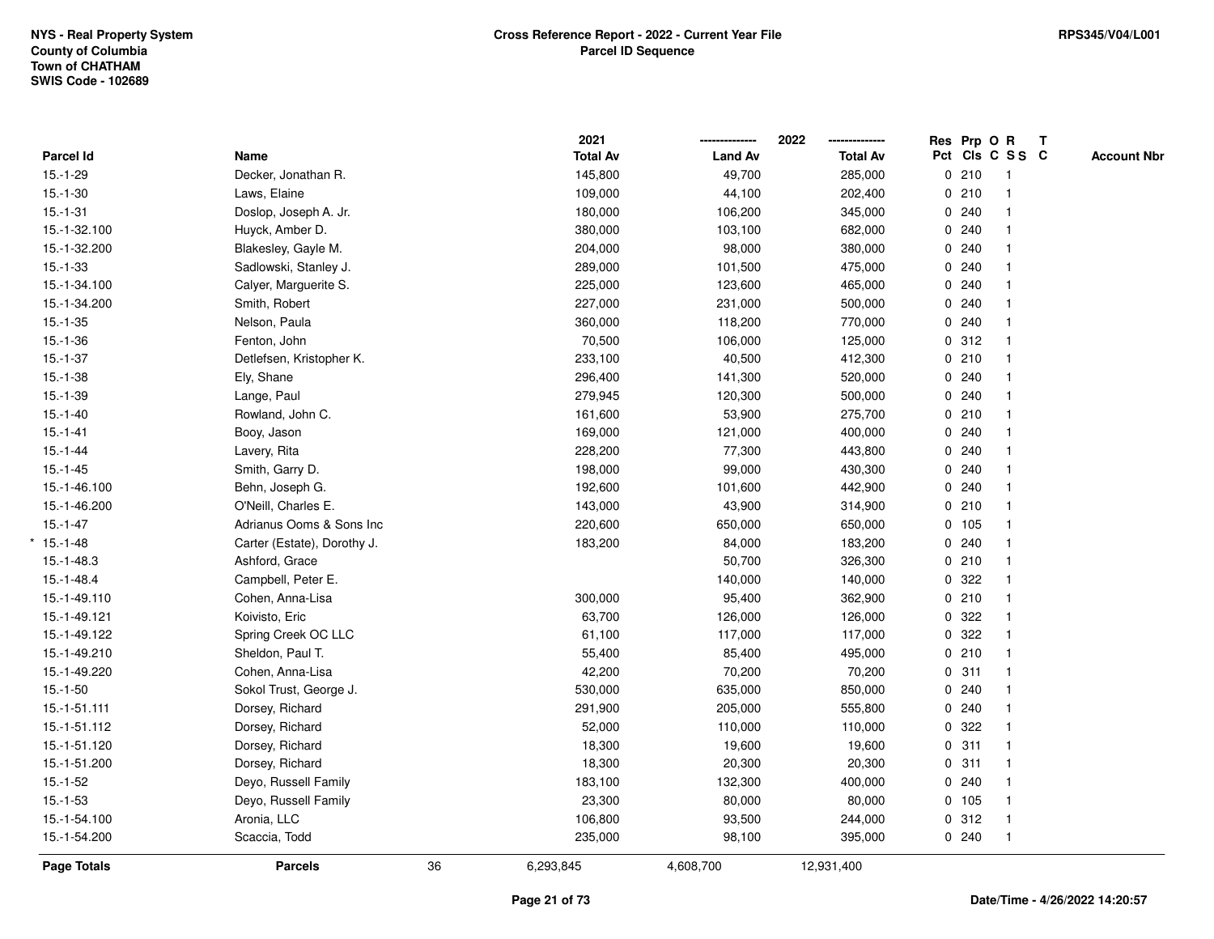**NYS - Real Property System**
**County of Columbia**
**Town of CHATHAM**
**SWIS Code - 102689**

**Cross Reference Report - 2022 - Current Year File**
**Parcel ID Sequence**

**RPS345/V04/L001**

| Parcel Id | Name | | 2021 Total Av | 2022 Land Av | 2022 Total Av | Res Pct | Prp Cls | O C | R SS | T C | Account Nbr |
|---|---|---|---|---|---|---|---|---|---|---|---|
| 15.-1-29 | Decker, Jonathan R. | | 145,800 | 49,700 | 285,000 | 0 | 210 | | 1 | | |
| 15.-1-30 | Laws, Elaine | | 109,000 | 44,100 | 202,400 | 0 | 210 | | 1 | | |
| 15.-1-31 | Doslop, Joseph A. Jr. | | 180,000 | 106,200 | 345,000 | 0 | 240 | | 1 | | |
| 15.-1-32.100 | Huyck, Amber D. | | 380,000 | 103,100 | 682,000 | 0 | 240 | | 1 | | |
| 15.-1-32.200 | Blakesley, Gayle M. | | 204,000 | 98,000 | 380,000 | 0 | 240 | | 1 | | |
| 15.-1-33 | Sadlowski, Stanley J. | | 289,000 | 101,500 | 475,000 | 0 | 240 | | 1 | | |
| 15.-1-34.100 | Calyer, Marguerite S. | | 225,000 | 123,600 | 465,000 | 0 | 240 | | 1 | | |
| 15.-1-34.200 | Smith, Robert | | 227,000 | 231,000 | 500,000 | 0 | 240 | | 1 | | |
| 15.-1-35 | Nelson, Paula | | 360,000 | 118,200 | 770,000 | 0 | 240 | | 1 | | |
| 15.-1-36 | Fenton, John | | 70,500 | 106,000 | 125,000 | 0 | 312 | | 1 | | |
| 15.-1-37 | Detlefsen, Kristopher K. | | 233,100 | 40,500 | 412,300 | 0 | 210 | | 1 | | |
| 15.-1-38 | Ely, Shane | | 296,400 | 141,300 | 520,000 | 0 | 240 | | 1 | | |
| 15.-1-39 | Lange, Paul | | 279,945 | 120,300 | 500,000 | 0 | 240 | | 1 | | |
| 15.-1-40 | Rowland, John C. | | 161,600 | 53,900 | 275,700 | 0 | 210 | | 1 | | |
| 15.-1-41 | Booy, Jason | | 169,000 | 121,000 | 400,000 | 0 | 240 | | 1 | | |
| 15.-1-44 | Lavery, Rita | | 228,200 | 77,300 | 443,800 | 0 | 240 | | 1 | | |
| 15.-1-45 | Smith, Garry D. | | 198,000 | 99,000 | 430,300 | 0 | 240 | | 1 | | |
| 15.-1-46.100 | Behn, Joseph G. | | 192,600 | 101,600 | 442,900 | 0 | 240 | | 1 | | |
| 15.-1-46.200 | O'Neill, Charles E. | | 143,000 | 43,900 | 314,900 | 0 | 210 | | 1 | | |
| 15.-1-47 | Adrianus Ooms & Sons Inc | | 220,600 | 650,000 | 650,000 | 0 | 105 | | 1 | | |
| * 15.-1-48 | Carter (Estate), Dorothy J. | | 183,200 | 84,000 | 183,200 | 0 | 240 | | 1 | | |
| 15.-1-48.3 | Ashford, Grace | | | 50,700 | 326,300 | 0 | 210 | | 1 | | |
| 15.-1-48.4 | Campbell, Peter E. | | | 140,000 | 140,000 | 0 | 322 | | 1 | | |
| 15.-1-49.110 | Cohen, Anna-Lisa | | 300,000 | 95,400 | 362,900 | 0 | 210 | | 1 | | |
| 15.-1-49.121 | Koivisto, Eric | | 63,700 | 126,000 | 126,000 | 0 | 322 | | 1 | | |
| 15.-1-49.122 | Spring Creek OC LLC | | 61,100 | 117,000 | 117,000 | 0 | 322 | | 1 | | |
| 15.-1-49.210 | Sheldon, Paul T. | | 55,400 | 85,400 | 495,000 | 0 | 210 | | 1 | | |
| 15.-1-49.220 | Cohen, Anna-Lisa | | 42,200 | 70,200 | 70,200 | 0 | 311 | | 1 | | |
| 15.-1-50 | Sokol Trust, George J. | | 530,000 | 635,000 | 850,000 | 0 | 240 | | 1 | | |
| 15.-1-51.111 | Dorsey, Richard | | 291,900 | 205,000 | 555,800 | 0 | 240 | | 1 | | |
| 15.-1-51.112 | Dorsey, Richard | | 52,000 | 110,000 | 110,000 | 0 | 322 | | 1 | | |
| 15.-1-51.120 | Dorsey, Richard | | 18,300 | 19,600 | 19,600 | 0 | 311 | | 1 | | |
| 15.-1-51.200 | Dorsey, Richard | | 18,300 | 20,300 | 20,300 | 0 | 311 | | 1 | | |
| 15.-1-52 | Deyo, Russell Family | | 183,100 | 132,300 | 400,000 | 0 | 240 | | 1 | | |
| 15.-1-53 | Deyo, Russell Family | | 23,300 | 80,000 | 80,000 | 0 | 105 | | 1 | | |
| 15.-1-54.100 | Aronia, LLC | | 106,800 | 93,500 | 244,000 | 0 | 312 | | 1 | | |
| 15.-1-54.200 | Scaccia, Todd | | 235,000 | 98,100 | 395,000 | 0 | 240 | | 1 | | |
| **Page Totals** | **Parcels** | 36 | 6,293,845 | 4,608,700 | 12,931,400 | | | | | | |

**Date/Time - 4/26/2022 14:20:57**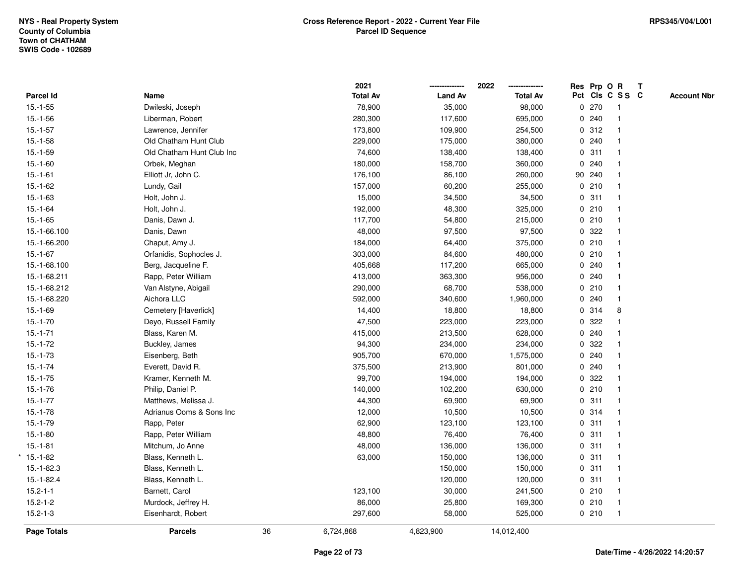NYS - Real Property System
County of Columbia
Town of CHATHAM
SWIS Code - 102689

**Cross Reference Report - 2022 - Current Year File**
**Parcel ID Sequence**

RPS345/V04/L001

| Parcel Id | Name | 2021 Total Av | 2022 Land Av | 2022 Total Av | Res Pct | Prp Cls | O C | R SS | T C | Account Nbr |
|---|---|---|---|---|---|---|---|---|---|---|
| 15.-1-55 | Dwileski, Joseph | 78,900 | 35,000 | 98,000 | 0 | 270 | | 1 | | |
| 15.-1-56 | Liberman, Robert | 280,300 | 117,600 | 695,000 | 0 | 240 | | 1 | | |
| 15.-1-57 | Lawrence, Jennifer | 173,800 | 109,900 | 254,500 | 0 | 312 | | 1 | | |
| 15.-1-58 | Old Chatham Hunt Club | 229,000 | 175,000 | 380,000 | 0 | 240 | | 1 | | |
| 15.-1-59 | Old Chatham Hunt Club Inc | 74,600 | 138,400 | 138,400 | 0 | 311 | | 1 | | |
| 15.-1-60 | Orbek, Meghan | 180,000 | 158,700 | 360,000 | 0 | 240 | | 1 | | |
| 15.-1-61 | Elliott Jr, John C. | 176,100 | 86,100 | 260,000 | 90 | 240 | | 1 | | |
| 15.-1-62 | Lundy, Gail | 157,000 | 60,200 | 255,000 | 0 | 210 | | 1 | | |
| 15.-1-63 | Holt, John J. | 15,000 | 34,500 | 34,500 | 0 | 311 | | 1 | | |
| 15.-1-64 | Holt, John J. | 192,000 | 48,300 | 325,000 | 0 | 210 | | 1 | | |
| 15.-1-65 | Danis, Dawn J. | 117,700 | 54,800 | 215,000 | 0 | 210 | | 1 | | |
| 15.-1-66.100 | Danis, Dawn | 48,000 | 97,500 | 97,500 | 0 | 322 | | 1 | | |
| 15.-1-66.200 | Chaput, Amy J. | 184,000 | 64,400 | 375,000 | 0 | 210 | | 1 | | |
| 15.-1-67 | Orfanidis, Sophocles J. | 303,000 | 84,600 | 480,000 | 0 | 210 | | 1 | | |
| 15.-1-68.100 | Berg, Jacqueline F. | 405,668 | 117,200 | 665,000 | 0 | 240 | | 1 | | |
| 15.-1-68.211 | Rapp, Peter William | 413,000 | 363,300 | 956,000 | 0 | 240 | | 1 | | |
| 15.-1-68.212 | Van Alstyne, Abigail | 290,000 | 68,700 | 538,000 | 0 | 210 | | 1 | | |
| 15.-1-68.220 | Aichora LLC | 592,000 | 340,600 | 1,960,000 | 0 | 240 | | 1 | | |
| 15.-1-69 | Cemetery [Haverlick] | 14,400 | 18,800 | 18,800 | 0 | 314 | | 8 | | |
| 15.-1-70 | Deyo, Russell Family | 47,500 | 223,000 | 223,000 | 0 | 322 | | 1 | | |
| 15.-1-71 | Blass, Karen M. | 415,000 | 213,500 | 628,000 | 0 | 240 | | 1 | | |
| 15.-1-72 | Buckley, James | 94,300 | 234,000 | 234,000 | 0 | 322 | | 1 | | |
| 15.-1-73 | Eisenberg, Beth | 905,700 | 670,000 | 1,575,000 | 0 | 240 | | 1 | | |
| 15.-1-74 | Everett, David R. | 375,500 | 213,900 | 801,000 | 0 | 240 | | 1 | | |
| 15.-1-75 | Kramer, Kenneth M. | 99,700 | 194,000 | 194,000 | 0 | 322 | | 1 | | |
| 15.-1-76 | Philip, Daniel P. | 140,000 | 102,200 | 630,000 | 0 | 210 | | 1 | | |
| 15.-1-77 | Matthews, Melissa J. | 44,300 | 69,900 | 69,900 | 0 | 311 | | 1 | | |
| 15.-1-78 | Adrianus Ooms & Sons Inc | 12,000 | 10,500 | 10,500 | 0 | 314 | | 1 | | |
| 15.-1-79 | Rapp, Peter | 62,900 | 123,100 | 123,100 | 0 | 311 | | 1 | | |
| 15.-1-80 | Rapp, Peter William | 48,800 | 76,400 | 76,400 | 0 | 311 | | 1 | | |
| 15.-1-81 | Mitchum, Jo Anne | 48,000 | 136,000 | 136,000 | 0 | 311 | | 1 | | |
| * 15.-1-82 | Blass, Kenneth L. | 63,000 | 150,000 | 136,000 | 0 | 311 | | 1 | | |
| 15.-1-82.3 | Blass, Kenneth L. | | 150,000 | 150,000 | 0 | 311 | | 1 | | |
| 15.-1-82.4 | Blass, Kenneth L. | | 120,000 | 120,000 | 0 | 311 | | 1 | | |
| 15.2-1-1 | Barnett, Carol | 123,100 | 30,000 | 241,500 | 0 | 210 | | 1 | | |
| 15.2-1-2 | Murdock, Jeffrey H. | 86,000 | 25,800 | 169,300 | 0 | 210 | | 1 | | |
| 15.2-1-3 | Eisenhardt, Robert | 297,600 | 58,000 | 525,000 | 0 | 210 | | 1 | | |
| **Page Totals** | **Parcels** 36 | 6,724,868 | 4,823,900 | 14,012,400 | | | | | | |

Date/Time - 4/26/2022 14:20:57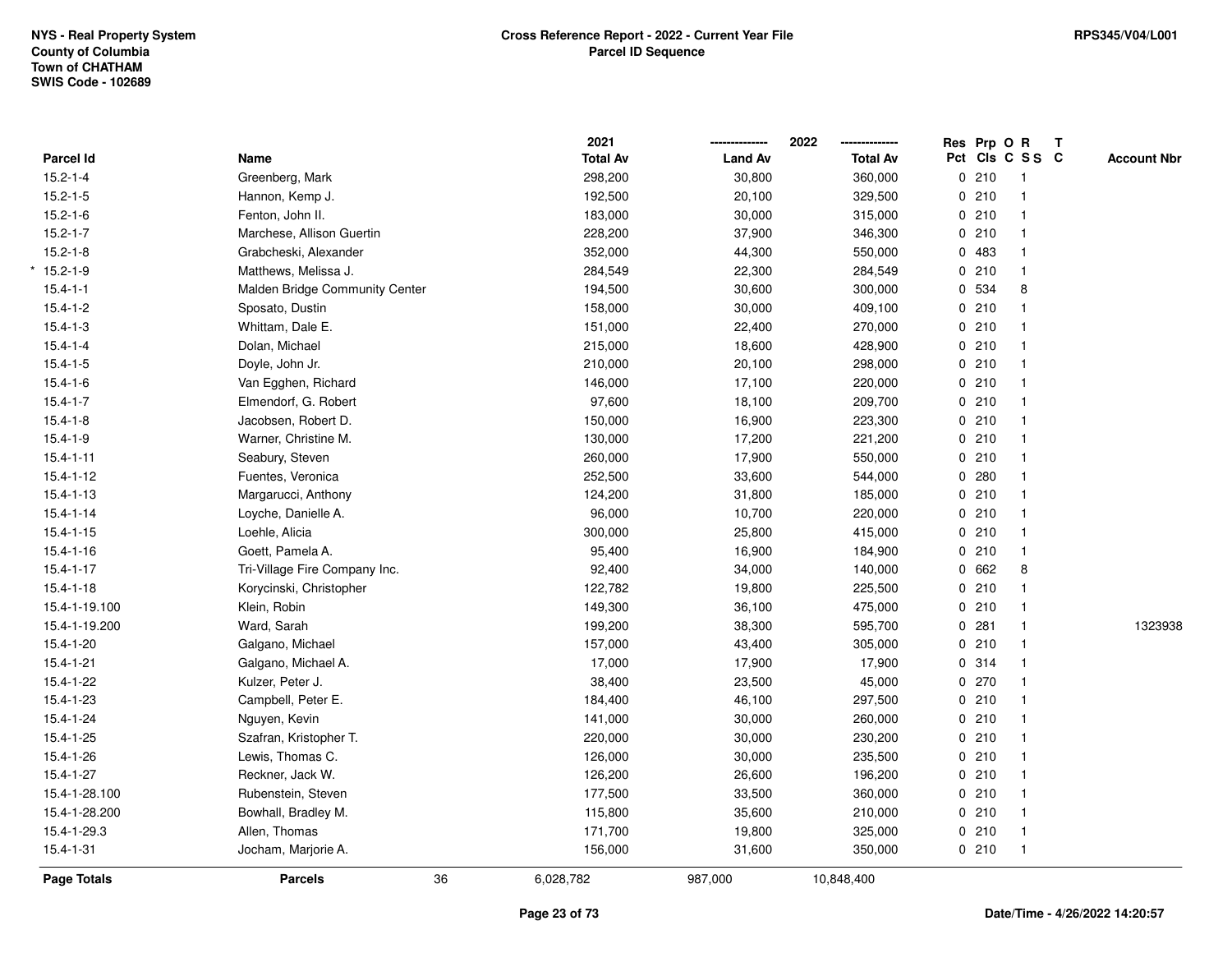NYS - Real Property System
County of Columbia
Town of CHATHAM
SWIS Code - 102689

**Cross Reference Report - 2022 - Current Year File**
**Parcel ID Sequence**

RPS345/V04/L001

| Parcel Id | Name | 2021 Total Av | 2022 Land Av | 2022 Total Av | Res Pct | Prp Cls | O C | R S S | T C | Account Nbr |
|---|---|---|---|---|---|---|---|---|---|---|
| 15.2-1-4 | Greenberg, Mark | 298,200 | 30,800 | 360,000 | 0 | 210 | | 1 | | |
| 15.2-1-5 | Hannon, Kemp J. | 192,500 | 20,100 | 329,500 | 0 | 210 | | 1 | | |
| 15.2-1-6 | Fenton, John II. | 183,000 | 30,000 | 315,000 | 0 | 210 | | 1 | | |
| 15.2-1-7 | Marchese, Allison Guertin | 228,200 | 37,900 | 346,300 | 0 | 210 | | 1 | | |
| 15.2-1-8 | Grabcheski, Alexander | 352,000 | 44,300 | 550,000 | 0 | 483 | | 1 | | |
| * 15.2-1-9 | Matthews, Melissa J. | 284,549 | 22,300 | 284,549 | 0 | 210 | | 1 | | |
| 15.4-1-1 | Malden Bridge Community Center | 194,500 | 30,600 | 300,000 | 0 | 534 | | 8 | | |
| 15.4-1-2 | Sposato, Dustin | 158,000 | 30,000 | 409,100 | 0 | 210 | | 1 | | |
| 15.4-1-3 | Whittam, Dale E. | 151,000 | 22,400 | 270,000 | 0 | 210 | | 1 | | |
| 15.4-1-4 | Dolan, Michael | 215,000 | 18,600 | 428,900 | 0 | 210 | | 1 | | |
| 15.4-1-5 | Doyle, John Jr. | 210,000 | 20,100 | 298,000 | 0 | 210 | | 1 | | |
| 15.4-1-6 | Van Egghen, Richard | 146,000 | 17,100 | 220,000 | 0 | 210 | | 1 | | |
| 15.4-1-7 | Elmendorf, G. Robert | 97,600 | 18,100 | 209,700 | 0 | 210 | | 1 | | |
| 15.4-1-8 | Jacobsen, Robert D. | 150,000 | 16,900 | 223,300 | 0 | 210 | | 1 | | |
| 15.4-1-9 | Warner, Christine M. | 130,000 | 17,200 | 221,200 | 0 | 210 | | 1 | | |
| 15.4-1-11 | Seabury, Steven | 260,000 | 17,900 | 550,000 | 0 | 210 | | 1 | | |
| 15.4-1-12 | Fuentes, Veronica | 252,500 | 33,600 | 544,000 | 0 | 280 | | 1 | | |
| 15.4-1-13 | Margarucci, Anthony | 124,200 | 31,800 | 185,000 | 0 | 210 | | 1 | | |
| 15.4-1-14 | Loyche, Danielle A. | 96,000 | 10,700 | 220,000 | 0 | 210 | | 1 | | |
| 15.4-1-15 | Loehle, Alicia | 300,000 | 25,800 | 415,000 | 0 | 210 | | 1 | | |
| 15.4-1-16 | Goett, Pamela A. | 95,400 | 16,900 | 184,900 | 0 | 210 | | 1 | | |
| 15.4-1-17 | Tri-Village Fire Company Inc. | 92,400 | 34,000 | 140,000 | 0 | 662 | | 8 | | |
| 15.4-1-18 | Korycinski, Christopher | 122,782 | 19,800 | 225,500 | 0 | 210 | | 1 | | |
| 15.4-1-19.100 | Klein, Robin | 149,300 | 36,100 | 475,000 | 0 | 210 | | 1 | | |
| 15.4-1-19.200 | Ward, Sarah | 199,200 | 38,300 | 595,700 | 0 | 281 | | 1 | | 1323938 |
| 15.4-1-20 | Galgano, Michael | 157,000 | 43,400 | 305,000 | 0 | 210 | | 1 | | |
| 15.4-1-21 | Galgano, Michael A. | 17,000 | 17,900 | 17,900 | 0 | 314 | | 1 | | |
| 15.4-1-22 | Kulzer, Peter J. | 38,400 | 23,500 | 45,000 | 0 | 270 | | 1 | | |
| 15.4-1-23 | Campbell, Peter E. | 184,400 | 46,100 | 297,500 | 0 | 210 | | 1 | | |
| 15.4-1-24 | Nguyen, Kevin | 141,000 | 30,000 | 260,000 | 0 | 210 | | 1 | | |
| 15.4-1-25 | Szafran, Kristopher T. | 220,000 | 30,000 | 230,200 | 0 | 210 | | 1 | | |
| 15.4-1-26 | Lewis, Thomas C. | 126,000 | 30,000 | 235,500 | 0 | 210 | | 1 | | |
| 15.4-1-27 | Reckner, Jack W. | 126,200 | 26,600 | 196,200 | 0 | 210 | | 1 | | |
| 15.4-1-28.100 | Rubenstein, Steven | 177,500 | 33,500 | 360,000 | 0 | 210 | | 1 | | |
| 15.4-1-28.200 | Bowhall, Bradley M. | 115,800 | 35,600 | 210,000 | 0 | 210 | | 1 | | |
| 15.4-1-29.3 | Allen, Thomas | 171,700 | 19,800 | 325,000 | 0 | 210 | | 1 | | |
| 15.4-1-31 | Jocham, Marjorie A. | 156,000 | 31,600 | 350,000 | 0 | 210 | | 1 | | |
| **Page Totals** | **Parcels** 36 | 6,028,782 | 987,000 | 10,848,400 | | | | | | |

**Date/Time - 4/26/2022 14:20:57**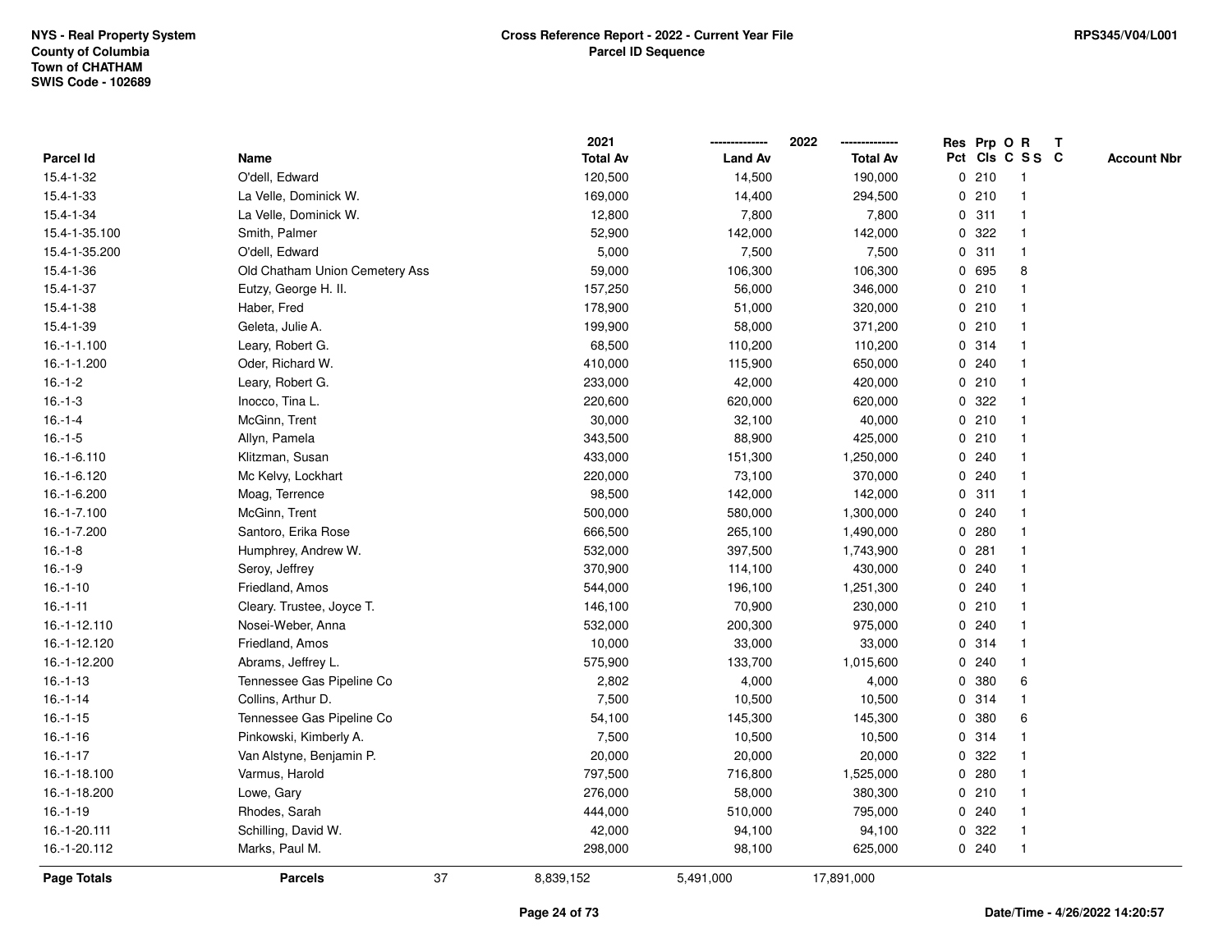NYS - Real Property System
County of Columbia
Town of CHATHAM
SWIS Code - 102689

RPS345/V04/L001

**Cross Reference Report - 2022 - Current Year File**
**Parcel ID Sequence**

| Parcel Id | Name | 2021 Total Av | 2022 Land Av | 2022 Total Av | Res Pct | Prp Cls | O C | R S S | T C | Account Nbr |
|---|---|---|---|---|---|---|---|---|---|---|
| 15.4-1-32 | O'dell, Edward | 120,500 | 14,500 | 190,000 | 0 | 210 | | 1 | | |
| 15.4-1-33 | La Velle, Dominick W. | 169,000 | 14,400 | 294,500 | 0 | 210 | | 1 | | |
| 15.4-1-34 | La Velle, Dominick W. | 12,800 | 7,800 | 7,800 | 0 | 311 | | 1 | | |
| 15.4-1-35.100 | Smith, Palmer | 52,900 | 142,000 | 142,000 | 0 | 322 | | 1 | | |
| 15.4-1-35.200 | O'dell, Edward | 5,000 | 7,500 | 7,500 | 0 | 311 | | 1 | | |
| 15.4-1-36 | Old Chatham Union Cemetery Ass | 59,000 | 106,300 | 106,300 | 0 | 695 | | 8 | | |
| 15.4-1-37 | Eutzy, George H. II. | 157,250 | 56,000 | 346,000 | 0 | 210 | | 1 | | |
| 15.4-1-38 | Haber, Fred | 178,900 | 51,000 | 320,000 | 0 | 210 | | 1 | | |
| 15.4-1-39 | Geleta, Julie A. | 199,900 | 58,000 | 371,200 | 0 | 210 | | 1 | | |
| 16.-1-1.100 | Leary, Robert G. | 68,500 | 110,200 | 110,200 | 0 | 314 | | 1 | | |
| 16.-1-1.200 | Oder, Richard W. | 410,000 | 115,900 | 650,000 | 0 | 240 | | 1 | | |
| 16.-1-2 | Leary, Robert G. | 233,000 | 42,000 | 420,000 | 0 | 210 | | 1 | | |
| 16.-1-3 | Inocco, Tina L. | 220,600 | 620,000 | 620,000 | 0 | 322 | | 1 | | |
| 16.-1-4 | McGinn, Trent | 30,000 | 32,100 | 40,000 | 0 | 210 | | 1 | | |
| 16.-1-5 | Allyn, Pamela | 343,500 | 88,900 | 425,000 | 0 | 210 | | 1 | | |
| 16.-1-6.110 | Klitzman, Susan | 433,000 | 151,300 | 1,250,000 | 0 | 240 | | 1 | | |
| 16.-1-6.120 | Mc Kelvy, Lockhart | 220,000 | 73,100 | 370,000 | 0 | 240 | | 1 | | |
| 16.-1-6.200 | Moag, Terrence | 98,500 | 142,000 | 142,000 | 0 | 311 | | 1 | | |
| 16.-1-7.100 | McGinn, Trent | 500,000 | 580,000 | 1,300,000 | 0 | 240 | | 1 | | |
| 16.-1-7.200 | Santoro, Erika Rose | 666,500 | 265,100 | 1,490,000 | 0 | 280 | | 1 | | |
| 16.-1-8 | Humphrey, Andrew W. | 532,000 | 397,500 | 1,743,900 | 0 | 281 | | 1 | | |
| 16.-1-9 | Seroy, Jeffrey | 370,900 | 114,100 | 430,000 | 0 | 240 | | 1 | | |
| 16.-1-10 | Friedland, Amos | 544,000 | 196,100 | 1,251,300 | 0 | 240 | | 1 | | |
| 16.-1-11 | Cleary. Trustee, Joyce T. | 146,100 | 70,900 | 230,000 | 0 | 210 | | 1 | | |
| 16.-1-12.110 | Nosei-Weber, Anna | 532,000 | 200,300 | 975,000 | 0 | 240 | | 1 | | |
| 16.-1-12.120 | Friedland, Amos | 10,000 | 33,000 | 33,000 | 0 | 314 | | 1 | | |
| 16.-1-12.200 | Abrams, Jeffrey L. | 575,900 | 133,700 | 1,015,600 | 0 | 240 | | 1 | | |
| 16.-1-13 | Tennessee Gas Pipeline Co | 2,802 | 4,000 | 4,000 | 0 | 380 | | 6 | | |
| 16.-1-14 | Collins, Arthur D. | 7,500 | 10,500 | 10,500 | 0 | 314 | | 1 | | |
| 16.-1-15 | Tennessee Gas Pipeline Co | 54,100 | 145,300 | 145,300 | 0 | 380 | | 6 | | |
| 16.-1-16 | Pinkowski, Kimberly A. | 7,500 | 10,500 | 10,500 | 0 | 314 | | 1 | | |
| 16.-1-17 | Van Alstyne, Benjamin P. | 20,000 | 20,000 | 20,000 | 0 | 322 | | 1 | | |
| 16.-1-18.100 | Varmus, Harold | 797,500 | 716,800 | 1,525,000 | 0 | 280 | | 1 | | |
| 16.-1-18.200 | Lowe, Gary | 276,000 | 58,000 | 380,300 | 0 | 210 | | 1 | | |
| 16.-1-19 | Rhodes, Sarah | 444,000 | 510,000 | 795,000 | 0 | 240 | | 1 | | |
| 16.-1-20.111 | Schilling, David W. | 42,000 | 94,100 | 94,100 | 0 | 322 | | 1 | | |
| 16.-1-20.112 | Marks, Paul M. | 298,000 | 98,100 | 625,000 | 0 | 240 | | 1 | | |
| **Page Totals** | **Parcels** 37 | 8,839,152 | 5,491,000 | 17,891,000 | | | | | | |

**Date/Time - 4/26/2022 14:20:57**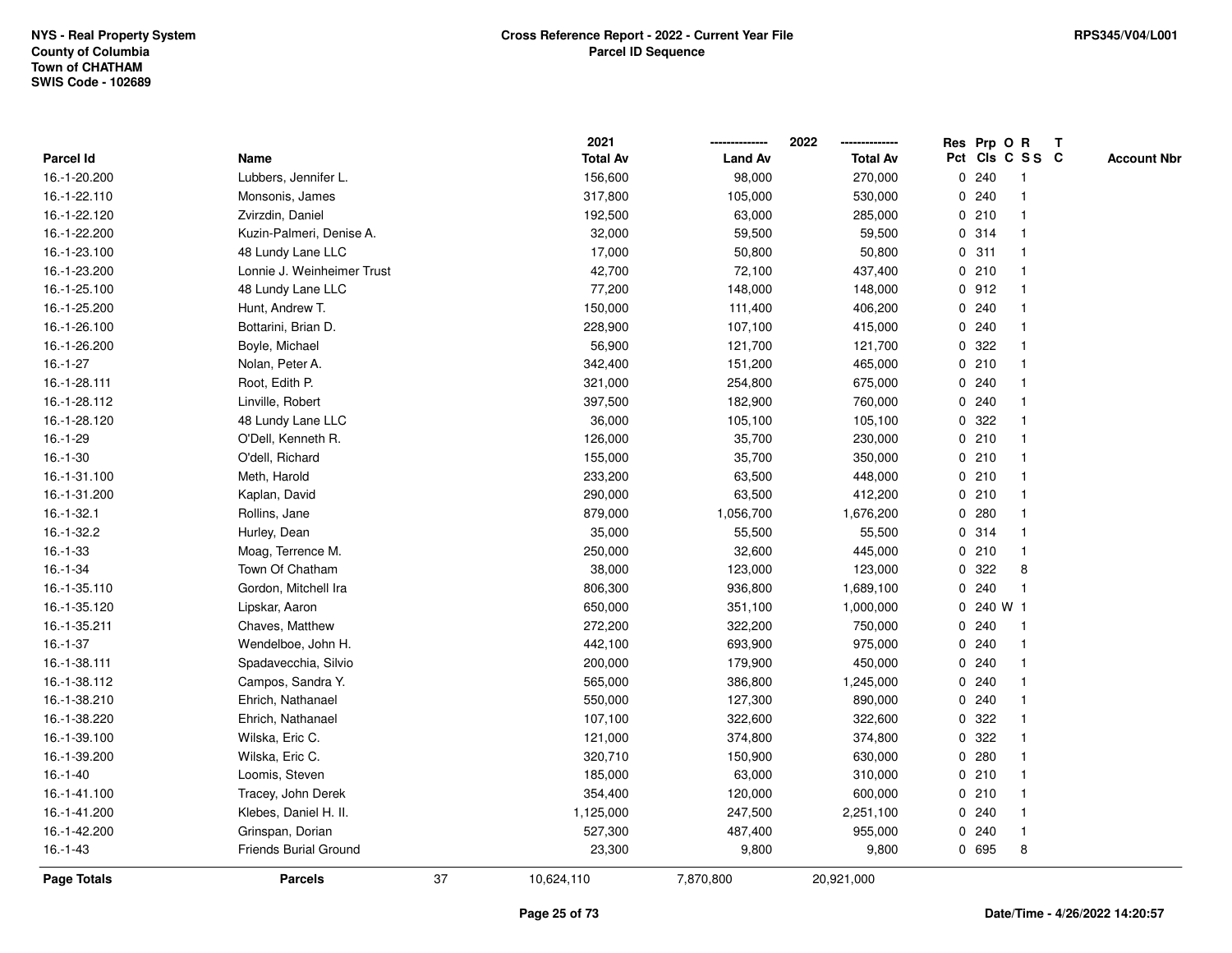NYS - Real Property System
County of Columbia
Town of CHATHAM
SWIS Code - 102689

# Cross Reference Report - 2022 - Current Year File
## Parcel ID Sequence

RPS345/V04/L001

| Parcel Id | Name | 2021 Total Av | 2022 Land Av | 2022 Total Av | Res Pct | Prp Cls | O C | R S S | T C | Account Nbr |
|---|---|---|---|---|---|---|---|---|---|---|
| 16.-1-20.200 | Lubbers, Jennifer L. | 156,600 | 98,000 | 270,000 | 0 | 240 | | 1 | | |
| 16.-1-22.110 | Monsonis, James | 317,800 | 105,000 | 530,000 | 0 | 240 | | 1 | | |
| 16.-1-22.120 | Zvirzdin, Daniel | 192,500 | 63,000 | 285,000 | 0 | 210 | | 1 | | |
| 16.-1-22.200 | Kuzin-Palmeri, Denise A. | 32,000 | 59,500 | 59,500 | 0 | 314 | | 1 | | |
| 16.-1-23.100 | 48 Lundy Lane LLC | 17,000 | 50,800 | 50,800 | 0 | 311 | | 1 | | |
| 16.-1-23.200 | Lonnie J. Weinheimer Trust | 42,700 | 72,100 | 437,400 | 0 | 210 | | 1 | | |
| 16.-1-25.100 | 48 Lundy Lane LLC | 77,200 | 148,000 | 148,000 | 0 | 912 | | 1 | | |
| 16.-1-25.200 | Hunt, Andrew T. | 150,000 | 111,400 | 406,200 | 0 | 240 | | 1 | | |
| 16.-1-26.100 | Bottarini, Brian D. | 228,900 | 107,100 | 415,000 | 0 | 240 | | 1 | | |
| 16.-1-26.200 | Boyle, Michael | 56,900 | 121,700 | 121,700 | 0 | 322 | | 1 | | |
| 16.-1-27 | Nolan, Peter A. | 342,400 | 151,200 | 465,000 | 0 | 210 | | 1 | | |
| 16.-1-28.111 | Root, Edith P. | 321,000 | 254,800 | 675,000 | 0 | 240 | | 1 | | |
| 16.-1-28.112 | Linville, Robert | 397,500 | 182,900 | 760,000 | 0 | 240 | | 1 | | |
| 16.-1-28.120 | 48 Lundy Lane LLC | 36,000 | 105,100 | 105,100 | 0 | 322 | | 1 | | |
| 16.-1-29 | O'Dell, Kenneth R. | 126,000 | 35,700 | 230,000 | 0 | 210 | | 1 | | |
| 16.-1-30 | O'dell, Richard | 155,000 | 35,700 | 350,000 | 0 | 210 | | 1 | | |
| 16.-1-31.100 | Meth, Harold | 233,200 | 63,500 | 448,000 | 0 | 210 | | 1 | | |
| 16.-1-31.200 | Kaplan, David | 290,000 | 63,500 | 412,200 | 0 | 210 | | 1 | | |
| 16.-1-32.1 | Rollins, Jane | 879,000 | 1,056,700 | 1,676,200 | 0 | 280 | | 1 | | |
| 16.-1-32.2 | Hurley, Dean | 35,000 | 55,500 | 55,500 | 0 | 314 | | 1 | | |
| 16.-1-33 | Moag, Terrence M. | 250,000 | 32,600 | 445,000 | 0 | 210 | | 1 | | |
| 16.-1-34 | Town Of Chatham | 38,000 | 123,000 | 123,000 | 0 | 322 | | 8 | | |
| 16.-1-35.110 | Gordon, Mitchell Ira | 806,300 | 936,800 | 1,689,100 | 0 | 240 | | 1 | | |
| 16.-1-35.120 | Lipskar, Aaron | 650,000 | 351,100 | 1,000,000 | 0 | 240 | W | 1 | | |
| 16.-1-35.211 | Chaves, Matthew | 272,200 | 322,200 | 750,000 | 0 | 240 | | 1 | | |
| 16.-1-37 | Wendelboe, John H. | 442,100 | 693,900 | 975,000 | 0 | 240 | | 1 | | |
| 16.-1-38.111 | Spadavecchia, Silvio | 200,000 | 179,900 | 450,000 | 0 | 240 | | 1 | | |
| 16.-1-38.112 | Campos, Sandra Y. | 565,000 | 386,800 | 1,245,000 | 0 | 240 | | 1 | | |
| 16.-1-38.210 | Ehrich, Nathanael | 550,000 | 127,300 | 890,000 | 0 | 240 | | 1 | | |
| 16.-1-38.220 | Ehrich, Nathanael | 107,100 | 322,600 | 322,600 | 0 | 322 | | 1 | | |
| 16.-1-39.100 | Wilska, Eric C. | 121,000 | 374,800 | 374,800 | 0 | 322 | | 1 | | |
| 16.-1-39.200 | Wilska, Eric C. | 320,710 | 150,900 | 630,000 | 0 | 280 | | 1 | | |
| 16.-1-40 | Loomis, Steven | 185,000 | 63,000 | 310,000 | 0 | 210 | | 1 | | |
| 16.-1-41.100 | Tracey, John Derek | 354,400 | 120,000 | 600,000 | 0 | 210 | | 1 | | |
| 16.-1-41.200 | Klebes, Daniel H. II. | 1,125,000 | 247,500 | 2,251,100 | 0 | 240 | | 1 | | |
| 16.-1-42.200 | Grinspan, Dorian | 527,300 | 487,400 | 955,000 | 0 | 240 | | 1 | | |
| 16.-1-43 | Friends Burial Ground | 23,300 | 9,800 | 9,800 | 0 | 695 | | 8 | | |
| **Page Totals** | **Parcels** 37 | 10,624,110 | 7,870,800 | 20,921,000 | | | | | | |

Date/Time - 4/26/2022 14:20:57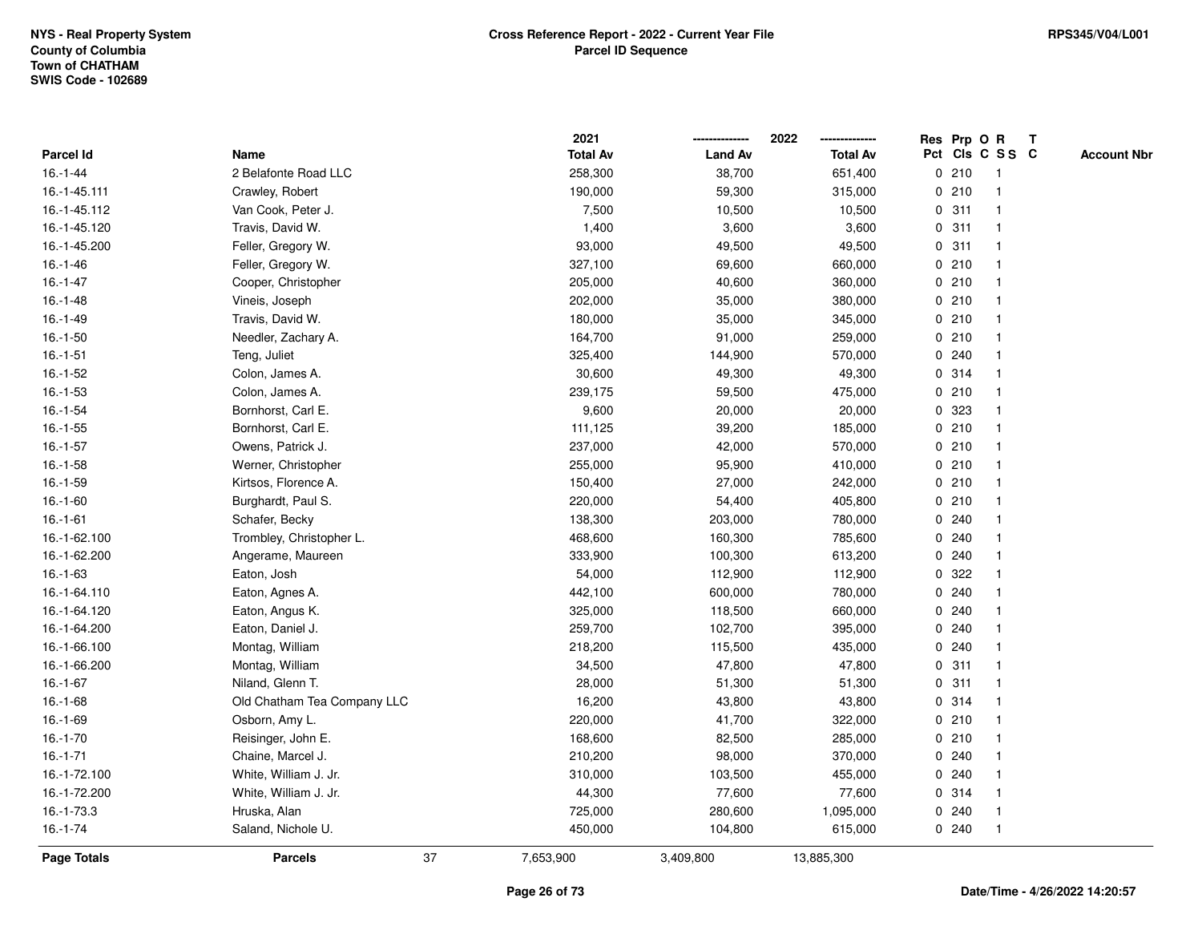NYS - Real Property System
County of Columbia
Town of CHATHAM
SWIS Code - 102689

**Cross Reference Report - 2022 - Current Year File**
**Parcel ID Sequence**

RPS345/V04/L001

| Parcel Id | Name | 2021 Total Av | 2022 Land Av | 2022 Total Av | Res Pct | Prp Cls | O C | R S S | T C | Account Nbr |
|---|---|---|---|---|---|---|---|---|---|---|
| 16.-1-44 | 2 Belafonte Road LLC | 258,300 | 38,700 | 651,400 | 0 | 210 | | 1 | | |
| 16.-1-45.111 | Crawley, Robert | 190,000 | 59,300 | 315,000 | 0 | 210 | | 1 | | |
| 16.-1-45.112 | Van Cook, Peter J. | 7,500 | 10,500 | 10,500 | 0 | 311 | | 1 | | |
| 16.-1-45.120 | Travis, David W. | 1,400 | 3,600 | 3,600 | 0 | 311 | | 1 | | |
| 16.-1-45.200 | Feller, Gregory W. | 93,000 | 49,500 | 49,500 | 0 | 311 | | 1 | | |
| 16.-1-46 | Feller, Gregory W. | 327,100 | 69,600 | 660,000 | 0 | 210 | | 1 | | |
| 16.-1-47 | Cooper, Christopher | 205,000 | 40,600 | 360,000 | 0 | 210 | | 1 | | |
| 16.-1-48 | Vineis, Joseph | 202,000 | 35,000 | 380,000 | 0 | 210 | | 1 | | |
| 16.-1-49 | Travis, David W. | 180,000 | 35,000 | 345,000 | 0 | 210 | | 1 | | |
| 16.-1-50 | Needler, Zachary A. | 164,700 | 91,000 | 259,000 | 0 | 210 | | 1 | | |
| 16.-1-51 | Teng, Juliet | 325,400 | 144,900 | 570,000 | 0 | 240 | | 1 | | |
| 16.-1-52 | Colon, James A. | 30,600 | 49,300 | 49,300 | 0 | 314 | | 1 | | |
| 16.-1-53 | Colon, James A. | 239,175 | 59,500 | 475,000 | 0 | 210 | | 1 | | |
| 16.-1-54 | Bornhorst, Carl E. | 9,600 | 20,000 | 20,000 | 0 | 323 | | 1 | | |
| 16.-1-55 | Bornhorst, Carl E. | 111,125 | 39,200 | 185,000 | 0 | 210 | | 1 | | |
| 16.-1-57 | Owens, Patrick J. | 237,000 | 42,000 | 570,000 | 0 | 210 | | 1 | | |
| 16.-1-58 | Werner, Christopher | 255,000 | 95,900 | 410,000 | 0 | 210 | | 1 | | |
| 16.-1-59 | Kirtsos, Florence A. | 150,400 | 27,000 | 242,000 | 0 | 210 | | 1 | | |
| 16.-1-60 | Burghardt, Paul S. | 220,000 | 54,400 | 405,800 | 0 | 210 | | 1 | | |
| 16.-1-61 | Schafer, Becky | 138,300 | 203,000 | 780,000 | 0 | 240 | | 1 | | |
| 16.-1-62.100 | Trombley, Christopher L. | 468,600 | 160,300 | 785,600 | 0 | 240 | | 1 | | |
| 16.-1-62.200 | Angerame, Maureen | 333,900 | 100,300 | 613,200 | 0 | 240 | | 1 | | |
| 16.-1-63 | Eaton, Josh | 54,000 | 112,900 | 112,900 | 0 | 322 | | 1 | | |
| 16.-1-64.110 | Eaton, Agnes A. | 442,100 | 600,000 | 780,000 | 0 | 240 | | 1 | | |
| 16.-1-64.120 | Eaton, Angus K. | 325,000 | 118,500 | 660,000 | 0 | 240 | | 1 | | |
| 16.-1-64.200 | Eaton, Daniel J. | 259,700 | 102,700 | 395,000 | 0 | 240 | | 1 | | |
| 16.-1-66.100 | Montag, William | 218,200 | 115,500 | 435,000 | 0 | 240 | | 1 | | |
| 16.-1-66.200 | Montag, William | 34,500 | 47,800 | 47,800 | 0 | 311 | | 1 | | |
| 16.-1-67 | Niland, Glenn T. | 28,000 | 51,300 | 51,300 | 0 | 311 | | 1 | | |
| 16.-1-68 | Old Chatham Tea Company LLC | 16,200 | 43,800 | 43,800 | 0 | 314 | | 1 | | |
| 16.-1-69 | Osborn, Amy L. | 220,000 | 41,700 | 322,000 | 0 | 210 | | 1 | | |
| 16.-1-70 | Reisinger, John E. | 168,600 | 82,500 | 285,000 | 0 | 210 | | 1 | | |
| 16.-1-71 | Chaine, Marcel J. | 210,200 | 98,000 | 370,000 | 0 | 240 | | 1 | | |
| 16.-1-72.100 | White, William J. Jr. | 310,000 | 103,500 | 455,000 | 0 | 240 | | 1 | | |
| 16.-1-72.200 | White, William J. Jr. | 44,300 | 77,600 | 77,600 | 0 | 314 | | 1 | | |
| 16.-1-73.3 | Hruska, Alan | 725,000 | 280,600 | 1,095,000 | 0 | 240 | | 1 | | |
| 16.-1-74 | Saland, Nichole U. | 450,000 | 104,800 | 615,000 | 0 | 240 | | 1 | | |
| **Page Totals** | **Parcels** 37 | 7,653,900 | 3,409,800 | 13,885,300 | | | | | | |

**Date/Time - 4/26/2022 14:20:57**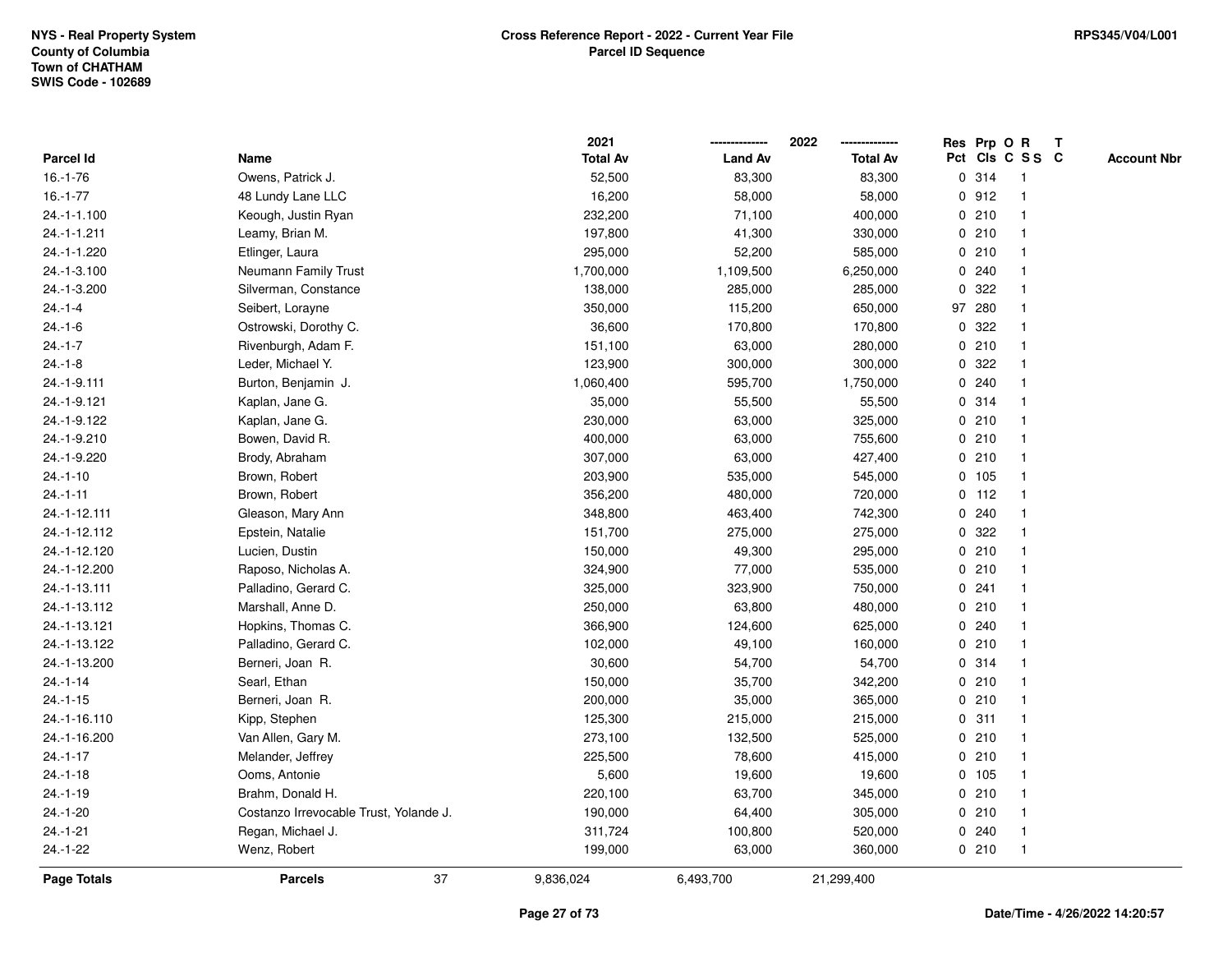NYS - Real Property System
County of Columbia
Town of CHATHAM
SWIS Code - 102689

**Cross Reference Report - 2022 - Current Year File**
**Parcel ID Sequence**

RPS345/V04/L001

| Parcel Id | Name | 2021 Total Av | 2022 Land Av | 2022 Total Av | Res Pct | Prp Cls | O C | R S S | T C | Account Nbr |
|---|---|---|---|---|---|---|---|---|---|---|
| 16.-1-76 | Owens, Patrick J. | 52,500 | 83,300 | 83,300 | 0 | 314 | | 1 | | |
| 16.-1-77 | 48 Lundy Lane LLC | 16,200 | 58,000 | 58,000 | 0 | 912 | | 1 | | |
| 24.-1-1.100 | Keough, Justin Ryan | 232,200 | 71,100 | 400,000 | 0 | 210 | | 1 | | |
| 24.-1-1.211 | Leamy, Brian M. | 197,800 | 41,300 | 330,000 | 0 | 210 | | 1 | | |
| 24.-1-1.220 | Etlinger, Laura | 295,000 | 52,200 | 585,000 | 0 | 210 | | 1 | | |
| 24.-1-3.100 | Neumann Family Trust | 1,700,000 | 1,109,500 | 6,250,000 | 0 | 240 | | 1 | | |
| 24.-1-3.200 | Silverman, Constance | 138,000 | 285,000 | 285,000 | 0 | 322 | | 1 | | |
| 24.-1-4 | Seibert, Lorayne | 350,000 | 115,200 | 650,000 | 97 | 280 | | 1 | | |
| 24.-1-6 | Ostrowski, Dorothy C. | 36,600 | 170,800 | 170,800 | 0 | 322 | | 1 | | |
| 24.-1-7 | Rivenburgh, Adam F. | 151,100 | 63,000 | 280,000 | 0 | 210 | | 1 | | |
| 24.-1-8 | Leder, Michael Y. | 123,900 | 300,000 | 300,000 | 0 | 322 | | 1 | | |
| 24.-1-9.111 | Burton, Benjamin J. | 1,060,400 | 595,700 | 1,750,000 | 0 | 240 | | 1 | | |
| 24.-1-9.121 | Kaplan, Jane G. | 35,000 | 55,500 | 55,500 | 0 | 314 | | 1 | | |
| 24.-1-9.122 | Kaplan, Jane G. | 230,000 | 63,000 | 325,000 | 0 | 210 | | 1 | | |
| 24.-1-9.210 | Bowen, David R. | 400,000 | 63,000 | 755,600 | 0 | 210 | | 1 | | |
| 24.-1-9.220 | Brody, Abraham | 307,000 | 63,000 | 427,400 | 0 | 210 | | 1 | | |
| 24.-1-10 | Brown, Robert | 203,900 | 535,000 | 545,000 | 0 | 105 | | 1 | | |
| 24.-1-11 | Brown, Robert | 356,200 | 480,000 | 720,000 | 0 | 112 | | 1 | | |
| 24.-1-12.111 | Gleason, Mary Ann | 348,800 | 463,400 | 742,300 | 0 | 240 | | 1 | | |
| 24.-1-12.112 | Epstein, Natalie | 151,700 | 275,000 | 275,000 | 0 | 322 | | 1 | | |
| 24.-1-12.120 | Lucien, Dustin | 150,000 | 49,300 | 295,000 | 0 | 210 | | 1 | | |
| 24.-1-12.200 | Raposo, Nicholas A. | 324,900 | 77,000 | 535,000 | 0 | 210 | | 1 | | |
| 24.-1-13.111 | Palladino, Gerard C. | 325,000 | 323,900 | 750,000 | 0 | 241 | | 1 | | |
| 24.-1-13.112 | Marshall, Anne D. | 250,000 | 63,800 | 480,000 | 0 | 210 | | 1 | | |
| 24.-1-13.121 | Hopkins, Thomas C. | 366,900 | 124,600 | 625,000 | 0 | 240 | | 1 | | |
| 24.-1-13.122 | Palladino, Gerard C. | 102,000 | 49,100 | 160,000 | 0 | 210 | | 1 | | |
| 24.-1-13.200 | Berneri, Joan R. | 30,600 | 54,700 | 54,700 | 0 | 314 | | 1 | | |
| 24.-1-14 | Searl, Ethan | 150,000 | 35,700 | 342,200 | 0 | 210 | | 1 | | |
| 24.-1-15 | Berneri, Joan R. | 200,000 | 35,000 | 365,000 | 0 | 210 | | 1 | | |
| 24.-1-16.110 | Kipp, Stephen | 125,300 | 215,000 | 215,000 | 0 | 311 | | 1 | | |
| 24.-1-16.200 | Van Allen, Gary M. | 273,100 | 132,500 | 525,000 | 0 | 210 | | 1 | | |
| 24.-1-17 | Melander, Jeffrey | 225,500 | 78,600 | 415,000 | 0 | 210 | | 1 | | |
| 24.-1-18 | Ooms, Antonie | 5,600 | 19,600 | 19,600 | 0 | 105 | | 1 | | |
| 24.-1-19 | Brahm, Donald H. | 220,100 | 63,700 | 345,000 | 0 | 210 | | 1 | | |
| 24.-1-20 | Costanzo Irrevocable Trust, Yolande J. | 190,000 | 64,400 | 305,000 | 0 | 210 | | 1 | | |
| 24.-1-21 | Regan, Michael J. | 311,724 | 100,800 | 520,000 | 0 | 240 | | 1 | | |
| 24.-1-22 | Wenz, Robert | 199,000 | 63,000 | 360,000 | 0 | 210 | | 1 | | |
| **Page Totals** | **Parcels** 37 | 9,836,024 | 6,493,700 | 21,299,400 | | | | | | |

Date/Time - 4/26/2022 14:20:57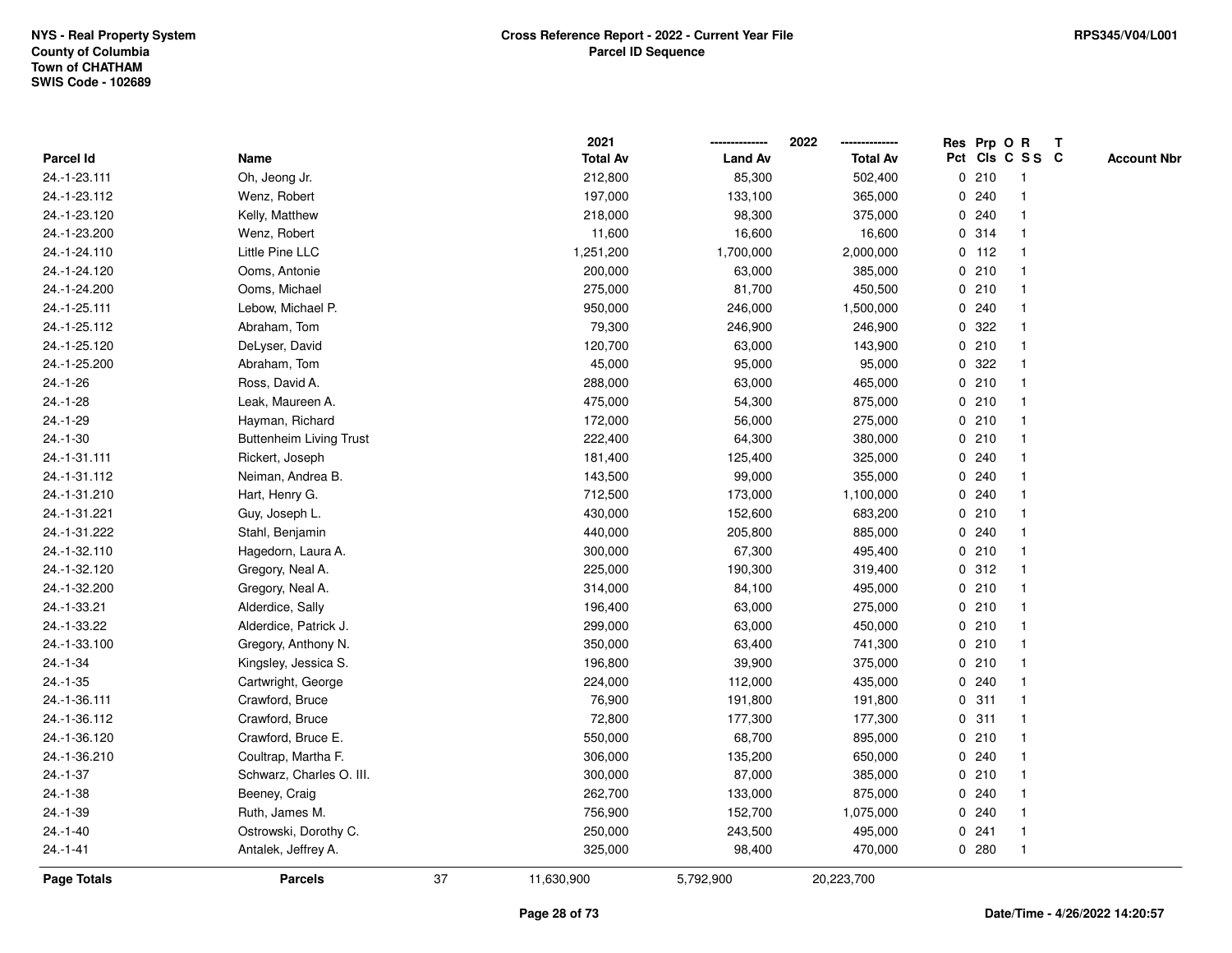NYS - Real Property System
County of Columbia
Town of CHATHAM
SWIS Code - 102689

**Cross Reference Report - 2022 - Current Year File**
**Parcel ID Sequence**

RPS345/V04/L001

| Parcel Id | Name | 2021 Total Av | 2022 Land Av | 2022 Total Av | Res Pct | Prp Cls | O C | R S S | T C | Account Nbr |
|---|---|---|---|---|---|---|---|---|---|---|
| 24.-1-23.111 | Oh, Jeong Jr. | 212,800 | 85,300 | 502,400 | 0 | 210 | | 1 | | |
| 24.-1-23.112 | Wenz, Robert | 197,000 | 133,100 | 365,000 | 0 | 240 | | 1 | | |
| 24.-1-23.120 | Kelly, Matthew | 218,000 | 98,300 | 375,000 | 0 | 240 | | 1 | | |
| 24.-1-23.200 | Wenz, Robert | 11,600 | 16,600 | 16,600 | 0 | 314 | | 1 | | |
| 24.-1-24.110 | Little Pine LLC | 1,251,200 | 1,700,000 | 2,000,000 | 0 | 112 | | 1 | | |
| 24.-1-24.120 | Ooms, Antonie | 200,000 | 63,000 | 385,000 | 0 | 210 | | 1 | | |
| 24.-1-24.200 | Ooms, Michael | 275,000 | 81,700 | 450,500 | 0 | 210 | | 1 | | |
| 24.-1-25.111 | Lebow, Michael P. | 950,000 | 246,000 | 1,500,000 | 0 | 240 | | 1 | | |
| 24.-1-25.112 | Abraham, Tom | 79,300 | 246,900 | 246,900 | 0 | 322 | | 1 | | |
| 24.-1-25.120 | DeLyser, David | 120,700 | 63,000 | 143,900 | 0 | 210 | | 1 | | |
| 24.-1-25.200 | Abraham, Tom | 45,000 | 95,000 | 95,000 | 0 | 322 | | 1 | | |
| 24.-1-26 | Ross, David A. | 288,000 | 63,000 | 465,000 | 0 | 210 | | 1 | | |
| 24.-1-28 | Leak, Maureen A. | 475,000 | 54,300 | 875,000 | 0 | 210 | | 1 | | |
| 24.-1-29 | Hayman, Richard | 172,000 | 56,000 | 275,000 | 0 | 210 | | 1 | | |
| 24.-1-30 | Buttenheim Living Trust | 222,400 | 64,300 | 380,000 | 0 | 210 | | 1 | | |
| 24.-1-31.111 | Rickert, Joseph | 181,400 | 125,400 | 325,000 | 0 | 240 | | 1 | | |
| 24.-1-31.112 | Neiman, Andrea B. | 143,500 | 99,000 | 355,000 | 0 | 240 | | 1 | | |
| 24.-1-31.210 | Hart, Henry G. | 712,500 | 173,000 | 1,100,000 | 0 | 240 | | 1 | | |
| 24.-1-31.221 | Guy, Joseph L. | 430,000 | 152,600 | 683,200 | 0 | 210 | | 1 | | |
| 24.-1-31.222 | Stahl, Benjamin | 440,000 | 205,800 | 885,000 | 0 | 240 | | 1 | | |
| 24.-1-32.110 | Hagedorn, Laura A. | 300,000 | 67,300 | 495,400 | 0 | 210 | | 1 | | |
| 24.-1-32.120 | Gregory, Neal A. | 225,000 | 190,300 | 319,400 | 0 | 312 | | 1 | | |
| 24.-1-32.200 | Gregory, Neal A. | 314,000 | 84,100 | 495,000 | 0 | 210 | | 1 | | |
| 24.-1-33.21 | Alderdice, Sally | 196,400 | 63,000 | 275,000 | 0 | 210 | | 1 | | |
| 24.-1-33.22 | Alderdice, Patrick J. | 299,000 | 63,000 | 450,000 | 0 | 210 | | 1 | | |
| 24.-1-33.100 | Gregory, Anthony N. | 350,000 | 63,400 | 741,300 | 0 | 210 | | 1 | | |
| 24.-1-34 | Kingsley, Jessica S. | 196,800 | 39,900 | 375,000 | 0 | 210 | | 1 | | |
| 24.-1-35 | Cartwright, George | 224,000 | 112,000 | 435,000 | 0 | 240 | | 1 | | |
| 24.-1-36.111 | Crawford, Bruce | 76,900 | 191,800 | 191,800 | 0 | 311 | | 1 | | |
| 24.-1-36.112 | Crawford, Bruce | 72,800 | 177,300 | 177,300 | 0 | 311 | | 1 | | |
| 24.-1-36.120 | Crawford, Bruce E. | 550,000 | 68,700 | 895,000 | 0 | 210 | | 1 | | |
| 24.-1-36.210 | Coultrap, Martha F. | 306,000 | 135,200 | 650,000 | 0 | 240 | | 1 | | |
| 24.-1-37 | Schwarz, Charles O. III. | 300,000 | 87,000 | 385,000 | 0 | 210 | | 1 | | |
| 24.-1-38 | Beeney, Craig | 262,700 | 133,000 | 875,000 | 0 | 240 | | 1 | | |
| 24.-1-39 | Ruth, James M. | 756,900 | 152,700 | 1,075,000 | 0 | 240 | | 1 | | |
| 24.-1-40 | Ostrowski, Dorothy C. | 250,000 | 243,500 | 495,000 | 0 | 241 | | 1 | | |
| 24.-1-41 | Antalek, Jeffrey A. | 325,000 | 98,400 | 470,000 | 0 | 280 | | 1 | | |
| **Page Totals** | **Parcels** 37 | 11,630,900 | 5,792,900 | 20,223,700 | | | | | | |

Date/Time - 4/26/2022 14:20:57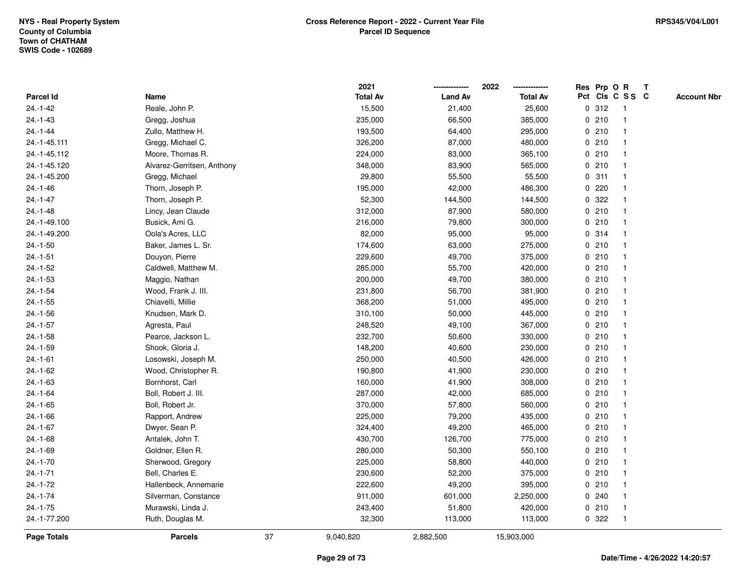NYS - Real Property System
County of Columbia
Town of CHATHAM
SWIS Code - 102689

**Cross Reference Report - 2022 - Current Year File**
**Parcel ID Sequence**

RPS345/V04/L001

| Parcel Id | Name | 2021 Total Av | 2022 Land Av | 2022 Total Av | Res Pct | Prp Cls | O C | R S S | T C | Account Nbr |
|---|---|---|---|---|---|---|---|---|---|---|
| 24.-1-42 | Reale, John P. | 15,500 | 21,400 | 25,600 | 0 | 312 | | 1 | | |
| 24.-1-43 | Gregg, Joshua | 235,000 | 66,500 | 385,000 | 0 | 210 | | 1 | | |
| 24.-1-44 | Zullo, Matthew H. | 193,500 | 64,400 | 295,000 | 0 | 210 | | 1 | | |
| 24.-1-45.111 | Gregg, Michael C. | 326,200 | 87,000 | 480,000 | 0 | 210 | | 1 | | |
| 24.-1-45.112 | Moore, Thomas R. | 224,000 | 83,000 | 365,100 | 0 | 210 | | 1 | | |
| 24.-1-45.120 | Alvarez-Gerritsen, Anthony | 348,000 | 83,900 | 565,000 | 0 | 210 | | 1 | | |
| 24.-1-45.200 | Gregg, Michael | 29,800 | 55,500 | 55,500 | 0 | 311 | | 1 | | |
| 24.-1-46 | Thorn, Joseph P. | 195,000 | 42,000 | 486,300 | 0 | 220 | | 1 | | |
| 24.-1-47 | Thorn, Joseph P. | 52,300 | 144,500 | 144,500 | 0 | 322 | | 1 | | |
| 24.-1-48 | Lincy, Jean Claude | 312,000 | 87,900 | 580,000 | 0 | 210 | | 1 | | |
| 24.-1-49.100 | Busick, Ami G. | 216,000 | 79,800 | 300,000 | 0 | 210 | | 1 | | |
| 24.-1-49.200 | Oola's Acres, LLC | 82,000 | 95,000 | 95,000 | 0 | 314 | | 1 | | |
| 24.-1-50 | Baker, James L. Sr. | 174,600 | 63,000 | 275,000 | 0 | 210 | | 1 | | |
| 24.-1-51 | Douyon, Pierre | 229,600 | 49,700 | 375,000 | 0 | 210 | | 1 | | |
| 24.-1-52 | Caldwell, Matthew M. | 285,000 | 55,700 | 420,000 | 0 | 210 | | 1 | | |
| 24.-1-53 | Maggio, Nathan | 200,000 | 49,700 | 380,000 | 0 | 210 | | 1 | | |
| 24.-1-54 | Wood, Frank J. III. | 231,800 | 56,700 | 381,900 | 0 | 210 | | 1 | | |
| 24.-1-55 | Chiavelli, Millie | 368,200 | 51,000 | 495,000 | 0 | 210 | | 1 | | |
| 24.-1-56 | Knudsen, Mark D. | 310,100 | 50,000 | 445,000 | 0 | 210 | | 1 | | |
| 24.-1-57 | Agresta, Paul | 248,520 | 49,100 | 367,000 | 0 | 210 | | 1 | | |
| 24.-1-58 | Pearce, Jackson L. | 232,700 | 50,600 | 330,000 | 0 | 210 | | 1 | | |
| 24.-1-59 | Shook, Gloria J. | 148,200 | 40,600 | 230,000 | 0 | 210 | | 1 | | |
| 24.-1-61 | Losowski, Joseph M. | 250,000 | 40,500 | 426,000 | 0 | 210 | | 1 | | |
| 24.-1-62 | Wood, Christopher R. | 190,800 | 41,900 | 230,000 | 0 | 210 | | 1 | | |
| 24.-1-63 | Bornhorst, Carl | 160,000 | 41,900 | 308,000 | 0 | 210 | | 1 | | |
| 24.-1-64 | Boll, Robert J. III. | 287,000 | 42,000 | 685,000 | 0 | 210 | | 1 | | |
| 24.-1-65 | Boll, Robert Jr. | 370,000 | 57,800 | 560,000 | 0 | 210 | | 1 | | |
| 24.-1-66 | Rapport, Andrew | 225,000 | 79,200 | 435,000 | 0 | 210 | | 1 | | |
| 24.-1-67 | Dwyer, Sean P. | 324,400 | 49,200 | 465,000 | 0 | 210 | | 1 | | |
| 24.-1-68 | Antalek, John T. | 430,700 | 126,700 | 775,000 | 0 | 210 | | 1 | | |
| 24.-1-69 | Goldner, Ellen R. | 280,000 | 50,300 | 550,100 | 0 | 210 | | 1 | | |
| 24.-1-70 | Sherwood, Gregory | 225,000 | 58,800 | 440,000 | 0 | 210 | | 1 | | |
| 24.-1-71 | Bell, Charles E. | 230,600 | 52,200 | 375,000 | 0 | 210 | | 1 | | |
| 24.-1-72 | Hallenbeck, Annemarie | 222,600 | 49,200 | 395,000 | 0 | 210 | | 1 | | |
| 24.-1-74 | Silverman, Constance | 911,000 | 601,000 | 2,250,000 | 0 | 240 | | 1 | | |
| 24.-1-75 | Murawski, Linda J. | 243,400 | 51,800 | 420,000 | 0 | 210 | | 1 | | |
| 24.-1-77.200 | Ruth, Douglas M. | 32,300 | 113,000 | 113,000 | 0 | 322 | | 1 | | |
| **Page Totals** | **Parcels** 37 | 9,040,820 | 2,882,500 | 15,903,000 | | | | | | |

Date/Time - 4/26/2022 14:20:57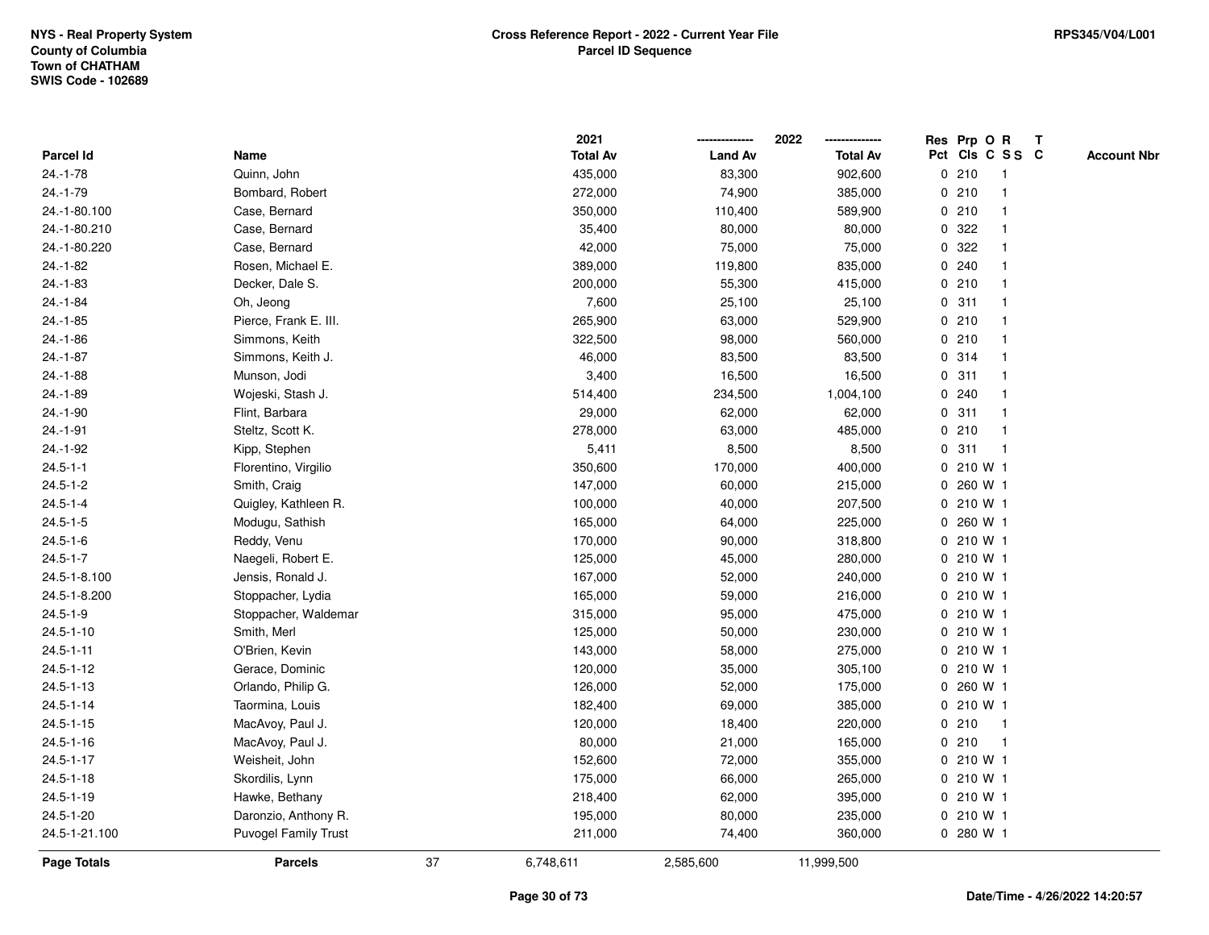NYS - Real Property System
County of Columbia
Town of CHATHAM
SWIS Code - 102689

**Cross Reference Report - 2022 - Current Year File**
**Parcel ID Sequence**

RPS345/V04/L001

| Parcel Id | Name | 2021 Total Av | 2022 Land Av | 2022 Total Av | Res Pct | Prp Cls | O C | R S S | T C | Account Nbr |
|---|---|---|---|---|---|---|---|---|---|---|
| 24.-1-78 | Quinn, John | 435,000 | 83,300 | 902,600 | 0 | 210 | | 1 | | |
| 24.-1-79 | Bombard, Robert | 272,000 | 74,900 | 385,000 | 0 | 210 | | 1 | | |
| 24.-1-80.100 | Case, Bernard | 350,000 | 110,400 | 589,900 | 0 | 210 | | 1 | | |
| 24.-1-80.210 | Case, Bernard | 35,400 | 80,000 | 80,000 | 0 | 322 | | 1 | | |
| 24.-1-80.220 | Case, Bernard | 42,000 | 75,000 | 75,000 | 0 | 322 | | 1 | | |
| 24.-1-82 | Rosen, Michael E. | 389,000 | 119,800 | 835,000 | 0 | 240 | | 1 | | |
| 24.-1-83 | Decker, Dale S. | 200,000 | 55,300 | 415,000 | 0 | 210 | | 1 | | |
| 24.-1-84 | Oh, Jeong | 7,600 | 25,100 | 25,100 | 0 | 311 | | 1 | | |
| 24.-1-85 | Pierce, Frank E. III. | 265,900 | 63,000 | 529,900 | 0 | 210 | | 1 | | |
| 24.-1-86 | Simmons, Keith | 322,500 | 98,000 | 560,000 | 0 | 210 | | 1 | | |
| 24.-1-87 | Simmons, Keith J. | 46,000 | 83,500 | 83,500 | 0 | 314 | | 1 | | |
| 24.-1-88 | Munson, Jodi | 3,400 | 16,500 | 16,500 | 0 | 311 | | 1 | | |
| 24.-1-89 | Wojeski, Stash J. | 514,400 | 234,500 | 1,004,100 | 0 | 240 | | 1 | | |
| 24.-1-90 | Flint, Barbara | 29,000 | 62,000 | 62,000 | 0 | 311 | | 1 | | |
| 24.-1-91 | Steltz, Scott K. | 278,000 | 63,000 | 485,000 | 0 | 210 | | 1 | | |
| 24.-1-92 | Kipp, Stephen | 5,411 | 8,500 | 8,500 | 0 | 311 | | 1 | | |
| 24.5-1-1 | Florentino, Virgilio | 350,600 | 170,000 | 400,000 | 0 | 210 | W | 1 | | |
| 24.5-1-2 | Smith, Craig | 147,000 | 60,000 | 215,000 | 0 | 260 | W | 1 | | |
| 24.5-1-4 | Quigley, Kathleen R. | 100,000 | 40,000 | 207,500 | 0 | 210 | W | 1 | | |
| 24.5-1-5 | Modugu, Sathish | 165,000 | 64,000 | 225,000 | 0 | 260 | W | 1 | | |
| 24.5-1-6 | Reddy, Venu | 170,000 | 90,000 | 318,800 | 0 | 210 | W | 1 | | |
| 24.5-1-7 | Naegeli, Robert E. | 125,000 | 45,000 | 280,000 | 0 | 210 | W | 1 | | |
| 24.5-1-8.100 | Jensis, Ronald J. | 167,000 | 52,000 | 240,000 | 0 | 210 | W | 1 | | |
| 24.5-1-8.200 | Stoppacher, Lydia | 165,000 | 59,000 | 216,000 | 0 | 210 | W | 1 | | |
| 24.5-1-9 | Stoppacher, Waldemar | 315,000 | 95,000 | 475,000 | 0 | 210 | W | 1 | | |
| 24.5-1-10 | Smith, Merl | 125,000 | 50,000 | 230,000 | 0 | 210 | W | 1 | | |
| 24.5-1-11 | O'Brien, Kevin | 143,000 | 58,000 | 275,000 | 0 | 210 | W | 1 | | |
| 24.5-1-12 | Gerace, Dominic | 120,000 | 35,000 | 305,100 | 0 | 210 | W | 1 | | |
| 24.5-1-13 | Orlando, Philip G. | 126,000 | 52,000 | 175,000 | 0 | 260 | W | 1 | | |
| 24.5-1-14 | Taormina, Louis | 182,400 | 69,000 | 385,000 | 0 | 210 | W | 1 | | |
| 24.5-1-15 | MacAvoy, Paul J. | 120,000 | 18,400 | 220,000 | 0 | 210 | | 1 | | |
| 24.5-1-16 | MacAvoy, Paul J. | 80,000 | 21,000 | 165,000 | 0 | 210 | | 1 | | |
| 24.5-1-17 | Weisheit, John | 152,600 | 72,000 | 355,000 | 0 | 210 | W | 1 | | |
| 24.5-1-18 | Skordilis, Lynn | 175,000 | 66,000 | 265,000 | 0 | 210 | W | 1 | | |
| 24.5-1-19 | Hawke, Bethany | 218,400 | 62,000 | 395,000 | 0 | 210 | W | 1 | | |
| 24.5-1-20 | Daronzio, Anthony R. | 195,000 | 80,000 | 235,000 | 0 | 210 | W | 1 | | |
| 24.5-1-21.100 | Puvogel Family Trust | 211,000 | 74,400 | 360,000 | 0 | 280 | W | 1 | | |
| **Page Totals** | **Parcels** 37 | 6,748,611 | 2,585,600 | 11,999,500 | | | | | | |

Date/Time - 4/26/2022 14:20:57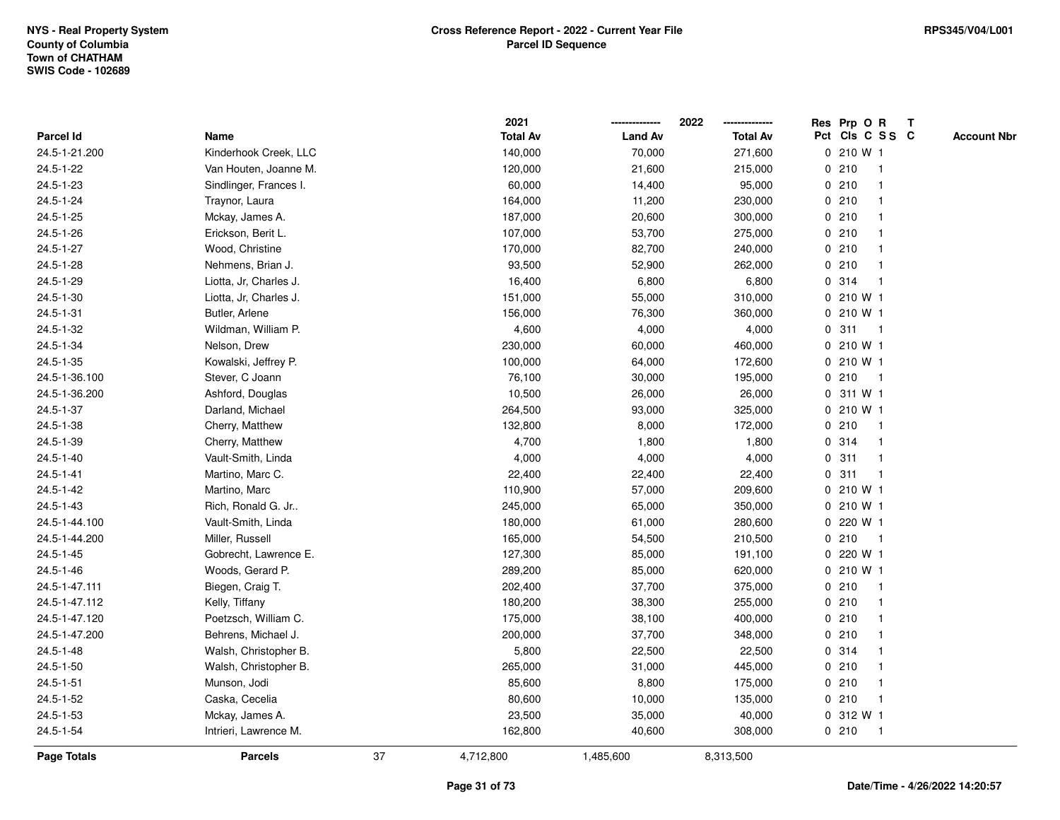NYS - Real Property System
County of Columbia
Town of CHATHAM
SWIS Code - 102689

**Cross Reference Report - 2022 - Current Year File**
**Parcel ID Sequence**

RPS345/V04/L001

| Parcel Id | Name | 2021 Total Av | 2022 Land Av | 2022 Total Av | Res Pct | Prp Cls | O C | R S S | T C | Account Nbr |
|---|---|---|---|---|---|---|---|---|---|---|
| 24.5-1-21.200 | Kinderhook Creek, LLC | 140,000 | 70,000 | 271,600 | 0 | 210 | W | 1 | | |
| 24.5-1-22 | Van Houten, Joanne M. | 120,000 | 21,600 | 215,000 | 0 | 210 | | 1 | | |
| 24.5-1-23 | Sindlinger, Frances I. | 60,000 | 14,400 | 95,000 | 0 | 210 | | 1 | | |
| 24.5-1-24 | Traynor, Laura | 164,000 | 11,200 | 230,000 | 0 | 210 | | 1 | | |
| 24.5-1-25 | Mckay, James A. | 187,000 | 20,600 | 300,000 | 0 | 210 | | 1 | | |
| 24.5-1-26 | Erickson, Berit L. | 107,000 | 53,700 | 275,000 | 0 | 210 | | 1 | | |
| 24.5-1-27 | Wood, Christine | 170,000 | 82,700 | 240,000 | 0 | 210 | | 1 | | |
| 24.5-1-28 | Nehmens, Brian J. | 93,500 | 52,900 | 262,000 | 0 | 210 | | 1 | | |
| 24.5-1-29 | Liotta, Jr, Charles J. | 16,400 | 6,800 | 6,800 | 0 | 314 | | 1 | | |
| 24.5-1-30 | Liotta, Jr, Charles J. | 151,000 | 55,000 | 310,000 | 0 | 210 | W | 1 | | |
| 24.5-1-31 | Butler, Arlene | 156,000 | 76,300 | 360,000 | 0 | 210 | W | 1 | | |
| 24.5-1-32 | Wildman, William P. | 4,600 | 4,000 | 4,000 | 0 | 311 | | 1 | | |
| 24.5-1-34 | Nelson, Drew | 230,000 | 60,000 | 460,000 | 0 | 210 | W | 1 | | |
| 24.5-1-35 | Kowalski, Jeffrey P. | 100,000 | 64,000 | 172,600 | 0 | 210 | W | 1 | | |
| 24.5-1-36.100 | Stever, C Joann | 76,100 | 30,000 | 195,000 | 0 | 210 | | 1 | | |
| 24.5-1-36.200 | Ashford, Douglas | 10,500 | 26,000 | 26,000 | 0 | 311 | W | 1 | | |
| 24.5-1-37 | Darland, Michael | 264,500 | 93,000 | 325,000 | 0 | 210 | W | 1 | | |
| 24.5-1-38 | Cherry, Matthew | 132,800 | 8,000 | 172,000 | 0 | 210 | | 1 | | |
| 24.5-1-39 | Cherry, Matthew | 4,700 | 1,800 | 1,800 | 0 | 314 | | 1 | | |
| 24.5-1-40 | Vault-Smith, Linda | 4,000 | 4,000 | 4,000 | 0 | 311 | | 1 | | |
| 24.5-1-41 | Martino, Marc C. | 22,400 | 22,400 | 22,400 | 0 | 311 | | 1 | | |
| 24.5-1-42 | Martino, Marc | 110,900 | 57,000 | 209,600 | 0 | 210 | W | 1 | | |
| 24.5-1-43 | Rich, Ronald G. Jr.. | 245,000 | 65,000 | 350,000 | 0 | 210 | W | 1 | | |
| 24.5-1-44.100 | Vault-Smith, Linda | 180,000 | 61,000 | 280,600 | 0 | 220 | W | 1 | | |
| 24.5-1-44.200 | Miller, Russell | 165,000 | 54,500 | 210,500 | 0 | 210 | | 1 | | |
| 24.5-1-45 | Gobrecht, Lawrence E. | 127,300 | 85,000 | 191,100 | 0 | 220 | W | 1 | | |
| 24.5-1-46 | Woods, Gerard P. | 289,200 | 85,000 | 620,000 | 0 | 210 | W | 1 | | |
| 24.5-1-47.111 | Biegen, Craig T. | 202,400 | 37,700 | 375,000 | 0 | 210 | | 1 | | |
| 24.5-1-47.112 | Kelly, Tiffany | 180,200 | 38,300 | 255,000 | 0 | 210 | | 1 | | |
| 24.5-1-47.120 | Poetzsch, William C. | 175,000 | 38,100 | 400,000 | 0 | 210 | | 1 | | |
| 24.5-1-47.200 | Behrens, Michael J. | 200,000 | 37,700 | 348,000 | 0 | 210 | | 1 | | |
| 24.5-1-48 | Walsh, Christopher B. | 5,800 | 22,500 | 22,500 | 0 | 314 | | 1 | | |
| 24.5-1-50 | Walsh, Christopher B. | 265,000 | 31,000 | 445,000 | 0 | 210 | | 1 | | |
| 24.5-1-51 | Munson, Jodi | 85,600 | 8,800 | 175,000 | 0 | 210 | | 1 | | |
| 24.5-1-52 | Caska, Cecelia | 80,600 | 10,000 | 135,000 | 0 | 210 | | 1 | | |
| 24.5-1-53 | Mckay, James A. | 23,500 | 35,000 | 40,000 | 0 | 312 | W | 1 | | |
| 24.5-1-54 | Intrieri, Lawrence M. | 162,800 | 40,600 | 308,000 | 0 | 210 | | 1 | | |
| **Page Totals** | **Parcels** 37 | 4,712,800 | 1,485,600 | 8,313,500 | | | | | | |

Date/Time - 4/26/2022 14:20:57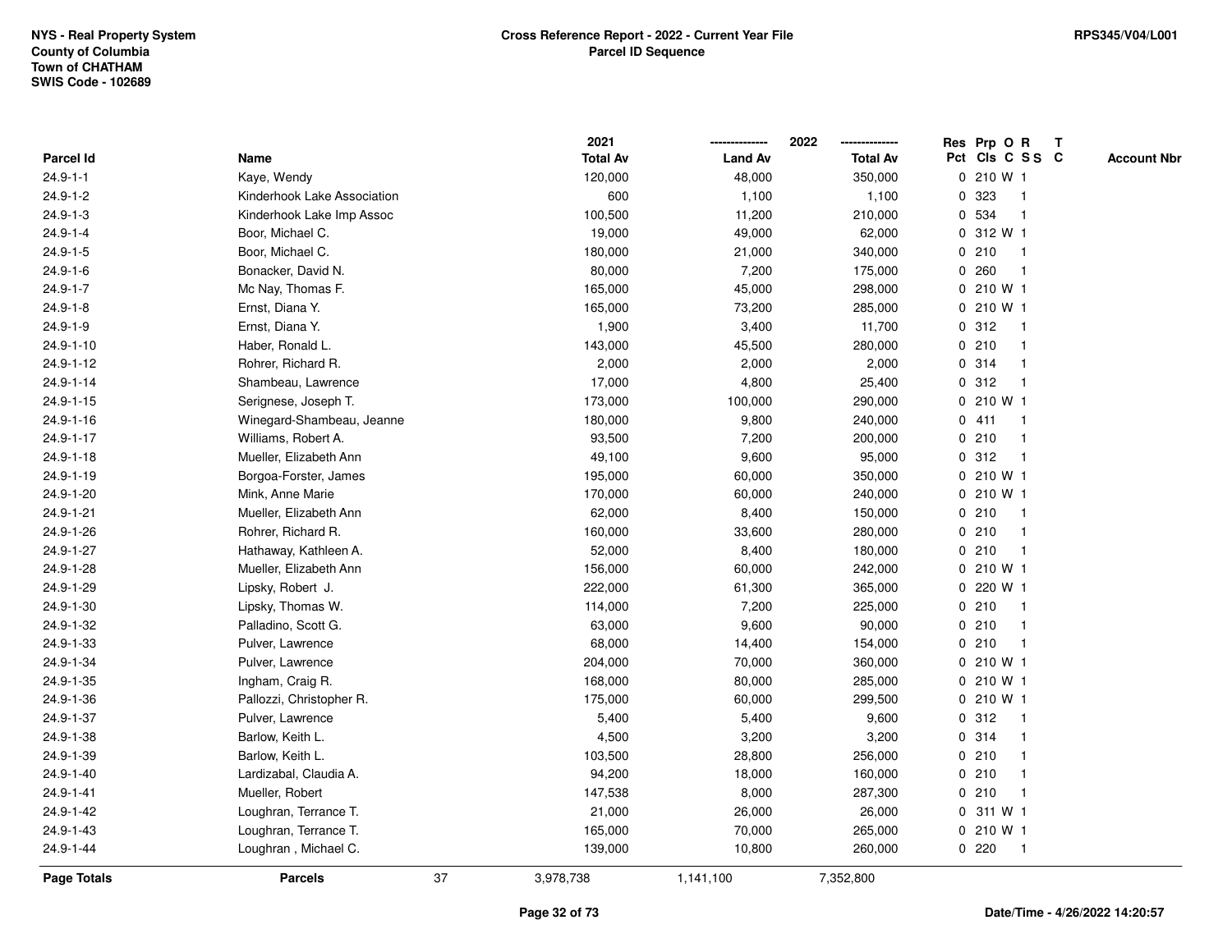NYS - Real Property System
County of Columbia
Town of CHATHAM
SWIS Code - 102689

**Cross Reference Report - 2022 - Current Year File**
**Parcel ID Sequence**

RPS345/V04/L001

| Parcel Id | Name | 2021 Total Av | 2022 Land Av | 2022 Total Av | Res Pct | Prp Cls | O C | R S S | T C | Account Nbr |
|---|---|---|---|---|---|---|---|---|---|---|
| 24.9-1-1 | Kaye, Wendy | 120,000 | 48,000 | 350,000 | 0 | 210 | W | 1 | | |
| 24.9-1-2 | Kinderhook Lake Association | 600 | 1,100 | 1,100 | 0 | 323 | | 1 | | |
| 24.9-1-3 | Kinderhook Lake Imp Assoc | 100,500 | 11,200 | 210,000 | 0 | 534 | | 1 | | |
| 24.9-1-4 | Boor, Michael C. | 19,000 | 49,000 | 62,000 | 0 | 312 | W | 1 | | |
| 24.9-1-5 | Boor, Michael C. | 180,000 | 21,000 | 340,000 | 0 | 210 | | 1 | | |
| 24.9-1-6 | Bonacker, David N. | 80,000 | 7,200 | 175,000 | 0 | 260 | | 1 | | |
| 24.9-1-7 | Mc Nay, Thomas F. | 165,000 | 45,000 | 298,000 | 0 | 210 | W | 1 | | |
| 24.9-1-8 | Ernst, Diana Y. | 165,000 | 73,200 | 285,000 | 0 | 210 | W | 1 | | |
| 24.9-1-9 | Ernst, Diana Y. | 1,900 | 3,400 | 11,700 | 0 | 312 | | 1 | | |
| 24.9-1-10 | Haber, Ronald L. | 143,000 | 45,500 | 280,000 | 0 | 210 | | 1 | | |
| 24.9-1-12 | Rohrer, Richard R. | 2,000 | 2,000 | 2,000 | 0 | 314 | | 1 | | |
| 24.9-1-14 | Shambeau, Lawrence | 17,000 | 4,800 | 25,400 | 0 | 312 | | 1 | | |
| 24.9-1-15 | Serignese, Joseph T. | 173,000 | 100,000 | 290,000 | 0 | 210 | W | 1 | | |
| 24.9-1-16 | Winegard-Shambeau, Jeanne | 180,000 | 9,800 | 240,000 | 0 | 411 | | 1 | | |
| 24.9-1-17 | Williams, Robert A. | 93,500 | 7,200 | 200,000 | 0 | 210 | | 1 | | |
| 24.9-1-18 | Mueller, Elizabeth Ann | 49,100 | 9,600 | 95,000 | 0 | 312 | | 1 | | |
| 24.9-1-19 | Borgoa-Forster, James | 195,000 | 60,000 | 350,000 | 0 | 210 | W | 1 | | |
| 24.9-1-20 | Mink, Anne Marie | 170,000 | 60,000 | 240,000 | 0 | 210 | W | 1 | | |
| 24.9-1-21 | Mueller, Elizabeth Ann | 62,000 | 8,400 | 150,000 | 0 | 210 | | 1 | | |
| 24.9-1-26 | Rohrer, Richard R. | 160,000 | 33,600 | 280,000 | 0 | 210 | | 1 | | |
| 24.9-1-27 | Hathaway, Kathleen A. | 52,000 | 8,400 | 180,000 | 0 | 210 | | 1 | | |
| 24.9-1-28 | Mueller, Elizabeth Ann | 156,000 | 60,000 | 242,000 | 0 | 210 | W | 1 | | |
| 24.9-1-29 | Lipsky, Robert J. | 222,000 | 61,300 | 365,000 | 0 | 220 | W | 1 | | |
| 24.9-1-30 | Lipsky, Thomas W. | 114,000 | 7,200 | 225,000 | 0 | 210 | | 1 | | |
| 24.9-1-32 | Palladino, Scott G. | 63,000 | 9,600 | 90,000 | 0 | 210 | | 1 | | |
| 24.9-1-33 | Pulver, Lawrence | 68,000 | 14,400 | 154,000 | 0 | 210 | | 1 | | |
| 24.9-1-34 | Pulver, Lawrence | 204,000 | 70,000 | 360,000 | 0 | 210 | W | 1 | | |
| 24.9-1-35 | Ingham, Craig R. | 168,000 | 80,000 | 285,000 | 0 | 210 | W | 1 | | |
| 24.9-1-36 | Pallozzi, Christopher R. | 175,000 | 60,000 | 299,500 | 0 | 210 | W | 1 | | |
| 24.9-1-37 | Pulver, Lawrence | 5,400 | 5,400 | 9,600 | 0 | 312 | | 1 | | |
| 24.9-1-38 | Barlow, Keith L. | 4,500 | 3,200 | 3,200 | 0 | 314 | | 1 | | |
| 24.9-1-39 | Barlow, Keith L. | 103,500 | 28,800 | 256,000 | 0 | 210 | | 1 | | |
| 24.9-1-40 | Lardizabal, Claudia A. | 94,200 | 18,000 | 160,000 | 0 | 210 | | 1 | | |
| 24.9-1-41 | Mueller, Robert | 147,538 | 8,000 | 287,300 | 0 | 210 | | 1 | | |
| 24.9-1-42 | Loughran, Terrance T. | 21,000 | 26,000 | 26,000 | 0 | 311 | W | 1 | | |
| 24.9-1-43 | Loughran, Terrance T. | 165,000 | 70,000 | 265,000 | 0 | 210 | W | 1 | | |
| 24.9-1-44 | Loughran , Michael C. | 139,000 | 10,800 | 260,000 | 0 | 220 | | 1 | | |
| **Page Totals** | **Parcels** 37 | 3,978,738 | 1,141,100 | 7,352,800 | | | | | | |

Date/Time - 4/26/2022 14:20:57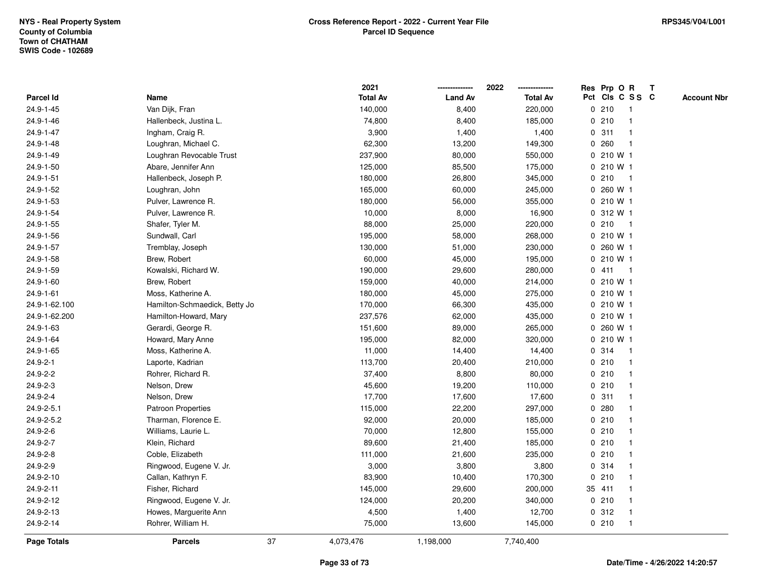NYS - Real Property System
County of Columbia
Town of CHATHAM
SWIS Code - 102689

**Cross Reference Report - 2022 - Current Year File**
**Parcel ID Sequence**

RPS345/V04/L001

| Parcel Id | Name | 2021 Total Av | 2022 Land Av | 2022 Total Av | Res Pct | Prp Cls | O C | R S S | T C | Account Nbr |
|---|---|---|---|---|---|---|---|---|---|---|
| 24.9-1-45 | Van Dijk, Fran | 140,000 | 8,400 | 220,000 | 0 | 210 | | 1 | | |
| 24.9-1-46 | Hallenbeck, Justina L. | 74,800 | 8,400 | 185,000 | 0 | 210 | | 1 | | |
| 24.9-1-47 | Ingham, Craig R. | 3,900 | 1,400 | 1,400 | 0 | 311 | | 1 | | |
| 24.9-1-48 | Loughran, Michael C. | 62,300 | 13,200 | 149,300 | 0 | 260 | | 1 | | |
| 24.9-1-49 | Loughran Revocable Trust | 237,900 | 80,000 | 550,000 | 0 | 210 | W | 1 | | |
| 24.9-1-50 | Abare, Jennifer Ann | 125,000 | 85,500 | 175,000 | 0 | 210 | W | 1 | | |
| 24.9-1-51 | Hallenbeck, Joseph P. | 180,000 | 26,800 | 345,000 | 0 | 210 | | 1 | | |
| 24.9-1-52 | Loughran, John | 165,000 | 60,000 | 245,000 | 0 | 260 | W | 1 | | |
| 24.9-1-53 | Pulver, Lawrence R. | 180,000 | 56,000 | 355,000 | 0 | 210 | W | 1 | | |
| 24.9-1-54 | Pulver, Lawrence R. | 10,000 | 8,000 | 16,900 | 0 | 312 | W | 1 | | |
| 24.9-1-55 | Shafer, Tyler M. | 88,000 | 25,000 | 220,000 | 0 | 210 | | 1 | | |
| 24.9-1-56 | Sundwall, Carl | 195,000 | 58,000 | 268,000 | 0 | 210 | W | 1 | | |
| 24.9-1-57 | Tremblay, Joseph | 130,000 | 51,000 | 230,000 | 0 | 260 | W | 1 | | |
| 24.9-1-58 | Brew, Robert | 60,000 | 45,000 | 195,000 | 0 | 210 | W | 1 | | |
| 24.9-1-59 | Kowalski, Richard W. | 190,000 | 29,600 | 280,000 | 0 | 411 | | 1 | | |
| 24.9-1-60 | Brew, Robert | 159,000 | 40,000 | 214,000 | 0 | 210 | W | 1 | | |
| 24.9-1-61 | Moss, Katherine A. | 180,000 | 45,000 | 275,000 | 0 | 210 | W | 1 | | |
| 24.9-1-62.100 | Hamilton-Schmaedick, Betty Jo | 170,000 | 66,300 | 435,000 | 0 | 210 | W | 1 | | |
| 24.9-1-62.200 | Hamilton-Howard, Mary | 237,576 | 62,000 | 435,000 | 0 | 210 | W | 1 | | |
| 24.9-1-63 | Gerardi, George R. | 151,600 | 89,000 | 265,000 | 0 | 260 | W | 1 | | |
| 24.9-1-64 | Howard, Mary Anne | 195,000 | 82,000 | 320,000 | 0 | 210 | W | 1 | | |
| 24.9-1-65 | Moss, Katherine A. | 11,000 | 14,400 | 14,400 | 0 | 314 | | 1 | | |
| 24.9-2-1 | Laporte, Kadrian | 113,700 | 20,400 | 210,000 | 0 | 210 | | 1 | | |
| 24.9-2-2 | Rohrer, Richard R. | 37,400 | 8,800 | 80,000 | 0 | 210 | | 1 | | |
| 24.9-2-3 | Nelson, Drew | 45,600 | 19,200 | 110,000 | 0 | 210 | | 1 | | |
| 24.9-2-4 | Nelson, Drew | 17,700 | 17,600 | 17,600 | 0 | 311 | | 1 | | |
| 24.9-2-5.1 | Patroon Properties | 115,000 | 22,200 | 297,000 | 0 | 280 | | 1 | | |
| 24.9-2-5.2 | Tharman, Florence E. | 92,000 | 20,000 | 185,000 | 0 | 210 | | 1 | | |
| 24.9-2-6 | Williams, Laurie L. | 70,000 | 12,800 | 155,000 | 0 | 210 | | 1 | | |
| 24.9-2-7 | Klein, Richard | 89,600 | 21,400 | 185,000 | 0 | 210 | | 1 | | |
| 24.9-2-8 | Coble, Elizabeth | 111,000 | 21,600 | 235,000 | 0 | 210 | | 1 | | |
| 24.9-2-9 | Ringwood, Eugene V. Jr. | 3,000 | 3,800 | 3,800 | 0 | 314 | | 1 | | |
| 24.9-2-10 | Callan, Kathryn F. | 83,900 | 10,400 | 170,300 | 0 | 210 | | 1 | | |
| 24.9-2-11 | Fisher, Richard | 145,000 | 29,600 | 200,000 | 35 | 411 | | 1 | | |
| 24.9-2-12 | Ringwood, Eugene V. Jr. | 124,000 | 20,200 | 340,000 | 0 | 210 | | 1 | | |
| 24.9-2-13 | Howes, Marguerite Ann | 4,500 | 1,400 | 12,700 | 0 | 312 | | 1 | | |
| 24.9-2-14 | Rohrer, William H. | 75,000 | 13,600 | 145,000 | 0 | 210 | | 1 | | |
| **Page Totals** | **Parcels** 37 | 4,073,476 | 1,198,000 | 7,740,400 | | | | | | |

Date/Time - 4/26/2022 14:20:57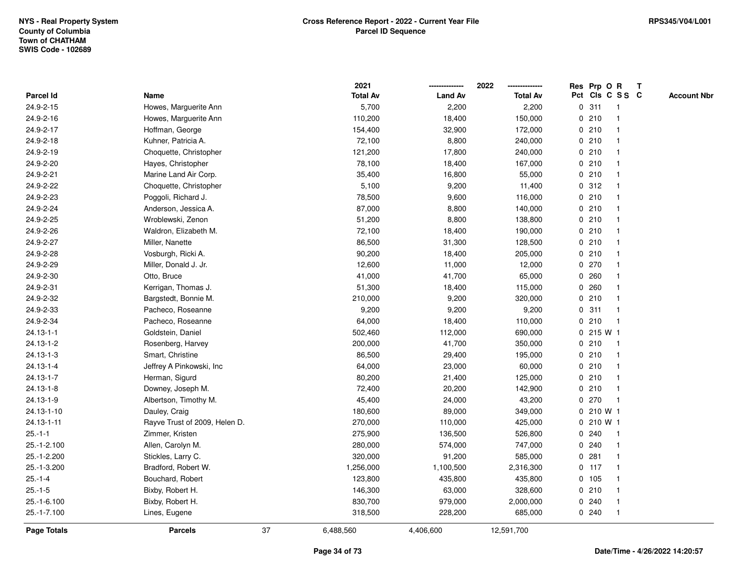NYS - Real Property System
County of Columbia
Town of CHATHAM
SWIS Code - 102689

**Cross Reference Report - 2022 - Current Year File**
**Parcel ID Sequence**

RPS345/V04/L001

| Parcel Id | Name | 2021 Total Av | 2022 Land Av | 2022 Total Av | Res Pct | Prp Cls | O C | R S S | T C | Account Nbr |
|---|---|---|---|---|---|---|---|---|---|---|
| 24.9-2-15 | Howes, Marguerite Ann | 5,700 | 2,200 | 2,200 | 0 | 311 | | 1 | | |
| 24.9-2-16 | Howes, Marguerite Ann | 110,200 | 18,400 | 150,000 | 0 | 210 | | 1 | | |
| 24.9-2-17 | Hoffman, George | 154,400 | 32,900 | 172,000 | 0 | 210 | | 1 | | |
| 24.9-2-18 | Kuhner, Patricia A. | 72,100 | 8,800 | 240,000 | 0 | 210 | | 1 | | |
| 24.9-2-19 | Choquette, Christopher | 121,200 | 17,800 | 240,000 | 0 | 210 | | 1 | | |
| 24.9-2-20 | Hayes, Christopher | 78,100 | 18,400 | 167,000 | 0 | 210 | | 1 | | |
| 24.9-2-21 | Marine Land Air Corp. | 35,400 | 16,800 | 55,000 | 0 | 210 | | 1 | | |
| 24.9-2-22 | Choquette, Christopher | 5,100 | 9,200 | 11,400 | 0 | 312 | | 1 | | |
| 24.9-2-23 | Poggoli, Richard J. | 78,500 | 9,600 | 116,000 | 0 | 210 | | 1 | | |
| 24.9-2-24 | Anderson, Jessica A. | 87,000 | 8,800 | 140,000 | 0 | 210 | | 1 | | |
| 24.9-2-25 | Wroblewski, Zenon | 51,200 | 8,800 | 138,800 | 0 | 210 | | 1 | | |
| 24.9-2-26 | Waldron, Elizabeth M. | 72,100 | 18,400 | 190,000 | 0 | 210 | | 1 | | |
| 24.9-2-27 | Miller, Nanette | 86,500 | 31,300 | 128,500 | 0 | 210 | | 1 | | |
| 24.9-2-28 | Vosburgh, Ricki A. | 90,200 | 18,400 | 205,000 | 0 | 210 | | 1 | | |
| 24.9-2-29 | Miller, Donald J. Jr. | 12,600 | 11,000 | 12,000 | 0 | 270 | | 1 | | |
| 24.9-2-30 | Otto, Bruce | 41,000 | 41,700 | 65,000 | 0 | 260 | | 1 | | |
| 24.9-2-31 | Kerrigan, Thomas J. | 51,300 | 18,400 | 115,000 | 0 | 260 | | 1 | | |
| 24.9-2-32 | Bargstedt, Bonnie M. | 210,000 | 9,200 | 320,000 | 0 | 210 | | 1 | | |
| 24.9-2-33 | Pacheco, Roseanne | 9,200 | 9,200 | 9,200 | 0 | 311 | | 1 | | |
| 24.9-2-34 | Pacheco, Roseanne | 64,000 | 18,400 | 110,000 | 0 | 210 | | 1 | | |
| 24.13-1-1 | Goldstein, Daniel | 502,460 | 112,000 | 690,000 | 0 | 215 | W | 1 | | |
| 24.13-1-2 | Rosenberg, Harvey | 200,000 | 41,700 | 350,000 | 0 | 210 | | 1 | | |
| 24.13-1-3 | Smart, Christine | 86,500 | 29,400 | 195,000 | 0 | 210 | | 1 | | |
| 24.13-1-4 | Jeffrey A Pinkowski, Inc | 64,000 | 23,000 | 60,000 | 0 | 210 | | 1 | | |
| 24.13-1-7 | Herman, Sigurd | 80,200 | 21,400 | 125,000 | 0 | 210 | | 1 | | |
| 24.13-1-8 | Downey, Joseph M. | 72,400 | 20,200 | 142,900 | 0 | 210 | | 1 | | |
| 24.13-1-9 | Albertson, Timothy M. | 45,400 | 24,000 | 43,200 | 0 | 270 | | 1 | | |
| 24.13-1-10 | Dauley, Craig | 180,600 | 89,000 | 349,000 | 0 | 210 | W | 1 | | |
| 24.13-1-11 | Rayve Trust of 2009, Helen D. | 270,000 | 110,000 | 425,000 | 0 | 210 | W | 1 | | |
| 25.-1-1 | Zimmer, Kristen | 275,900 | 136,500 | 526,800 | 0 | 240 | | 1 | | |
| 25.-1-2.100 | Allen, Carolyn M. | 280,000 | 574,000 | 747,000 | 0 | 240 | | 1 | | |
| 25.-1-2.200 | Stickles, Larry C. | 320,000 | 91,200 | 585,000 | 0 | 281 | | 1 | | |
| 25.-1-3.200 | Bradford, Robert W. | 1,256,000 | 1,100,500 | 2,316,300 | 0 | 117 | | 1 | | |
| 25.-1-4 | Bouchard, Robert | 123,800 | 435,800 | 435,800 | 0 | 105 | | 1 | | |
| 25.-1-5 | Bixby, Robert H. | 146,300 | 63,000 | 328,600 | 0 | 210 | | 1 | | |
| 25.-1-6.100 | Bixby, Robert H. | 830,700 | 979,000 | 2,000,000 | 0 | 240 | | 1 | | |
| 25.-1-7.100 | Lines, Eugene | 318,500 | 228,200 | 685,000 | 0 | 240 | | 1 | | |
| **Page Totals** | **Parcels** 37 | 6,488,560 | 4,406,600 | 12,591,700 | | | | | | |

Date/Time - 4/26/2022 14:20:57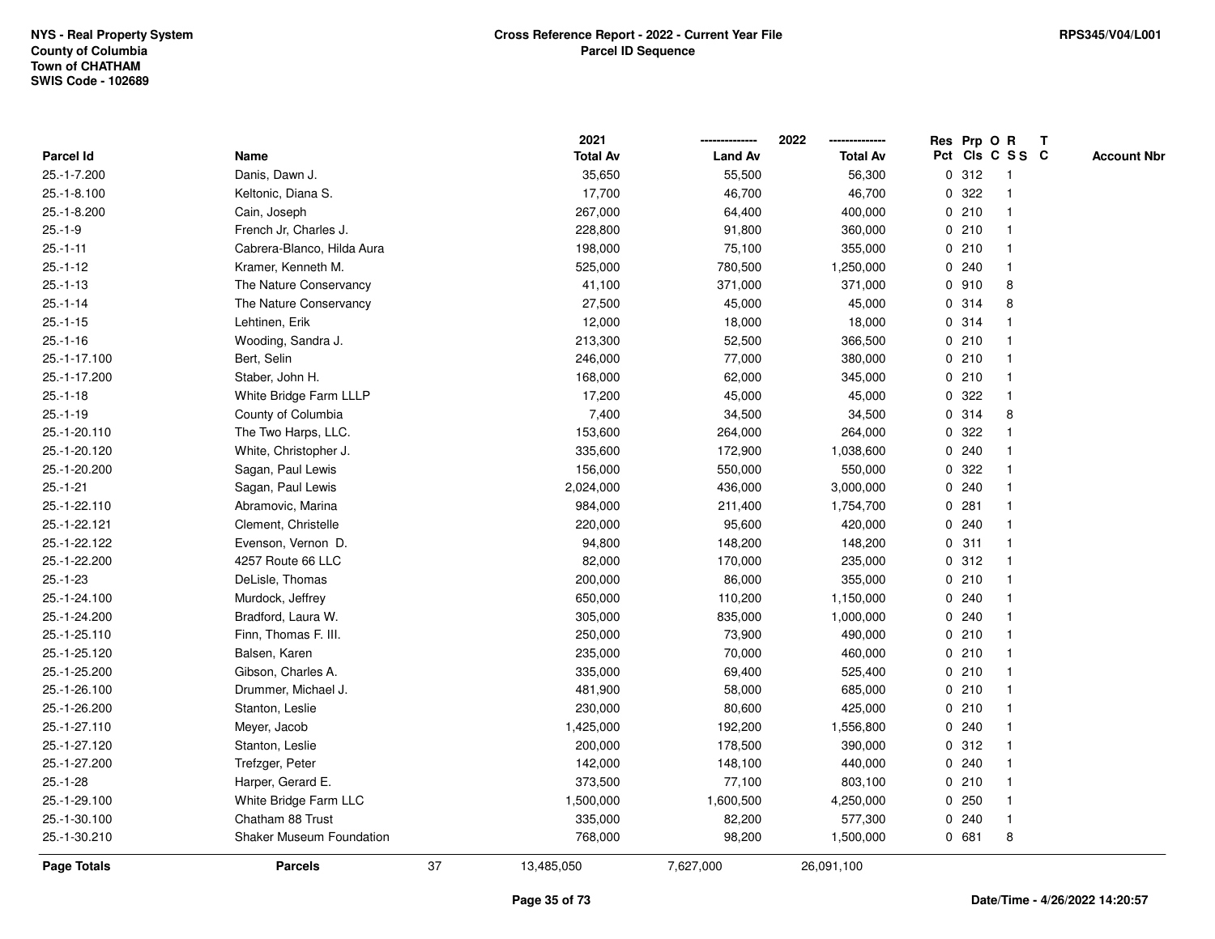NYS - Real Property System
County of Columbia
Town of CHATHAM
SWIS Code - 102689

**Cross Reference Report - 2022 - Current Year File**
**Parcel ID Sequence**

RPS345/V04/L001

| Parcel Id | Name | 2021 Total Av | 2022 Land Av | 2022 Total Av | Res Pct | Prp Cls | O C | R S S | T C | Account Nbr |
|---|---|---|---|---|---|---|---|---|---|---|
| 25.-1-7.200 | Danis, Dawn J. | 35,650 | 55,500 | 56,300 | 0 | 312 | | 1 | | |
| 25.-1-8.100 | Keltonic, Diana S. | 17,700 | 46,700 | 46,700 | 0 | 322 | | 1 | | |
| 25.-1-8.200 | Cain, Joseph | 267,000 | 64,400 | 400,000 | 0 | 210 | | 1 | | |
| 25.-1-9 | French Jr, Charles J. | 228,800 | 91,800 | 360,000 | 0 | 210 | | 1 | | |
| 25.-1-11 | Cabrera-Blanco, Hilda Aura | 198,000 | 75,100 | 355,000 | 0 | 210 | | 1 | | |
| 25.-1-12 | Kramer, Kenneth M. | 525,000 | 780,500 | 1,250,000 | 0 | 240 | | 1 | | |
| 25.-1-13 | The Nature Conservancy | 41,100 | 371,000 | 371,000 | 0 | 910 | | 8 | | |
| 25.-1-14 | The Nature Conservancy | 27,500 | 45,000 | 45,000 | 0 | 314 | | 8 | | |
| 25.-1-15 | Lehtinen, Erik | 12,000 | 18,000 | 18,000 | 0 | 314 | | 1 | | |
| 25.-1-16 | Wooding, Sandra J. | 213,300 | 52,500 | 366,500 | 0 | 210 | | 1 | | |
| 25.-1-17.100 | Bert, Selin | 246,000 | 77,000 | 380,000 | 0 | 210 | | 1 | | |
| 25.-1-17.200 | Staber, John H. | 168,000 | 62,000 | 345,000 | 0 | 210 | | 1 | | |
| 25.-1-18 | White Bridge Farm LLLP | 17,200 | 45,000 | 45,000 | 0 | 322 | | 1 | | |
| 25.-1-19 | County of Columbia | 7,400 | 34,500 | 34,500 | 0 | 314 | | 8 | | |
| 25.-1-20.110 | The Two Harps, LLC. | 153,600 | 264,000 | 264,000 | 0 | 322 | | 1 | | |
| 25.-1-20.120 | White, Christopher J. | 335,600 | 172,900 | 1,038,600 | 0 | 240 | | 1 | | |
| 25.-1-20.200 | Sagan, Paul Lewis | 156,000 | 550,000 | 550,000 | 0 | 322 | | 1 | | |
| 25.-1-21 | Sagan, Paul Lewis | 2,024,000 | 436,000 | 3,000,000 | 0 | 240 | | 1 | | |
| 25.-1-22.110 | Abramovic, Marina | 984,000 | 211,400 | 1,754,700 | 0 | 281 | | 1 | | |
| 25.-1-22.121 | Clement, Christelle | 220,000 | 95,600 | 420,000 | 0 | 240 | | 1 | | |
| 25.-1-22.122 | Evenson, Vernon D. | 94,800 | 148,200 | 148,200 | 0 | 311 | | 1 | | |
| 25.-1-22.200 | 4257 Route 66 LLC | 82,000 | 170,000 | 235,000 | 0 | 312 | | 1 | | |
| 25.-1-23 | DeLisle, Thomas | 200,000 | 86,000 | 355,000 | 0 | 210 | | 1 | | |
| 25.-1-24.100 | Murdock, Jeffrey | 650,000 | 110,200 | 1,150,000 | 0 | 240 | | 1 | | |
| 25.-1-24.200 | Bradford, Laura W. | 305,000 | 835,000 | 1,000,000 | 0 | 240 | | 1 | | |
| 25.-1-25.110 | Finn, Thomas F. III. | 250,000 | 73,900 | 490,000 | 0 | 210 | | 1 | | |
| 25.-1-25.120 | Balsen, Karen | 235,000 | 70,000 | 460,000 | 0 | 210 | | 1 | | |
| 25.-1-25.200 | Gibson, Charles A. | 335,000 | 69,400 | 525,400 | 0 | 210 | | 1 | | |
| 25.-1-26.100 | Drummer, Michael J. | 481,900 | 58,000 | 685,000 | 0 | 210 | | 1 | | |
| 25.-1-26.200 | Stanton, Leslie | 230,000 | 80,600 | 425,000 | 0 | 210 | | 1 | | |
| 25.-1-27.110 | Meyer, Jacob | 1,425,000 | 192,200 | 1,556,800 | 0 | 240 | | 1 | | |
| 25.-1-27.120 | Stanton, Leslie | 200,000 | 178,500 | 390,000 | 0 | 312 | | 1 | | |
| 25.-1-27.200 | Trefzger, Peter | 142,000 | 148,100 | 440,000 | 0 | 240 | | 1 | | |
| 25.-1-28 | Harper, Gerard E. | 373,500 | 77,100 | 803,100 | 0 | 210 | | 1 | | |
| 25.-1-29.100 | White Bridge Farm LLC | 1,500,000 | 1,600,500 | 4,250,000 | 0 | 250 | | 1 | | |
| 25.-1-30.100 | Chatham 88 Trust | 335,000 | 82,200 | 577,300 | 0 | 240 | | 1 | | |
| 25.-1-30.210 | Shaker Museum Foundation | 768,000 | 98,200 | 1,500,000 | 0 | 681 | | 8 | | |
| **Page Totals** | **Parcels** 37 | 13,485,050 | 7,627,000 | 26,091,100 | | | | | | |

Date/Time - 4/26/2022 14:20:57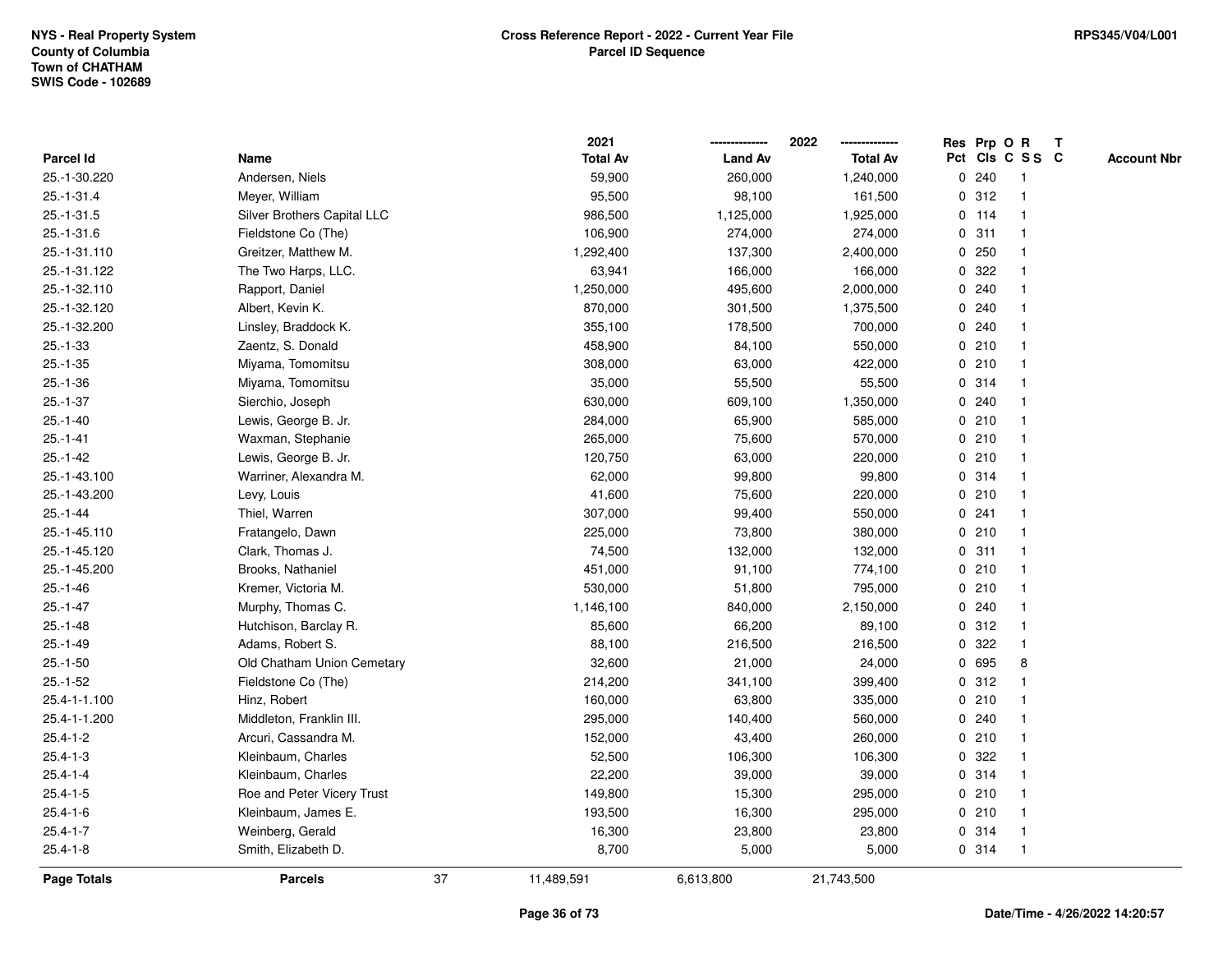NYS - Real Property System
County of Columbia
Town of CHATHAM
SWIS Code - 102689

**Cross Reference Report - 2022 - Current Year File**
**Parcel ID Sequence**

RPS345/V04/L001

| Parcel Id | Name | 2021 Total Av | 2022 Land Av | 2022 Total Av | Res Pct | Prp Cls | O C | R S S | T C | Account Nbr |
|---|---|---|---|---|---|---|---|---|---|---|
| 25.-1-30.220 | Andersen, Niels | 59,900 | 260,000 | 1,240,000 | 0 | 240 | | 1 | | |
| 25.-1-31.4 | Meyer, William | 95,500 | 98,100 | 161,500 | 0 | 312 | | 1 | | |
| 25.-1-31.5 | Silver Brothers Capital LLC | 986,500 | 1,125,000 | 1,925,000 | 0 | 114 | | 1 | | |
| 25.-1-31.6 | Fieldstone Co (The) | 106,900 | 274,000 | 274,000 | 0 | 311 | | 1 | | |
| 25.-1-31.110 | Greitzer, Matthew M. | 1,292,400 | 137,300 | 2,400,000 | 0 | 250 | | 1 | | |
| 25.-1-31.122 | The Two Harps, LLC. | 63,941 | 166,000 | 166,000 | 0 | 322 | | 1 | | |
| 25.-1-32.110 | Rapport, Daniel | 1,250,000 | 495,600 | 2,000,000 | 0 | 240 | | 1 | | |
| 25.-1-32.120 | Albert, Kevin K. | 870,000 | 301,500 | 1,375,500 | 0 | 240 | | 1 | | |
| 25.-1-32.200 | Linsley, Braddock K. | 355,100 | 178,500 | 700,000 | 0 | 240 | | 1 | | |
| 25.-1-33 | Zaentz, S. Donald | 458,900 | 84,100 | 550,000 | 0 | 210 | | 1 | | |
| 25.-1-35 | Miyama, Tomomitsu | 308,000 | 63,000 | 422,000 | 0 | 210 | | 1 | | |
| 25.-1-36 | Miyama, Tomomitsu | 35,000 | 55,500 | 55,500 | 0 | 314 | | 1 | | |
| 25.-1-37 | Sierchio, Joseph | 630,000 | 609,100 | 1,350,000 | 0 | 240 | | 1 | | |
| 25.-1-40 | Lewis, George B. Jr. | 284,000 | 65,900 | 585,000 | 0 | 210 | | 1 | | |
| 25.-1-41 | Waxman, Stephanie | 265,000 | 75,600 | 570,000 | 0 | 210 | | 1 | | |
| 25.-1-42 | Lewis, George B. Jr. | 120,750 | 63,000 | 220,000 | 0 | 210 | | 1 | | |
| 25.-1-43.100 | Warriner, Alexandra M. | 62,000 | 99,800 | 99,800 | 0 | 314 | | 1 | | |
| 25.-1-43.200 | Levy, Louis | 41,600 | 75,600 | 220,000 | 0 | 210 | | 1 | | |
| 25.-1-44 | Thiel, Warren | 307,000 | 99,400 | 550,000 | 0 | 241 | | 1 | | |
| 25.-1-45.110 | Fratangelo, Dawn | 225,000 | 73,800 | 380,000 | 0 | 210 | | 1 | | |
| 25.-1-45.120 | Clark, Thomas J. | 74,500 | 132,000 | 132,000 | 0 | 311 | | 1 | | |
| 25.-1-45.200 | Brooks, Nathaniel | 451,000 | 91,100 | 774,100 | 0 | 210 | | 1 | | |
| 25.-1-46 | Kremer, Victoria M. | 530,000 | 51,800 | 795,000 | 0 | 210 | | 1 | | |
| 25.-1-47 | Murphy, Thomas C. | 1,146,100 | 840,000 | 2,150,000 | 0 | 240 | | 1 | | |
| 25.-1-48 | Hutchison, Barclay R. | 85,600 | 66,200 | 89,100 | 0 | 312 | | 1 | | |
| 25.-1-49 | Adams, Robert S. | 88,100 | 216,500 | 216,500 | 0 | 322 | | 1 | | |
| 25.-1-50 | Old Chatham Union Cemetary | 32,600 | 21,000 | 24,000 | 0 | 695 | | 8 | | |
| 25.-1-52 | Fieldstone Co (The) | 214,200 | 341,100 | 399,400 | 0 | 312 | | 1 | | |
| 25.4-1-1.100 | Hinz, Robert | 160,000 | 63,800 | 335,000 | 0 | 210 | | 1 | | |
| 25.4-1-1.200 | Middleton, Franklin III. | 295,000 | 140,400 | 560,000 | 0 | 240 | | 1 | | |
| 25.4-1-2 | Arcuri, Cassandra M. | 152,000 | 43,400 | 260,000 | 0 | 210 | | 1 | | |
| 25.4-1-3 | Kleinbaum, Charles | 52,500 | 106,300 | 106,300 | 0 | 322 | | 1 | | |
| 25.4-1-4 | Kleinbaum, Charles | 22,200 | 39,000 | 39,000 | 0 | 314 | | 1 | | |
| 25.4-1-5 | Roe and Peter Vicery Trust | 149,800 | 15,300 | 295,000 | 0 | 210 | | 1 | | |
| 25.4-1-6 | Kleinbaum, James E. | 193,500 | 16,300 | 295,000 | 0 | 210 | | 1 | | |
| 25.4-1-7 | Weinberg, Gerald | 16,300 | 23,800 | 23,800 | 0 | 314 | | 1 | | |
| 25.4-1-8 | Smith, Elizabeth D. | 8,700 | 5,000 | 5,000 | 0 | 314 | | 1 | | |
| **Page Totals** | **Parcels** 37 | 11,489,591 | 6,613,800 | 21,743,500 | | | | | | |

Date/Time - 4/26/2022 14:20:57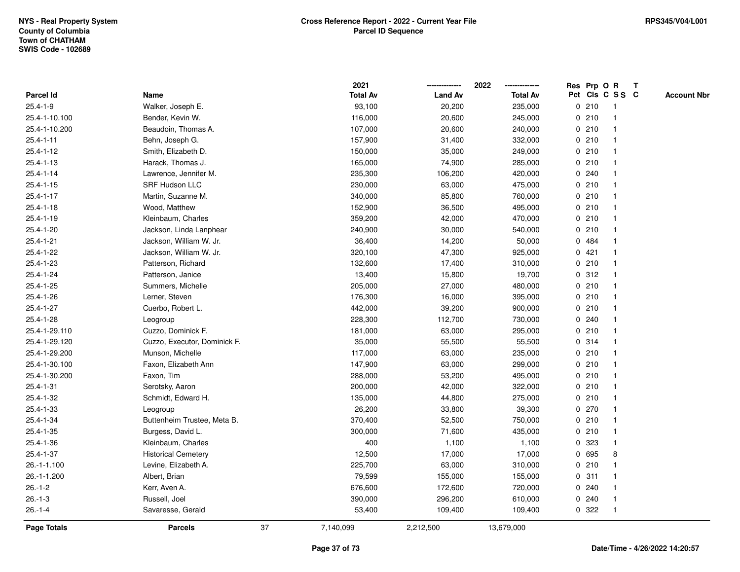NYS - Real Property System
County of Columbia
Town of CHATHAM
SWIS Code - 102689

**Cross Reference Report - 2022 - Current Year File**
**Parcel ID Sequence**

RPS345/V04/L001

| Parcel Id | Name | 2021 Total Av | 2022 Land Av | 2022 Total Av | Res Pct | Prp Cls | O C | R S S | T C | Account Nbr |
|---|---|---|---|---|---|---|---|---|---|---|
| 25.4-1-9 | Walker, Joseph E. | 93,100 | 20,200 | 235,000 | 0 | 210 | | 1 | | |
| 25.4-1-10.100 | Bender, Kevin W. | 116,000 | 20,600 | 245,000 | 0 | 210 | | 1 | | |
| 25.4-1-10.200 | Beaudoin, Thomas A. | 107,000 | 20,600 | 240,000 | 0 | 210 | | 1 | | |
| 25.4-1-11 | Behn, Joseph G. | 157,900 | 31,400 | 332,000 | 0 | 210 | | 1 | | |
| 25.4-1-12 | Smith, Elizabeth D. | 150,000 | 35,000 | 249,000 | 0 | 210 | | 1 | | |
| 25.4-1-13 | Harack, Thomas J. | 165,000 | 74,900 | 285,000 | 0 | 210 | | 1 | | |
| 25.4-1-14 | Lawrence, Jennifer M. | 235,300 | 106,200 | 420,000 | 0 | 240 | | 1 | | |
| 25.4-1-15 | SRF Hudson LLC | 230,000 | 63,000 | 475,000 | 0 | 210 | | 1 | | |
| 25.4-1-17 | Martin, Suzanne M. | 340,000 | 85,800 | 760,000 | 0 | 210 | | 1 | | |
| 25.4-1-18 | Wood, Matthew | 152,900 | 36,500 | 495,000 | 0 | 210 | | 1 | | |
| 25.4-1-19 | Kleinbaum, Charles | 359,200 | 42,000 | 470,000 | 0 | 210 | | 1 | | |
| 25.4-1-20 | Jackson, Linda Lanphear | 240,900 | 30,000 | 540,000 | 0 | 210 | | 1 | | |
| 25.4-1-21 | Jackson, William W. Jr. | 36,400 | 14,200 | 50,000 | 0 | 484 | | 1 | | |
| 25.4-1-22 | Jackson, William W. Jr. | 320,100 | 47,300 | 925,000 | 0 | 421 | | 1 | | |
| 25.4-1-23 | Patterson, Richard | 132,600 | 17,400 | 310,000 | 0 | 210 | | 1 | | |
| 25.4-1-24 | Patterson, Janice | 13,400 | 15,800 | 19,700 | 0 | 312 | | 1 | | |
| 25.4-1-25 | Summers, Michelle | 205,000 | 27,000 | 480,000 | 0 | 210 | | 1 | | |
| 25.4-1-26 | Lerner, Steven | 176,300 | 16,000 | 395,000 | 0 | 210 | | 1 | | |
| 25.4-1-27 | Cuerbo, Robert L. | 442,000 | 39,200 | 900,000 | 0 | 210 | | 1 | | |
| 25.4-1-28 | Leogroup | 228,300 | 112,700 | 730,000 | 0 | 240 | | 1 | | |
| 25.4-1-29.110 | Cuzzo, Dominick F. | 181,000 | 63,000 | 295,000 | 0 | 210 | | 1 | | |
| 25.4-1-29.120 | Cuzzo, Executor, Dominick F. | 35,000 | 55,500 | 55,500 | 0 | 314 | | 1 | | |
| 25.4-1-29.200 | Munson, Michelle | 117,000 | 63,000 | 235,000 | 0 | 210 | | 1 | | |
| 25.4-1-30.100 | Faxon, Elizabeth Ann | 147,900 | 63,000 | 299,000 | 0 | 210 | | 1 | | |
| 25.4-1-30.200 | Faxon, Tim | 288,000 | 53,200 | 495,000 | 0 | 210 | | 1 | | |
| 25.4-1-31 | Serotsky, Aaron | 200,000 | 42,000 | 322,000 | 0 | 210 | | 1 | | |
| 25.4-1-32 | Schmidt, Edward H. | 135,000 | 44,800 | 275,000 | 0 | 210 | | 1 | | |
| 25.4-1-33 | Leogroup | 26,200 | 33,800 | 39,300 | 0 | 270 | | 1 | | |
| 25.4-1-34 | Buttenheim Trustee, Meta B. | 370,400 | 52,500 | 750,000 | 0 | 210 | | 1 | | |
| 25.4-1-35 | Burgess, David L. | 300,000 | 71,600 | 435,000 | 0 | 210 | | 1 | | |
| 25.4-1-36 | Kleinbaum, Charles | 400 | 1,100 | 1,100 | 0 | 323 | | 1 | | |
| 25.4-1-37 | Historical Cemetery | 12,500 | 17,000 | 17,000 | 0 | 695 | | 8 | | |
| 26.-1-1.100 | Levine, Elizabeth A. | 225,700 | 63,000 | 310,000 | 0 | 210 | | 1 | | |
| 26.-1-1.200 | Albert, Brian | 79,599 | 155,000 | 155,000 | 0 | 311 | | 1 | | |
| 26.-1-2 | Kerr, Aven A. | 676,600 | 172,600 | 720,000 | 0 | 240 | | 1 | | |
| 26.-1-3 | Russell, Joel | 390,000 | 296,200 | 610,000 | 0 | 240 | | 1 | | |
| 26.-1-4 | Savaresse, Gerald | 53,400 | 109,400 | 109,400 | 0 | 322 | | 1 | | |
| **Page Totals** | **Parcels** 37 | 7,140,099 | 2,212,500 | 13,679,000 | | | | | | |

Date/Time - 4/26/2022 14:20:57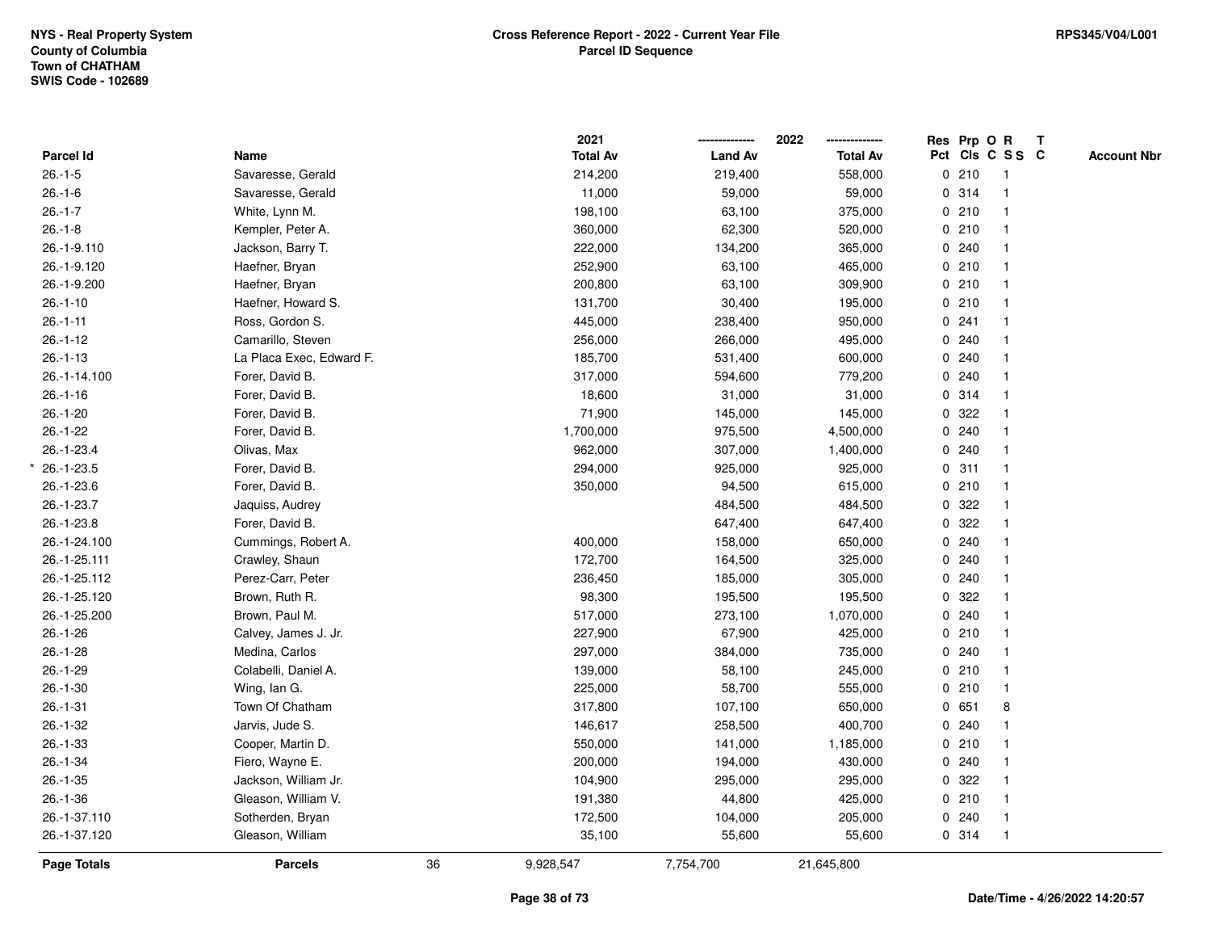NYS - Real Property System
County of Columbia
Town of CHATHAM
SWIS Code - 102689

**Cross Reference Report - 2022 - Current Year File**
**Parcel ID Sequence**

RPS345/V04/L001

| Parcel Id | Name | | 2021 Total Av | 2022 Land Av | 2022 Total Av | Res Pct | Prp Cls | O C | R S S | T C | Account Nbr |
|---|---|---|---|---|---|---|---|---|---|---|---|
| 26.-1-5 | Savaresse, Gerald | | 214,200 | 219,400 | 558,000 | 0 | 210 | | 1 | | |
| 26.-1-6 | Savaresse, Gerald | | 11,000 | 59,000 | 59,000 | 0 | 314 | | 1 | | |
| 26.-1-7 | White, Lynn M. | | 198,100 | 63,100 | 375,000 | 0 | 210 | | 1 | | |
| 26.-1-8 | Kempler, Peter A. | | 360,000 | 62,300 | 520,000 | 0 | 210 | | 1 | | |
| 26.-1-9.110 | Jackson, Barry T. | | 222,000 | 134,200 | 365,000 | 0 | 240 | | 1 | | |
| 26.-1-9.120 | Haefner, Bryan | | 252,900 | 63,100 | 465,000 | 0 | 210 | | 1 | | |
| 26.-1-9.200 | Haefner, Bryan | | 200,800 | 63,100 | 309,900 | 0 | 210 | | 1 | | |
| 26.-1-10 | Haefner, Howard S. | | 131,700 | 30,400 | 195,000 | 0 | 210 | | 1 | | |
| 26.-1-11 | Ross, Gordon S. | | 445,000 | 238,400 | 950,000 | 0 | 241 | | 1 | | |
| 26.-1-12 | Camarillo, Steven | | 256,000 | 266,000 | 495,000 | 0 | 240 | | 1 | | |
| 26.-1-13 | La Placa Exec, Edward F. | | 185,700 | 531,400 | 600,000 | 0 | 240 | | 1 | | |
| 26.-1-14.100 | Forer, David B. | | 317,000 | 594,600 | 779,200 | 0 | 240 | | 1 | | |
| 26.-1-16 | Forer, David B. | | 18,600 | 31,000 | 31,000 | 0 | 314 | | 1 | | |
| 26.-1-20 | Forer, David B. | | 71,900 | 145,000 | 145,000 | 0 | 322 | | 1 | | |
| 26.-1-22 | Forer, David B. | | 1,700,000 | 975,500 | 4,500,000 | 0 | 240 | | 1 | | |
| 26.-1-23.4 | Olivas, Max | | 962,000 | 307,000 | 1,400,000 | 0 | 240 | | 1 | | |
| * 26.-1-23.5 | Forer, David B. | | 294,000 | 925,000 | 925,000 | 0 | 311 | | 1 | | |
| 26.-1-23.6 | Forer, David B. | | 350,000 | 94,500 | 615,000 | 0 | 210 | | 1 | | |
| 26.-1-23.7 | Jaquiss, Audrey | | | 484,500 | 484,500 | 0 | 322 | | 1 | | |
| 26.-1-23.8 | Forer, David B. | | | 647,400 | 647,400 | 0 | 322 | | 1 | | |
| 26.-1-24.100 | Cummings, Robert A. | | 400,000 | 158,000 | 650,000 | 0 | 240 | | 1 | | |
| 26.-1-25.111 | Crawley, Shaun | | 172,700 | 164,500 | 325,000 | 0 | 240 | | 1 | | |
| 26.-1-25.112 | Perez-Carr, Peter | | 236,450 | 185,000 | 305,000 | 0 | 240 | | 1 | | |
| 26.-1-25.120 | Brown, Ruth R. | | 98,300 | 195,500 | 195,500 | 0 | 322 | | 1 | | |
| 26.-1-25.200 | Brown, Paul M. | | 517,000 | 273,100 | 1,070,000 | 0 | 240 | | 1 | | |
| 26.-1-26 | Calvey, James J. Jr. | | 227,900 | 67,900 | 425,000 | 0 | 210 | | 1 | | |
| 26.-1-28 | Medina, Carlos | | 297,000 | 384,000 | 735,000 | 0 | 240 | | 1 | | |
| 26.-1-29 | Colabelli, Daniel A. | | 139,000 | 58,100 | 245,000 | 0 | 210 | | 1 | | |
| 26.-1-30 | Wing, Ian G. | | 225,000 | 58,700 | 555,000 | 0 | 210 | | 1 | | |
| 26.-1-31 | Town Of Chatham | | 317,800 | 107,100 | 650,000 | 0 | 651 | | 8 | | |
| 26.-1-32 | Jarvis, Jude S. | | 146,617 | 258,500 | 400,700 | 0 | 240 | | 1 | | |
| 26.-1-33 | Cooper, Martin D. | | 550,000 | 141,000 | 1,185,000 | 0 | 210 | | 1 | | |
| 26.-1-34 | Fiero, Wayne E. | | 200,000 | 194,000 | 430,000 | 0 | 240 | | 1 | | |
| 26.-1-35 | Jackson, William Jr. | | 104,900 | 295,000 | 295,000 | 0 | 322 | | 1 | | |
| 26.-1-36 | Gleason, William V. | | 191,380 | 44,800 | 425,000 | 0 | 210 | | 1 | | |
| 26.-1-37.110 | Sotherden, Bryan | | 172,500 | 104,000 | 205,000 | 0 | 240 | | 1 | | |
| 26.-1-37.120 | Gleason, William | | 35,100 | 55,600 | 55,600 | 0 | 314 | | 1 | | |
| **Page Totals** | **Parcels** | 36 | 9,928,547 | 7,754,700 | 21,645,800 | | | | | | |

Date/Time - 4/26/2022 14:20:57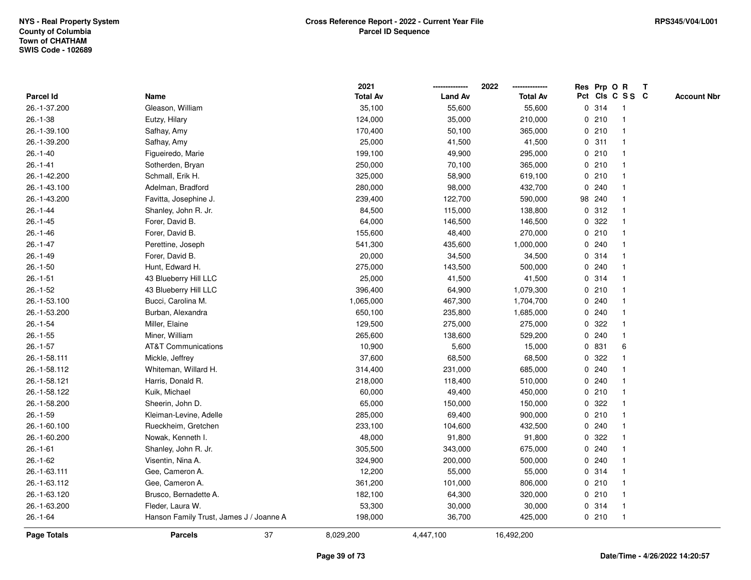NYS - Real Property System
County of Columbia
Town of CHATHAM
SWIS Code - 102689

**Cross Reference Report - 2022 - Current Year File**
**Parcel ID Sequence**

RPS345/V04/L001

| Parcel Id | Name | 2021 Total Av | 2022 Land Av | 2022 Total Av | Res Pct | Prp Cls | O C | R S S | T C | Account Nbr |
|---|---|---|---|---|---|---|---|---|---|---|
| 26.-1-37.200 | Gleason, William | 35,100 | 55,600 | 55,600 | 0 | 314 | | 1 | | |
| 26.-1-38 | Eutzy, Hilary | 124,000 | 35,000 | 210,000 | 0 | 210 | | 1 | | |
| 26.-1-39.100 | Safhay, Amy | 170,400 | 50,100 | 365,000 | 0 | 210 | | 1 | | |
| 26.-1-39.200 | Safhay, Amy | 25,000 | 41,500 | 41,500 | 0 | 311 | | 1 | | |
| 26.-1-40 | Figueiredo, Marie | 199,100 | 49,900 | 295,000 | 0 | 210 | | 1 | | |
| 26.-1-41 | Sotherden, Bryan | 250,000 | 70,100 | 365,000 | 0 | 210 | | 1 | | |
| 26.-1-42.200 | Schmall, Erik H. | 325,000 | 58,900 | 619,100 | 0 | 210 | | 1 | | |
| 26.-1-43.100 | Adelman, Bradford | 280,000 | 98,000 | 432,700 | 0 | 240 | | 1 | | |
| 26.-1-43.200 | Favitta, Josephine J. | 239,400 | 122,700 | 590,000 | 98 | 240 | | 1 | | |
| 26.-1-44 | Shanley, John R. Jr. | 84,500 | 115,000 | 138,800 | 0 | 312 | | 1 | | |
| 26.-1-45 | Forer, David B. | 64,000 | 146,500 | 146,500 | 0 | 322 | | 1 | | |
| 26.-1-46 | Forer, David B. | 155,600 | 48,400 | 270,000 | 0 | 210 | | 1 | | |
| 26.-1-47 | Perettine, Joseph | 541,300 | 435,600 | 1,000,000 | 0 | 240 | | 1 | | |
| 26.-1-49 | Forer, David B. | 20,000 | 34,500 | 34,500 | 0 | 314 | | 1 | | |
| 26.-1-50 | Hunt, Edward H. | 275,000 | 143,500 | 500,000 | 0 | 240 | | 1 | | |
| 26.-1-51 | 43 Blueberry Hill LLC | 25,000 | 41,500 | 41,500 | 0 | 314 | | 1 | | |
| 26.-1-52 | 43 Blueberry Hill LLC | 396,400 | 64,900 | 1,079,300 | 0 | 210 | | 1 | | |
| 26.-1-53.100 | Bucci, Carolina M. | 1,065,000 | 467,300 | 1,704,700 | 0 | 240 | | 1 | | |
| 26.-1-53.200 | Burban, Alexandra | 650,100 | 235,800 | 1,685,000 | 0 | 240 | | 1 | | |
| 26.-1-54 | Miller, Elaine | 129,500 | 275,000 | 275,000 | 0 | 322 | | 1 | | |
| 26.-1-55 | Miner, William | 265,600 | 138,600 | 529,200 | 0 | 240 | | 1 | | |
| 26.-1-57 | AT&T Communications | 10,900 | 5,600 | 15,000 | 0 | 831 | | 6 | | |
| 26.-1-58.111 | Mickle, Jeffrey | 37,600 | 68,500 | 68,500 | 0 | 322 | | 1 | | |
| 26.-1-58.112 | Whiteman, Willard H. | 314,400 | 231,000 | 685,000 | 0 | 240 | | 1 | | |
| 26.-1-58.121 | Harris, Donald R. | 218,000 | 118,400 | 510,000 | 0 | 240 | | 1 | | |
| 26.-1-58.122 | Kuik, Michael | 60,000 | 49,400 | 450,000 | 0 | 210 | | 1 | | |
| 26.-1-58.200 | Sheerin, John D. | 65,000 | 150,000 | 150,000 | 0 | 322 | | 1 | | |
| 26.-1-59 | Kleiman-Levine, Adelle | 285,000 | 69,400 | 900,000 | 0 | 210 | | 1 | | |
| 26.-1-60.100 | Rueckheim, Gretchen | 233,100 | 104,600 | 432,500 | 0 | 240 | | 1 | | |
| 26.-1-60.200 | Nowak, Kenneth I. | 48,000 | 91,800 | 91,800 | 0 | 322 | | 1 | | |
| 26.-1-61 | Shanley, John R. Jr. | 305,500 | 343,000 | 675,000 | 0 | 240 | | 1 | | |
| 26.-1-62 | Visentin, Nina A. | 324,900 | 200,000 | 500,000 | 0 | 240 | | 1 | | |
| 26.-1-63.111 | Gee, Cameron A. | 12,200 | 55,000 | 55,000 | 0 | 314 | | 1 | | |
| 26.-1-63.112 | Gee, Cameron A. | 361,200 | 101,000 | 806,000 | 0 | 210 | | 1 | | |
| 26.-1-63.120 | Brusco, Bernadette A. | 182,100 | 64,300 | 320,000 | 0 | 210 | | 1 | | |
| 26.-1-63.200 | Fleder, Laura W. | 53,300 | 30,000 | 30,000 | 0 | 314 | | 1 | | |
| 26.-1-64 | Hanson Family Trust, James J / Joanne A | 198,000 | 36,700 | 425,000 | 0 | 210 | | 1 | | |
| **Page Totals** | **Parcels** 37 | 8,029,200 | 4,447,100 | 16,492,200 | | | | | | |

Date/Time - 4/26/2022 14:20:57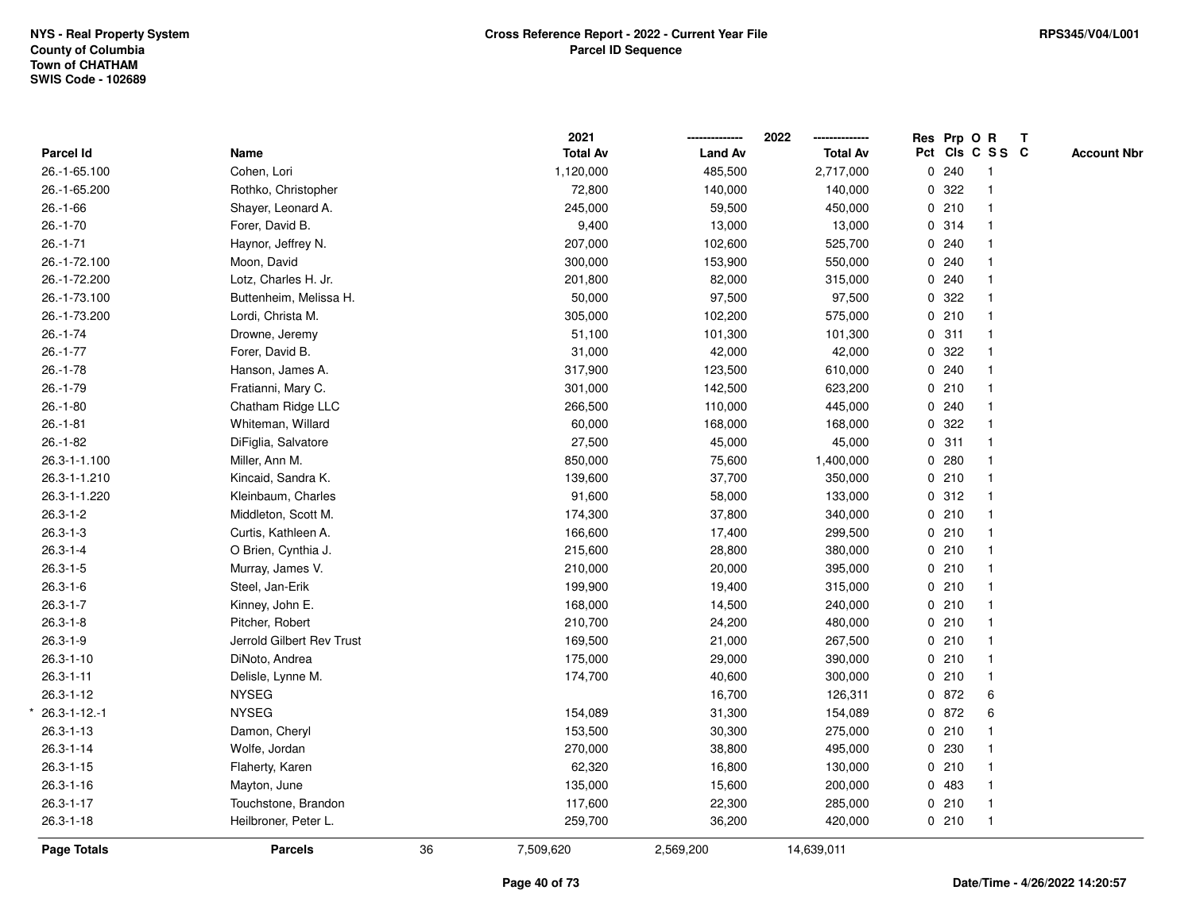NYS - Real Property System
County of Columbia
Town of CHATHAM
SWIS Code - 102689

**Cross Reference Report - 2022 - Current Year File**
**Parcel ID Sequence**

RPS345/V04/L001

| Parcel Id | Name | 2021 Total Av | 2022 Land Av | 2022 Total Av | Res Pct | Prp Cls | O C | R S S | T C | Account Nbr |
|---|---|---|---|---|---|---|---|---|---|---|
| 26.-1-65.100 | Cohen, Lori | 1,120,000 | 485,500 | 2,717,000 | 0 | 240 | | 1 | | |
| 26.-1-65.200 | Rothko, Christopher | 72,800 | 140,000 | 140,000 | 0 | 322 | | 1 | | |
| 26.-1-66 | Shayer, Leonard A. | 245,000 | 59,500 | 450,000 | 0 | 210 | | 1 | | |
| 26.-1-70 | Forer, David B. | 9,400 | 13,000 | 13,000 | 0 | 314 | | 1 | | |
| 26.-1-71 | Haynor, Jeffrey N. | 207,000 | 102,600 | 525,700 | 0 | 240 | | 1 | | |
| 26.-1-72.100 | Moon, David | 300,000 | 153,900 | 550,000 | 0 | 240 | | 1 | | |
| 26.-1-72.200 | Lotz, Charles H. Jr. | 201,800 | 82,000 | 315,000 | 0 | 240 | | 1 | | |
| 26.-1-73.100 | Buttenheim, Melissa H. | 50,000 | 97,500 | 97,500 | 0 | 322 | | 1 | | |
| 26.-1-73.200 | Lordi, Christa M. | 305,000 | 102,200 | 575,000 | 0 | 210 | | 1 | | |
| 26.-1-74 | Drowne, Jeremy | 51,100 | 101,300 | 101,300 | 0 | 311 | | 1 | | |
| 26.-1-77 | Forer, David B. | 31,000 | 42,000 | 42,000 | 0 | 322 | | 1 | | |
| 26.-1-78 | Hanson, James A. | 317,900 | 123,500 | 610,000 | 0 | 240 | | 1 | | |
| 26.-1-79 | Fratianni, Mary C. | 301,000 | 142,500 | 623,200 | 0 | 210 | | 1 | | |
| 26.-1-80 | Chatham Ridge LLC | 266,500 | 110,000 | 445,000 | 0 | 240 | | 1 | | |
| 26.-1-81 | Whiteman, Willard | 60,000 | 168,000 | 168,000 | 0 | 322 | | 1 | | |
| 26.-1-82 | DiFiglia, Salvatore | 27,500 | 45,000 | 45,000 | 0 | 311 | | 1 | | |
| 26.3-1-1.100 | Miller, Ann M. | 850,000 | 75,600 | 1,400,000 | 0 | 280 | | 1 | | |
| 26.3-1-1.210 | Kincaid, Sandra K. | 139,600 | 37,700 | 350,000 | 0 | 210 | | 1 | | |
| 26.3-1-1.220 | Kleinbaum, Charles | 91,600 | 58,000 | 133,000 | 0 | 312 | | 1 | | |
| 26.3-1-2 | Middleton, Scott M. | 174,300 | 37,800 | 340,000 | 0 | 210 | | 1 | | |
| 26.3-1-3 | Curtis, Kathleen A. | 166,600 | 17,400 | 299,500 | 0 | 210 | | 1 | | |
| 26.3-1-4 | O Brien, Cynthia J. | 215,600 | 28,800 | 380,000 | 0 | 210 | | 1 | | |
| 26.3-1-5 | Murray, James V. | 210,000 | 20,000 | 395,000 | 0 | 210 | | 1 | | |
| 26.3-1-6 | Steel, Jan-Erik | 199,900 | 19,400 | 315,000 | 0 | 210 | | 1 | | |
| 26.3-1-7 | Kinney, John E. | 168,000 | 14,500 | 240,000 | 0 | 210 | | 1 | | |
| 26.3-1-8 | Pitcher, Robert | 210,700 | 24,200 | 480,000 | 0 | 210 | | 1 | | |
| 26.3-1-9 | Jerrold Gilbert Rev Trust | 169,500 | 21,000 | 267,500 | 0 | 210 | | 1 | | |
| 26.3-1-10 | DiNoto, Andrea | 175,000 | 29,000 | 390,000 | 0 | 210 | | 1 | | |
| 26.3-1-11 | Delisle, Lynne M. | 174,700 | 40,600 | 300,000 | 0 | 210 | | 1 | | |
| 26.3-1-12 | NYSEG | | 16,700 | 126,311 | 0 | 872 | | 6 | | |
| * 26.3-1-12.-1 | NYSEG | 154,089 | 31,300 | 154,089 | 0 | 872 | | 6 | | |
| 26.3-1-13 | Damon, Cheryl | 153,500 | 30,300 | 275,000 | 0 | 210 | | 1 | | |
| 26.3-1-14 | Wolfe, Jordan | 270,000 | 38,800 | 495,000 | 0 | 230 | | 1 | | |
| 26.3-1-15 | Flaherty, Karen | 62,320 | 16,800 | 130,000 | 0 | 210 | | 1 | | |
| 26.3-1-16 | Mayton, June | 135,000 | 15,600 | 200,000 | 0 | 483 | | 1 | | |
| 26.3-1-17 | Touchstone, Brandon | 117,600 | 22,300 | 285,000 | 0 | 210 | | 1 | | |
| 26.3-1-18 | Heilbroner, Peter L. | 259,700 | 36,200 | 420,000 | 0 | 210 | | 1 | | |
| **Page Totals** | **Parcels** 36 | 7,509,620 | 2,569,200 | 14,639,011 | | | | | | |

Date/Time - 4/26/2022 14:20:57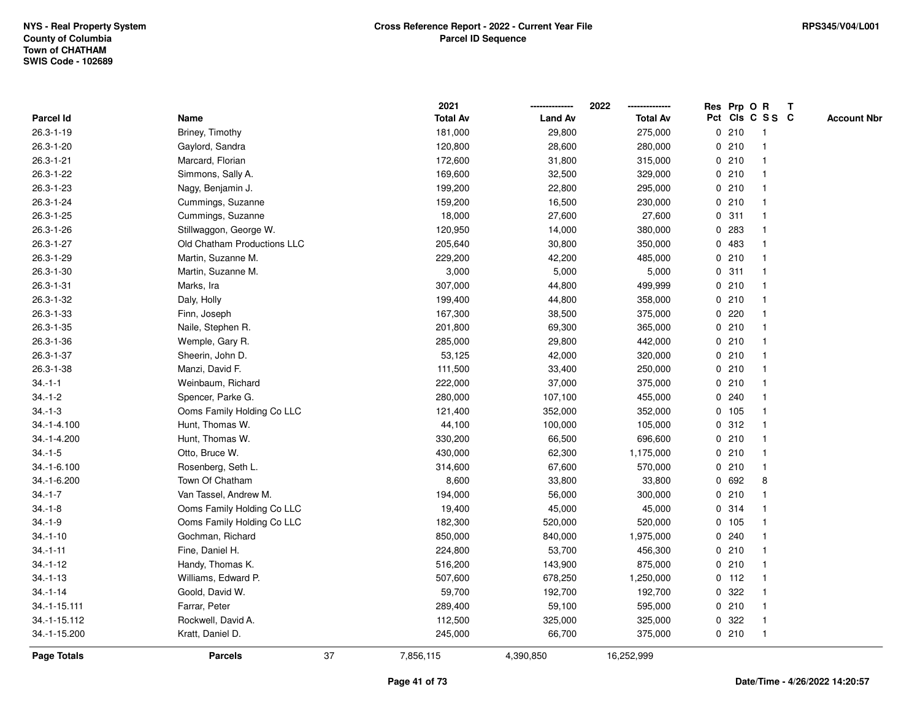NYS - Real Property System
County of Columbia
Town of CHATHAM
SWIS Code - 102689

**Cross Reference Report - 2022 - Current Year File**
**Parcel ID Sequence**

RPS345/V04/L001

| Parcel Id | Name | 2021 Total Av | 2022 Land Av | 2022 Total Av | Res Pct | Prp Cls | O C | R S S | T C | Account Nbr |
|---|---|---|---|---|---|---|---|---|---|---|
| 26.3-1-19 | Briney, Timothy | 181,000 | 29,800 | 275,000 | 0 | 210 | | 1 | | |
| 26.3-1-20 | Gaylord, Sandra | 120,800 | 28,600 | 280,000 | 0 | 210 | | 1 | | |
| 26.3-1-21 | Marcard, Florian | 172,600 | 31,800 | 315,000 | 0 | 210 | | 1 | | |
| 26.3-1-22 | Simmons, Sally A. | 169,600 | 32,500 | 329,000 | 0 | 210 | | 1 | | |
| 26.3-1-23 | Nagy, Benjamin J. | 199,200 | 22,800 | 295,000 | 0 | 210 | | 1 | | |
| 26.3-1-24 | Cummings, Suzanne | 159,200 | 16,500 | 230,000 | 0 | 210 | | 1 | | |
| 26.3-1-25 | Cummings, Suzanne | 18,000 | 27,600 | 27,600 | 0 | 311 | | 1 | | |
| 26.3-1-26 | Stillwaggon, George W. | 120,950 | 14,000 | 380,000 | 0 | 283 | | 1 | | |
| 26.3-1-27 | Old Chatham Productions LLC | 205,640 | 30,800 | 350,000 | 0 | 483 | | 1 | | |
| 26.3-1-29 | Martin, Suzanne M. | 229,200 | 42,200 | 485,000 | 0 | 210 | | 1 | | |
| 26.3-1-30 | Martin, Suzanne M. | 3,000 | 5,000 | 5,000 | 0 | 311 | | 1 | | |
| 26.3-1-31 | Marks, Ira | 307,000 | 44,800 | 499,999 | 0 | 210 | | 1 | | |
| 26.3-1-32 | Daly, Holly | 199,400 | 44,800 | 358,000 | 0 | 210 | | 1 | | |
| 26.3-1-33 | Finn, Joseph | 167,300 | 38,500 | 375,000 | 0 | 220 | | 1 | | |
| 26.3-1-35 | Naile, Stephen R. | 201,800 | 69,300 | 365,000 | 0 | 210 | | 1 | | |
| 26.3-1-36 | Wemple, Gary R. | 285,000 | 29,800 | 442,000 | 0 | 210 | | 1 | | |
| 26.3-1-37 | Sheerin, John D. | 53,125 | 42,000 | 320,000 | 0 | 210 | | 1 | | |
| 26.3-1-38 | Manzi, David F. | 111,500 | 33,400 | 250,000 | 0 | 210 | | 1 | | |
| 34.-1-1 | Weinbaum, Richard | 222,000 | 37,000 | 375,000 | 0 | 210 | | 1 | | |
| 34.-1-2 | Spencer, Parke G. | 280,000 | 107,100 | 455,000 | 0 | 240 | | 1 | | |
| 34.-1-3 | Ooms Family Holding Co LLC | 121,400 | 352,000 | 352,000 | 0 | 105 | | 1 | | |
| 34.-1-4.100 | Hunt, Thomas W. | 44,100 | 100,000 | 105,000 | 0 | 312 | | 1 | | |
| 34.-1-4.200 | Hunt, Thomas W. | 330,200 | 66,500 | 696,600 | 0 | 210 | | 1 | | |
| 34.-1-5 | Otto, Bruce W. | 430,000 | 62,300 | 1,175,000 | 0 | 210 | | 1 | | |
| 34.-1-6.100 | Rosenberg, Seth L. | 314,600 | 67,600 | 570,000 | 0 | 210 | | 1 | | |
| 34.-1-6.200 | Town Of Chatham | 8,600 | 33,800 | 33,800 | 0 | 692 | | 8 | | |
| 34.-1-7 | Van Tassel, Andrew M. | 194,000 | 56,000 | 300,000 | 0 | 210 | | 1 | | |
| 34.-1-8 | Ooms Family Holding Co LLC | 19,400 | 45,000 | 45,000 | 0 | 314 | | 1 | | |
| 34.-1-9 | Ooms Family Holding Co LLC | 182,300 | 520,000 | 520,000 | 0 | 105 | | 1 | | |
| 34.-1-10 | Gochman, Richard | 850,000 | 840,000 | 1,975,000 | 0 | 240 | | 1 | | |
| 34.-1-11 | Fine, Daniel H. | 224,800 | 53,700 | 456,300 | 0 | 210 | | 1 | | |
| 34.-1-12 | Handy, Thomas K. | 516,200 | 143,900 | 875,000 | 0 | 210 | | 1 | | |
| 34.-1-13 | Williams, Edward P. | 507,600 | 678,250 | 1,250,000 | 0 | 112 | | 1 | | |
| 34.-1-14 | Goold, David W. | 59,700 | 192,700 | 192,700 | 0 | 322 | | 1 | | |
| 34.-1-15.111 | Farrar, Peter | 289,400 | 59,100 | 595,000 | 0 | 210 | | 1 | | |
| 34.-1-15.112 | Rockwell, David A. | 112,500 | 325,000 | 325,000 | 0 | 322 | | 1 | | |
| 34.-1-15.200 | Kratt, Daniel D. | 245,000 | 66,700 | 375,000 | 0 | 210 | | 1 | | |
| **Page Totals** | **Parcels** 37 | 7,856,115 | 4,390,850 | 16,252,999 | | | | | | |

Date/Time - 4/26/2022 14:20:57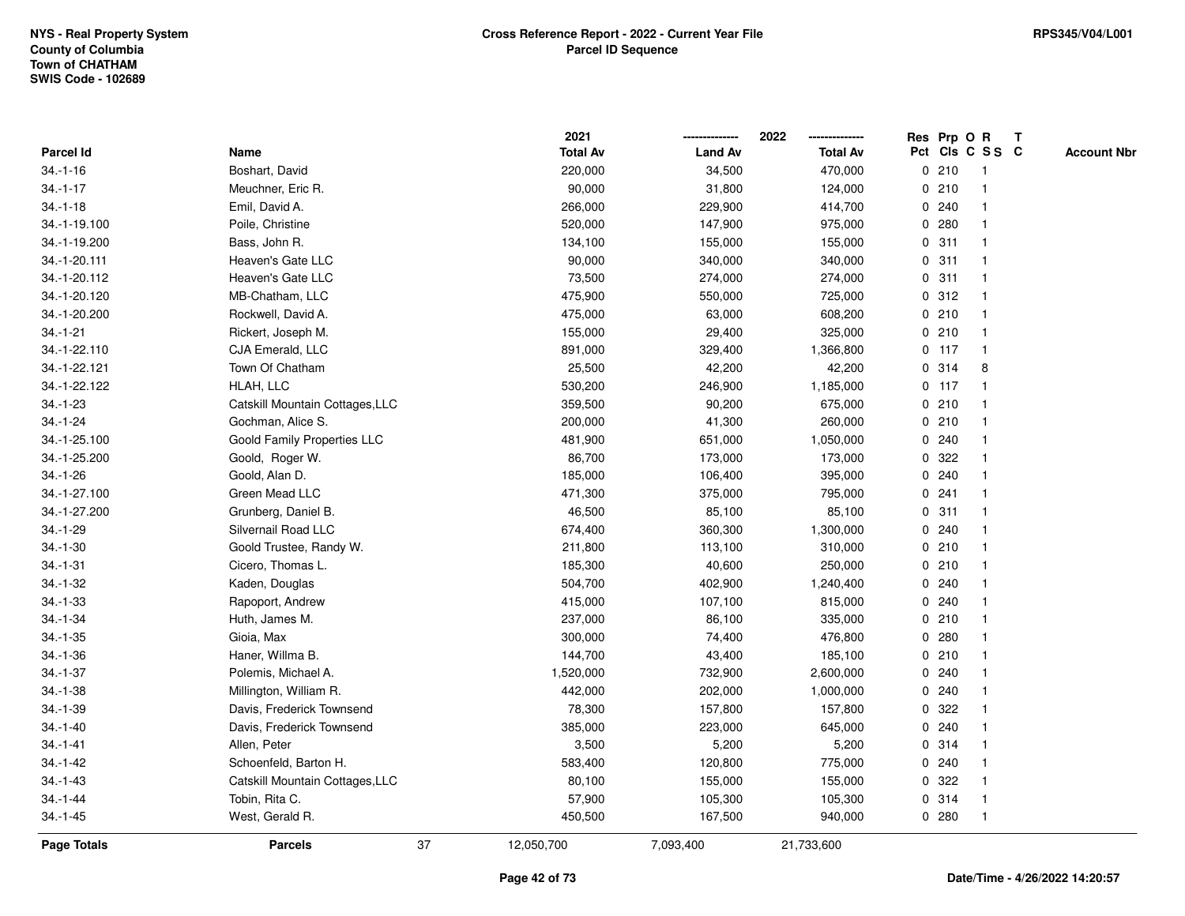NYS - Real Property System
County of Columbia
Town of CHATHAM
SWIS Code - 102689

**Cross Reference Report - 2022 - Current Year File**
**Parcel ID Sequence**

RPS345/V04/L001

| Parcel Id | Name | 2021 Total Av | 2022 Land Av | 2022 Total Av | Res Pct | Prp Cls | O C | R S S | T C | Account Nbr |
|---|---|---|---|---|---|---|---|---|---|---|
| 34.-1-16 | Boshart, David | 220,000 | 34,500 | 470,000 | 0 | 210 | | 1 | | |
| 34.-1-17 | Meuchner, Eric R. | 90,000 | 31,800 | 124,000 | 0 | 210 | | 1 | | |
| 34.-1-18 | Emil, David A. | 266,000 | 229,900 | 414,700 | 0 | 240 | | 1 | | |
| 34.-1-19.100 | Poile, Christine | 520,000 | 147,900 | 975,000 | 0 | 280 | | 1 | | |
| 34.-1-19.200 | Bass, John R. | 134,100 | 155,000 | 155,000 | 0 | 311 | | 1 | | |
| 34.-1-20.111 | Heaven's Gate LLC | 90,000 | 340,000 | 340,000 | 0 | 311 | | 1 | | |
| 34.-1-20.112 | Heaven's Gate LLC | 73,500 | 274,000 | 274,000 | 0 | 311 | | 1 | | |
| 34.-1-20.120 | MB-Chatham, LLC | 475,900 | 550,000 | 725,000 | 0 | 312 | | 1 | | |
| 34.-1-20.200 | Rockwell, David A. | 475,000 | 63,000 | 608,200 | 0 | 210 | | 1 | | |
| 34.-1-21 | Rickert, Joseph M. | 155,000 | 29,400 | 325,000 | 0 | 210 | | 1 | | |
| 34.-1-22.110 | CJA Emerald, LLC | 891,000 | 329,400 | 1,366,800 | 0 | 117 | | 1 | | |
| 34.-1-22.121 | Town Of Chatham | 25,500 | 42,200 | 42,200 | 0 | 314 | | 8 | | |
| 34.-1-22.122 | HLAH, LLC | 530,200 | 246,900 | 1,185,000 | 0 | 117 | | 1 | | |
| 34.-1-23 | Catskill Mountain Cottages,LLC | 359,500 | 90,200 | 675,000 | 0 | 210 | | 1 | | |
| 34.-1-24 | Gochman, Alice S. | 200,000 | 41,300 | 260,000 | 0 | 210 | | 1 | | |
| 34.-1-25.100 | Goold Family Properties LLC | 481,900 | 651,000 | 1,050,000 | 0 | 240 | | 1 | | |
| 34.-1-25.200 | Goold, Roger W. | 86,700 | 173,000 | 173,000 | 0 | 322 | | 1 | | |
| 34.-1-26 | Goold, Alan D. | 185,000 | 106,400 | 395,000 | 0 | 240 | | 1 | | |
| 34.-1-27.100 | Green Mead LLC | 471,300 | 375,000 | 795,000 | 0 | 241 | | 1 | | |
| 34.-1-27.200 | Grunberg, Daniel B. | 46,500 | 85,100 | 85,100 | 0 | 311 | | 1 | | |
| 34.-1-29 | Silvernail Road LLC | 674,400 | 360,300 | 1,300,000 | 0 | 240 | | 1 | | |
| 34.-1-30 | Goold Trustee, Randy W. | 211,800 | 113,100 | 310,000 | 0 | 210 | | 1 | | |
| 34.-1-31 | Cicero, Thomas L. | 185,300 | 40,600 | 250,000 | 0 | 210 | | 1 | | |
| 34.-1-32 | Kaden, Douglas | 504,700 | 402,900 | 1,240,400 | 0 | 240 | | 1 | | |
| 34.-1-33 | Rapoport, Andrew | 415,000 | 107,100 | 815,000 | 0 | 240 | | 1 | | |
| 34.-1-34 | Huth, James M. | 237,000 | 86,100 | 335,000 | 0 | 210 | | 1 | | |
| 34.-1-35 | Gioia, Max | 300,000 | 74,400 | 476,800 | 0 | 280 | | 1 | | |
| 34.-1-36 | Haner, Willma B. | 144,700 | 43,400 | 185,100 | 0 | 210 | | 1 | | |
| 34.-1-37 | Polemis, Michael A. | 1,520,000 | 732,900 | 2,600,000 | 0 | 240 | | 1 | | |
| 34.-1-38 | Millington, William R. | 442,000 | 202,000 | 1,000,000 | 0 | 240 | | 1 | | |
| 34.-1-39 | Davis, Frederick Townsend | 78,300 | 157,800 | 157,800 | 0 | 322 | | 1 | | |
| 34.-1-40 | Davis, Frederick Townsend | 385,000 | 223,000 | 645,000 | 0 | 240 | | 1 | | |
| 34.-1-41 | Allen, Peter | 3,500 | 5,200 | 5,200 | 0 | 314 | | 1 | | |
| 34.-1-42 | Schoenfeld, Barton H. | 583,400 | 120,800 | 775,000 | 0 | 240 | | 1 | | |
| 34.-1-43 | Catskill Mountain Cottages,LLC | 80,100 | 155,000 | 155,000 | 0 | 322 | | 1 | | |
| 34.-1-44 | Tobin, Rita C. | 57,900 | 105,300 | 105,300 | 0 | 314 | | 1 | | |
| 34.-1-45 | West, Gerald R. | 450,500 | 167,500 | 940,000 | 0 | 280 | | 1 | | |
| **Page Totals** | **Parcels** 37 | 12,050,700 | 7,093,400 | 21,733,600 | | | | | | |

**Date/Time - 4/26/2022 14:20:57**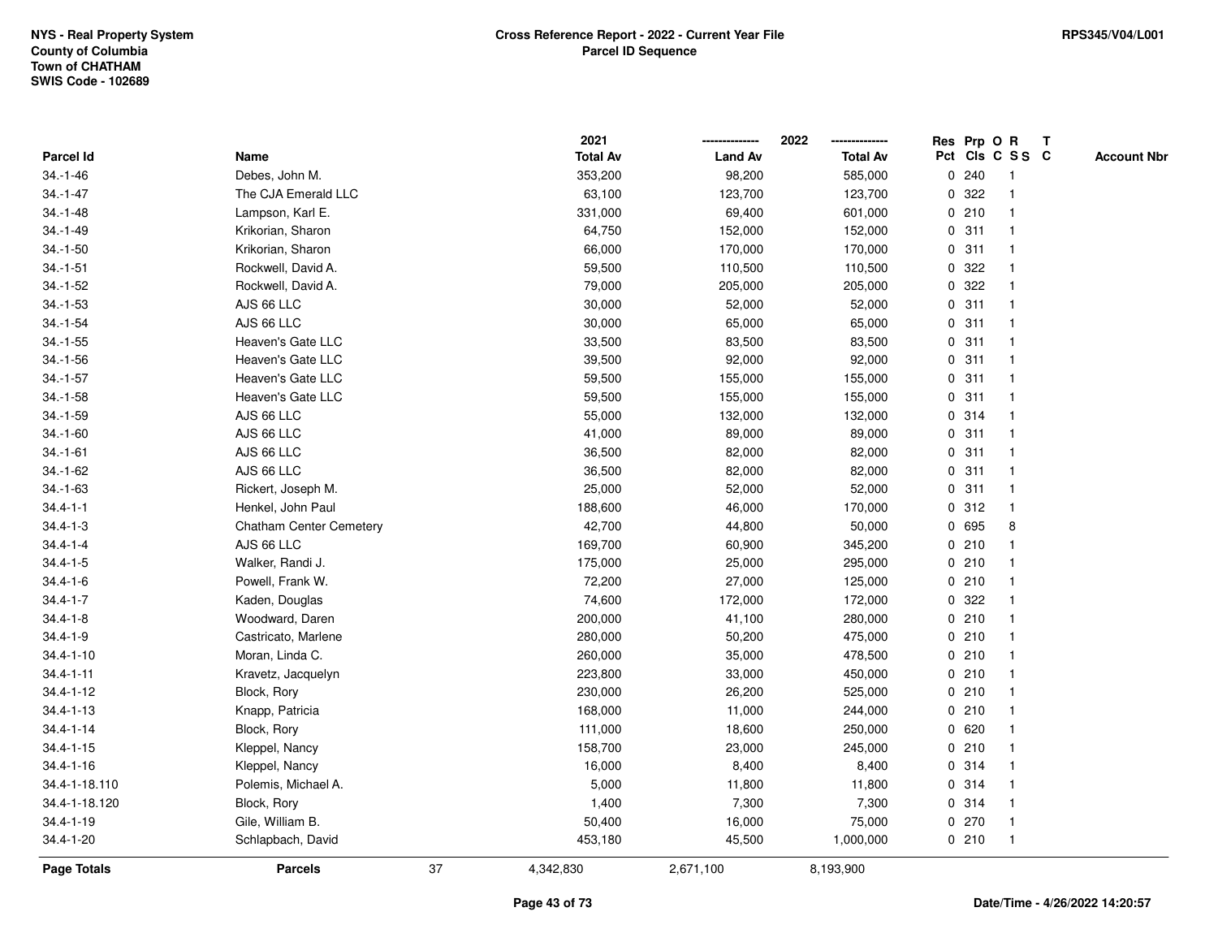NYS - Real Property System
County of Columbia
Town of CHATHAM
SWIS Code - 102689

**Cross Reference Report - 2022 - Current Year File**
**Parcel ID Sequence**

RPS345/V04/L001

| Parcel Id | Name | 2021 Total Av | 2022 Land Av | 2022 Total Av | Res Pct | Prp Cls | O C | R S S | T C | Account Nbr |
|---|---|---|---|---|---|---|---|---|---|---|
| 34.-1-46 | Debes, John M. | 353,200 | 98,200 | 585,000 | 0 | 240 | | 1 | | |
| 34.-1-47 | The CJA Emerald LLC | 63,100 | 123,700 | 123,700 | 0 | 322 | | 1 | | |
| 34.-1-48 | Lampson, Karl E. | 331,000 | 69,400 | 601,000 | 0 | 210 | | 1 | | |
| 34.-1-49 | Krikorian, Sharon | 64,750 | 152,000 | 152,000 | 0 | 311 | | 1 | | |
| 34.-1-50 | Krikorian, Sharon | 66,000 | 170,000 | 170,000 | 0 | 311 | | 1 | | |
| 34.-1-51 | Rockwell, David A. | 59,500 | 110,500 | 110,500 | 0 | 322 | | 1 | | |
| 34.-1-52 | Rockwell, David A. | 79,000 | 205,000 | 205,000 | 0 | 322 | | 1 | | |
| 34.-1-53 | AJS 66 LLC | 30,000 | 52,000 | 52,000 | 0 | 311 | | 1 | | |
| 34.-1-54 | AJS 66 LLC | 30,000 | 65,000 | 65,000 | 0 | 311 | | 1 | | |
| 34.-1-55 | Heaven's Gate LLC | 33,500 | 83,500 | 83,500 | 0 | 311 | | 1 | | |
| 34.-1-56 | Heaven's Gate LLC | 39,500 | 92,000 | 92,000 | 0 | 311 | | 1 | | |
| 34.-1-57 | Heaven's Gate LLC | 59,500 | 155,000 | 155,000 | 0 | 311 | | 1 | | |
| 34.-1-58 | Heaven's Gate LLC | 59,500 | 155,000 | 155,000 | 0 | 311 | | 1 | | |
| 34.-1-59 | AJS 66 LLC | 55,000 | 132,000 | 132,000 | 0 | 314 | | 1 | | |
| 34.-1-60 | AJS 66 LLC | 41,000 | 89,000 | 89,000 | 0 | 311 | | 1 | | |
| 34.-1-61 | AJS 66 LLC | 36,500 | 82,000 | 82,000 | 0 | 311 | | 1 | | |
| 34.-1-62 | AJS 66 LLC | 36,500 | 82,000 | 82,000 | 0 | 311 | | 1 | | |
| 34.-1-63 | Rickert, Joseph M. | 25,000 | 52,000 | 52,000 | 0 | 311 | | 1 | | |
| 34.4-1-1 | Henkel, John Paul | 188,600 | 46,000 | 170,000 | 0 | 312 | | 1 | | |
| 34.4-1-3 | Chatham Center Cemetery | 42,700 | 44,800 | 50,000 | 0 | 695 | | 8 | | |
| 34.4-1-4 | AJS 66 LLC | 169,700 | 60,900 | 345,200 | 0 | 210 | | 1 | | |
| 34.4-1-5 | Walker, Randi J. | 175,000 | 25,000 | 295,000 | 0 | 210 | | 1 | | |
| 34.4-1-6 | Powell, Frank W. | 72,200 | 27,000 | 125,000 | 0 | 210 | | 1 | | |
| 34.4-1-7 | Kaden, Douglas | 74,600 | 172,000 | 172,000 | 0 | 322 | | 1 | | |
| 34.4-1-8 | Woodward, Daren | 200,000 | 41,100 | 280,000 | 0 | 210 | | 1 | | |
| 34.4-1-9 | Castricato, Marlene | 280,000 | 50,200 | 475,000 | 0 | 210 | | 1 | | |
| 34.4-1-10 | Moran, Linda C. | 260,000 | 35,000 | 478,500 | 0 | 210 | | 1 | | |
| 34.4-1-11 | Kravetz, Jacquelyn | 223,800 | 33,000 | 450,000 | 0 | 210 | | 1 | | |
| 34.4-1-12 | Block, Rory | 230,000 | 26,200 | 525,000 | 0 | 210 | | 1 | | |
| 34.4-1-13 | Knapp, Patricia | 168,000 | 11,000 | 244,000 | 0 | 210 | | 1 | | |
| 34.4-1-14 | Block, Rory | 111,000 | 18,600 | 250,000 | 0 | 620 | | 1 | | |
| 34.4-1-15 | Kleppel, Nancy | 158,700 | 23,000 | 245,000 | 0 | 210 | | 1 | | |
| 34.4-1-16 | Kleppel, Nancy | 16,000 | 8,400 | 8,400 | 0 | 314 | | 1 | | |
| 34.4-1-18.110 | Polemis, Michael A. | 5,000 | 11,800 | 11,800 | 0 | 314 | | 1 | | |
| 34.4-1-18.120 | Block, Rory | 1,400 | 7,300 | 7,300 | 0 | 314 | | 1 | | |
| 34.4-1-19 | Gile, William B. | 50,400 | 16,000 | 75,000 | 0 | 270 | | 1 | | |
| 34.4-1-20 | Schlapbach, David | 453,180 | 45,500 | 1,000,000 | 0 | 210 | | 1 | | |
| **Page Totals** | **Parcels** 37 | 4,342,830 | 2,671,100 | 8,193,900 | | | | | | |

Date/Time - 4/26/2022 14:20:57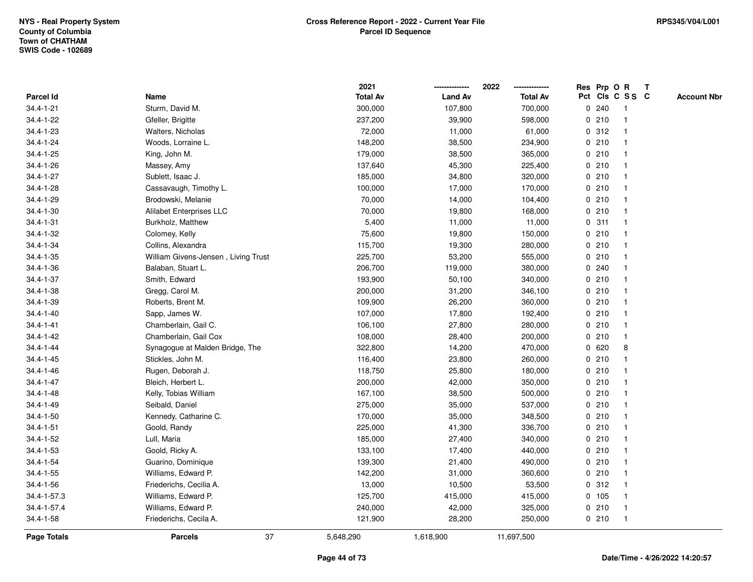NYS - Real Property System
County of Columbia
Town of CHATHAM
SWIS Code - 102689

**Cross Reference Report - 2022 - Current Year File**
**Parcel ID Sequence**

RPS345/V04/L001

| Parcel Id | Name | 2021 Total Av | 2022 Land Av | 2022 Total Av | Res Pct | Prp Cls | O C | R SS | T C | Account Nbr |
|---|---|---|---|---|---|---|---|---|---|---|
| 34.4-1-21 | Sturm, David M. | 300,000 | 107,800 | 700,000 | 0 | 240 | | 1 | | |
| 34.4-1-22 | Gfeller, Brigitte | 237,200 | 39,900 | 598,000 | 0 | 210 | | 1 | | |
| 34.4-1-23 | Walters, Nicholas | 72,000 | 11,000 | 61,000 | 0 | 312 | | 1 | | |
| 34.4-1-24 | Woods, Lorraine L. | 148,200 | 38,500 | 234,900 | 0 | 210 | | 1 | | |
| 34.4-1-25 | King, John M. | 179,000 | 38,500 | 365,000 | 0 | 210 | | 1 | | |
| 34.4-1-26 | Massey, Amy | 137,640 | 45,300 | 225,400 | 0 | 210 | | 1 | | |
| 34.4-1-27 | Sublett, Isaac J. | 185,000 | 34,800 | 320,000 | 0 | 210 | | 1 | | |
| 34.4-1-28 | Cassavaugh, Timothy L. | 100,000 | 17,000 | 170,000 | 0 | 210 | | 1 | | |
| 34.4-1-29 | Brodowski, Melanie | 70,000 | 14,000 | 104,400 | 0 | 210 | | 1 | | |
| 34.4-1-30 | Alilabet Enterprises LLC | 70,000 | 19,800 | 168,000 | 0 | 210 | | 1 | | |
| 34.4-1-31 | Burkholz, Matthew | 5,400 | 11,000 | 11,000 | 0 | 311 | | 1 | | |
| 34.4-1-32 | Colomey, Kelly | 75,600 | 19,800 | 150,000 | 0 | 210 | | 1 | | |
| 34.4-1-34 | Collins, Alexandra | 115,700 | 19,300 | 280,000 | 0 | 210 | | 1 | | |
| 34.4-1-35 | William Givens-Jensen , Living Trust | 225,700 | 53,200 | 555,000 | 0 | 210 | | 1 | | |
| 34.4-1-36 | Balaban, Stuart L. | 206,700 | 119,000 | 380,000 | 0 | 240 | | 1 | | |
| 34.4-1-37 | Smith, Edward | 193,900 | 50,100 | 340,000 | 0 | 210 | | 1 | | |
| 34.4-1-38 | Gregg, Carol M. | 200,000 | 31,200 | 346,100 | 0 | 210 | | 1 | | |
| 34.4-1-39 | Roberts, Brent M. | 109,900 | 26,200 | 360,000 | 0 | 210 | | 1 | | |
| 34.4-1-40 | Sapp, James W. | 107,000 | 17,800 | 192,400 | 0 | 210 | | 1 | | |
| 34.4-1-41 | Chamberlain, Gail C. | 106,100 | 27,800 | 280,000 | 0 | 210 | | 1 | | |
| 34.4-1-42 | Chamberlain, Gail Cox | 108,000 | 28,400 | 200,000 | 0 | 210 | | 1 | | |
| 34.4-1-44 | Synagogue at Malden Bridge, The | 322,800 | 14,200 | 470,000 | 0 | 620 | | 8 | | |
| 34.4-1-45 | Stickles, John M. | 116,400 | 23,800 | 260,000 | 0 | 210 | | 1 | | |
| 34.4-1-46 | Rugen, Deborah J. | 118,750 | 25,800 | 180,000 | 0 | 210 | | 1 | | |
| 34.4-1-47 | Bleich, Herbert L. | 200,000 | 42,000 | 350,000 | 0 | 210 | | 1 | | |
| 34.4-1-48 | Kelly, Tobias William | 167,100 | 38,500 | 500,000 | 0 | 210 | | 1 | | |
| 34.4-1-49 | Seibald, Daniel | 275,000 | 35,000 | 537,000 | 0 | 210 | | 1 | | |
| 34.4-1-50 | Kennedy, Catharine C. | 170,000 | 35,000 | 348,500 | 0 | 210 | | 1 | | |
| 34.4-1-51 | Goold, Randy | 225,000 | 41,300 | 336,700 | 0 | 210 | | 1 | | |
| 34.4-1-52 | Lull, Maria | 185,000 | 27,400 | 340,000 | 0 | 210 | | 1 | | |
| 34.4-1-53 | Goold, Ricky A. | 133,100 | 17,400 | 440,000 | 0 | 210 | | 1 | | |
| 34.4-1-54 | Guarino, Dominique | 139,300 | 21,400 | 490,000 | 0 | 210 | | 1 | | |
| 34.4-1-55 | Williams, Edward P. | 142,200 | 31,000 | 360,600 | 0 | 210 | | 1 | | |
| 34.4-1-56 | Friederichs, Cecilia A. | 13,000 | 10,500 | 53,500 | 0 | 312 | | 1 | | |
| 34.4-1-57.3 | Williams, Edward P. | 125,700 | 415,000 | 415,000 | 0 | 105 | | 1 | | |
| 34.4-1-57.4 | Williams, Edward P. | 240,000 | 42,000 | 325,000 | 0 | 210 | | 1 | | |
| 34.4-1-58 | Friederichs, Cecila A. | 121,900 | 28,200 | 250,000 | 0 | 210 | | 1 | | |
| **Page Totals** | **Parcels** 37 | 5,648,290 | 1,618,900 | 11,697,500 | | | | | | |

Date/Time - 4/26/2022 14:20:57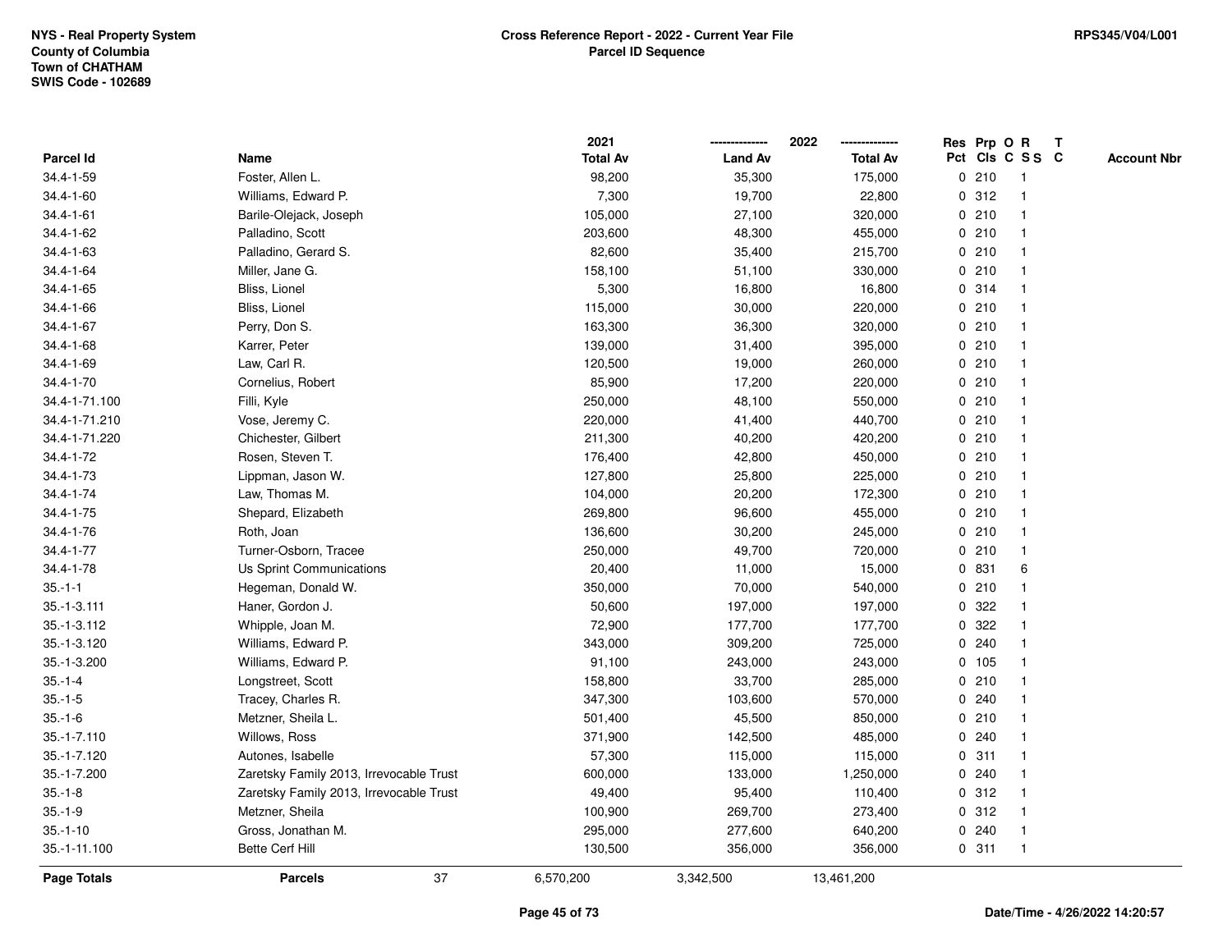NYS - Real Property System
County of Columbia
Town of CHATHAM
SWIS Code - 102689

**Cross Reference Report - 2022 - Current Year File**
**Parcel ID Sequence**

RPS345/V04/L001

| Parcel Id | Name | 2021 Total Av | 2022 Land Av | 2022 Total Av | Res Pct | Prp Cls | O C | R S S | T C | Account Nbr |
|---|---|---|---|---|---|---|---|---|---|---|
| 34.4-1-59 | Foster, Allen L. | 98,200 | 35,300 | 175,000 | 0 | 210 | | 1 | | |
| 34.4-1-60 | Williams, Edward P. | 7,300 | 19,700 | 22,800 | 0 | 312 | | 1 | | |
| 34.4-1-61 | Barile-Olejack, Joseph | 105,000 | 27,100 | 320,000 | 0 | 210 | | 1 | | |
| 34.4-1-62 | Palladino, Scott | 203,600 | 48,300 | 455,000 | 0 | 210 | | 1 | | |
| 34.4-1-63 | Palladino, Gerard S. | 82,600 | 35,400 | 215,700 | 0 | 210 | | 1 | | |
| 34.4-1-64 | Miller, Jane G. | 158,100 | 51,100 | 330,000 | 0 | 210 | | 1 | | |
| 34.4-1-65 | Bliss, Lionel | 5,300 | 16,800 | 16,800 | 0 | 314 | | 1 | | |
| 34.4-1-66 | Bliss, Lionel | 115,000 | 30,000 | 220,000 | 0 | 210 | | 1 | | |
| 34.4-1-67 | Perry, Don S. | 163,300 | 36,300 | 320,000 | 0 | 210 | | 1 | | |
| 34.4-1-68 | Karrer, Peter | 139,000 | 31,400 | 395,000 | 0 | 210 | | 1 | | |
| 34.4-1-69 | Law, Carl R. | 120,500 | 19,000 | 260,000 | 0 | 210 | | 1 | | |
| 34.4-1-70 | Cornelius, Robert | 85,900 | 17,200 | 220,000 | 0 | 210 | | 1 | | |
| 34.4-1-71.100 | Filli, Kyle | 250,000 | 48,100 | 550,000 | 0 | 210 | | 1 | | |
| 34.4-1-71.210 | Vose, Jeremy C. | 220,000 | 41,400 | 440,700 | 0 | 210 | | 1 | | |
| 34.4-1-71.220 | Chichester, Gilbert | 211,300 | 40,200 | 420,200 | 0 | 210 | | 1 | | |
| 34.4-1-72 | Rosen, Steven T. | 176,400 | 42,800 | 450,000 | 0 | 210 | | 1 | | |
| 34.4-1-73 | Lippman, Jason W. | 127,800 | 25,800 | 225,000 | 0 | 210 | | 1 | | |
| 34.4-1-74 | Law, Thomas M. | 104,000 | 20,200 | 172,300 | 0 | 210 | | 1 | | |
| 34.4-1-75 | Shepard, Elizabeth | 269,800 | 96,600 | 455,000 | 0 | 210 | | 1 | | |
| 34.4-1-76 | Roth, Joan | 136,600 | 30,200 | 245,000 | 0 | 210 | | 1 | | |
| 34.4-1-77 | Turner-Osborn, Tracee | 250,000 | 49,700 | 720,000 | 0 | 210 | | 1 | | |
| 34.4-1-78 | Us Sprint Communications | 20,400 | 11,000 | 15,000 | 0 | 831 | | 6 | | |
| 35.-1-1 | Hegeman, Donald W. | 350,000 | 70,000 | 540,000 | 0 | 210 | | 1 | | |
| 35.-1-3.111 | Haner, Gordon J. | 50,600 | 197,000 | 197,000 | 0 | 322 | | 1 | | |
| 35.-1-3.112 | Whipple, Joan M. | 72,900 | 177,700 | 177,700 | 0 | 322 | | 1 | | |
| 35.-1-3.120 | Williams, Edward P. | 343,000 | 309,200 | 725,000 | 0 | 240 | | 1 | | |
| 35.-1-3.200 | Williams, Edward P. | 91,100 | 243,000 | 243,000 | 0 | 105 | | 1 | | |
| 35.-1-4 | Longstreet, Scott | 158,800 | 33,700 | 285,000 | 0 | 210 | | 1 | | |
| 35.-1-5 | Tracey, Charles R. | 347,300 | 103,600 | 570,000 | 0 | 240 | | 1 | | |
| 35.-1-6 | Metzner, Sheila L. | 501,400 | 45,500 | 850,000 | 0 | 210 | | 1 | | |
| 35.-1-7.110 | Willows, Ross | 371,900 | 142,500 | 485,000 | 0 | 240 | | 1 | | |
| 35.-1-7.120 | Autones, Isabelle | 57,300 | 115,000 | 115,000 | 0 | 311 | | 1 | | |
| 35.-1-7.200 | Zaretsky Family 2013, Irrevocable Trust | 600,000 | 133,000 | 1,250,000 | 0 | 240 | | 1 | | |
| 35.-1-8 | Zaretsky Family 2013, Irrevocable Trust | 49,400 | 95,400 | 110,400 | 0 | 312 | | 1 | | |
| 35.-1-9 | Metzner, Sheila | 100,900 | 269,700 | 273,400 | 0 | 312 | | 1 | | |
| 35.-1-10 | Gross, Jonathan M. | 295,000 | 277,600 | 640,200 | 0 | 240 | | 1 | | |
| 35.-1-11.100 | Bette Cerf Hill | 130,500 | 356,000 | 356,000 | 0 | 311 | | 1 | | |
| **Page Totals** | **Parcels** 37 | 6,570,200 | 3,342,500 | 13,461,200 | | | | | | |

Date/Time - 4/26/2022 14:20:57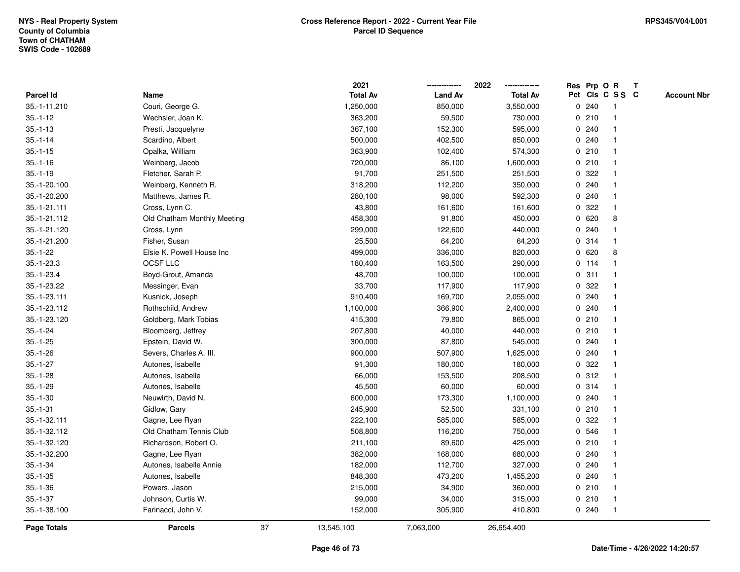NYS - Real Property System
County of Columbia
Town of CHATHAM
SWIS Code - 102689

# Cross Reference Report - 2022 - Current Year File
## Parcel ID Sequence

RPS345/V04/L001

| Parcel Id | Name | 2021 Total Av | 2022 Land Av | 2022 Total Av | Res Pct | Prp Cls | O C | R S S | T C | Account Nbr |
|---|---|---|---|---|---|---|---|---|---|---|
| 35.-1-11.210 | Couri, George G. | 1,250,000 | 850,000 | 3,550,000 | 0 | 240 | | 1 | | |
| 35.-1-12 | Wechsler, Joan K. | 363,200 | 59,500 | 730,000 | 0 | 210 | | 1 | | |
| 35.-1-13 | Presti, Jacquelyne | 367,100 | 152,300 | 595,000 | 0 | 240 | | 1 | | |
| 35.-1-14 | Scardino, Albert | 500,000 | 402,500 | 850,000 | 0 | 240 | | 1 | | |
| 35.-1-15 | Opalka, William | 363,900 | 102,400 | 574,300 | 0 | 210 | | 1 | | |
| 35.-1-16 | Weinberg, Jacob | 720,000 | 86,100 | 1,600,000 | 0 | 210 | | 1 | | |
| 35.-1-19 | Fletcher, Sarah P. | 91,700 | 251,500 | 251,500 | 0 | 322 | | 1 | | |
| 35.-1-20.100 | Weinberg, Kenneth R. | 318,200 | 112,200 | 350,000 | 0 | 240 | | 1 | | |
| 35.-1-20.200 | Matthews, James R. | 280,100 | 98,000 | 592,300 | 0 | 240 | | 1 | | |
| 35.-1-21.111 | Cross, Lynn C. | 43,800 | 161,600 | 161,600 | 0 | 322 | | 1 | | |
| 35.-1-21.112 | Old Chatham Monthly Meeting | 458,300 | 91,800 | 450,000 | 0 | 620 | | 8 | | |
| 35.-1-21.120 | Cross, Lynn | 299,000 | 122,600 | 440,000 | 0 | 240 | | 1 | | |
| 35.-1-21.200 | Fisher, Susan | 25,500 | 64,200 | 64,200 | 0 | 314 | | 1 | | |
| 35.-1-22 | Elsie K. Powell House Inc | 499,000 | 336,000 | 820,000 | 0 | 620 | | 8 | | |
| 35.-1-23.3 | OCSF LLC | 180,400 | 163,500 | 290,000 | 0 | 114 | | 1 | | |
| 35.-1-23.4 | Boyd-Grout, Amanda | 48,700 | 100,000 | 100,000 | 0 | 311 | | 1 | | |
| 35.-1-23.22 | Messinger, Evan | 33,700 | 117,900 | 117,900 | 0 | 322 | | 1 | | |
| 35.-1-23.111 | Kusnick, Joseph | 910,400 | 169,700 | 2,055,000 | 0 | 240 | | 1 | | |
| 35.-1-23.112 | Rothschild, Andrew | 1,100,000 | 366,900 | 2,400,000 | 0 | 240 | | 1 | | |
| 35.-1-23.120 | Goldberg, Mark Tobias | 415,300 | 79,800 | 865,000 | 0 | 210 | | 1 | | |
| 35.-1-24 | Bloomberg, Jeffrey | 207,800 | 40,000 | 440,000 | 0 | 210 | | 1 | | |
| 35.-1-25 | Epstein, David W. | 300,000 | 87,800 | 545,000 | 0 | 240 | | 1 | | |
| 35.-1-26 | Severs, Charles A. III. | 900,000 | 507,900 | 1,625,000 | 0 | 240 | | 1 | | |
| 35.-1-27 | Autones, Isabelle | 91,300 | 180,000 | 180,000 | 0 | 322 | | 1 | | |
| 35.-1-28 | Autones, Isabelle | 66,000 | 153,500 | 208,500 | 0 | 312 | | 1 | | |
| 35.-1-29 | Autones, Isabelle | 45,500 | 60,000 | 60,000 | 0 | 314 | | 1 | | |
| 35.-1-30 | Neuwirth, David N. | 600,000 | 173,300 | 1,100,000 | 0 | 240 | | 1 | | |
| 35.-1-31 | Gidlow, Gary | 245,900 | 52,500 | 331,100 | 0 | 210 | | 1 | | |
| 35.-1-32.111 | Gagne, Lee Ryan | 222,100 | 585,000 | 585,000 | 0 | 322 | | 1 | | |
| 35.-1-32.112 | Old Chatham Tennis Club | 508,800 | 116,200 | 750,000 | 0 | 546 | | 1 | | |
| 35.-1-32.120 | Richardson, Robert O. | 211,100 | 89,600 | 425,000 | 0 | 210 | | 1 | | |
| 35.-1-32.200 | Gagne, Lee Ryan | 382,000 | 168,000 | 680,000 | 0 | 240 | | 1 | | |
| 35.-1-34 | Autones, Isabelle Annie | 182,000 | 112,700 | 327,000 | 0 | 240 | | 1 | | |
| 35.-1-35 | Autones, Isabelle | 848,300 | 473,200 | 1,455,200 | 0 | 240 | | 1 | | |
| 35.-1-36 | Powers, Jason | 215,000 | 34,900 | 360,000 | 0 | 210 | | 1 | | |
| 35.-1-37 | Johnson, Curtis W. | 99,000 | 34,000 | 315,000 | 0 | 210 | | 1 | | |
| 35.-1-38.100 | Farinacci, John V. | 152,000 | 305,900 | 410,800 | 0 | 240 | | 1 | | |
| **Page Totals** | **Parcels** 37 | 13,545,100 | 7,063,000 | 26,654,400 | | | | | | |

Date/Time - 4/26/2022 14:20:57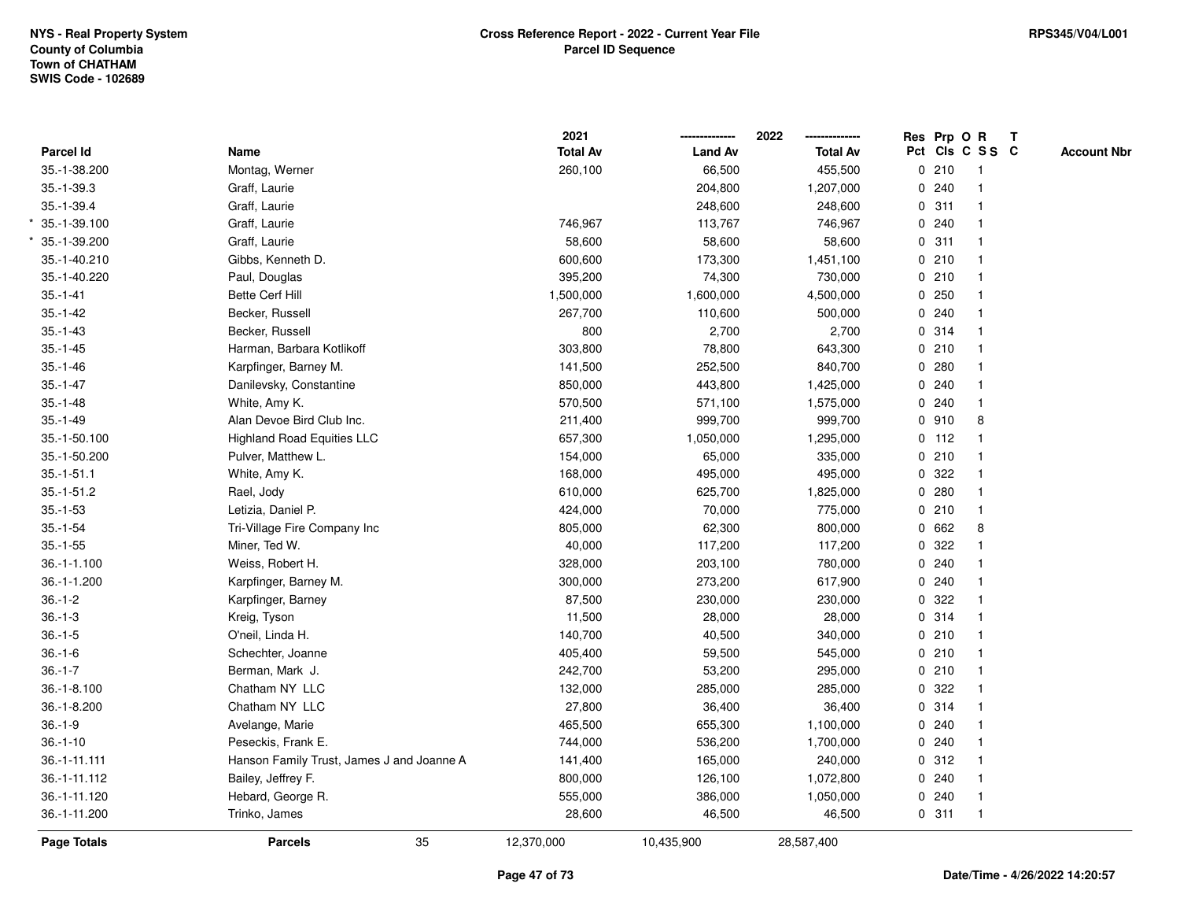NYS - Real Property System
County of Columbia
Town of CHATHAM
SWIS Code - 102689

**Cross Reference Report - 2022 - Current Year File**
**Parcel ID Sequence**

RPS345/V04/L001

| Parcel Id | Name | 2021 Total Av | 2022 Land Av | 2022 Total Av | Res Pct | Prp Cls | O C | R S S | T C | Account Nbr |
|---|---|---|---|---|---|---|---|---|---|---|
| 35.-1-38.200 | Montag, Werner | 260,100 | 66,500 | 455,500 | 0 | 210 | | 1 | | |
| 35.-1-39.3 | Graff, Laurie | | 204,800 | 1,207,000 | 0 | 240 | | 1 | | |
| 35.-1-39.4 | Graff, Laurie | | 248,600 | 248,600 | 0 | 311 | | 1 | | |
| * 35.-1-39.100 | Graff, Laurie | 746,967 | 113,767 | 746,967 | 0 | 240 | | 1 | | |
| * 35.-1-39.200 | Graff, Laurie | 58,600 | 58,600 | 58,600 | 0 | 311 | | 1 | | |
| 35.-1-40.210 | Gibbs, Kenneth D. | 600,600 | 173,300 | 1,451,100 | 0 | 210 | | 1 | | |
| 35.-1-40.220 | Paul, Douglas | 395,200 | 74,300 | 730,000 | 0 | 210 | | 1 | | |
| 35.-1-41 | Bette Cerf Hill | 1,500,000 | 1,600,000 | 4,500,000 | 0 | 250 | | 1 | | |
| 35.-1-42 | Becker, Russell | 267,700 | 110,600 | 500,000 | 0 | 240 | | 1 | | |
| 35.-1-43 | Becker, Russell | 800 | 2,700 | 2,700 | 0 | 314 | | 1 | | |
| 35.-1-45 | Harman, Barbara Kotlikoff | 303,800 | 78,800 | 643,300 | 0 | 210 | | 1 | | |
| 35.-1-46 | Karpfinger, Barney M. | 141,500 | 252,500 | 840,700 | 0 | 280 | | 1 | | |
| 35.-1-47 | Danilevsky, Constantine | 850,000 | 443,800 | 1,425,000 | 0 | 240 | | 1 | | |
| 35.-1-48 | White, Amy K. | 570,500 | 571,100 | 1,575,000 | 0 | 240 | | 1 | | |
| 35.-1-49 | Alan Devoe Bird Club Inc. | 211,400 | 999,700 | 999,700 | 0 | 910 | | 8 | | |
| 35.-1-50.100 | Highland Road Equities LLC | 657,300 | 1,050,000 | 1,295,000 | 0 | 112 | | 1 | | |
| 35.-1-50.200 | Pulver, Matthew L. | 154,000 | 65,000 | 335,000 | 0 | 210 | | 1 | | |
| 35.-1-51.1 | White, Amy K. | 168,000 | 495,000 | 495,000 | 0 | 322 | | 1 | | |
| 35.-1-51.2 | Rael, Jody | 610,000 | 625,700 | 1,825,000 | 0 | 280 | | 1 | | |
| 35.-1-53 | Letizia, Daniel P. | 424,000 | 70,000 | 775,000 | 0 | 210 | | 1 | | |
| 35.-1-54 | Tri-Village Fire Company Inc | 805,000 | 62,300 | 800,000 | 0 | 662 | | 8 | | |
| 35.-1-55 | Miner, Ted W. | 40,000 | 117,200 | 117,200 | 0 | 322 | | 1 | | |
| 36.-1-1.100 | Weiss, Robert H. | 328,000 | 203,100 | 780,000 | 0 | 240 | | 1 | | |
| 36.-1-1.200 | Karpfinger, Barney M. | 300,000 | 273,200 | 617,900 | 0 | 240 | | 1 | | |
| 36.-1-2 | Karpfinger, Barney | 87,500 | 230,000 | 230,000 | 0 | 322 | | 1 | | |
| 36.-1-3 | Kreig, Tyson | 11,500 | 28,000 | 28,000 | 0 | 314 | | 1 | | |
| 36.-1-5 | O'neil, Linda H. | 140,700 | 40,500 | 340,000 | 0 | 210 | | 1 | | |
| 36.-1-6 | Schechter, Joanne | 405,400 | 59,500 | 545,000 | 0 | 210 | | 1 | | |
| 36.-1-7 | Berman, Mark J. | 242,700 | 53,200 | 295,000 | 0 | 210 | | 1 | | |
| 36.-1-8.100 | Chatham NY LLC | 132,000 | 285,000 | 285,000 | 0 | 322 | | 1 | | |
| 36.-1-8.200 | Chatham NY LLC | 27,800 | 36,400 | 36,400 | 0 | 314 | | 1 | | |
| 36.-1-9 | Avelange, Marie | 465,500 | 655,300 | 1,100,000 | 0 | 240 | | 1 | | |
| 36.-1-10 | Peseckis, Frank E. | 744,000 | 536,200 | 1,700,000 | 0 | 240 | | 1 | | |
| 36.-1-11.111 | Hanson Family Trust, James J and Joanne A | 141,400 | 165,000 | 240,000 | 0 | 312 | | 1 | | |
| 36.-1-11.112 | Bailey, Jeffrey F. | 800,000 | 126,100 | 1,072,800 | 0 | 240 | | 1 | | |
| 36.-1-11.120 | Hebard, George R. | 555,000 | 386,000 | 1,050,000 | 0 | 240 | | 1 | | |
| 36.-1-11.200 | Trinko, James | 28,600 | 46,500 | 46,500 | 0 | 311 | | 1 | | |
| **Page Totals** | **Parcels** 35 | 12,370,000 | 10,435,900 | 28,587,400 | | | | | | |

Date/Time - 4/26/2022 14:20:57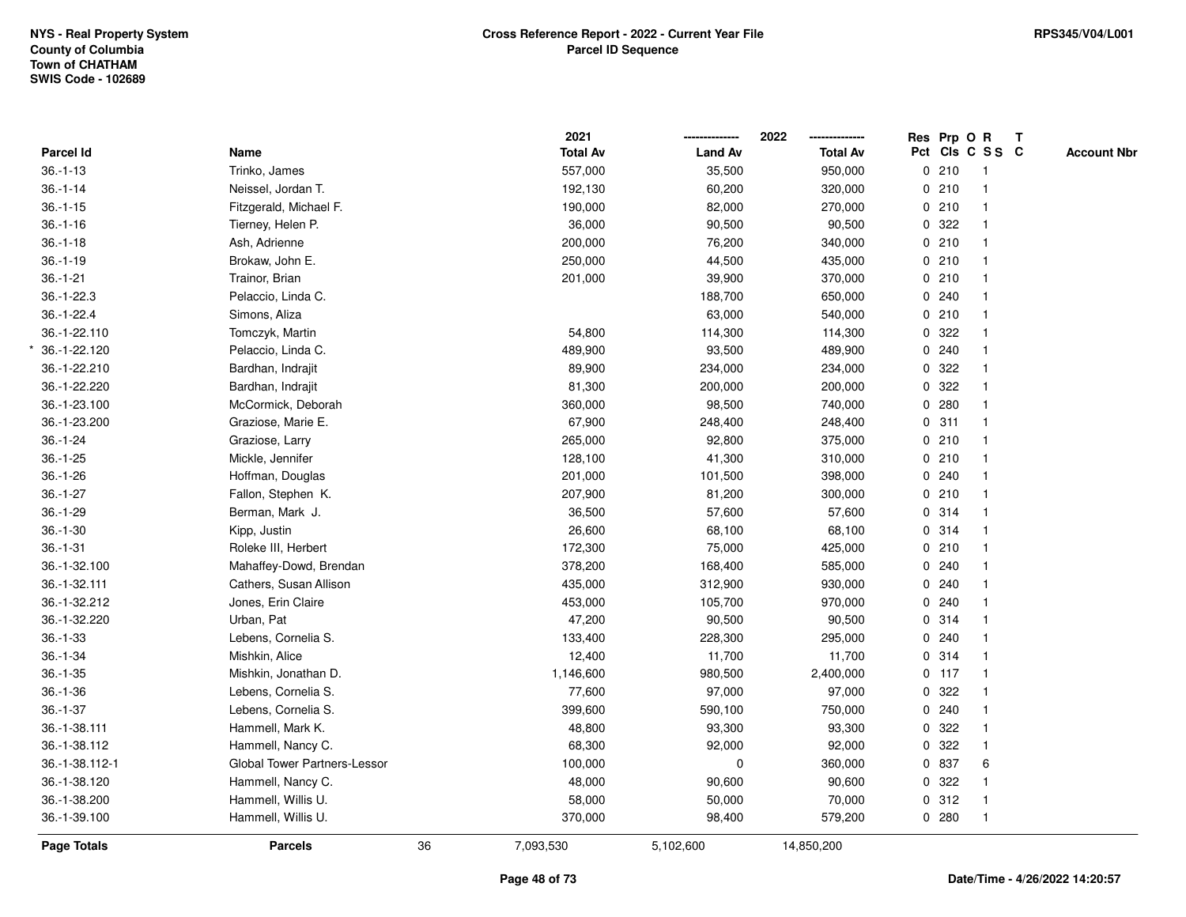NYS - Real Property System
County of Columbia
Town of CHATHAM
SWIS Code - 102689

**Cross Reference Report - 2022 - Current Year File**
**Parcel ID Sequence**

RPS345/V04/L001

| Parcel Id | Name | 2021 Total Av | 2022 Land Av | 2022 Total Av | Res Pct | Prp Cls | O C | R S S | T C | Account Nbr |
|---|---|---|---|---|---|---|---|---|---|---|
| 36.-1-13 | Trinko, James | 557,000 | 35,500 | 950,000 | 0 | 210 | | 1 | | |
| 36.-1-14 | Neissel, Jordan T. | 192,130 | 60,200 | 320,000 | 0 | 210 | | 1 | | |
| 36.-1-15 | Fitzgerald, Michael F. | 190,000 | 82,000 | 270,000 | 0 | 210 | | 1 | | |
| 36.-1-16 | Tierney, Helen P. | 36,000 | 90,500 | 90,500 | 0 | 322 | | 1 | | |
| 36.-1-18 | Ash, Adrienne | 200,000 | 76,200 | 340,000 | 0 | 210 | | 1 | | |
| 36.-1-19 | Brokaw, John E. | 250,000 | 44,500 | 435,000 | 0 | 210 | | 1 | | |
| 36.-1-21 | Trainor, Brian | 201,000 | 39,900 | 370,000 | 0 | 210 | | 1 | | |
| 36.-1-22.3 | Pelaccio, Linda C. | | 188,700 | 650,000 | 0 | 240 | | 1 | | |
| 36.-1-22.4 | Simons, Aliza | | 63,000 | 540,000 | 0 | 210 | | 1 | | |
| 36.-1-22.110 | Tomczyk, Martin | 54,800 | 114,300 | 114,300 | 0 | 322 | | 1 | | |
| * 36.-1-22.120 | Pelaccio, Linda C. | 489,900 | 93,500 | 489,900 | 0 | 240 | | 1 | | |
| 36.-1-22.210 | Bardhan, Indrajit | 89,900 | 234,000 | 234,000 | 0 | 322 | | 1 | | |
| 36.-1-22.220 | Bardhan, Indrajit | 81,300 | 200,000 | 200,000 | 0 | 322 | | 1 | | |
| 36.-1-23.100 | McCormick, Deborah | 360,000 | 98,500 | 740,000 | 0 | 280 | | 1 | | |
| 36.-1-23.200 | Graziose, Marie E. | 67,900 | 248,400 | 248,400 | 0 | 311 | | 1 | | |
| 36.-1-24 | Graziose, Larry | 265,000 | 92,800 | 375,000 | 0 | 210 | | 1 | | |
| 36.-1-25 | Mickle, Jennifer | 128,100 | 41,300 | 310,000 | 0 | 210 | | 1 | | |
| 36.-1-26 | Hoffman, Douglas | 201,000 | 101,500 | 398,000 | 0 | 240 | | 1 | | |
| 36.-1-27 | Fallon, Stephen K. | 207,900 | 81,200 | 300,000 | 0 | 210 | | 1 | | |
| 36.-1-29 | Berman, Mark J. | 36,500 | 57,600 | 57,600 | 0 | 314 | | 1 | | |
| 36.-1-30 | Kipp, Justin | 26,600 | 68,100 | 68,100 | 0 | 314 | | 1 | | |
| 36.-1-31 | Roleke III, Herbert | 172,300 | 75,000 | 425,000 | 0 | 210 | | 1 | | |
| 36.-1-32.100 | Mahaffey-Dowd, Brendan | 378,200 | 168,400 | 585,000 | 0 | 240 | | 1 | | |
| 36.-1-32.111 | Cathers, Susan Allison | 435,000 | 312,900 | 930,000 | 0 | 240 | | 1 | | |
| 36.-1-32.212 | Jones, Erin Claire | 453,000 | 105,700 | 970,000 | 0 | 240 | | 1 | | |
| 36.-1-32.220 | Urban, Pat | 47,200 | 90,500 | 90,500 | 0 | 314 | | 1 | | |
| 36.-1-33 | Lebens, Cornelia S. | 133,400 | 228,300 | 295,000 | 0 | 240 | | 1 | | |
| 36.-1-34 | Mishkin, Alice | 12,400 | 11,700 | 11,700 | 0 | 314 | | 1 | | |
| 36.-1-35 | Mishkin, Jonathan D. | 1,146,600 | 980,500 | 2,400,000 | 0 | 117 | | 1 | | |
| 36.-1-36 | Lebens, Cornelia S. | 77,600 | 97,000 | 97,000 | 0 | 322 | | 1 | | |
| 36.-1-37 | Lebens, Cornelia S. | 399,600 | 590,100 | 750,000 | 0 | 240 | | 1 | | |
| 36.-1-38.111 | Hammell, Mark K. | 48,800 | 93,300 | 93,300 | 0 | 322 | | 1 | | |
| 36.-1-38.112 | Hammell, Nancy C. | 68,300 | 92,000 | 92,000 | 0 | 322 | | 1 | | |
| 36.-1-38.112-1 | Global Tower Partners-Lessor | 100,000 | 0 | 360,000 | 0 | 837 | | 6 | | |
| 36.-1-38.120 | Hammell, Nancy C. | 48,000 | 90,600 | 90,600 | 0 | 322 | | 1 | | |
| 36.-1-38.200 | Hammell, Willis U. | 58,000 | 50,000 | 70,000 | 0 | 312 | | 1 | | |
| 36.-1-39.100 | Hammell, Willis U. | 370,000 | 98,400 | 579,200 | 0 | 280 | | 1 | | |
| **Page Totals** | **Parcels** 36 | 7,093,530 | 5,102,600 | 14,850,200 | | | | | | |

Date/Time - 4/26/2022 14:20:57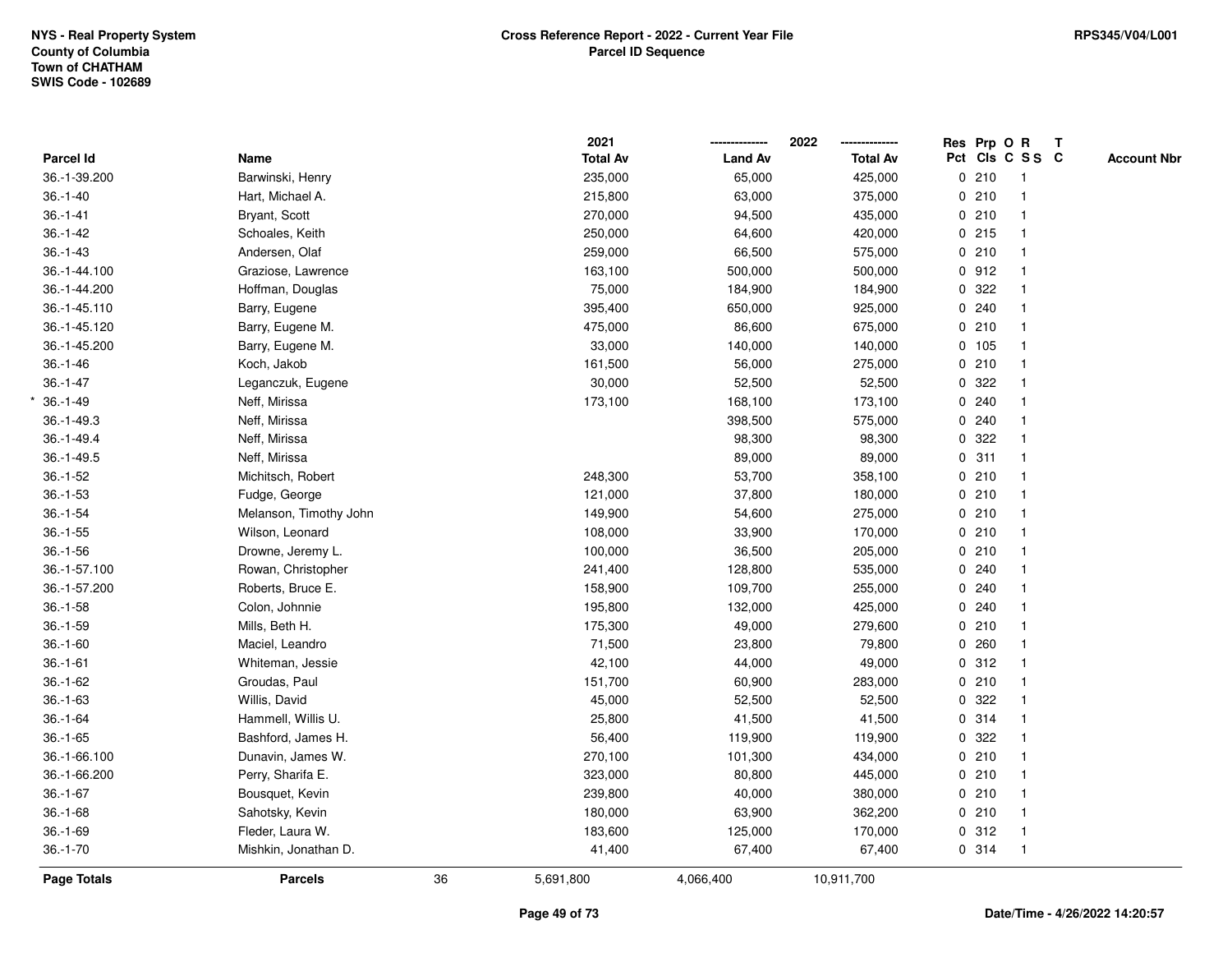NYS - Real Property System
County of Columbia
Town of CHATHAM
SWIS Code - 102689

**Cross Reference Report - 2022 - Current Year File**
**Parcel ID Sequence**

RPS345/V04/L001

| Parcel Id | Name | 2021 Total Av | 2022 Land Av | 2022 Total Av | Res Pct | Prp Cls | O C | R S S | T C | Account Nbr |
|---|---|---|---|---|---|---|---|---|---|---|
| 36.-1-39.200 | Barwinski, Henry | 235,000 | 65,000 | 425,000 | 0 | 210 | | 1 | | |
| 36.-1-40 | Hart, Michael A. | 215,800 | 63,000 | 375,000 | 0 | 210 | | 1 | | |
| 36.-1-41 | Bryant, Scott | 270,000 | 94,500 | 435,000 | 0 | 210 | | 1 | | |
| 36.-1-42 | Schoales, Keith | 250,000 | 64,600 | 420,000 | 0 | 215 | | 1 | | |
| 36.-1-43 | Andersen, Olaf | 259,000 | 66,500 | 575,000 | 0 | 210 | | 1 | | |
| 36.-1-44.100 | Graziose, Lawrence | 163,100 | 500,000 | 500,000 | 0 | 912 | | 1 | | |
| 36.-1-44.200 | Hoffman, Douglas | 75,000 | 184,900 | 184,900 | 0 | 322 | | 1 | | |
| 36.-1-45.110 | Barry, Eugene | 395,400 | 650,000 | 925,000 | 0 | 240 | | 1 | | |
| 36.-1-45.120 | Barry, Eugene M. | 475,000 | 86,600 | 675,000 | 0 | 210 | | 1 | | |
| 36.-1-45.200 | Barry, Eugene M. | 33,000 | 140,000 | 140,000 | 0 | 105 | | 1 | | |
| 36.-1-46 | Koch, Jakob | 161,500 | 56,000 | 275,000 | 0 | 210 | | 1 | | |
| 36.-1-47 | Leganczuk, Eugene | 30,000 | 52,500 | 52,500 | 0 | 322 | | 1 | | |
| * 36.-1-49 | Neff, Mirissa | 173,100 | 168,100 | 173,100 | 0 | 240 | | 1 | | |
| 36.-1-49.3 | Neff, Mirissa | | 398,500 | 575,000 | 0 | 240 | | 1 | | |
| 36.-1-49.4 | Neff, Mirissa | | 98,300 | 98,300 | 0 | 322 | | 1 | | |
| 36.-1-49.5 | Neff, Mirissa | | 89,000 | 89,000 | 0 | 311 | | 1 | | |
| 36.-1-52 | Michitsch, Robert | 248,300 | 53,700 | 358,100 | 0 | 210 | | 1 | | |
| 36.-1-53 | Fudge, George | 121,000 | 37,800 | 180,000 | 0 | 210 | | 1 | | |
| 36.-1-54 | Melanson, Timothy John | 149,900 | 54,600 | 275,000 | 0 | 210 | | 1 | | |
| 36.-1-55 | Wilson, Leonard | 108,000 | 33,900 | 170,000 | 0 | 210 | | 1 | | |
| 36.-1-56 | Drowne, Jeremy L. | 100,000 | 36,500 | 205,000 | 0 | 210 | | 1 | | |
| 36.-1-57.100 | Rowan, Christopher | 241,400 | 128,800 | 535,000 | 0 | 240 | | 1 | | |
| 36.-1-57.200 | Roberts, Bruce E. | 158,900 | 109,700 | 255,000 | 0 | 240 | | 1 | | |
| 36.-1-58 | Colon, Johnnie | 195,800 | 132,000 | 425,000 | 0 | 240 | | 1 | | |
| 36.-1-59 | Mills, Beth H. | 175,300 | 49,000 | 279,600 | 0 | 210 | | 1 | | |
| 36.-1-60 | Maciel, Leandro | 71,500 | 23,800 | 79,800 | 0 | 260 | | 1 | | |
| 36.-1-61 | Whiteman, Jessie | 42,100 | 44,000 | 49,000 | 0 | 312 | | 1 | | |
| 36.-1-62 | Groudas, Paul | 151,700 | 60,900 | 283,000 | 0 | 210 | | 1 | | |
| 36.-1-63 | Willis, David | 45,000 | 52,500 | 52,500 | 0 | 322 | | 1 | | |
| 36.-1-64 | Hammell, Willis U. | 25,800 | 41,500 | 41,500 | 0 | 314 | | 1 | | |
| 36.-1-65 | Bashford, James H. | 56,400 | 119,900 | 119,900 | 0 | 322 | | 1 | | |
| 36.-1-66.100 | Dunavin, James W. | 270,100 | 101,300 | 434,000 | 0 | 210 | | 1 | | |
| 36.-1-66.200 | Perry, Sharifa E. | 323,000 | 80,800 | 445,000 | 0 | 210 | | 1 | | |
| 36.-1-67 | Bousquet, Kevin | 239,800 | 40,000 | 380,000 | 0 | 210 | | 1 | | |
| 36.-1-68 | Sahotsky, Kevin | 180,000 | 63,900 | 362,200 | 0 | 210 | | 1 | | |
| 36.-1-69 | Fleder, Laura W. | 183,600 | 125,000 | 170,000 | 0 | 312 | | 1 | | |
| 36.-1-70 | Mishkin, Jonathan D. | 41,400 | 67,400 | 67,400 | 0 | 314 | | 1 | | |
| **Page Totals** | **Parcels** 36 | 5,691,800 | 4,066,400 | 10,911,700 | | | | | | |

Date/Time - 4/26/2022 14:20:57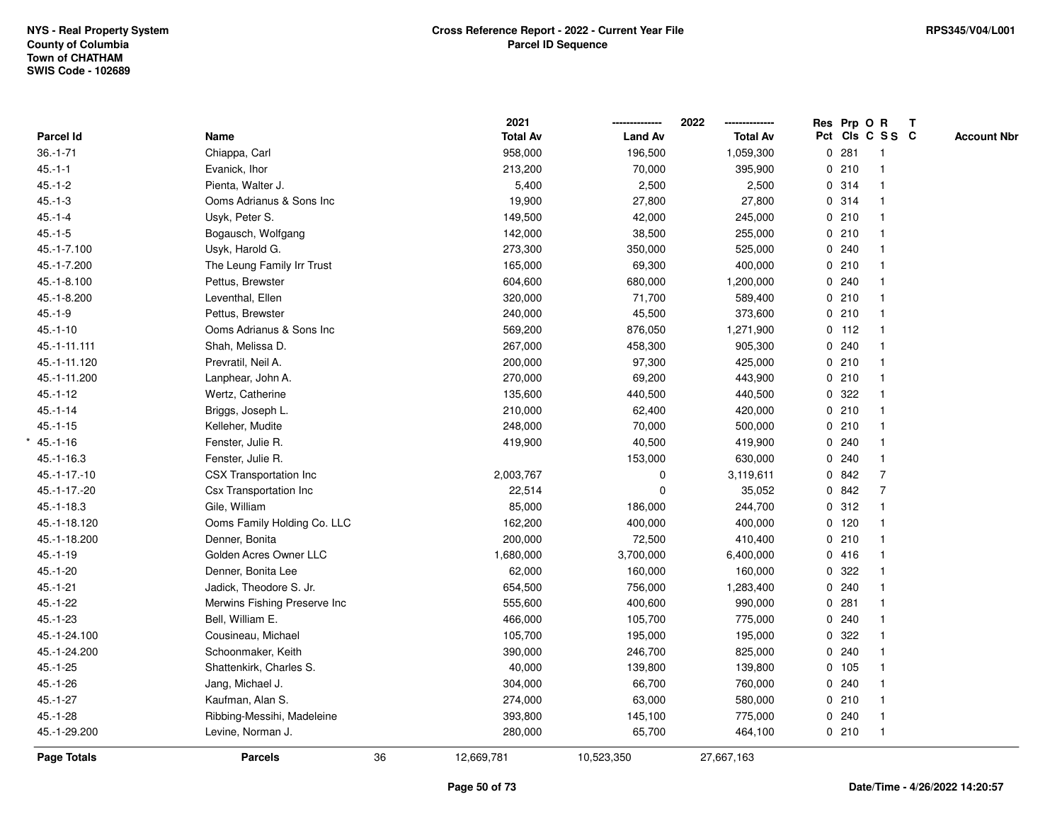NYS - Real Property System
County of Columbia
Town of CHATHAM
SWIS Code - 102689

**Cross Reference Report - 2022 - Current Year File**
**Parcel ID Sequence**

RPS345/V04/L001

| Parcel Id | Name | 2021 Total Av | 2022 Land Av | 2022 Total Av | Res Pct | Prp Cls | O C | R SS | T C | Account Nbr |
|---|---|---|---|---|---|---|---|---|---|---|
| 36.-1-71 | Chiappa, Carl | 958,000 | 196,500 | 1,059,300 | 0 | 281 | | 1 | | |
| 45.-1-1 | Evanick, Ihor | 213,200 | 70,000 | 395,900 | 0 | 210 | | 1 | | |
| 45.-1-2 | Pienta, Walter J. | 5,400 | 2,500 | 2,500 | 0 | 314 | | 1 | | |
| 45.-1-3 | Ooms Adrianus & Sons Inc | 19,900 | 27,800 | 27,800 | 0 | 314 | | 1 | | |
| 45.-1-4 | Usyk, Peter S. | 149,500 | 42,000 | 245,000 | 0 | 210 | | 1 | | |
| 45.-1-5 | Bogausch, Wolfgang | 142,000 | 38,500 | 255,000 | 0 | 210 | | 1 | | |
| 45.-1-7.100 | Usyk, Harold G. | 273,300 | 350,000 | 525,000 | 0 | 240 | | 1 | | |
| 45.-1-7.200 | The Leung Family Irr Trust | 165,000 | 69,300 | 400,000 | 0 | 210 | | 1 | | |
| 45.-1-8.100 | Pettus, Brewster | 604,600 | 680,000 | 1,200,000 | 0 | 240 | | 1 | | |
| 45.-1-8.200 | Leventhal, Ellen | 320,000 | 71,700 | 589,400 | 0 | 210 | | 1 | | |
| 45.-1-9 | Pettus, Brewster | 240,000 | 45,500 | 373,600 | 0 | 210 | | 1 | | |
| 45.-1-10 | Ooms Adrianus & Sons Inc | 569,200 | 876,050 | 1,271,900 | 0 | 112 | | 1 | | |
| 45.-1-11.111 | Shah, Melissa D. | 267,000 | 458,300 | 905,300 | 0 | 240 | | 1 | | |
| 45.-1-11.120 | Prevratil, Neil A. | 200,000 | 97,300 | 425,000 | 0 | 210 | | 1 | | |
| 45.-1-11.200 | Lanphear, John A. | 270,000 | 69,200 | 443,900 | 0 | 210 | | 1 | | |
| 45.-1-12 | Wertz, Catherine | 135,600 | 440,500 | 440,500 | 0 | 322 | | 1 | | |
| 45.-1-14 | Briggs, Joseph L. | 210,000 | 62,400 | 420,000 | 0 | 210 | | 1 | | |
| 45.-1-15 | Kelleher, Mudite | 248,000 | 70,000 | 500,000 | 0 | 210 | | 1 | | |
| * 45.-1-16 | Fenster, Julie R. | 419,900 | 40,500 | 419,900 | 0 | 240 | | 1 | | |
| 45.-1-16.3 | Fenster, Julie R. | | 153,000 | 630,000 | 0 | 240 | | 1 | | |
| 45.-1-17.-10 | CSX Transportation Inc | 2,003,767 | 0 | 3,119,611 | 0 | 842 | | 7 | | |
| 45.-1-17.-20 | Csx Transportation Inc | 22,514 | 0 | 35,052 | 0 | 842 | | 7 | | |
| 45.-1-18.3 | Gile, William | 85,000 | 186,000 | 244,700 | 0 | 312 | | 1 | | |
| 45.-1-18.120 | Ooms Family Holding Co. LLC | 162,200 | 400,000 | 400,000 | 0 | 120 | | 1 | | |
| 45.-1-18.200 | Denner, Bonita | 200,000 | 72,500 | 410,400 | 0 | 210 | | 1 | | |
| 45.-1-19 | Golden Acres Owner LLC | 1,680,000 | 3,700,000 | 6,400,000 | 0 | 416 | | 1 | | |
| 45.-1-20 | Denner, Bonita Lee | 62,000 | 160,000 | 160,000 | 0 | 322 | | 1 | | |
| 45.-1-21 | Jadick, Theodore S. Jr. | 654,500 | 756,000 | 1,283,400 | 0 | 240 | | 1 | | |
| 45.-1-22 | Merwins Fishing Preserve Inc | 555,600 | 400,600 | 990,000 | 0 | 281 | | 1 | | |
| 45.-1-23 | Bell, William E. | 466,000 | 105,700 | 775,000 | 0 | 240 | | 1 | | |
| 45.-1-24.100 | Cousineau, Michael | 105,700 | 195,000 | 195,000 | 0 | 322 | | 1 | | |
| 45.-1-24.200 | Schoonmaker, Keith | 390,000 | 246,700 | 825,000 | 0 | 240 | | 1 | | |
| 45.-1-25 | Shattenkirk, Charles S. | 40,000 | 139,800 | 139,800 | 0 | 105 | | 1 | | |
| 45.-1-26 | Jang, Michael J. | 304,000 | 66,700 | 760,000 | 0 | 240 | | 1 | | |
| 45.-1-27 | Kaufman, Alan S. | 274,000 | 63,000 | 580,000 | 0 | 210 | | 1 | | |
| 45.-1-28 | Ribbing-Messihi, Madeleine | 393,800 | 145,100 | 775,000 | 0 | 240 | | 1 | | |
| 45.-1-29.200 | Levine, Norman J. | 280,000 | 65,700 | 464,100 | 0 | 210 | | 1 | | |
| **Page Totals** | **Parcels** 36 | 12,669,781 | 10,523,350 | 27,667,163 | | | | | | |

Date/Time - 4/26/2022 14:20:57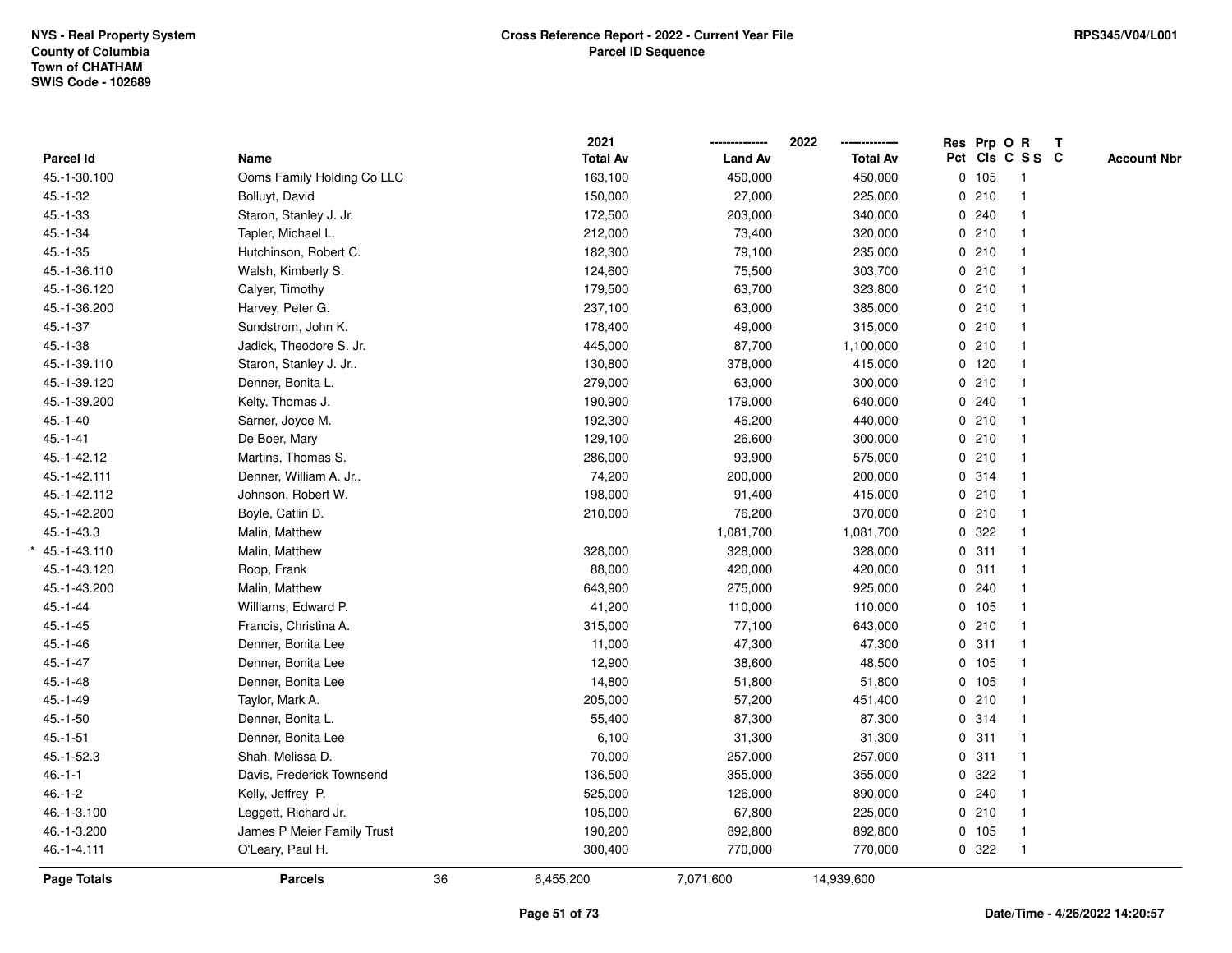NYS - Real Property System
County of Columbia
Town of CHATHAM
SWIS Code - 102689

**Cross Reference Report - 2022 - Current Year File**
**Parcel ID Sequence**

RPS345/V04/L001

| Parcel Id | Name | 2021 Total Av | 2022 Land Av | 2022 Total Av | Res Pct | Prp Cls | O C | R S S | T C | Account Nbr |
|---|---|---|---|---|---|---|---|---|---|---|
| 45.-1-30.100 | Ooms Family Holding Co LLC | 163,100 | 450,000 | 450,000 | 0 | 105 | | 1 | | |
| 45.-1-32 | Bolluyt, David | 150,000 | 27,000 | 225,000 | 0 | 210 | | 1 | | |
| 45.-1-33 | Staron, Stanley J. Jr. | 172,500 | 203,000 | 340,000 | 0 | 240 | | 1 | | |
| 45.-1-34 | Tapler, Michael L. | 212,000 | 73,400 | 320,000 | 0 | 210 | | 1 | | |
| 45.-1-35 | Hutchinson, Robert C. | 182,300 | 79,100 | 235,000 | 0 | 210 | | 1 | | |
| 45.-1-36.110 | Walsh, Kimberly S. | 124,600 | 75,500 | 303,700 | 0 | 210 | | 1 | | |
| 45.-1-36.120 | Calyer, Timothy | 179,500 | 63,700 | 323,800 | 0 | 210 | | 1 | | |
| 45.-1-36.200 | Harvey, Peter G. | 237,100 | 63,000 | 385,000 | 0 | 210 | | 1 | | |
| 45.-1-37 | Sundstrom, John K. | 178,400 | 49,000 | 315,000 | 0 | 210 | | 1 | | |
| 45.-1-38 | Jadick, Theodore S. Jr. | 445,000 | 87,700 | 1,100,000 | 0 | 210 | | 1 | | |
| 45.-1-39.110 | Staron, Stanley J. Jr.. | 130,800 | 378,000 | 415,000 | 0 | 120 | | 1 | | |
| 45.-1-39.120 | Denner, Bonita L. | 279,000 | 63,000 | 300,000 | 0 | 210 | | 1 | | |
| 45.-1-39.200 | Kelty, Thomas J. | 190,900 | 179,000 | 640,000 | 0 | 240 | | 1 | | |
| 45.-1-40 | Sarner, Joyce M. | 192,300 | 46,200 | 440,000 | 0 | 210 | | 1 | | |
| 45.-1-41 | De Boer, Mary | 129,100 | 26,600 | 300,000 | 0 | 210 | | 1 | | |
| 45.-1-42.12 | Martins, Thomas S. | 286,000 | 93,900 | 575,000 | 0 | 210 | | 1 | | |
| 45.-1-42.111 | Denner, William A. Jr.. | 74,200 | 200,000 | 200,000 | 0 | 314 | | 1 | | |
| 45.-1-42.112 | Johnson, Robert W. | 198,000 | 91,400 | 415,000 | 0 | 210 | | 1 | | |
| 45.-1-42.200 | Boyle, Catlin D. | 210,000 | 76,200 | 370,000 | 0 | 210 | | 1 | | |
| 45.-1-43.3 | Malin, Matthew | | 1,081,700 | 1,081,700 | 0 | 322 | | 1 | | |
| * 45.-1-43.110 | Malin, Matthew | 328,000 | 328,000 | 328,000 | 0 | 311 | | 1 | | |
| 45.-1-43.120 | Roop, Frank | 88,000 | 420,000 | 420,000 | 0 | 311 | | 1 | | |
| 45.-1-43.200 | Malin, Matthew | 643,900 | 275,000 | 925,000 | 0 | 240 | | 1 | | |
| 45.-1-44 | Williams, Edward P. | 41,200 | 110,000 | 110,000 | 0 | 105 | | 1 | | |
| 45.-1-45 | Francis, Christina A. | 315,000 | 77,100 | 643,000 | 0 | 210 | | 1 | | |
| 45.-1-46 | Denner, Bonita Lee | 11,000 | 47,300 | 47,300 | 0 | 311 | | 1 | | |
| 45.-1-47 | Denner, Bonita Lee | 12,900 | 38,600 | 48,500 | 0 | 105 | | 1 | | |
| 45.-1-48 | Denner, Bonita Lee | 14,800 | 51,800 | 51,800 | 0 | 105 | | 1 | | |
| 45.-1-49 | Taylor, Mark A. | 205,000 | 57,200 | 451,400 | 0 | 210 | | 1 | | |
| 45.-1-50 | Denner, Bonita L. | 55,400 | 87,300 | 87,300 | 0 | 314 | | 1 | | |
| 45.-1-51 | Denner, Bonita Lee | 6,100 | 31,300 | 31,300 | 0 | 311 | | 1 | | |
| 45.-1-52.3 | Shah, Melissa D. | 70,000 | 257,000 | 257,000 | 0 | 311 | | 1 | | |
| 46.-1-1 | Davis, Frederick Townsend | 136,500 | 355,000 | 355,000 | 0 | 322 | | 1 | | |
| 46.-1-2 | Kelly, Jeffrey P. | 525,000 | 126,000 | 890,000 | 0 | 240 | | 1 | | |
| 46.-1-3.100 | Leggett, Richard Jr. | 105,000 | 67,800 | 225,000 | 0 | 210 | | 1 | | |
| 46.-1-3.200 | James P Meier Family Trust | 190,200 | 892,800 | 892,800 | 0 | 105 | | 1 | | |
| 46.-1-4.111 | O'Leary, Paul H. | 300,400 | 770,000 | 770,000 | 0 | 322 | | 1 | | |
| **Page Totals** | **Parcels** 36 | 6,455,200 | 7,071,600 | 14,939,600 | | | | | | |

Date/Time - 4/26/2022 14:20:57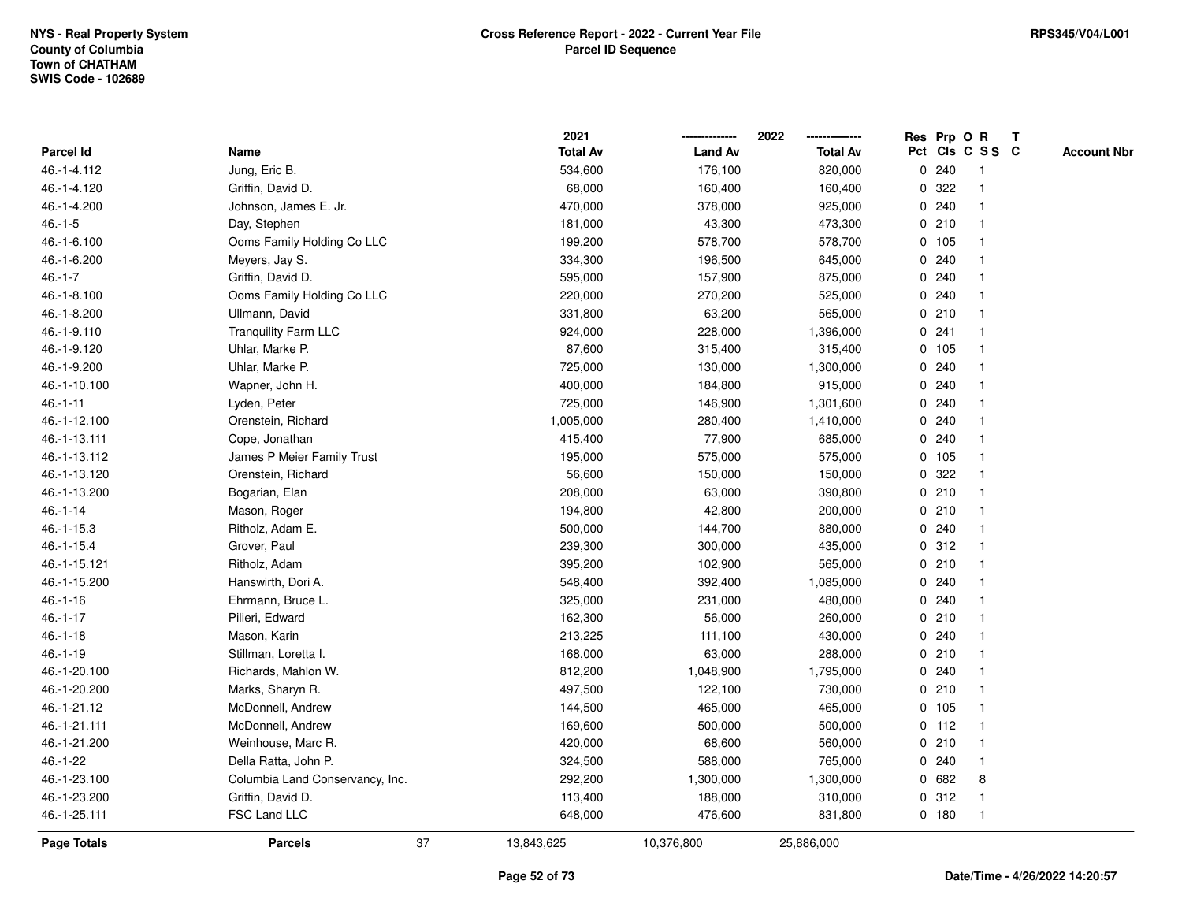NYS - Real Property System
County of Columbia
Town of CHATHAM
SWIS Code - 102689

# Cross Reference Report - 2022 - Current Year File
## Parcel ID Sequence

RPS345/V04/L001

| Parcel Id | Name | 2021 Total Av | 2022 Land Av | 2022 Total Av | Res Pct | Prp Cls | O C | R SS | T C | Account Nbr |
|---|---|---|---|---|---|---|---|---|---|---|
| 46.-1-4.112 | Jung, Eric B. | 534,600 | 176,100 | 820,000 | 0 | 240 | | 1 | | |
| 46.-1-4.120 | Griffin, David D. | 68,000 | 160,400 | 160,400 | 0 | 322 | | 1 | | |
| 46.-1-4.200 | Johnson, James E. Jr. | 470,000 | 378,000 | 925,000 | 0 | 240 | | 1 | | |
| 46.-1-5 | Day, Stephen | 181,000 | 43,300 | 473,300 | 0 | 210 | | 1 | | |
| 46.-1-6.100 | Ooms Family Holding Co LLC | 199,200 | 578,700 | 578,700 | 0 | 105 | | 1 | | |
| 46.-1-6.200 | Meyers, Jay S. | 334,300 | 196,500 | 645,000 | 0 | 240 | | 1 | | |
| 46.-1-7 | Griffin, David D. | 595,000 | 157,900 | 875,000 | 0 | 240 | | 1 | | |
| 46.-1-8.100 | Ooms Family Holding Co LLC | 220,000 | 270,200 | 525,000 | 0 | 240 | | 1 | | |
| 46.-1-8.200 | Ullmann, David | 331,800 | 63,200 | 565,000 | 0 | 210 | | 1 | | |
| 46.-1-9.110 | Tranquility Farm LLC | 924,000 | 228,000 | 1,396,000 | 0 | 241 | | 1 | | |
| 46.-1-9.120 | Uhlar, Marke P. | 87,600 | 315,400 | 315,400 | 0 | 105 | | 1 | | |
| 46.-1-9.200 | Uhlar, Marke P. | 725,000 | 130,000 | 1,300,000 | 0 | 240 | | 1 | | |
| 46.-1-10.100 | Wapner, John H. | 400,000 | 184,800 | 915,000 | 0 | 240 | | 1 | | |
| 46.-1-11 | Lyden, Peter | 725,000 | 146,900 | 1,301,600 | 0 | 240 | | 1 | | |
| 46.-1-12.100 | Orenstein, Richard | 1,005,000 | 280,400 | 1,410,000 | 0 | 240 | | 1 | | |
| 46.-1-13.111 | Cope, Jonathan | 415,400 | 77,900 | 685,000 | 0 | 240 | | 1 | | |
| 46.-1-13.112 | James P Meier Family Trust | 195,000 | 575,000 | 575,000 | 0 | 105 | | 1 | | |
| 46.-1-13.120 | Orenstein, Richard | 56,600 | 150,000 | 150,000 | 0 | 322 | | 1 | | |
| 46.-1-13.200 | Bogarian, Elan | 208,000 | 63,000 | 390,800 | 0 | 210 | | 1 | | |
| 46.-1-14 | Mason, Roger | 194,800 | 42,800 | 200,000 | 0 | 210 | | 1 | | |
| 46.-1-15.3 | Ritholz, Adam E. | 500,000 | 144,700 | 880,000 | 0 | 240 | | 1 | | |
| 46.-1-15.4 | Grover, Paul | 239,300 | 300,000 | 435,000 | 0 | 312 | | 1 | | |
| 46.-1-15.121 | Ritholz, Adam | 395,200 | 102,900 | 565,000 | 0 | 210 | | 1 | | |
| 46.-1-15.200 | Hanswirth, Dori A. | 548,400 | 392,400 | 1,085,000 | 0 | 240 | | 1 | | |
| 46.-1-16 | Ehrmann, Bruce L. | 325,000 | 231,000 | 480,000 | 0 | 240 | | 1 | | |
| 46.-1-17 | Pilieri, Edward | 162,300 | 56,000 | 260,000 | 0 | 210 | | 1 | | |
| 46.-1-18 | Mason, Karin | 213,225 | 111,100 | 430,000 | 0 | 240 | | 1 | | |
| 46.-1-19 | Stillman, Loretta I. | 168,000 | 63,000 | 288,000 | 0 | 210 | | 1 | | |
| 46.-1-20.100 | Richards, Mahlon W. | 812,200 | 1,048,900 | 1,795,000 | 0 | 240 | | 1 | | |
| 46.-1-20.200 | Marks, Sharyn R. | 497,500 | 122,100 | 730,000 | 0 | 210 | | 1 | | |
| 46.-1-21.12 | McDonnell, Andrew | 144,500 | 465,000 | 465,000 | 0 | 105 | | 1 | | |
| 46.-1-21.111 | McDonnell, Andrew | 169,600 | 500,000 | 500,000 | 0 | 112 | | 1 | | |
| 46.-1-21.200 | Weinhouse, Marc R. | 420,000 | 68,600 | 560,000 | 0 | 210 | | 1 | | |
| 46.-1-22 | Della Ratta, John P. | 324,500 | 588,000 | 765,000 | 0 | 240 | | 1 | | |
| 46.-1-23.100 | Columbia Land Conservancy, Inc. | 292,200 | 1,300,000 | 1,300,000 | 0 | 682 | | 8 | | |
| 46.-1-23.200 | Griffin, David D. | 113,400 | 188,000 | 310,000 | 0 | 312 | | 1 | | |
| 46.-1-25.111 | FSC Land LLC | 648,000 | 476,600 | 831,800 | 0 | 180 | | 1 | | |
| **Page Totals** | **Parcels** 37 | 13,843,625 | 10,376,800 | 25,886,000 | | | | | | |

Date/Time - 4/26/2022 14:20:57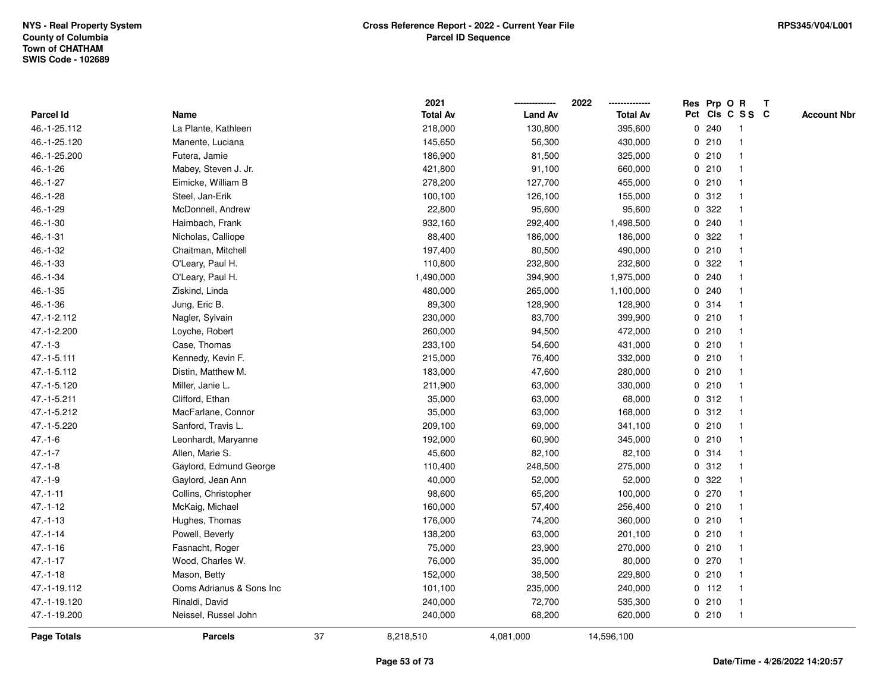NYS - Real Property System
County of Columbia
Town of CHATHAM
SWIS Code - 102689

**Cross Reference Report - 2022 - Current Year File**
**Parcel ID Sequence**

RPS345/V04/L001

| Parcel Id | Name | 2021 Total Av | 2022 Land Av | 2022 Total Av | Res Pct | Prp Cls | O C | R S S | T C | Account Nbr |
|---|---|---|---|---|---|---|---|---|---|---|
| 46.-1-25.112 | La Plante, Kathleen | 218,000 | 130,800 | 395,600 | 0 | 240 | | 1 | | |
| 46.-1-25.120 | Manente, Luciana | 145,650 | 56,300 | 430,000 | 0 | 210 | | 1 | | |
| 46.-1-25.200 | Futera, Jamie | 186,900 | 81,500 | 325,000 | 0 | 210 | | 1 | | |
| 46.-1-26 | Mabey, Steven J. Jr. | 421,800 | 91,100 | 660,000 | 0 | 210 | | 1 | | |
| 46.-1-27 | Eimicke, William B | 278,200 | 127,700 | 455,000 | 0 | 210 | | 1 | | |
| 46.-1-28 | Steel, Jan-Erik | 100,100 | 126,100 | 155,000 | 0 | 312 | | 1 | | |
| 46.-1-29 | McDonnell, Andrew | 22,800 | 95,600 | 95,600 | 0 | 322 | | 1 | | |
| 46.-1-30 | Haimbach, Frank | 932,160 | 292,400 | 1,498,500 | 0 | 240 | | 1 | | |
| 46.-1-31 | Nicholas, Calliope | 88,400 | 186,000 | 186,000 | 0 | 322 | | 1 | | |
| 46.-1-32 | Chaitman, Mitchell | 197,400 | 80,500 | 490,000 | 0 | 210 | | 1 | | |
| 46.-1-33 | O'Leary, Paul H. | 110,800 | 232,800 | 232,800 | 0 | 322 | | 1 | | |
| 46.-1-34 | O'Leary, Paul H. | 1,490,000 | 394,900 | 1,975,000 | 0 | 240 | | 1 | | |
| 46.-1-35 | Ziskind, Linda | 480,000 | 265,000 | 1,100,000 | 0 | 240 | | 1 | | |
| 46.-1-36 | Jung, Eric B. | 89,300 | 128,900 | 128,900 | 0 | 314 | | 1 | | |
| 47.-1-2.112 | Nagler, Sylvain | 230,000 | 83,700 | 399,900 | 0 | 210 | | 1 | | |
| 47.-1-2.200 | Loyche, Robert | 260,000 | 94,500 | 472,000 | 0 | 210 | | 1 | | |
| 47.-1-3 | Case, Thomas | 233,100 | 54,600 | 431,000 | 0 | 210 | | 1 | | |
| 47.-1-5.111 | Kennedy, Kevin F. | 215,000 | 76,400 | 332,000 | 0 | 210 | | 1 | | |
| 47.-1-5.112 | Distin, Matthew M. | 183,000 | 47,600 | 280,000 | 0 | 210 | | 1 | | |
| 47.-1-5.120 | Miller, Janie L. | 211,900 | 63,000 | 330,000 | 0 | 210 | | 1 | | |
| 47.-1-5.211 | Clifford, Ethan | 35,000 | 63,000 | 68,000 | 0 | 312 | | 1 | | |
| 47.-1-5.212 | MacFarlane, Connor | 35,000 | 63,000 | 168,000 | 0 | 312 | | 1 | | |
| 47.-1-5.220 | Sanford, Travis L. | 209,100 | 69,000 | 341,100 | 0 | 210 | | 1 | | |
| 47.-1-6 | Leonhardt, Maryanne | 192,000 | 60,900 | 345,000 | 0 | 210 | | 1 | | |
| 47.-1-7 | Allen, Marie S. | 45,600 | 82,100 | 82,100 | 0 | 314 | | 1 | | |
| 47.-1-8 | Gaylord, Edmund George | 110,400 | 248,500 | 275,000 | 0 | 312 | | 1 | | |
| 47.-1-9 | Gaylord, Jean Ann | 40,000 | 52,000 | 52,000 | 0 | 322 | | 1 | | |
| 47.-1-11 | Collins, Christopher | 98,600 | 65,200 | 100,000 | 0 | 270 | | 1 | | |
| 47.-1-12 | McKaig, Michael | 160,000 | 57,400 | 256,400 | 0 | 210 | | 1 | | |
| 47.-1-13 | Hughes, Thomas | 176,000 | 74,200 | 360,000 | 0 | 210 | | 1 | | |
| 47.-1-14 | Powell, Beverly | 138,200 | 63,000 | 201,100 | 0 | 210 | | 1 | | |
| 47.-1-16 | Fasnacht, Roger | 75,000 | 23,900 | 270,000 | 0 | 210 | | 1 | | |
| 47.-1-17 | Wood, Charles W. | 76,000 | 35,000 | 80,000 | 0 | 270 | | 1 | | |
| 47.-1-18 | Mason, Betty | 152,000 | 38,500 | 229,800 | 0 | 210 | | 1 | | |
| 47.-1-19.112 | Ooms Adrianus & Sons Inc | 101,100 | 235,000 | 240,000 | 0 | 112 | | 1 | | |
| 47.-1-19.120 | Rinaldi, David | 240,000 | 72,700 | 535,300 | 0 | 210 | | 1 | | |
| 47.-1-19.200 | Neissel, Russel John | 240,000 | 68,200 | 620,000 | 0 | 210 | | 1 | | |
| **Page Totals** | **Parcels** 37 | 8,218,510 | 4,081,000 | 14,596,100 | | | | | | |

Date/Time - 4/26/2022 14:20:57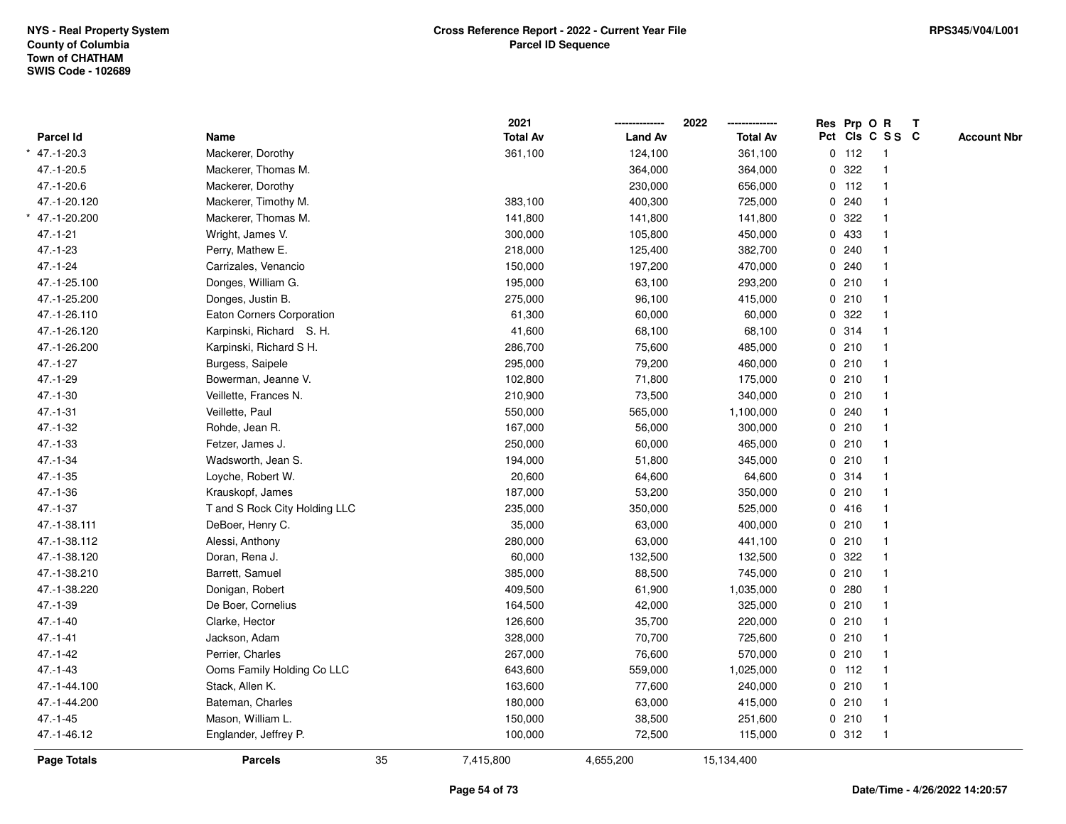NYS - Real Property System
County of Columbia
Town of CHATHAM
SWIS Code - 102689

**Cross Reference Report - 2022 - Current Year File**
**Parcel ID Sequence**

RPS345/V04/L001

| Parcel Id | Name | 2021 Total Av | 2022 Land Av | 2022 Total Av | Res Pct | Prp Cls | O C | R SS | T C | Account Nbr |
|---|---|---|---|---|---|---|---|---|---|---|
| * 47.-1-20.3 | Mackerer, Dorothy | 361,100 | 124,100 | 361,100 | 0 | 112 | | 1 | | |
| 47.-1-20.5 | Mackerer, Thomas M. | | 364,000 | 364,000 | 0 | 322 | | 1 | | |
| 47.-1-20.6 | Mackerer, Dorothy | | 230,000 | 656,000 | 0 | 112 | | 1 | | |
| 47.-1-20.120 | Mackerer, Timothy M. | 383,100 | 400,300 | 725,000 | 0 | 240 | | 1 | | |
| * 47.-1-20.200 | Mackerer, Thomas M. | 141,800 | 141,800 | 141,800 | 0 | 322 | | 1 | | |
| 47.-1-21 | Wright, James V. | 300,000 | 105,800 | 450,000 | 0 | 433 | | 1 | | |
| 47.-1-23 | Perry, Mathew E. | 218,000 | 125,400 | 382,700 | 0 | 240 | | 1 | | |
| 47.-1-24 | Carrizales, Venancio | 150,000 | 197,200 | 470,000 | 0 | 240 | | 1 | | |
| 47.-1-25.100 | Donges, William G. | 195,000 | 63,100 | 293,200 | 0 | 210 | | 1 | | |
| 47.-1-25.200 | Donges, Justin B. | 275,000 | 96,100 | 415,000 | 0 | 210 | | 1 | | |
| 47.-1-26.110 | Eaton Corners Corporation | 61,300 | 60,000 | 60,000 | 0 | 322 | | 1 | | |
| 47.-1-26.120 | Karpinski, Richard S. H. | 41,600 | 68,100 | 68,100 | 0 | 314 | | 1 | | |
| 47.-1-26.200 | Karpinski, Richard S H. | 286,700 | 75,600 | 485,000 | 0 | 210 | | 1 | | |
| 47.-1-27 | Burgess, Saipele | 295,000 | 79,200 | 460,000 | 0 | 210 | | 1 | | |
| 47.-1-29 | Bowerman, Jeanne V. | 102,800 | 71,800 | 175,000 | 0 | 210 | | 1 | | |
| 47.-1-30 | Veillette, Frances N. | 210,900 | 73,500 | 340,000 | 0 | 210 | | 1 | | |
| 47.-1-31 | Veillette, Paul | 550,000 | 565,000 | 1,100,000 | 0 | 240 | | 1 | | |
| 47.-1-32 | Rohde, Jean R. | 167,000 | 56,000 | 300,000 | 0 | 210 | | 1 | | |
| 47.-1-33 | Fetzer, James J. | 250,000 | 60,000 | 465,000 | 0 | 210 | | 1 | | |
| 47.-1-34 | Wadsworth, Jean S. | 194,000 | 51,800 | 345,000 | 0 | 210 | | 1 | | |
| 47.-1-35 | Loyche, Robert W. | 20,600 | 64,600 | 64,600 | 0 | 314 | | 1 | | |
| 47.-1-36 | Krauskopf, James | 187,000 | 53,200 | 350,000 | 0 | 210 | | 1 | | |
| 47.-1-37 | T and S Rock City Holding LLC | 235,000 | 350,000 | 525,000 | 0 | 416 | | 1 | | |
| 47.-1-38.111 | DeBoer, Henry C. | 35,000 | 63,000 | 400,000 | 0 | 210 | | 1 | | |
| 47.-1-38.112 | Alessi, Anthony | 280,000 | 63,000 | 441,100 | 0 | 210 | | 1 | | |
| 47.-1-38.120 | Doran, Rena J. | 60,000 | 132,500 | 132,500 | 0 | 322 | | 1 | | |
| 47.-1-38.210 | Barrett, Samuel | 385,000 | 88,500 | 745,000 | 0 | 210 | | 1 | | |
| 47.-1-38.220 | Donigan, Robert | 409,500 | 61,900 | 1,035,000 | 0 | 280 | | 1 | | |
| 47.-1-39 | De Boer, Cornelius | 164,500 | 42,000 | 325,000 | 0 | 210 | | 1 | | |
| 47.-1-40 | Clarke, Hector | 126,600 | 35,700 | 220,000 | 0 | 210 | | 1 | | |
| 47.-1-41 | Jackson, Adam | 328,000 | 70,700 | 725,600 | 0 | 210 | | 1 | | |
| 47.-1-42 | Perrier, Charles | 267,000 | 76,600 | 570,000 | 0 | 210 | | 1 | | |
| 47.-1-43 | Ooms Family Holding Co LLC | 643,600 | 559,000 | 1,025,000 | 0 | 112 | | 1 | | |
| 47.-1-44.100 | Stack, Allen K. | 163,600 | 77,600 | 240,000 | 0 | 210 | | 1 | | |
| 47.-1-44.200 | Bateman, Charles | 180,000 | 63,000 | 415,000 | 0 | 210 | | 1 | | |
| 47.-1-45 | Mason, William L. | 150,000 | 38,500 | 251,600 | 0 | 210 | | 1 | | |
| 47.-1-46.12 | Englander, Jeffrey P. | 100,000 | 72,500 | 115,000 | 0 | 312 | | 1 | | |
| **Page Totals** | **Parcels** 35 | 7,415,800 | 4,655,200 | 15,134,400 | | | | | | |

Date/Time - 4/26/2022 14:20:57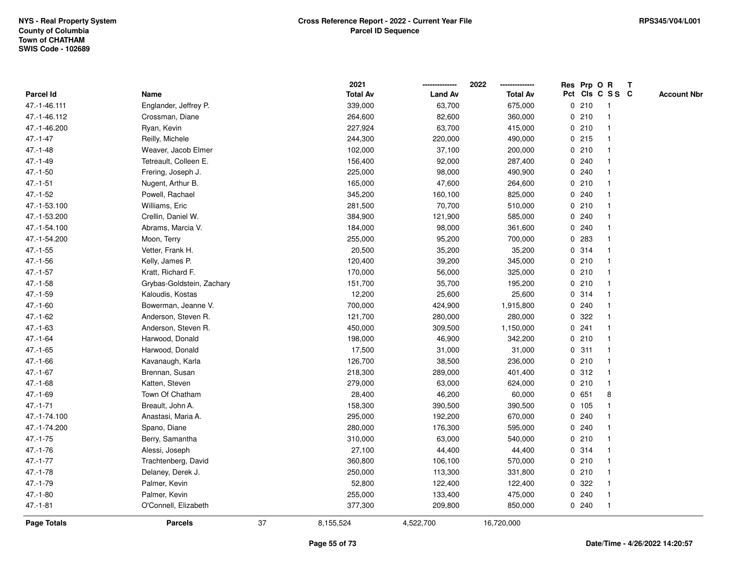NYS - Real Property System
County of Columbia
Town of CHATHAM
SWIS Code - 102689

**Cross Reference Report - 2022 - Current Year File**
**Parcel ID Sequence**

RPS345/V04/L001

| Parcel Id | Name | 2021 Total Av | 2022 Land Av | 2022 Total Av | Res Pct | Prp Cls | O C | R S S | T C | Account Nbr |
|---|---|---|---|---|---|---|---|---|---|---|
| 47.-1-46.111 | Englander, Jeffrey P. | 339,000 | 63,700 | 675,000 | 0 | 210 | | 1 | | |
| 47.-1-46.112 | Crossman, Diane | 264,600 | 82,600 | 360,000 | 0 | 210 | | 1 | | |
| 47.-1-46.200 | Ryan, Kevin | 227,924 | 63,700 | 415,000 | 0 | 210 | | 1 | | |
| 47.-1-47 | Reilly, Michele | 244,300 | 220,000 | 490,000 | 0 | 215 | | 1 | | |
| 47.-1-48 | Weaver, Jacob Elmer | 102,000 | 37,100 | 200,000 | 0 | 210 | | 1 | | |
| 47.-1-49 | Tetreault, Colleen E. | 156,400 | 92,000 | 287,400 | 0 | 240 | | 1 | | |
| 47.-1-50 | Frering, Joseph J. | 225,000 | 98,000 | 490,900 | 0 | 240 | | 1 | | |
| 47.-1-51 | Nugent, Arthur B. | 165,000 | 47,600 | 264,600 | 0 | 210 | | 1 | | |
| 47.-1-52 | Powell, Rachael | 345,200 | 160,100 | 825,000 | 0 | 240 | | 1 | | |
| 47.-1-53.100 | Williams, Eric | 281,500 | 70,700 | 510,000 | 0 | 210 | | 1 | | |
| 47.-1-53.200 | Crellin, Daniel W. | 384,900 | 121,900 | 585,000 | 0 | 240 | | 1 | | |
| 47.-1-54.100 | Abrams, Marcia V. | 184,000 | 98,000 | 361,600 | 0 | 240 | | 1 | | |
| 47.-1-54.200 | Moon, Terry | 255,000 | 95,200 | 700,000 | 0 | 283 | | 1 | | |
| 47.-1-55 | Vetter, Frank H. | 20,500 | 35,200 | 35,200 | 0 | 314 | | 1 | | |
| 47.-1-56 | Kelly, James P. | 120,400 | 39,200 | 345,000 | 0 | 210 | | 1 | | |
| 47.-1-57 | Kratt, Richard F. | 170,000 | 56,000 | 325,000 | 0 | 210 | | 1 | | |
| 47.-1-58 | Grybas-Goldstein, Zachary | 151,700 | 35,700 | 195,200 | 0 | 210 | | 1 | | |
| 47.-1-59 | Kaloudis, Kostas | 12,200 | 25,600 | 25,600 | 0 | 314 | | 1 | | |
| 47.-1-60 | Bowerman, Jeanne V. | 700,000 | 424,900 | 1,915,800 | 0 | 240 | | 1 | | |
| 47.-1-62 | Anderson, Steven R. | 121,700 | 280,000 | 280,000 | 0 | 322 | | 1 | | |
| 47.-1-63 | Anderson, Steven R. | 450,000 | 309,500 | 1,150,000 | 0 | 241 | | 1 | | |
| 47.-1-64 | Harwood, Donald | 198,000 | 46,900 | 342,200 | 0 | 210 | | 1 | | |
| 47.-1-65 | Harwood, Donald | 17,500 | 31,000 | 31,000 | 0 | 311 | | 1 | | |
| 47.-1-66 | Kavanaugh, Karla | 126,700 | 38,500 | 236,000 | 0 | 210 | | 1 | | |
| 47.-1-67 | Brennan, Susan | 218,300 | 289,000 | 401,400 | 0 | 312 | | 1 | | |
| 47.-1-68 | Katten, Steven | 279,000 | 63,000 | 624,000 | 0 | 210 | | 1 | | |
| 47.-1-69 | Town Of Chatham | 28,400 | 46,200 | 60,000 | 0 | 651 | | 8 | | |
| 47.-1-71 | Breault, John A. | 158,300 | 390,500 | 390,500 | 0 | 105 | | 1 | | |
| 47.-1-74.100 | Anastasi, Maria A. | 295,000 | 192,200 | 670,000 | 0 | 240 | | 1 | | |
| 47.-1-74.200 | Spano, Diane | 280,000 | 176,300 | 595,000 | 0 | 240 | | 1 | | |
| 47.-1-75 | Berry, Samantha | 310,000 | 63,000 | 540,000 | 0 | 210 | | 1 | | |
| 47.-1-76 | Alessi, Joseph | 27,100 | 44,400 | 44,400 | 0 | 314 | | 1 | | |
| 47.-1-77 | Trachtenberg, David | 360,800 | 106,100 | 570,000 | 0 | 210 | | 1 | | |
| 47.-1-78 | Delaney, Derek J. | 250,000 | 113,300 | 331,800 | 0 | 210 | | 1 | | |
| 47.-1-79 | Palmer, Kevin | 52,800 | 122,400 | 122,400 | 0 | 322 | | 1 | | |
| 47.-1-80 | Palmer, Kevin | 255,000 | 133,400 | 475,000 | 0 | 240 | | 1 | | |
| 47.-1-81 | O'Connell, Elizabeth | 377,300 | 209,800 | 850,000 | 0 | 240 | | 1 | | |
| **Page Totals** | **Parcels** 37 | 8,155,524 | 4,522,700 | 16,720,000 | | | | | | |

Date/Time - 4/26/2022 14:20:57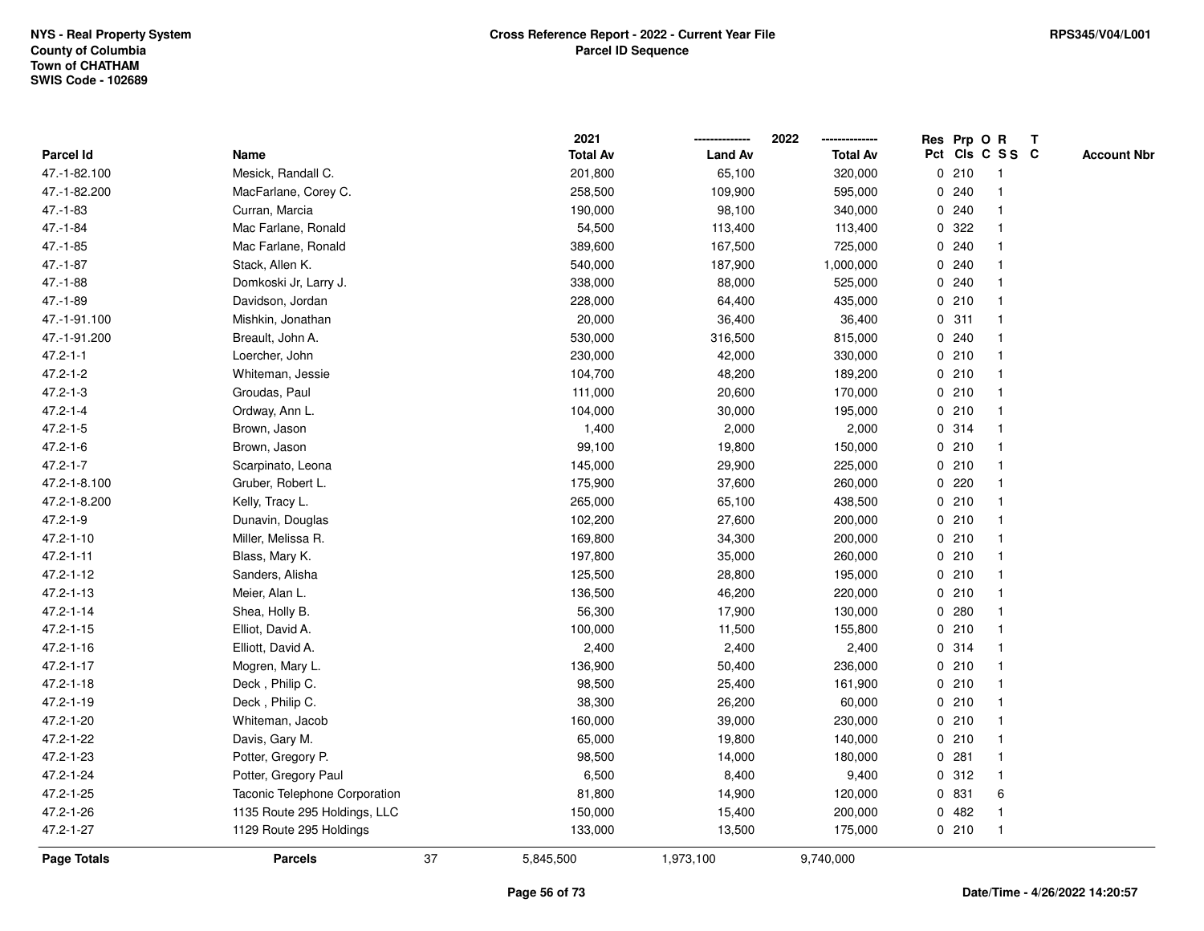NYS - Real Property System
County of Columbia
Town of CHATHAM
SWIS Code - 102689

**Cross Reference Report - 2022 - Current Year File**
**Parcel ID Sequence**

RPS345/V04/L001

| Parcel Id | Name | 2021 Total Av | 2022 Land Av | 2022 Total Av | Res Pct | Prp Cls | O C | R S S | T C | Account Nbr |
|---|---|---|---|---|---|---|---|---|---|---|
| 47.-1-82.100 | Mesick, Randall C. | 201,800 | 65,100 | 320,000 | 0 | 210 | | 1 | | |
| 47.-1-82.200 | MacFarlane, Corey C. | 258,500 | 109,900 | 595,000 | 0 | 240 | | 1 | | |
| 47.-1-83 | Curran, Marcia | 190,000 | 98,100 | 340,000 | 0 | 240 | | 1 | | |
| 47.-1-84 | Mac Farlane, Ronald | 54,500 | 113,400 | 113,400 | 0 | 322 | | 1 | | |
| 47.-1-85 | Mac Farlane, Ronald | 389,600 | 167,500 | 725,000 | 0 | 240 | | 1 | | |
| 47.-1-87 | Stack, Allen K. | 540,000 | 187,900 | 1,000,000 | 0 | 240 | | 1 | | |
| 47.-1-88 | Domkoski Jr, Larry J. | 338,000 | 88,000 | 525,000 | 0 | 240 | | 1 | | |
| 47.-1-89 | Davidson, Jordan | 228,000 | 64,400 | 435,000 | 0 | 210 | | 1 | | |
| 47.-1-91.100 | Mishkin, Jonathan | 20,000 | 36,400 | 36,400 | 0 | 311 | | 1 | | |
| 47.-1-91.200 | Breault, John A. | 530,000 | 316,500 | 815,000 | 0 | 240 | | 1 | | |
| 47.2-1-1 | Loercher, John | 230,000 | 42,000 | 330,000 | 0 | 210 | | 1 | | |
| 47.2-1-2 | Whiteman, Jessie | 104,700 | 48,200 | 189,200 | 0 | 210 | | 1 | | |
| 47.2-1-3 | Groudas, Paul | 111,000 | 20,600 | 170,000 | 0 | 210 | | 1 | | |
| 47.2-1-4 | Ordway, Ann L. | 104,000 | 30,000 | 195,000 | 0 | 210 | | 1 | | |
| 47.2-1-5 | Brown, Jason | 1,400 | 2,000 | 2,000 | 0 | 314 | | 1 | | |
| 47.2-1-6 | Brown, Jason | 99,100 | 19,800 | 150,000 | 0 | 210 | | 1 | | |
| 47.2-1-7 | Scarpinato, Leona | 145,000 | 29,900 | 225,000 | 0 | 210 | | 1 | | |
| 47.2-1-8.100 | Gruber, Robert L. | 175,900 | 37,600 | 260,000 | 0 | 220 | | 1 | | |
| 47.2-1-8.200 | Kelly, Tracy L. | 265,000 | 65,100 | 438,500 | 0 | 210 | | 1 | | |
| 47.2-1-9 | Dunavin, Douglas | 102,200 | 27,600 | 200,000 | 0 | 210 | | 1 | | |
| 47.2-1-10 | Miller, Melissa R. | 169,800 | 34,300 | 200,000 | 0 | 210 | | 1 | | |
| 47.2-1-11 | Blass, Mary K. | 197,800 | 35,000 | 260,000 | 0 | 210 | | 1 | | |
| 47.2-1-12 | Sanders, Alisha | 125,500 | 28,800 | 195,000 | 0 | 210 | | 1 | | |
| 47.2-1-13 | Meier, Alan L. | 136,500 | 46,200 | 220,000 | 0 | 210 | | 1 | | |
| 47.2-1-14 | Shea, Holly B. | 56,300 | 17,900 | 130,000 | 0 | 280 | | 1 | | |
| 47.2-1-15 | Elliot, David A. | 100,000 | 11,500 | 155,800 | 0 | 210 | | 1 | | |
| 47.2-1-16 | Elliott, David A. | 2,400 | 2,400 | 2,400 | 0 | 314 | | 1 | | |
| 47.2-1-17 | Mogren, Mary L. | 136,900 | 50,400 | 236,000 | 0 | 210 | | 1 | | |
| 47.2-1-18 | Deck , Philip C. | 98,500 | 25,400 | 161,900 | 0 | 210 | | 1 | | |
| 47.2-1-19 | Deck , Philip C. | 38,300 | 26,200 | 60,000 | 0 | 210 | | 1 | | |
| 47.2-1-20 | Whiteman, Jacob | 160,000 | 39,000 | 230,000 | 0 | 210 | | 1 | | |
| 47.2-1-22 | Davis, Gary M. | 65,000 | 19,800 | 140,000 | 0 | 210 | | 1 | | |
| 47.2-1-23 | Potter, Gregory P. | 98,500 | 14,000 | 180,000 | 0 | 281 | | 1 | | |
| 47.2-1-24 | Potter, Gregory Paul | 6,500 | 8,400 | 9,400 | 0 | 312 | | 1 | | |
| 47.2-1-25 | Taconic Telephone Corporation | 81,800 | 14,900 | 120,000 | 0 | 831 | | 6 | | |
| 47.2-1-26 | 1135 Route 295 Holdings, LLC | 150,000 | 15,400 | 200,000 | 0 | 482 | | 1 | | |
| 47.2-1-27 | 1129 Route 295 Holdings | 133,000 | 13,500 | 175,000 | 0 | 210 | | 1 | | |
| **Page Totals** | **Parcels** 37 | 5,845,500 | 1,973,100 | 9,740,000 | | | | | | |

Date/Time - 4/26/2022 14:20:57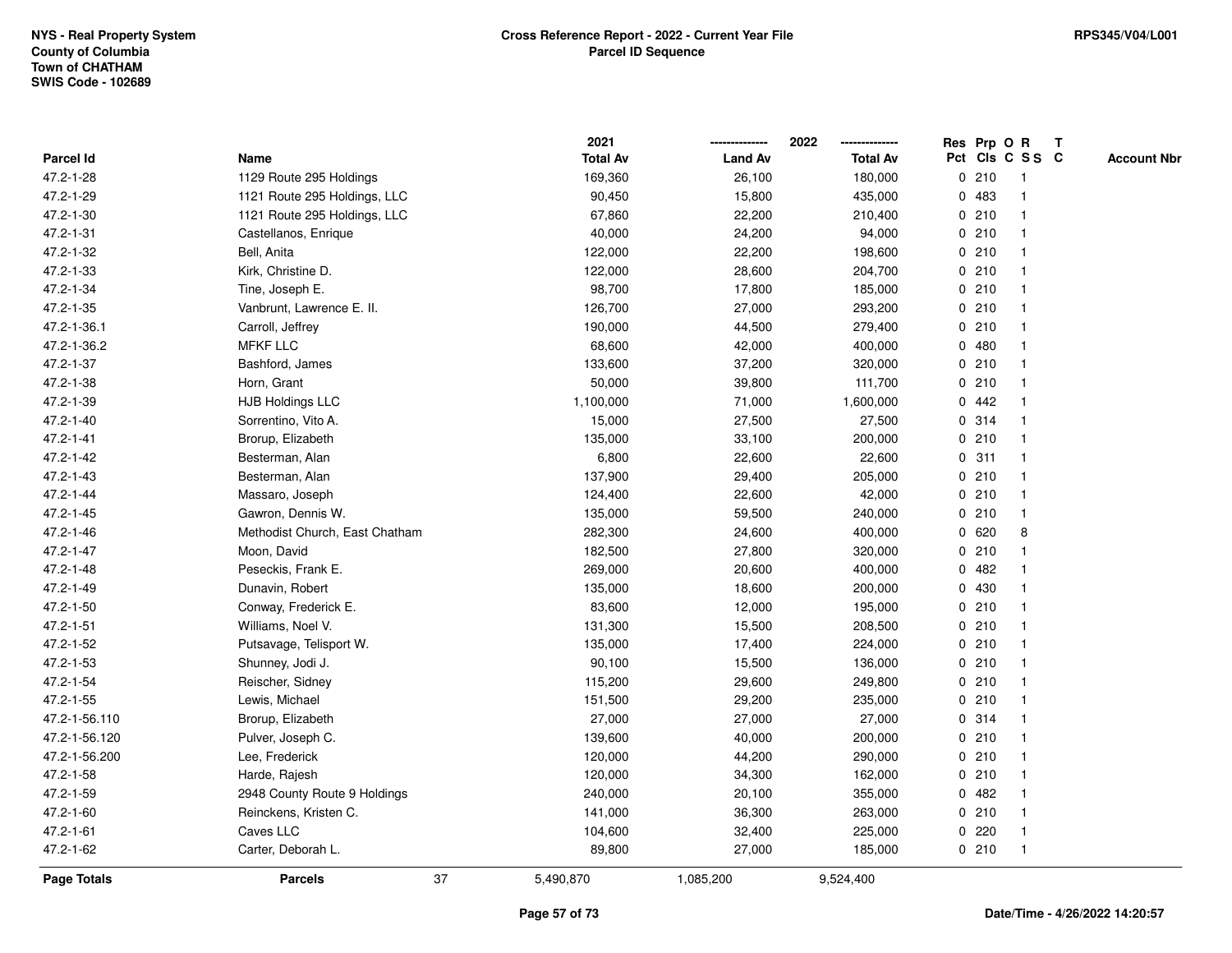NYS - Real Property System
County of Columbia
Town of CHATHAM
SWIS Code - 102689

**Cross Reference Report - 2022 - Current Year File**
**Parcel ID Sequence**

RPS345/V04/L001

| Parcel Id | Name | 2021 Total Av | 2022 Land Av | 2022 Total Av | Res Pct | Prp Cls | O C | R S S | T C | Account Nbr |
|---|---|---|---|---|---|---|---|---|---|---|
| 47.2-1-28 | 1129 Route 295 Holdings | 169,360 | 26,100 | 180,000 | 0 | 210 | | 1 | | |
| 47.2-1-29 | 1121 Route 295 Holdings, LLC | 90,450 | 15,800 | 435,000 | 0 | 483 | | 1 | | |
| 47.2-1-30 | 1121 Route 295 Holdings, LLC | 67,860 | 22,200 | 210,400 | 0 | 210 | | 1 | | |
| 47.2-1-31 | Castellanos, Enrique | 40,000 | 24,200 | 94,000 | 0 | 210 | | 1 | | |
| 47.2-1-32 | Bell, Anita | 122,000 | 22,200 | 198,600 | 0 | 210 | | 1 | | |
| 47.2-1-33 | Kirk, Christine D. | 122,000 | 28,600 | 204,700 | 0 | 210 | | 1 | | |
| 47.2-1-34 | Tine, Joseph E. | 98,700 | 17,800 | 185,000 | 0 | 210 | | 1 | | |
| 47.2-1-35 | Vanbrunt, Lawrence E. II. | 126,700 | 27,000 | 293,200 | 0 | 210 | | 1 | | |
| 47.2-1-36.1 | Carroll, Jeffrey | 190,000 | 44,500 | 279,400 | 0 | 210 | | 1 | | |
| 47.2-1-36.2 | MFKF LLC | 68,600 | 42,000 | 400,000 | 0 | 480 | | 1 | | |
| 47.2-1-37 | Bashford, James | 133,600 | 37,200 | 320,000 | 0 | 210 | | 1 | | |
| 47.2-1-38 | Horn, Grant | 50,000 | 39,800 | 111,700 | 0 | 210 | | 1 | | |
| 47.2-1-39 | HJB Holdings LLC | 1,100,000 | 71,000 | 1,600,000 | 0 | 442 | | 1 | | |
| 47.2-1-40 | Sorrentino, Vito A. | 15,000 | 27,500 | 27,500 | 0 | 314 | | 1 | | |
| 47.2-1-41 | Brorup, Elizabeth | 135,000 | 33,100 | 200,000 | 0 | 210 | | 1 | | |
| 47.2-1-42 | Besterman, Alan | 6,800 | 22,600 | 22,600 | 0 | 311 | | 1 | | |
| 47.2-1-43 | Besterman, Alan | 137,900 | 29,400 | 205,000 | 0 | 210 | | 1 | | |
| 47.2-1-44 | Massaro, Joseph | 124,400 | 22,600 | 42,000 | 0 | 210 | | 1 | | |
| 47.2-1-45 | Gawron, Dennis W. | 135,000 | 59,500 | 240,000 | 0 | 210 | | 1 | | |
| 47.2-1-46 | Methodist Church, East Chatham | 282,300 | 24,600 | 400,000 | 0 | 620 | | 8 | | |
| 47.2-1-47 | Moon, David | 182,500 | 27,800 | 320,000 | 0 | 210 | | 1 | | |
| 47.2-1-48 | Peseckis, Frank E. | 269,000 | 20,600 | 400,000 | 0 | 482 | | 1 | | |
| 47.2-1-49 | Dunavin, Robert | 135,000 | 18,600 | 200,000 | 0 | 430 | | 1 | | |
| 47.2-1-50 | Conway, Frederick E. | 83,600 | 12,000 | 195,000 | 0 | 210 | | 1 | | |
| 47.2-1-51 | Williams, Noel V. | 131,300 | 15,500 | 208,500 | 0 | 210 | | 1 | | |
| 47.2-1-52 | Putsavage, Telisport W. | 135,000 | 17,400 | 224,000 | 0 | 210 | | 1 | | |
| 47.2-1-53 | Shunney, Jodi J. | 90,100 | 15,500 | 136,000 | 0 | 210 | | 1 | | |
| 47.2-1-54 | Reischer, Sidney | 115,200 | 29,600 | 249,800 | 0 | 210 | | 1 | | |
| 47.2-1-55 | Lewis, Michael | 151,500 | 29,200 | 235,000 | 0 | 210 | | 1 | | |
| 47.2-1-56.110 | Brorup, Elizabeth | 27,000 | 27,000 | 27,000 | 0 | 314 | | 1 | | |
| 47.2-1-56.120 | Pulver, Joseph C. | 139,600 | 40,000 | 200,000 | 0 | 210 | | 1 | | |
| 47.2-1-56.200 | Lee, Frederick | 120,000 | 44,200 | 290,000 | 0 | 210 | | 1 | | |
| 47.2-1-58 | Harde, Rajesh | 120,000 | 34,300 | 162,000 | 0 | 210 | | 1 | | |
| 47.2-1-59 | 2948 County Route 9 Holdings | 240,000 | 20,100 | 355,000 | 0 | 482 | | 1 | | |
| 47.2-1-60 | Reinckens, Kristen C. | 141,000 | 36,300 | 263,000 | 0 | 210 | | 1 | | |
| 47.2-1-61 | Caves LLC | 104,600 | 32,400 | 225,000 | 0 | 220 | | 1 | | |
| 47.2-1-62 | Carter, Deborah L. | 89,800 | 27,000 | 185,000 | 0 | 210 | | 1 | | |
| **Page Totals** | **Parcels** 37 | 5,490,870 | 1,085,200 | 9,524,400 | | | | | | |

Date/Time - 4/26/2022 14:20:57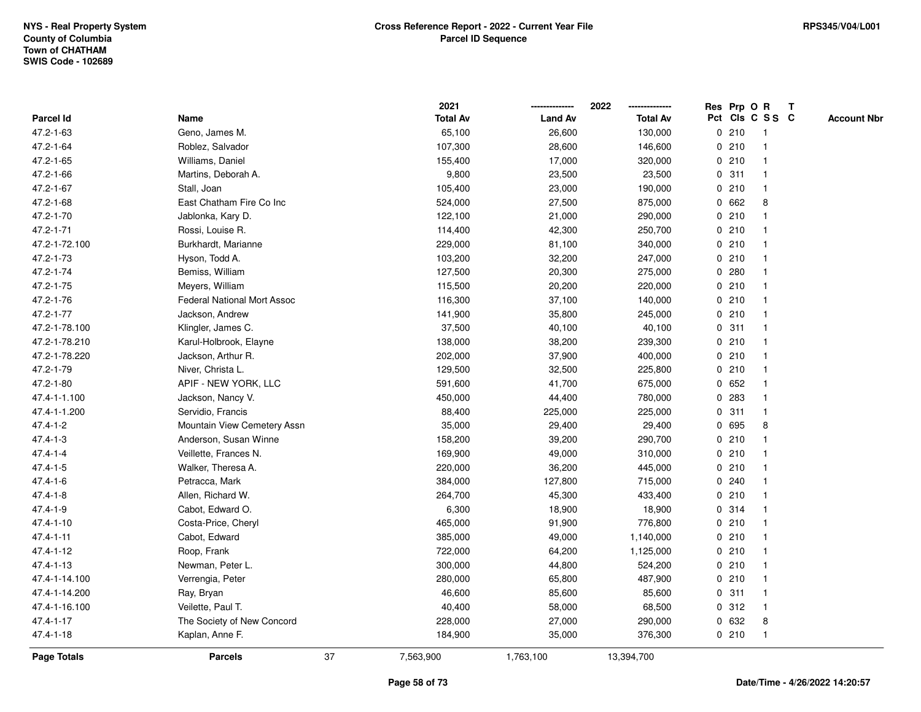NYS - Real Property System
County of Columbia
Town of CHATHAM
SWIS Code - 102689

**Cross Reference Report - 2022 - Current Year File**
**Parcel ID Sequence**

RPS345/V04/L001

| Parcel Id | Name | 2021 Total Av | 2022 Land Av | 2022 Total Av | Res Pct | Prp Cls | O C | R S S | T C | Account Nbr |
|---|---|---|---|---|---|---|---|---|---|---|
| 47.2-1-63 | Geno, James M. | 65,100 | 26,600 | 130,000 | 0 | 210 | | 1 | | |
| 47.2-1-64 | Roblez, Salvador | 107,300 | 28,600 | 146,600 | 0 | 210 | | 1 | | |
| 47.2-1-65 | Williams, Daniel | 155,400 | 17,000 | 320,000 | 0 | 210 | | 1 | | |
| 47.2-1-66 | Martins, Deborah A. | 9,800 | 23,500 | 23,500 | 0 | 311 | | 1 | | |
| 47.2-1-67 | Stall, Joan | 105,400 | 23,000 | 190,000 | 0 | 210 | | 1 | | |
| 47.2-1-68 | East Chatham Fire Co Inc | 524,000 | 27,500 | 875,000 | 0 | 662 | | 8 | | |
| 47.2-1-70 | Jablonka, Kary D. | 122,100 | 21,000 | 290,000 | 0 | 210 | | 1 | | |
| 47.2-1-71 | Rossi, Louise R. | 114,400 | 42,300 | 250,700 | 0 | 210 | | 1 | | |
| 47.2-1-72.100 | Burkhardt, Marianne | 229,000 | 81,100 | 340,000 | 0 | 210 | | 1 | | |
| 47.2-1-73 | Hyson, Todd A. | 103,200 | 32,200 | 247,000 | 0 | 210 | | 1 | | |
| 47.2-1-74 | Bemiss, William | 127,500 | 20,300 | 275,000 | 0 | 280 | | 1 | | |
| 47.2-1-75 | Meyers, William | 115,500 | 20,200 | 220,000 | 0 | 210 | | 1 | | |
| 47.2-1-76 | Federal National Mort Assoc | 116,300 | 37,100 | 140,000 | 0 | 210 | | 1 | | |
| 47.2-1-77 | Jackson, Andrew | 141,900 | 35,800 | 245,000 | 0 | 210 | | 1 | | |
| 47.2-1-78.100 | Klingler, James C. | 37,500 | 40,100 | 40,100 | 0 | 311 | | 1 | | |
| 47.2-1-78.210 | Karul-Holbrook, Elayne | 138,000 | 38,200 | 239,300 | 0 | 210 | | 1 | | |
| 47.2-1-78.220 | Jackson, Arthur R. | 202,000 | 37,900 | 400,000 | 0 | 210 | | 1 | | |
| 47.2-1-79 | Niver, Christa L. | 129,500 | 32,500 | 225,800 | 0 | 210 | | 1 | | |
| 47.2-1-80 | APIF - NEW YORK, LLC | 591,600 | 41,700 | 675,000 | 0 | 652 | | 1 | | |
| 47.4-1-1.100 | Jackson, Nancy V. | 450,000 | 44,400 | 780,000 | 0 | 283 | | 1 | | |
| 47.4-1-1.200 | Servidio, Francis | 88,400 | 225,000 | 225,000 | 0 | 311 | | 1 | | |
| 47.4-1-2 | Mountain View Cemetery Assn | 35,000 | 29,400 | 29,400 | 0 | 695 | | 8 | | |
| 47.4-1-3 | Anderson, Susan Winne | 158,200 | 39,200 | 290,700 | 0 | 210 | | 1 | | |
| 47.4-1-4 | Veillette, Frances N. | 169,900 | 49,000 | 310,000 | 0 | 210 | | 1 | | |
| 47.4-1-5 | Walker, Theresa A. | 220,000 | 36,200 | 445,000 | 0 | 210 | | 1 | | |
| 47.4-1-6 | Petracca, Mark | 384,000 | 127,800 | 715,000 | 0 | 240 | | 1 | | |
| 47.4-1-8 | Allen, Richard W. | 264,700 | 45,300 | 433,400 | 0 | 210 | | 1 | | |
| 47.4-1-9 | Cabot, Edward O. | 6,300 | 18,900 | 18,900 | 0 | 314 | | 1 | | |
| 47.4-1-10 | Costa-Price, Cheryl | 465,000 | 91,900 | 776,800 | 0 | 210 | | 1 | | |
| 47.4-1-11 | Cabot, Edward | 385,000 | 49,000 | 1,140,000 | 0 | 210 | | 1 | | |
| 47.4-1-12 | Roop, Frank | 722,000 | 64,200 | 1,125,000 | 0 | 210 | | 1 | | |
| 47.4-1-13 | Newman, Peter L. | 300,000 | 44,800 | 524,200 | 0 | 210 | | 1 | | |
| 47.4-1-14.100 | Verrengia, Peter | 280,000 | 65,800 | 487,900 | 0 | 210 | | 1 | | |
| 47.4-1-14.200 | Ray, Bryan | 46,600 | 85,600 | 85,600 | 0 | 311 | | 1 | | |
| 47.4-1-16.100 | Veilette, Paul T. | 40,400 | 58,000 | 68,500 | 0 | 312 | | 1 | | |
| 47.4-1-17 | The Society of New Concord | 228,000 | 27,000 | 290,000 | 0 | 632 | | 8 | | |
| 47.4-1-18 | Kaplan, Anne F. | 184,900 | 35,000 | 376,300 | 0 | 210 | | 1 | | |
| **Page Totals** | **Parcels** 37 | 7,563,900 | 1,763,100 | 13,394,700 | | | | | | |

Date/Time - 4/26/2022 14:20:57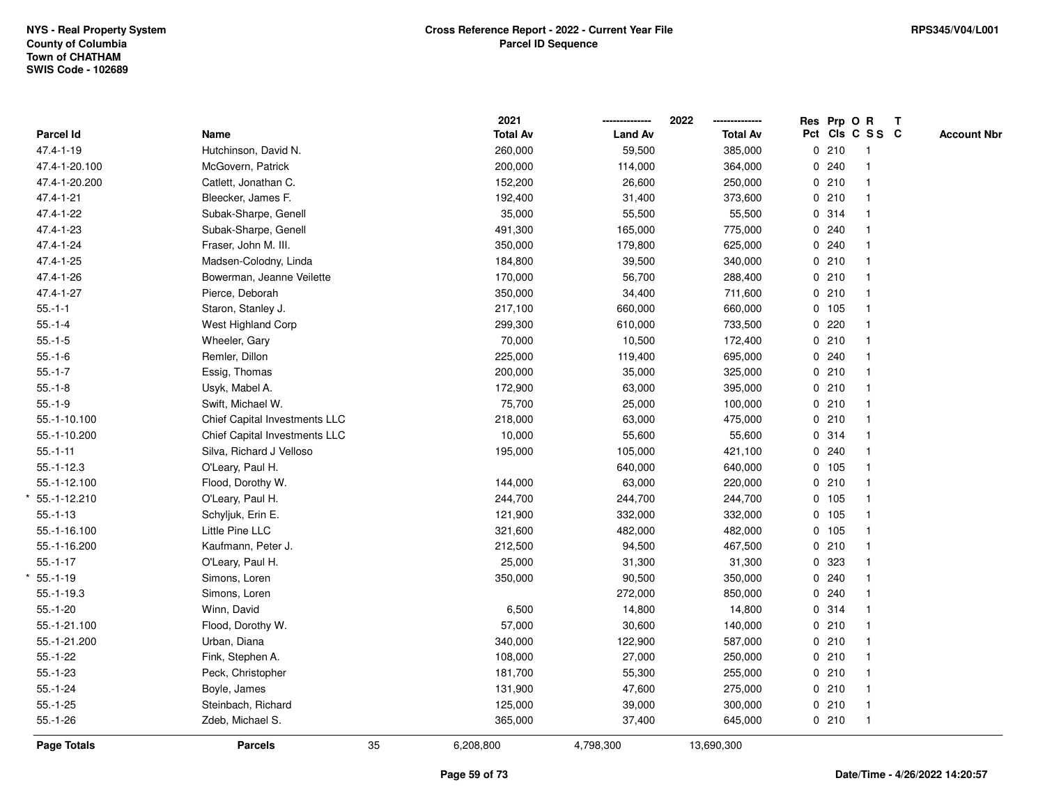NYS - Real Property System
County of Columbia
Town of CHATHAM
SWIS Code - 102689

**Cross Reference Report - 2022 - Current Year File**
**Parcel ID Sequence**

RPS345/V04/L001

| Parcel Id | Name | 2021 Total Av | 2022 Land Av | 2022 Total Av | Res Pct | Prp Cls | O C | R S S | T C | Account Nbr |
|---|---|---|---|---|---|---|---|---|---|---|
| 47.4-1-19 | Hutchinson, David N. | 260,000 | 59,500 | 385,000 | 0 | 210 | | 1 | | |
| 47.4-1-20.100 | McGovern, Patrick | 200,000 | 114,000 | 364,000 | 0 | 240 | | 1 | | |
| 47.4-1-20.200 | Catlett, Jonathan C. | 152,200 | 26,600 | 250,000 | 0 | 210 | | 1 | | |
| 47.4-1-21 | Bleecker, James F. | 192,400 | 31,400 | 373,600 | 0 | 210 | | 1 | | |
| 47.4-1-22 | Subak-Sharpe, Genell | 35,000 | 55,500 | 55,500 | 0 | 314 | | 1 | | |
| 47.4-1-23 | Subak-Sharpe, Genell | 491,300 | 165,000 | 775,000 | 0 | 240 | | 1 | | |
| 47.4-1-24 | Fraser, John M. III. | 350,000 | 179,800 | 625,000 | 0 | 240 | | 1 | | |
| 47.4-1-25 | Madsen-Colodny, Linda | 184,800 | 39,500 | 340,000 | 0 | 210 | | 1 | | |
| 47.4-1-26 | Bowerman, Jeanne Veilette | 170,000 | 56,700 | 288,400 | 0 | 210 | | 1 | | |
| 47.4-1-27 | Pierce, Deborah | 350,000 | 34,400 | 711,600 | 0 | 210 | | 1 | | |
| 55.-1-1 | Staron, Stanley J. | 217,100 | 660,000 | 660,000 | 0 | 105 | | 1 | | |
| 55.-1-4 | West Highland Corp | 299,300 | 610,000 | 733,500 | 0 | 220 | | 1 | | |
| 55.-1-5 | Wheeler, Gary | 70,000 | 10,500 | 172,400 | 0 | 210 | | 1 | | |
| 55.-1-6 | Remler, Dillon | 225,000 | 119,400 | 695,000 | 0 | 240 | | 1 | | |
| 55.-1-7 | Essig, Thomas | 200,000 | 35,000 | 325,000 | 0 | 210 | | 1 | | |
| 55.-1-8 | Usyk, Mabel A. | 172,900 | 63,000 | 395,000 | 0 | 210 | | 1 | | |
| 55.-1-9 | Swift, Michael W. | 75,700 | 25,000 | 100,000 | 0 | 210 | | 1 | | |
| 55.-1-10.100 | Chief Capital Investments LLC | 218,000 | 63,000 | 475,000 | 0 | 210 | | 1 | | |
| 55.-1-10.200 | Chief Capital Investments LLC | 10,000 | 55,600 | 55,600 | 0 | 314 | | 1 | | |
| 55.-1-11 | Silva, Richard J Velloso | 195,000 | 105,000 | 421,100 | 0 | 240 | | 1 | | |
| 55.-1-12.3 | O'Leary, Paul H. | | 640,000 | 640,000 | 0 | 105 | | 1 | | |
| 55.-1-12.100 | Flood, Dorothy W. | 144,000 | 63,000 | 220,000 | 0 | 210 | | 1 | | |
| * 55.-1-12.210 | O'Leary, Paul H. | 244,700 | 244,700 | 244,700 | 0 | 105 | | 1 | | |
| 55.-1-13 | Schyljuk, Erin E. | 121,900 | 332,000 | 332,000 | 0 | 105 | | 1 | | |
| 55.-1-16.100 | Little Pine LLC | 321,600 | 482,000 | 482,000 | 0 | 105 | | 1 | | |
| 55.-1-16.200 | Kaufmann, Peter J. | 212,500 | 94,500 | 467,500 | 0 | 210 | | 1 | | |
| 55.-1-17 | O'Leary, Paul H. | 25,000 | 31,300 | 31,300 | 0 | 323 | | 1 | | |
| * 55.-1-19 | Simons, Loren | 350,000 | 90,500 | 350,000 | 0 | 240 | | 1 | | |
| 55.-1-19.3 | Simons, Loren | | 272,000 | 850,000 | 0 | 240 | | 1 | | |
| 55.-1-20 | Winn, David | 6,500 | 14,800 | 14,800 | 0 | 314 | | 1 | | |
| 55.-1-21.100 | Flood, Dorothy W. | 57,000 | 30,600 | 140,000 | 0 | 210 | | 1 | | |
| 55.-1-21.200 | Urban, Diana | 340,000 | 122,900 | 587,000 | 0 | 210 | | 1 | | |
| 55.-1-22 | Fink, Stephen A. | 108,000 | 27,000 | 250,000 | 0 | 210 | | 1 | | |
| 55.-1-23 | Peck, Christopher | 181,700 | 55,300 | 255,000 | 0 | 210 | | 1 | | |
| 55.-1-24 | Boyle, James | 131,900 | 47,600 | 275,000 | 0 | 210 | | 1 | | |
| 55.-1-25 | Steinbach, Richard | 125,000 | 39,000 | 300,000 | 0 | 210 | | 1 | | |
| 55.-1-26 | Zdeb, Michael S. | 365,000 | 37,400 | 645,000 | 0 | 210 | | 1 | | |
| **Page Totals** | **Parcels** 35 | 6,208,800 | 4,798,300 | 13,690,300 | | | | | | |

Date/Time - 4/26/2022 14:20:57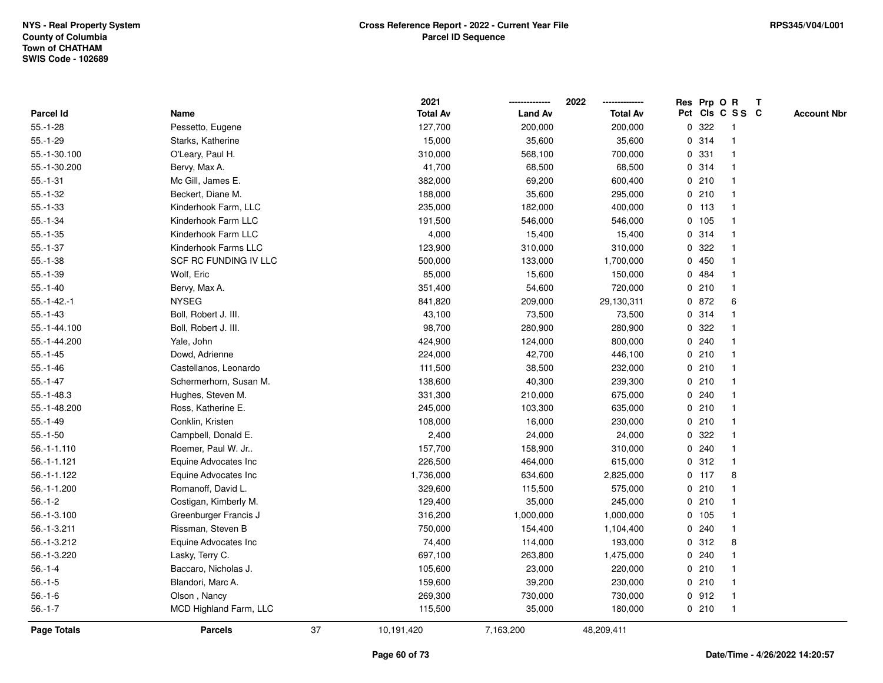NYS - Real Property System
County of Columbia
Town of CHATHAM
SWIS Code - 102689

**Cross Reference Report - 2022 - Current Year File**
**Parcel ID Sequence**

RPS345/V04/L001

| Parcel Id | Name | 2021 Total Av | 2022 Land Av | 2022 Total Av | Res Pct | Prp Cls | O C | R SS | T C | Account Nbr |
|---|---|---|---|---|---|---|---|---|---|---|
| 55.-1-28 | Pessetto, Eugene | 127,700 | 200,000 | 200,000 | 0 | 322 | | 1 | | |
| 55.-1-29 | Starks, Katherine | 15,000 | 35,600 | 35,600 | 0 | 314 | | 1 | | |
| 55.-1-30.100 | O'Leary, Paul H. | 310,000 | 568,100 | 700,000 | 0 | 331 | | 1 | | |
| 55.-1-30.200 | Bervy, Max A. | 41,700 | 68,500 | 68,500 | 0 | 314 | | 1 | | |
| 55.-1-31 | Mc Gill, James E. | 382,000 | 69,200 | 600,400 | 0 | 210 | | 1 | | |
| 55.-1-32 | Beckert, Diane M. | 188,000 | 35,600 | 295,000 | 0 | 210 | | 1 | | |
| 55.-1-33 | Kinderhook Farm, LLC | 235,000 | 182,000 | 400,000 | 0 | 113 | | 1 | | |
| 55.-1-34 | Kinderhook Farm LLC | 191,500 | 546,000 | 546,000 | 0 | 105 | | 1 | | |
| 55.-1-35 | Kinderhook Farm LLC | 4,000 | 15,400 | 15,400 | 0 | 314 | | 1 | | |
| 55.-1-37 | Kinderhook Farms LLC | 123,900 | 310,000 | 310,000 | 0 | 322 | | 1 | | |
| 55.-1-38 | SCF RC FUNDING IV LLC | 500,000 | 133,000 | 1,700,000 | 0 | 450 | | 1 | | |
| 55.-1-39 | Wolf, Eric | 85,000 | 15,600 | 150,000 | 0 | 484 | | 1 | | |
| 55.-1-40 | Bervy, Max A. | 351,400 | 54,600 | 720,000 | 0 | 210 | | 1 | | |
| 55.-1-42.-1 | NYSEG | 841,820 | 209,000 | 29,130,311 | 0 | 872 | | 6 | | |
| 55.-1-43 | Boll, Robert J. III. | 43,100 | 73,500 | 73,500 | 0 | 314 | | 1 | | |
| 55.-1-44.100 | Boll, Robert J. III. | 98,700 | 280,900 | 280,900 | 0 | 322 | | 1 | | |
| 55.-1-44.200 | Yale, John | 424,900 | 124,000 | 800,000 | 0 | 240 | | 1 | | |
| 55.-1-45 | Dowd, Adrienne | 224,000 | 42,700 | 446,100 | 0 | 210 | | 1 | | |
| 55.-1-46 | Castellanos, Leonardo | 111,500 | 38,500 | 232,000 | 0 | 210 | | 1 | | |
| 55.-1-47 | Schermerhorn, Susan M. | 138,600 | 40,300 | 239,300 | 0 | 210 | | 1 | | |
| 55.-1-48.3 | Hughes, Steven M. | 331,300 | 210,000 | 675,000 | 0 | 240 | | 1 | | |
| 55.-1-48.200 | Ross, Katherine E. | 245,000 | 103,300 | 635,000 | 0 | 210 | | 1 | | |
| 55.-1-49 | Conklin, Kristen | 108,000 | 16,000 | 230,000 | 0 | 210 | | 1 | | |
| 55.-1-50 | Campbell, Donald E. | 2,400 | 24,000 | 24,000 | 0 | 322 | | 1 | | |
| 56.-1-1.110 | Roemer, Paul W. Jr.. | 157,700 | 158,900 | 310,000 | 0 | 240 | | 1 | | |
| 56.-1-1.121 | Equine Advocates Inc | 226,500 | 464,000 | 615,000 | 0 | 312 | | 1 | | |
| 56.-1-1.122 | Equine Advocates Inc | 1,736,000 | 634,600 | 2,825,000 | 0 | 117 | | 8 | | |
| 56.-1-1.200 | Romanoff, David L. | 329,600 | 115,500 | 575,000 | 0 | 210 | | 1 | | |
| 56.-1-2 | Costigan, Kimberly M. | 129,400 | 35,000 | 245,000 | 0 | 210 | | 1 | | |
| 56.-1-3.100 | Greenburger Francis J | 316,200 | 1,000,000 | 1,000,000 | 0 | 105 | | 1 | | |
| 56.-1-3.211 | Rissman, Steven B | 750,000 | 154,400 | 1,104,400 | 0 | 240 | | 1 | | |
| 56.-1-3.212 | Equine Advocates Inc | 74,400 | 114,000 | 193,000 | 0 | 312 | | 8 | | |
| 56.-1-3.220 | Lasky, Terry C. | 697,100 | 263,800 | 1,475,000 | 0 | 240 | | 1 | | |
| 56.-1-4 | Baccaro, Nicholas J. | 105,600 | 23,000 | 220,000 | 0 | 210 | | 1 | | |
| 56.-1-5 | Blandori, Marc A. | 159,600 | 39,200 | 230,000 | 0 | 210 | | 1 | | |
| 56.-1-6 | Olson , Nancy | 269,300 | 730,000 | 730,000 | 0 | 912 | | 1 | | |
| 56.-1-7 | MCD Highland Farm, LLC | 115,500 | 35,000 | 180,000 | 0 | 210 | | 1 | | |
| **Page Totals** | **Parcels** 37 | 10,191,420 | 7,163,200 | 48,209,411 | | | | | | |

Date/Time - 4/26/2022 14:20:57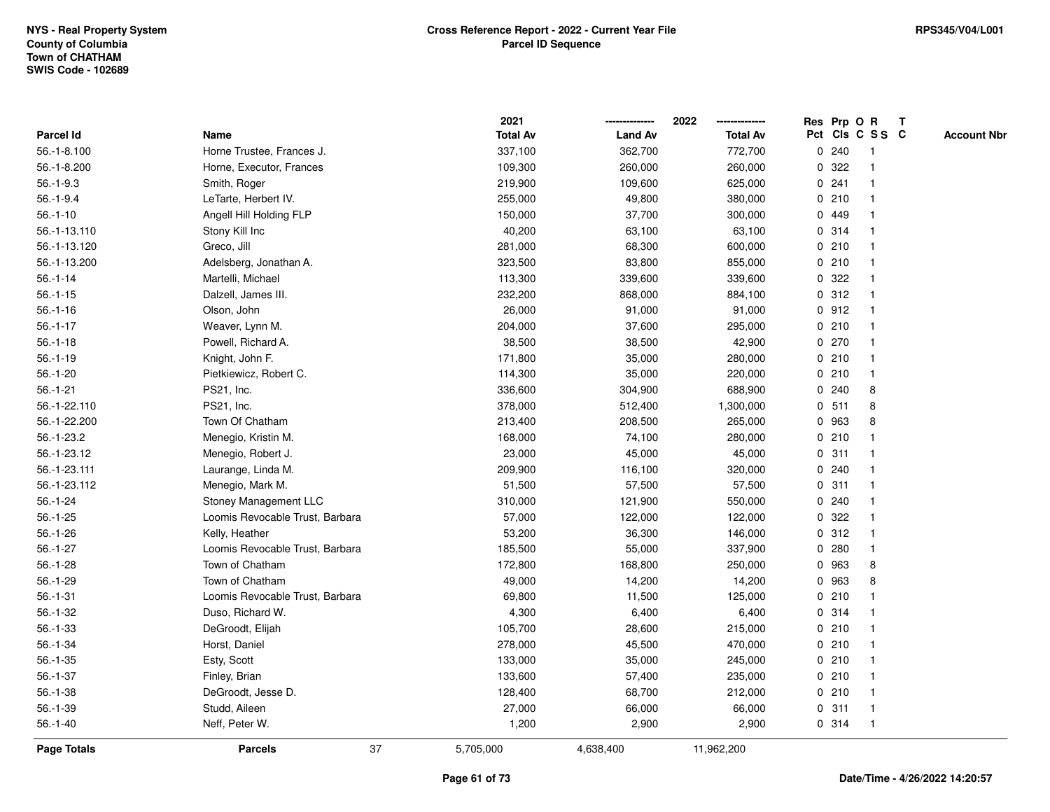NYS - Real Property System
County of Columbia
Town of CHATHAM
SWIS Code - 102689

**Cross Reference Report - 2022 - Current Year File**
**Parcel ID Sequence**

RPS345/V04/L001

| Parcel Id | Name | 2021 Total Av | 2022 Land Av | 2022 Total Av | Res Pct | Prp Cls | O C | R S S | T C | Account Nbr |
|---|---|---|---|---|---|---|---|---|---|---|
| 56.-1-8.100 | Horne Trustee, Frances J. | 337,100 | 362,700 | 772,700 | 0 | 240 | | 1 | | |
| 56.-1-8.200 | Horne, Executor, Frances | 109,300 | 260,000 | 260,000 | 0 | 322 | | 1 | | |
| 56.-1-9.3 | Smith, Roger | 219,900 | 109,600 | 625,000 | 0 | 241 | | 1 | | |
| 56.-1-9.4 | LeTarte, Herbert IV. | 255,000 | 49,800 | 380,000 | 0 | 210 | | 1 | | |
| 56.-1-10 | Angell Hill Holding FLP | 150,000 | 37,700 | 300,000 | 0 | 449 | | 1 | | |
| 56.-1-13.110 | Stony Kill Inc | 40,200 | 63,100 | 63,100 | 0 | 314 | | 1 | | |
| 56.-1-13.120 | Greco, Jill | 281,000 | 68,300 | 600,000 | 0 | 210 | | 1 | | |
| 56.-1-13.200 | Adelsberg, Jonathan A. | 323,500 | 83,800 | 855,000 | 0 | 210 | | 1 | | |
| 56.-1-14 | Martelli, Michael | 113,300 | 339,600 | 339,600 | 0 | 322 | | 1 | | |
| 56.-1-15 | Dalzell, James III. | 232,200 | 868,000 | 884,100 | 0 | 312 | | 1 | | |
| 56.-1-16 | Olson, John | 26,000 | 91,000 | 91,000 | 0 | 912 | | 1 | | |
| 56.-1-17 | Weaver, Lynn M. | 204,000 | 37,600 | 295,000 | 0 | 210 | | 1 | | |
| 56.-1-18 | Powell, Richard A. | 38,500 | 38,500 | 42,900 | 0 | 270 | | 1 | | |
| 56.-1-19 | Knight, John F. | 171,800 | 35,000 | 280,000 | 0 | 210 | | 1 | | |
| 56.-1-20 | Pietkiewicz, Robert C. | 114,300 | 35,000 | 220,000 | 0 | 210 | | 1 | | |
| 56.-1-21 | PS21, Inc. | 336,600 | 304,900 | 688,900 | 0 | 240 | | 8 | | |
| 56.-1-22.110 | PS21, Inc. | 378,000 | 512,400 | 1,300,000 | 0 | 511 | | 8 | | |
| 56.-1-22.200 | Town Of Chatham | 213,400 | 208,500 | 265,000 | 0 | 963 | | 8 | | |
| 56.-1-23.2 | Menegio, Kristin M. | 168,000 | 74,100 | 280,000 | 0 | 210 | | 1 | | |
| 56.-1-23.12 | Menegio, Robert J. | 23,000 | 45,000 | 45,000 | 0 | 311 | | 1 | | |
| 56.-1-23.111 | Laurange, Linda M. | 209,900 | 116,100 | 320,000 | 0 | 240 | | 1 | | |
| 56.-1-23.112 | Menegio, Mark M. | 51,500 | 57,500 | 57,500 | 0 | 311 | | 1 | | |
| 56.-1-24 | Stoney Management LLC | 310,000 | 121,900 | 550,000 | 0 | 240 | | 1 | | |
| 56.-1-25 | Loomis Revocable Trust, Barbara | 57,000 | 122,000 | 122,000 | 0 | 322 | | 1 | | |
| 56.-1-26 | Kelly, Heather | 53,200 | 36,300 | 146,000 | 0 | 312 | | 1 | | |
| 56.-1-27 | Loomis Revocable Trust, Barbara | 185,500 | 55,000 | 337,900 | 0 | 280 | | 1 | | |
| 56.-1-28 | Town of Chatham | 172,800 | 168,800 | 250,000 | 0 | 963 | | 8 | | |
| 56.-1-29 | Town of Chatham | 49,000 | 14,200 | 14,200 | 0 | 963 | | 8 | | |
| 56.-1-31 | Loomis Revocable Trust, Barbara | 69,800 | 11,500 | 125,000 | 0 | 210 | | 1 | | |
| 56.-1-32 | Duso, Richard W. | 4,300 | 6,400 | 6,400 | 0 | 314 | | 1 | | |
| 56.-1-33 | DeGroodt, Elijah | 105,700 | 28,600 | 215,000 | 0 | 210 | | 1 | | |
| 56.-1-34 | Horst, Daniel | 278,000 | 45,500 | 470,000 | 0 | 210 | | 1 | | |
| 56.-1-35 | Esty, Scott | 133,000 | 35,000 | 245,000 | 0 | 210 | | 1 | | |
| 56.-1-37 | Finley, Brian | 133,600 | 57,400 | 235,000 | 0 | 210 | | 1 | | |
| 56.-1-38 | DeGroodt, Jesse D. | 128,400 | 68,700 | 212,000 | 0 | 210 | | 1 | | |
| 56.-1-39 | Studd, Aileen | 27,000 | 66,000 | 66,000 | 0 | 311 | | 1 | | |
| 56.-1-40 | Neff, Peter W. | 1,200 | 2,900 | 2,900 | 0 | 314 | | 1 | | |
| **Page Totals** | **Parcels** 37 | 5,705,000 | 4,638,400 | 11,962,200 | | | | | | |

Date/Time - 4/26/2022 14:20:57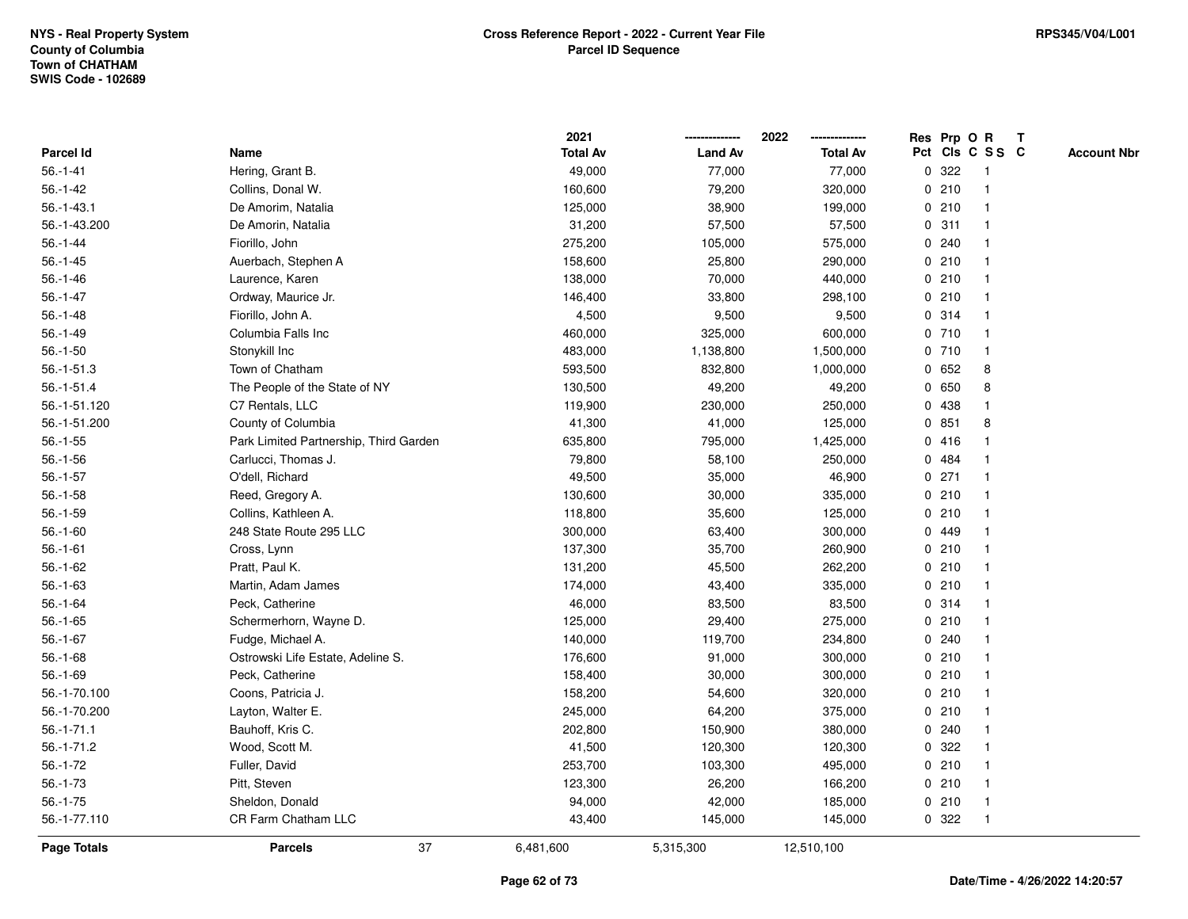NYS - Real Property System
County of Columbia
Town of CHATHAM
SWIS Code - 102689

**Cross Reference Report - 2022 - Current Year File**
**Parcel ID Sequence**

RPS345/V04/L001

| Parcel Id | Name | | 2021 Total Av | 2022 Land Av | 2022 Total Av | Res Pct | Prp Cls | O C | R S S | T C | Account Nbr |
|---|---|---|---|---|---|---|---|---|---|---|---|
| 56.-1-41 | Hering, Grant B. | | 49,000 | 77,000 | 77,000 | 0 | 322 | | 1 | | |
| 56.-1-42 | Collins, Donal W. | | 160,600 | 79,200 | 320,000 | 0 | 210 | | 1 | | |
| 56.-1-43.1 | De Amorim, Natalia | | 125,000 | 38,900 | 199,000 | 0 | 210 | | 1 | | |
| 56.-1-43.200 | De Amorin, Natalia | | 31,200 | 57,500 | 57,500 | 0 | 311 | | 1 | | |
| 56.-1-44 | Fiorillo, John | | 275,200 | 105,000 | 575,000 | 0 | 240 | | 1 | | |
| 56.-1-45 | Auerbach, Stephen A | | 158,600 | 25,800 | 290,000 | 0 | 210 | | 1 | | |
| 56.-1-46 | Laurence, Karen | | 138,000 | 70,000 | 440,000 | 0 | 210 | | 1 | | |
| 56.-1-47 | Ordway, Maurice Jr. | | 146,400 | 33,800 | 298,100 | 0 | 210 | | 1 | | |
| 56.-1-48 | Fiorillo, John A. | | 4,500 | 9,500 | 9,500 | 0 | 314 | | 1 | | |
| 56.-1-49 | Columbia Falls Inc | | 460,000 | 325,000 | 600,000 | 0 | 710 | | 1 | | |
| 56.-1-50 | Stonykill Inc | | 483,000 | 1,138,800 | 1,500,000 | 0 | 710 | | 1 | | |
| 56.-1-51.3 | Town of Chatham | | 593,500 | 832,800 | 1,000,000 | 0 | 652 | | 8 | | |
| 56.-1-51.4 | The People of the State of NY | | 130,500 | 49,200 | 49,200 | 0 | 650 | | 8 | | |
| 56.-1-51.120 | C7 Rentals, LLC | | 119,900 | 230,000 | 250,000 | 0 | 438 | | 1 | | |
| 56.-1-51.200 | County of Columbia | | 41,300 | 41,000 | 125,000 | 0 | 851 | | 8 | | |
| 56.-1-55 | Park Limited Partnership, Third Garden | | 635,800 | 795,000 | 1,425,000 | 0 | 416 | | 1 | | |
| 56.-1-56 | Carlucci, Thomas J. | | 79,800 | 58,100 | 250,000 | 0 | 484 | | 1 | | |
| 56.-1-57 | O'dell, Richard | | 49,500 | 35,000 | 46,900 | 0 | 271 | | 1 | | |
| 56.-1-58 | Reed, Gregory A. | | 130,600 | 30,000 | 335,000 | 0 | 210 | | 1 | | |
| 56.-1-59 | Collins, Kathleen A. | | 118,800 | 35,600 | 125,000 | 0 | 210 | | 1 | | |
| 56.-1-60 | 248 State Route 295 LLC | | 300,000 | 63,400 | 300,000 | 0 | 449 | | 1 | | |
| 56.-1-61 | Cross, Lynn | | 137,300 | 35,700 | 260,900 | 0 | 210 | | 1 | | |
| 56.-1-62 | Pratt, Paul K. | | 131,200 | 45,500 | 262,200 | 0 | 210 | | 1 | | |
| 56.-1-63 | Martin, Adam James | | 174,000 | 43,400 | 335,000 | 0 | 210 | | 1 | | |
| 56.-1-64 | Peck, Catherine | | 46,000 | 83,500 | 83,500 | 0 | 314 | | 1 | | |
| 56.-1-65 | Schermerhorn, Wayne D. | | 125,000 | 29,400 | 275,000 | 0 | 210 | | 1 | | |
| 56.-1-67 | Fudge, Michael A. | | 140,000 | 119,700 | 234,800 | 0 | 240 | | 1 | | |
| 56.-1-68 | Ostrowski Life Estate, Adeline S. | | 176,600 | 91,000 | 300,000 | 0 | 210 | | 1 | | |
| 56.-1-69 | Peck, Catherine | | 158,400 | 30,000 | 300,000 | 0 | 210 | | 1 | | |
| 56.-1-70.100 | Coons, Patricia J. | | 158,200 | 54,600 | 320,000 | 0 | 210 | | 1 | | |
| 56.-1-70.200 | Layton, Walter E. | | 245,000 | 64,200 | 375,000 | 0 | 210 | | 1 | | |
| 56.-1-71.1 | Bauhoff, Kris C. | | 202,800 | 150,900 | 380,000 | 0 | 240 | | 1 | | |
| 56.-1-71.2 | Wood, Scott M. | | 41,500 | 120,300 | 120,300 | 0 | 322 | | 1 | | |
| 56.-1-72 | Fuller, David | | 253,700 | 103,300 | 495,000 | 0 | 210 | | 1 | | |
| 56.-1-73 | Pitt, Steven | | 123,300 | 26,200 | 166,200 | 0 | 210 | | 1 | | |
| 56.-1-75 | Sheldon, Donald | | 94,000 | 42,000 | 185,000 | 0 | 210 | | 1 | | |
| 56.-1-77.110 | CR Farm Chatham LLC | | 43,400 | 145,000 | 145,000 | 0 | 322 | | 1 | | |
| **Page Totals** | **Parcels** | 37 | 6,481,600 | 5,315,300 | 12,510,100 | | | | | | |

Date/Time - 4/26/2022 14:20:57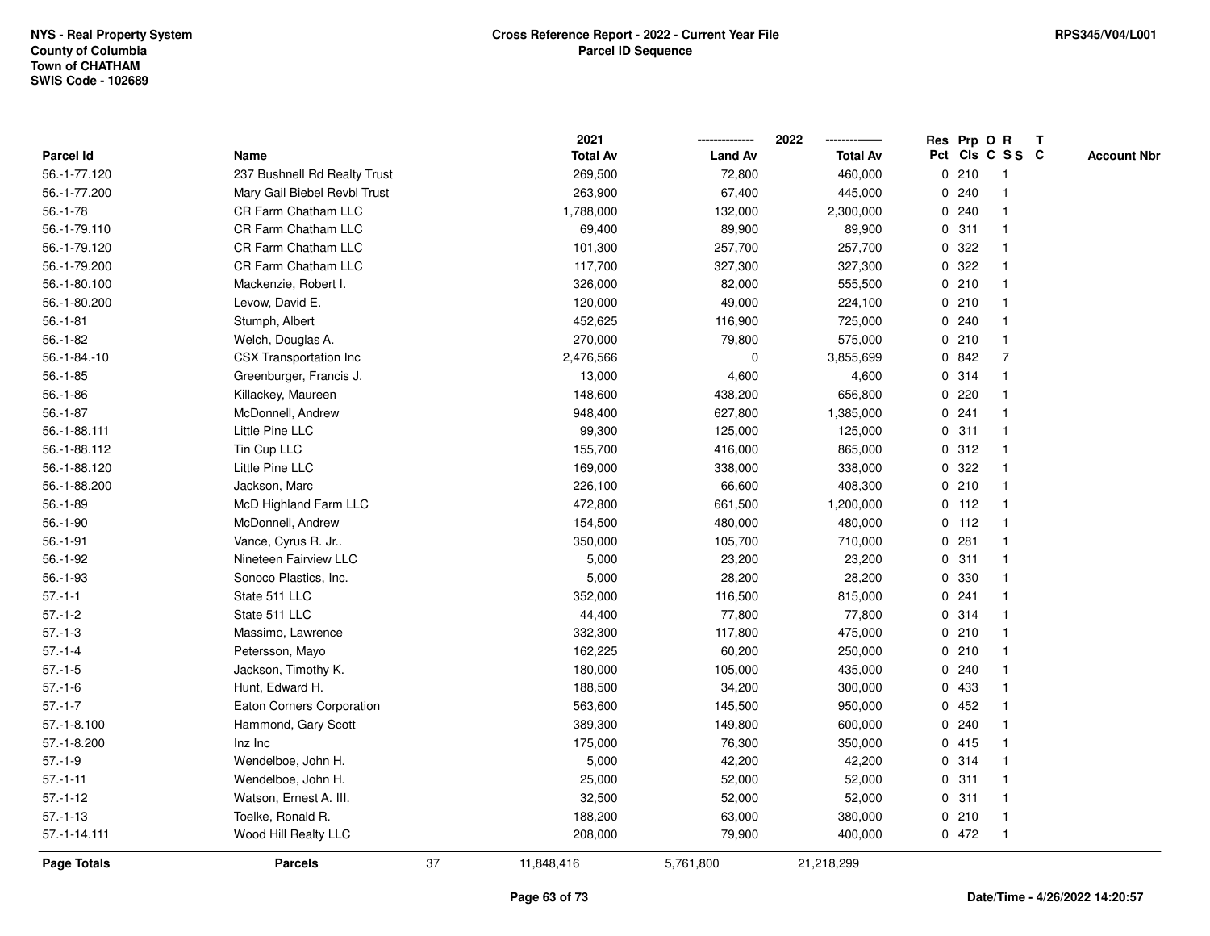NYS - Real Property System
County of Columbia
Town of CHATHAM
SWIS Code - 102689

# Cross Reference Report - 2022 - Current Year File
## Parcel ID Sequence

| Parcel Id | Name | 2021 Total Av | 2022 Land Av | 2022 Total Av | Res Pct | Prp Cls | O C | R S S | T C | Account Nbr |
|---|---|---|---|---|---|---|---|---|---|---|
| 56.-1-77.120 | 237 Bushnell Rd Realty Trust | 269,500 | 72,800 | 460,000 | 0 | 210 | | 1 | | |
| 56.-1-77.200 | Mary Gail Biebel Revbl Trust | 263,900 | 67,400 | 445,000 | 0 | 240 | | 1 | | |
| 56.-1-78 | CR Farm Chatham LLC | 1,788,000 | 132,000 | 2,300,000 | 0 | 240 | | 1 | | |
| 56.-1-79.110 | CR Farm Chatham LLC | 69,400 | 89,900 | 89,900 | 0 | 311 | | 1 | | |
| 56.-1-79.120 | CR Farm Chatham LLC | 101,300 | 257,700 | 257,700 | 0 | 322 | | 1 | | |
| 56.-1-79.200 | CR Farm Chatham LLC | 117,700 | 327,300 | 327,300 | 0 | 322 | | 1 | | |
| 56.-1-80.100 | Mackenzie, Robert I. | 326,000 | 82,000 | 555,500 | 0 | 210 | | 1 | | |
| 56.-1-80.200 | Levow, David E. | 120,000 | 49,000 | 224,100 | 0 | 210 | | 1 | | |
| 56.-1-81 | Stumph, Albert | 452,625 | 116,900 | 725,000 | 0 | 240 | | 1 | | |
| 56.-1-82 | Welch, Douglas A. | 270,000 | 79,800 | 575,000 | 0 | 210 | | 1 | | |
| 56.-1-84.-10 | CSX Transportation Inc | 2,476,566 | 0 | 3,855,699 | 0 | 842 | | 7 | | |
| 56.-1-85 | Greenburger, Francis J. | 13,000 | 4,600 | 4,600 | 0 | 314 | | 1 | | |
| 56.-1-86 | Killackey, Maureen | 148,600 | 438,200 | 656,800 | 0 | 220 | | 1 | | |
| 56.-1-87 | McDonnell, Andrew | 948,400 | 627,800 | 1,385,000 | 0 | 241 | | 1 | | |
| 56.-1-88.111 | Little Pine LLC | 99,300 | 125,000 | 125,000 | 0 | 311 | | 1 | | |
| 56.-1-88.112 | Tin Cup LLC | 155,700 | 416,000 | 865,000 | 0 | 312 | | 1 | | |
| 56.-1-88.120 | Little Pine LLC | 169,000 | 338,000 | 338,000 | 0 | 322 | | 1 | | |
| 56.-1-88.200 | Jackson, Marc | 226,100 | 66,600 | 408,300 | 0 | 210 | | 1 | | |
| 56.-1-89 | McD Highland Farm LLC | 472,800 | 661,500 | 1,200,000 | 0 | 112 | | 1 | | |
| 56.-1-90 | McDonnell, Andrew | 154,500 | 480,000 | 480,000 | 0 | 112 | | 1 | | |
| 56.-1-91 | Vance, Cyrus R. Jr.. | 350,000 | 105,700 | 710,000 | 0 | 281 | | 1 | | |
| 56.-1-92 | Nineteen Fairview LLC | 5,000 | 23,200 | 23,200 | 0 | 311 | | 1 | | |
| 56.-1-93 | Sonoco Plastics, Inc. | 5,000 | 28,200 | 28,200 | 0 | 330 | | 1 | | |
| 57.-1-1 | State 511 LLC | 352,000 | 116,500 | 815,000 | 0 | 241 | | 1 | | |
| 57.-1-2 | State 511 LLC | 44,400 | 77,800 | 77,800 | 0 | 314 | | 1 | | |
| 57.-1-3 | Massimo, Lawrence | 332,300 | 117,800 | 475,000 | 0 | 210 | | 1 | | |
| 57.-1-4 | Petersson, Mayo | 162,225 | 60,200 | 250,000 | 0 | 210 | | 1 | | |
| 57.-1-5 | Jackson, Timothy K. | 180,000 | 105,000 | 435,000 | 0 | 240 | | 1 | | |
| 57.-1-6 | Hunt, Edward H. | 188,500 | 34,200 | 300,000 | 0 | 433 | | 1 | | |
| 57.-1-7 | Eaton Corners Corporation | 563,600 | 145,500 | 950,000 | 0 | 452 | | 1 | | |
| 57.-1-8.100 | Hammond, Gary Scott | 389,300 | 149,800 | 600,000 | 0 | 240 | | 1 | | |
| 57.-1-8.200 | Inz Inc | 175,000 | 76,300 | 350,000 | 0 | 415 | | 1 | | |
| 57.-1-9 | Wendelboe, John H. | 5,000 | 42,200 | 42,200 | 0 | 314 | | 1 | | |
| 57.-1-11 | Wendelboe, John H. | 25,000 | 52,000 | 52,000 | 0 | 311 | | 1 | | |
| 57.-1-12 | Watson, Ernest A. III. | 32,500 | 52,000 | 52,000 | 0 | 311 | | 1 | | |
| 57.-1-13 | Toelke, Ronald R. | 188,200 | 63,000 | 380,000 | 0 | 210 | | 1 | | |
| 57.-1-14.111 | Wood Hill Realty LLC | 208,000 | 79,900 | 400,000 | 0 | 472 | | 1 | | |
| **Page Totals** | **Parcels** 37 | 11,848,416 | 5,761,800 | 21,218,299 | | | | | | |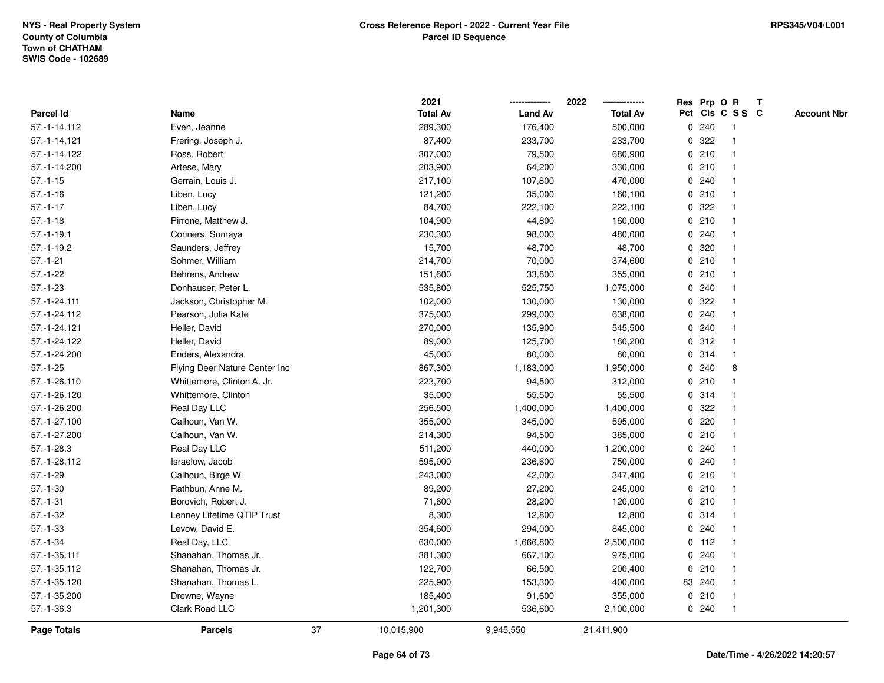NYS - Real Property System
County of Columbia
Town of CHATHAM
SWIS Code - 102689

**Cross Reference Report - 2022 - Current Year File**
**Parcel ID Sequence**

RPS345/V04/L001

| Parcel Id | Name | 2021 Total Av | 2022 Land Av | 2022 Total Av | Res Pct | Prp Cls | O C | R SS | T C | Account Nbr |
|---|---|---|---|---|---|---|---|---|---|---|
| 57.-1-14.112 | Even, Jeanne | 289,300 | 176,400 | 500,000 | 0 | 240 | | 1 | | |
| 57.-1-14.121 | Frering, Joseph J. | 87,400 | 233,700 | 233,700 | 0 | 322 | | 1 | | |
| 57.-1-14.122 | Ross, Robert | 307,000 | 79,500 | 680,900 | 0 | 210 | | 1 | | |
| 57.-1-14.200 | Artese, Mary | 203,900 | 64,200 | 330,000 | 0 | 210 | | 1 | | |
| 57.-1-15 | Gerrain, Louis J. | 217,100 | 107,800 | 470,000 | 0 | 240 | | 1 | | |
| 57.-1-16 | Liben, Lucy | 121,200 | 35,000 | 160,100 | 0 | 210 | | 1 | | |
| 57.-1-17 | Liben, Lucy | 84,700 | 222,100 | 222,100 | 0 | 322 | | 1 | | |
| 57.-1-18 | Pirrone, Matthew J. | 104,900 | 44,800 | 160,000 | 0 | 210 | | 1 | | |
| 57.-1-19.1 | Conners, Sumaya | 230,300 | 98,000 | 480,000 | 0 | 240 | | 1 | | |
| 57.-1-19.2 | Saunders, Jeffrey | 15,700 | 48,700 | 48,700 | 0 | 320 | | 1 | | |
| 57.-1-21 | Sohmer, William | 214,700 | 70,000 | 374,600 | 0 | 210 | | 1 | | |
| 57.-1-22 | Behrens, Andrew | 151,600 | 33,800 | 355,000 | 0 | 210 | | 1 | | |
| 57.-1-23 | Donhauser, Peter L. | 535,800 | 525,750 | 1,075,000 | 0 | 240 | | 1 | | |
| 57.-1-24.111 | Jackson, Christopher M. | 102,000 | 130,000 | 130,000 | 0 | 322 | | 1 | | |
| 57.-1-24.112 | Pearson, Julia Kate | 375,000 | 299,000 | 638,000 | 0 | 240 | | 1 | | |
| 57.-1-24.121 | Heller, David | 270,000 | 135,900 | 545,500 | 0 | 240 | | 1 | | |
| 57.-1-24.122 | Heller, David | 89,000 | 125,700 | 180,200 | 0 | 312 | | 1 | | |
| 57.-1-24.200 | Enders, Alexandra | 45,000 | 80,000 | 80,000 | 0 | 314 | | 1 | | |
| 57.-1-25 | Flying Deer Nature Center Inc | 867,300 | 1,183,000 | 1,950,000 | 0 | 240 | | 8 | | |
| 57.-1-26.110 | Whittemore, Clinton A. Jr. | 223,700 | 94,500 | 312,000 | 0 | 210 | | 1 | | |
| 57.-1-26.120 | Whittemore, Clinton | 35,000 | 55,500 | 55,500 | 0 | 314 | | 1 | | |
| 57.-1-26.200 | Real Day LLC | 256,500 | 1,400,000 | 1,400,000 | 0 | 322 | | 1 | | |
| 57.-1-27.100 | Calhoun, Van W. | 355,000 | 345,000 | 595,000 | 0 | 220 | | 1 | | |
| 57.-1-27.200 | Calhoun, Van W. | 214,300 | 94,500 | 385,000 | 0 | 210 | | 1 | | |
| 57.-1-28.3 | Real Day LLC | 511,200 | 440,000 | 1,200,000 | 0 | 240 | | 1 | | |
| 57.-1-28.112 | Israelow, Jacob | 595,000 | 236,600 | 750,000 | 0 | 240 | | 1 | | |
| 57.-1-29 | Calhoun, Birge W. | 243,000 | 42,000 | 347,400 | 0 | 210 | | 1 | | |
| 57.-1-30 | Rathbun, Anne M. | 89,200 | 27,200 | 245,000 | 0 | 210 | | 1 | | |
| 57.-1-31 | Borovich, Robert J. | 71,600 | 28,200 | 120,000 | 0 | 210 | | 1 | | |
| 57.-1-32 | Lenney Lifetime QTIP Trust | 8,300 | 12,800 | 12,800 | 0 | 314 | | 1 | | |
| 57.-1-33 | Levow, David E. | 354,600 | 294,000 | 845,000 | 0 | 240 | | 1 | | |
| 57.-1-34 | Real Day, LLC | 630,000 | 1,666,800 | 2,500,000 | 0 | 112 | | 1 | | |
| 57.-1-35.111 | Shanahan, Thomas Jr.. | 381,300 | 667,100 | 975,000 | 0 | 240 | | 1 | | |
| 57.-1-35.112 | Shanahan, Thomas Jr. | 122,700 | 66,500 | 200,400 | 0 | 210 | | 1 | | |
| 57.-1-35.120 | Shanahan, Thomas L. | 225,900 | 153,300 | 400,000 | 83 | 240 | | 1 | | |
| 57.-1-35.200 | Drowne, Wayne | 185,400 | 91,600 | 355,000 | 0 | 210 | | 1 | | |
| 57.-1-36.3 | Clark Road LLC | 1,201,300 | 536,600 | 2,100,000 | 0 | 240 | | 1 | | |
| **Page Totals** | **Parcels** 37 | 10,015,900 | 9,945,550 | 21,411,900 | | | | | | |

Date/Time - 4/26/2022 14:20:57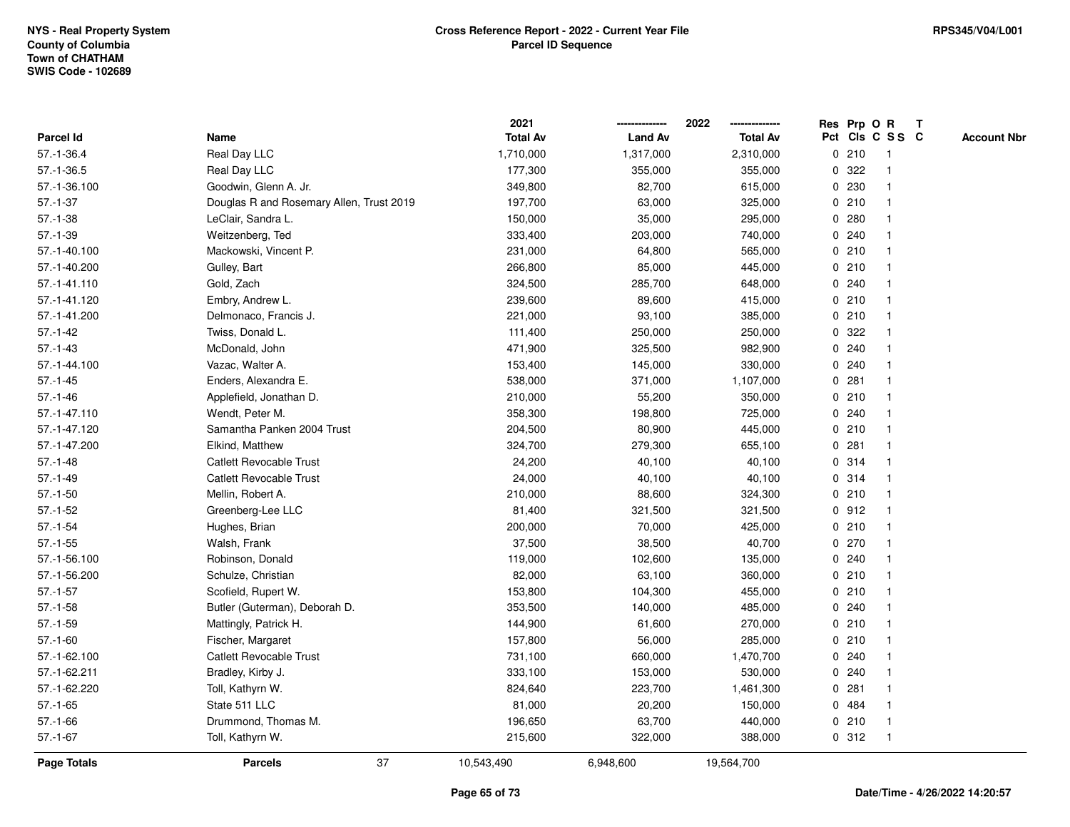NYS - Real Property System
County of Columbia
Town of CHATHAM
SWIS Code - 102689

**Cross Reference Report - 2022 - Current Year File**
**Parcel ID Sequence**

RPS345/V04/L001

| Parcel Id | Name | 2021 Total Av | 2022 Land Av | 2022 Total Av | Res Pct | Prp Cls | O C | R S S | T C | Account Nbr |
|---|---|---|---|---|---|---|---|---|---|---|
| 57.-1-36.4 | Real Day LLC | 1,710,000 | 1,317,000 | 2,310,000 | 0 | 210 | | 1 | | |
| 57.-1-36.5 | Real Day LLC | 177,300 | 355,000 | 355,000 | 0 | 322 | | 1 | | |
| 57.-1-36.100 | Goodwin, Glenn A. Jr. | 349,800 | 82,700 | 615,000 | 0 | 230 | | 1 | | |
| 57.-1-37 | Douglas R and Rosemary Allen, Trust 2019 | 197,700 | 63,000 | 325,000 | 0 | 210 | | 1 | | |
| 57.-1-38 | LeClair, Sandra L. | 150,000 | 35,000 | 295,000 | 0 | 280 | | 1 | | |
| 57.-1-39 | Weitzenberg, Ted | 333,400 | 203,000 | 740,000 | 0 | 240 | | 1 | | |
| 57.-1-40.100 | Mackowski, Vincent P. | 231,000 | 64,800 | 565,000 | 0 | 210 | | 1 | | |
| 57.-1-40.200 | Gulley, Bart | 266,800 | 85,000 | 445,000 | 0 | 210 | | 1 | | |
| 57.-1-41.110 | Gold, Zach | 324,500 | 285,700 | 648,000 | 0 | 240 | | 1 | | |
| 57.-1-41.120 | Embry, Andrew L. | 239,600 | 89,600 | 415,000 | 0 | 210 | | 1 | | |
| 57.-1-41.200 | Delmonaco, Francis J. | 221,000 | 93,100 | 385,000 | 0 | 210 | | 1 | | |
| 57.-1-42 | Twiss, Donald L. | 111,400 | 250,000 | 250,000 | 0 | 322 | | 1 | | |
| 57.-1-43 | McDonald, John | 471,900 | 325,500 | 982,900 | 0 | 240 | | 1 | | |
| 57.-1-44.100 | Vazac, Walter A. | 153,400 | 145,000 | 330,000 | 0 | 240 | | 1 | | |
| 57.-1-45 | Enders, Alexandra E. | 538,000 | 371,000 | 1,107,000 | 0 | 281 | | 1 | | |
| 57.-1-46 | Applefield, Jonathan D. | 210,000 | 55,200 | 350,000 | 0 | 210 | | 1 | | |
| 57.-1-47.110 | Wendt, Peter M. | 358,300 | 198,800 | 725,000 | 0 | 240 | | 1 | | |
| 57.-1-47.120 | Samantha Panken 2004 Trust | 204,500 | 80,900 | 445,000 | 0 | 210 | | 1 | | |
| 57.-1-47.200 | Elkind, Matthew | 324,700 | 279,300 | 655,100 | 0 | 281 | | 1 | | |
| 57.-1-48 | Catlett Revocable Trust | 24,200 | 40,100 | 40,100 | 0 | 314 | | 1 | | |
| 57.-1-49 | Catlett Revocable Trust | 24,000 | 40,100 | 40,100 | 0 | 314 | | 1 | | |
| 57.-1-50 | Mellin, Robert A. | 210,000 | 88,600 | 324,300 | 0 | 210 | | 1 | | |
| 57.-1-52 | Greenberg-Lee LLC | 81,400 | 321,500 | 321,500 | 0 | 912 | | 1 | | |
| 57.-1-54 | Hughes, Brian | 200,000 | 70,000 | 425,000 | 0 | 210 | | 1 | | |
| 57.-1-55 | Walsh, Frank | 37,500 | 38,500 | 40,700 | 0 | 270 | | 1 | | |
| 57.-1-56.100 | Robinson, Donald | 119,000 | 102,600 | 135,000 | 0 | 240 | | 1 | | |
| 57.-1-56.200 | Schulze, Christian | 82,000 | 63,100 | 360,000 | 0 | 210 | | 1 | | |
| 57.-1-57 | Scofield, Rupert W. | 153,800 | 104,300 | 455,000 | 0 | 210 | | 1 | | |
| 57.-1-58 | Butler (Guterman), Deborah D. | 353,500 | 140,000 | 485,000 | 0 | 240 | | 1 | | |
| 57.-1-59 | Mattingly, Patrick H. | 144,900 | 61,600 | 270,000 | 0 | 210 | | 1 | | |
| 57.-1-60 | Fischer, Margaret | 157,800 | 56,000 | 285,000 | 0 | 210 | | 1 | | |
| 57.-1-62.100 | Catlett Revocable Trust | 731,100 | 660,000 | 1,470,700 | 0 | 240 | | 1 | | |
| 57.-1-62.211 | Bradley, Kirby J. | 333,100 | 153,000 | 530,000 | 0 | 240 | | 1 | | |
| 57.-1-62.220 | Toll, Kathyrn W. | 824,640 | 223,700 | 1,461,300 | 0 | 281 | | 1 | | |
| 57.-1-65 | State 511 LLC | 81,000 | 20,200 | 150,000 | 0 | 484 | | 1 | | |
| 57.-1-66 | Drummond, Thomas M. | 196,650 | 63,700 | 440,000 | 0 | 210 | | 1 | | |
| 57.-1-67 | Toll, Kathyrn W. | 215,600 | 322,000 | 388,000 | 0 | 312 | | 1 | | |
| **Page Totals** | **Parcels** 37 | 10,543,490 | 6,948,600 | 19,564,700 | | | | | | |

Date/Time - 4/26/2022 14:20:57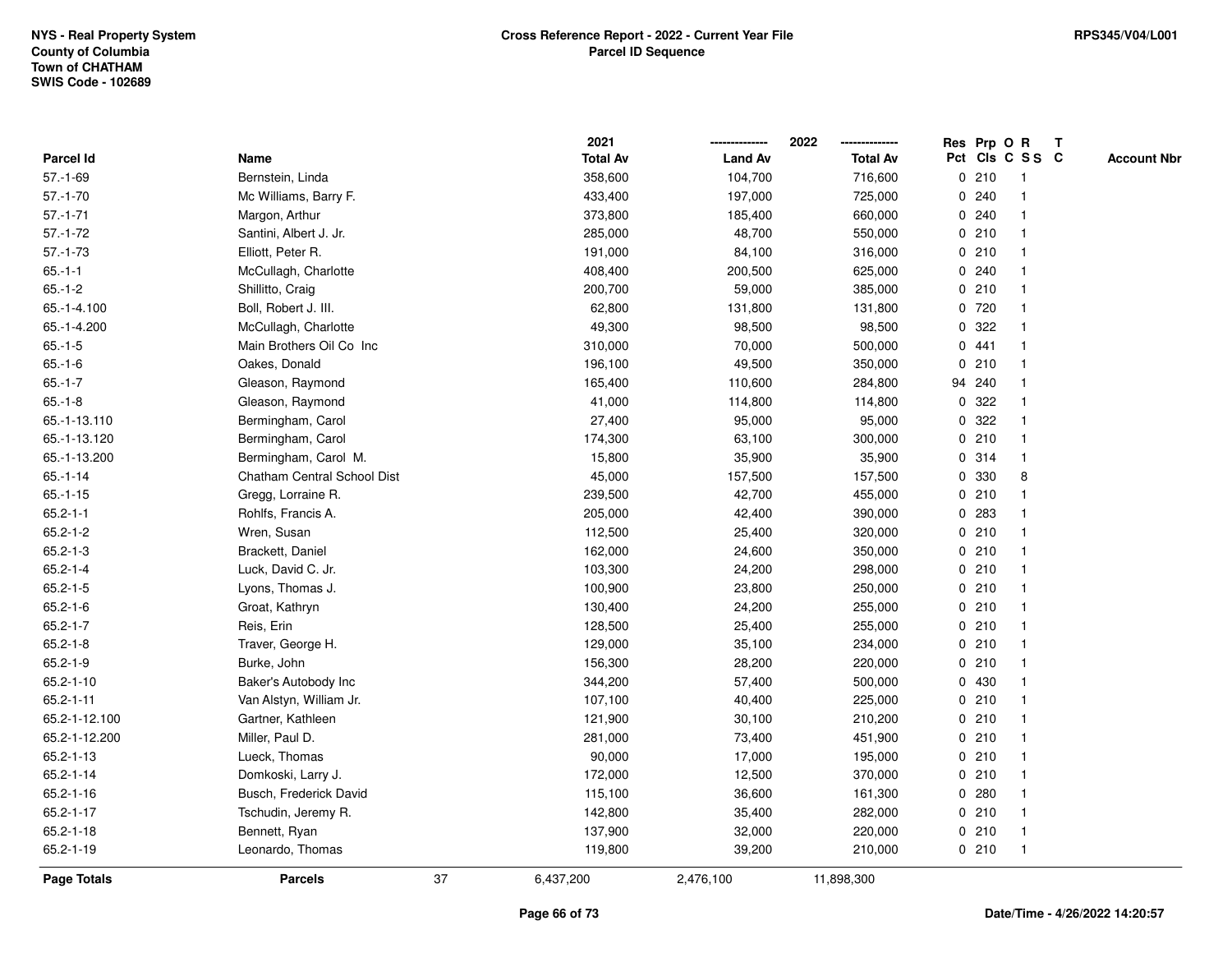NYS - Real Property System
County of Columbia
Town of CHATHAM
SWIS Code - 102689

**Cross Reference Report - 2022 - Current Year File**
**Parcel ID Sequence**

RPS345/V04/L001

| Parcel Id | Name | 2021 Total Av | 2022 Land Av | 2022 Total Av | Res Pct | Prp Cls | O C | R S S | T C | Account Nbr |
|---|---|---|---|---|---|---|---|---|---|---|
| 57.-1-69 | Bernstein, Linda | 358,600 | 104,700 | 716,600 | 0 | 210 | | 1 | | |
| 57.-1-70 | Mc Williams, Barry F. | 433,400 | 197,000 | 725,000 | 0 | 240 | | 1 | | |
| 57.-1-71 | Margon, Arthur | 373,800 | 185,400 | 660,000 | 0 | 240 | | 1 | | |
| 57.-1-72 | Santini, Albert J. Jr. | 285,000 | 48,700 | 550,000 | 0 | 210 | | 1 | | |
| 57.-1-73 | Elliott, Peter R. | 191,000 | 84,100 | 316,000 | 0 | 210 | | 1 | | |
| 65.-1-1 | McCullagh, Charlotte | 408,400 | 200,500 | 625,000 | 0 | 240 | | 1 | | |
| 65.-1-2 | Shillitto, Craig | 200,700 | 59,000 | 385,000 | 0 | 210 | | 1 | | |
| 65.-1-4.100 | Boll, Robert J. III. | 62,800 | 131,800 | 131,800 | 0 | 720 | | 1 | | |
| 65.-1-4.200 | McCullagh, Charlotte | 49,300 | 98,500 | 98,500 | 0 | 322 | | 1 | | |
| 65.-1-5 | Main Brothers Oil Co Inc | 310,000 | 70,000 | 500,000 | 0 | 441 | | 1 | | |
| 65.-1-6 | Oakes, Donald | 196,100 | 49,500 | 350,000 | 0 | 210 | | 1 | | |
| 65.-1-7 | Gleason, Raymond | 165,400 | 110,600 | 284,800 | 94 | 240 | | 1 | | |
| 65.-1-8 | Gleason, Raymond | 41,000 | 114,800 | 114,800 | 0 | 322 | | 1 | | |
| 65.-1-13.110 | Bermingham, Carol | 27,400 | 95,000 | 95,000 | 0 | 322 | | 1 | | |
| 65.-1-13.120 | Bermingham, Carol | 174,300 | 63,100 | 300,000 | 0 | 210 | | 1 | | |
| 65.-1-13.200 | Bermingham, Carol M. | 15,800 | 35,900 | 35,900 | 0 | 314 | | 1 | | |
| 65.-1-14 | Chatham Central School Dist | 45,000 | 157,500 | 157,500 | 0 | 330 | | 8 | | |
| 65.-1-15 | Gregg, Lorraine R. | 239,500 | 42,700 | 455,000 | 0 | 210 | | 1 | | |
| 65.2-1-1 | Rohlfs, Francis A. | 205,000 | 42,400 | 390,000 | 0 | 283 | | 1 | | |
| 65.2-1-2 | Wren, Susan | 112,500 | 25,400 | 320,000 | 0 | 210 | | 1 | | |
| 65.2-1-3 | Brackett, Daniel | 162,000 | 24,600 | 350,000 | 0 | 210 | | 1 | | |
| 65.2-1-4 | Luck, David C. Jr. | 103,300 | 24,200 | 298,000 | 0 | 210 | | 1 | | |
| 65.2-1-5 | Lyons, Thomas J. | 100,900 | 23,800 | 250,000 | 0 | 210 | | 1 | | |
| 65.2-1-6 | Groat, Kathryn | 130,400 | 24,200 | 255,000 | 0 | 210 | | 1 | | |
| 65.2-1-7 | Reis, Erin | 128,500 | 25,400 | 255,000 | 0 | 210 | | 1 | | |
| 65.2-1-8 | Traver, George H. | 129,000 | 35,100 | 234,000 | 0 | 210 | | 1 | | |
| 65.2-1-9 | Burke, John | 156,300 | 28,200 | 220,000 | 0 | 210 | | 1 | | |
| 65.2-1-10 | Baker's Autobody Inc | 344,200 | 57,400 | 500,000 | 0 | 430 | | 1 | | |
| 65.2-1-11 | Van Alstyn, William Jr. | 107,100 | 40,400 | 225,000 | 0 | 210 | | 1 | | |
| 65.2-1-12.100 | Gartner, Kathleen | 121,900 | 30,100 | 210,200 | 0 | 210 | | 1 | | |
| 65.2-1-12.200 | Miller, Paul D. | 281,000 | 73,400 | 451,900 | 0 | 210 | | 1 | | |
| 65.2-1-13 | Lueck, Thomas | 90,000 | 17,000 | 195,000 | 0 | 210 | | 1 | | |
| 65.2-1-14 | Domkoski, Larry J. | 172,000 | 12,500 | 370,000 | 0 | 210 | | 1 | | |
| 65.2-1-16 | Busch, Frederick David | 115,100 | 36,600 | 161,300 | 0 | 280 | | 1 | | |
| 65.2-1-17 | Tschudin, Jeremy R. | 142,800 | 35,400 | 282,000 | 0 | 210 | | 1 | | |
| 65.2-1-18 | Bennett, Ryan | 137,900 | 32,000 | 220,000 | 0 | 210 | | 1 | | |
| 65.2-1-19 | Leonardo, Thomas | 119,800 | 39,200 | 210,000 | 0 | 210 | | 1 | | |
| **Page Totals** | **Parcels** 37 | 6,437,200 | 2,476,100 | 11,898,300 | | | | | | |

Date/Time - 4/26/2022 14:20:57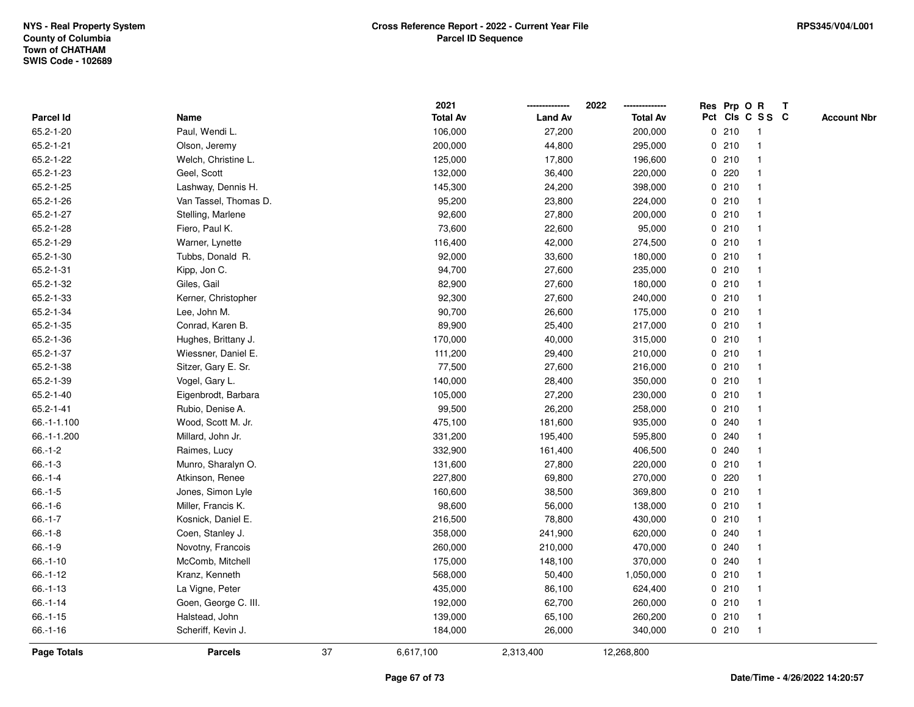NYS - Real Property System
County of Columbia
Town of CHATHAM
SWIS Code - 102689

# Cross Reference Report - 2022 - Current Year File
## Parcel ID Sequence

RPS345/V04/L001

| Parcel Id | Name | 2021 Total Av | 2022 Land Av | 2022 Total Av | Res Pct | Prp Cls | O C | R SS | T C | Account Nbr |
|---|---|---|---|---|---|---|---|---|---|---|
| 65.2-1-20 | Paul, Wendi L. | 106,000 | 27,200 | 200,000 | 0 | 210 | | 1 | | |
| 65.2-1-21 | Olson, Jeremy | 200,000 | 44,800 | 295,000 | 0 | 210 | | 1 | | |
| 65.2-1-22 | Welch, Christine L. | 125,000 | 17,800 | 196,600 | 0 | 210 | | 1 | | |
| 65.2-1-23 | Geel, Scott | 132,000 | 36,400 | 220,000 | 0 | 220 | | 1 | | |
| 65.2-1-25 | Lashway, Dennis H. | 145,300 | 24,200 | 398,000 | 0 | 210 | | 1 | | |
| 65.2-1-26 | Van Tassel, Thomas D. | 95,200 | 23,800 | 224,000 | 0 | 210 | | 1 | | |
| 65.2-1-27 | Stelling, Marlene | 92,600 | 27,800 | 200,000 | 0 | 210 | | 1 | | |
| 65.2-1-28 | Fiero, Paul K. | 73,600 | 22,600 | 95,000 | 0 | 210 | | 1 | | |
| 65.2-1-29 | Warner, Lynette | 116,400 | 42,000 | 274,500 | 0 | 210 | | 1 | | |
| 65.2-1-30 | Tubbs, Donald R. | 92,000 | 33,600 | 180,000 | 0 | 210 | | 1 | | |
| 65.2-1-31 | Kipp, Jon C. | 94,700 | 27,600 | 235,000 | 0 | 210 | | 1 | | |
| 65.2-1-32 | Giles, Gail | 82,900 | 27,600 | 180,000 | 0 | 210 | | 1 | | |
| 65.2-1-33 | Kerner, Christopher | 92,300 | 27,600 | 240,000 | 0 | 210 | | 1 | | |
| 65.2-1-34 | Lee, John M. | 90,700 | 26,600 | 175,000 | 0 | 210 | | 1 | | |
| 65.2-1-35 | Conrad, Karen B. | 89,900 | 25,400 | 217,000 | 0 | 210 | | 1 | | |
| 65.2-1-36 | Hughes, Brittany J. | 170,000 | 40,000 | 315,000 | 0 | 210 | | 1 | | |
| 65.2-1-37 | Wiessner, Daniel E. | 111,200 | 29,400 | 210,000 | 0 | 210 | | 1 | | |
| 65.2-1-38 | Sitzer, Gary E. Sr. | 77,500 | 27,600 | 216,000 | 0 | 210 | | 1 | | |
| 65.2-1-39 | Vogel, Gary L. | 140,000 | 28,400 | 350,000 | 0 | 210 | | 1 | | |
| 65.2-1-40 | Eigenbrodt, Barbara | 105,000 | 27,200 | 230,000 | 0 | 210 | | 1 | | |
| 65.2-1-41 | Rubio, Denise A. | 99,500 | 26,200 | 258,000 | 0 | 210 | | 1 | | |
| 66.-1-1.100 | Wood, Scott M. Jr. | 475,100 | 181,600 | 935,000 | 0 | 240 | | 1 | | |
| 66.-1-1.200 | Millard, John Jr. | 331,200 | 195,400 | 595,800 | 0 | 240 | | 1 | | |
| 66.-1-2 | Raimes, Lucy | 332,900 | 161,400 | 406,500 | 0 | 240 | | 1 | | |
| 66.-1-3 | Munro, Sharalyn O. | 131,600 | 27,800 | 220,000 | 0 | 210 | | 1 | | |
| 66.-1-4 | Atkinson, Renee | 227,800 | 69,800 | 270,000 | 0 | 220 | | 1 | | |
| 66.-1-5 | Jones, Simon Lyle | 160,600 | 38,500 | 369,800 | 0 | 210 | | 1 | | |
| 66.-1-6 | Miller, Francis K. | 98,600 | 56,000 | 138,000 | 0 | 210 | | 1 | | |
| 66.-1-7 | Kosnick, Daniel E. | 216,500 | 78,800 | 430,000 | 0 | 210 | | 1 | | |
| 66.-1-8 | Coen, Stanley J. | 358,000 | 241,900 | 620,000 | 0 | 240 | | 1 | | |
| 66.-1-9 | Novotny, Francois | 260,000 | 210,000 | 470,000 | 0 | 240 | | 1 | | |
| 66.-1-10 | McComb, Mitchell | 175,000 | 148,100 | 370,000 | 0 | 240 | | 1 | | |
| 66.-1-12 | Kranz, Kenneth | 568,000 | 50,400 | 1,050,000 | 0 | 210 | | 1 | | |
| 66.-1-13 | La Vigne, Peter | 435,000 | 86,100 | 624,400 | 0 | 210 | | 1 | | |
| 66.-1-14 | Goen, George C. III. | 192,000 | 62,700 | 260,000 | 0 | 210 | | 1 | | |
| 66.-1-15 | Halstead, John | 139,000 | 65,100 | 260,200 | 0 | 210 | | 1 | | |
| 66.-1-16 | Scheriff, Kevin J. | 184,000 | 26,000 | 340,000 | 0 | 210 | | 1 | | |
| **Page Totals** | **Parcels** 37 | 6,617,100 | 2,313,400 | 12,268,800 | | | | | | |

Date/Time - 4/26/2022 14:20:57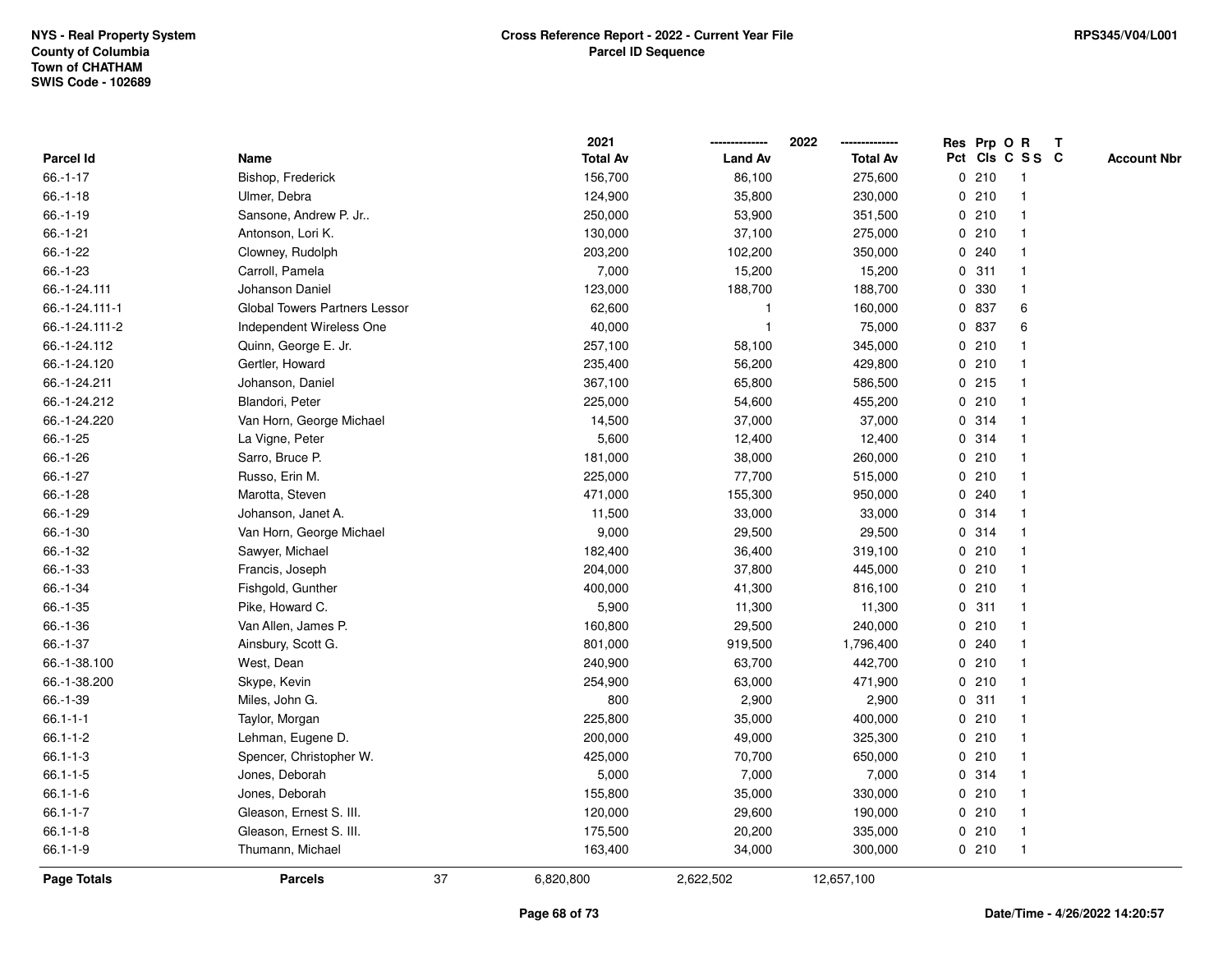NYS - Real Property System
County of Columbia
Town of CHATHAM
SWIS Code - 102689

**Cross Reference Report - 2022 - Current Year File**
**Parcel ID Sequence**

RPS345/V04/L001

| Parcel Id | Name | 2021 Total Av | 2022 Land Av | 2022 Total Av | Res Pct | Prp Cls | O C | R S S | T C | Account Nbr |
|---|---|---|---|---|---|---|---|---|---|---|
| 66.-1-17 | Bishop, Frederick | 156,700 | 86,100 | 275,600 | 0 | 210 | | 1 | | |
| 66.-1-18 | Ulmer, Debra | 124,900 | 35,800 | 230,000 | 0 | 210 | | 1 | | |
| 66.-1-19 | Sansone, Andrew P. Jr.. | 250,000 | 53,900 | 351,500 | 0 | 210 | | 1 | | |
| 66.-1-21 | Antonson, Lori K. | 130,000 | 37,100 | 275,000 | 0 | 210 | | 1 | | |
| 66.-1-22 | Clowney, Rudolph | 203,200 | 102,200 | 350,000 | 0 | 240 | | 1 | | |
| 66.-1-23 | Carroll, Pamela | 7,000 | 15,200 | 15,200 | 0 | 311 | | 1 | | |
| 66.-1-24.111 | Johanson Daniel | 123,000 | 188,700 | 188,700 | 0 | 330 | | 1 | | |
| 66.-1-24.111-1 | Global Towers Partners Lessor | 62,600 | 1 | 160,000 | 0 | 837 | | 6 | | |
| 66.-1-24.111-2 | Independent Wireless One | 40,000 | 1 | 75,000 | 0 | 837 | | 6 | | |
| 66.-1-24.112 | Quinn, George E. Jr. | 257,100 | 58,100 | 345,000 | 0 | 210 | | 1 | | |
| 66.-1-24.120 | Gertler, Howard | 235,400 | 56,200 | 429,800 | 0 | 210 | | 1 | | |
| 66.-1-24.211 | Johanson, Daniel | 367,100 | 65,800 | 586,500 | 0 | 215 | | 1 | | |
| 66.-1-24.212 | Blandori, Peter | 225,000 | 54,600 | 455,200 | 0 | 210 | | 1 | | |
| 66.-1-24.220 | Van Horn, George Michael | 14,500 | 37,000 | 37,000 | 0 | 314 | | 1 | | |
| 66.-1-25 | La Vigne, Peter | 5,600 | 12,400 | 12,400 | 0 | 314 | | 1 | | |
| 66.-1-26 | Sarro, Bruce P. | 181,000 | 38,000 | 260,000 | 0 | 210 | | 1 | | |
| 66.-1-27 | Russo, Erin M. | 225,000 | 77,700 | 515,000 | 0 | 210 | | 1 | | |
| 66.-1-28 | Marotta, Steven | 471,000 | 155,300 | 950,000 | 0 | 240 | | 1 | | |
| 66.-1-29 | Johanson, Janet A. | 11,500 | 33,000 | 33,000 | 0 | 314 | | 1 | | |
| 66.-1-30 | Van Horn, George Michael | 9,000 | 29,500 | 29,500 | 0 | 314 | | 1 | | |
| 66.-1-32 | Sawyer, Michael | 182,400 | 36,400 | 319,100 | 0 | 210 | | 1 | | |
| 66.-1-33 | Francis, Joseph | 204,000 | 37,800 | 445,000 | 0 | 210 | | 1 | | |
| 66.-1-34 | Fishgold, Gunther | 400,000 | 41,300 | 816,100 | 0 | 210 | | 1 | | |
| 66.-1-35 | Pike, Howard C. | 5,900 | 11,300 | 11,300 | 0 | 311 | | 1 | | |
| 66.-1-36 | Van Allen, James P. | 160,800 | 29,500 | 240,000 | 0 | 210 | | 1 | | |
| 66.-1-37 | Ainsbury, Scott G. | 801,000 | 919,500 | 1,796,400 | 0 | 240 | | 1 | | |
| 66.-1-38.100 | West, Dean | 240,900 | 63,700 | 442,700 | 0 | 210 | | 1 | | |
| 66.-1-38.200 | Skype, Kevin | 254,900 | 63,000 | 471,900 | 0 | 210 | | 1 | | |
| 66.-1-39 | Miles, John G. | 800 | 2,900 | 2,900 | 0 | 311 | | 1 | | |
| 66.1-1-1 | Taylor, Morgan | 225,800 | 35,000 | 400,000 | 0 | 210 | | 1 | | |
| 66.1-1-2 | Lehman, Eugene D. | 200,000 | 49,000 | 325,300 | 0 | 210 | | 1 | | |
| 66.1-1-3 | Spencer, Christopher W. | 425,000 | 70,700 | 650,000 | 0 | 210 | | 1 | | |
| 66.1-1-5 | Jones, Deborah | 5,000 | 7,000 | 7,000 | 0 | 314 | | 1 | | |
| 66.1-1-6 | Jones, Deborah | 155,800 | 35,000 | 330,000 | 0 | 210 | | 1 | | |
| 66.1-1-7 | Gleason, Ernest S. III. | 120,000 | 29,600 | 190,000 | 0 | 210 | | 1 | | |
| 66.1-1-8 | Gleason, Ernest S. III. | 175,500 | 20,200 | 335,000 | 0 | 210 | | 1 | | |
| 66.1-1-9 | Thumann, Michael | 163,400 | 34,000 | 300,000 | 0 | 210 | | 1 | | |
| **Page Totals** | **Parcels** 37 | 6,820,800 | 2,622,502 | 12,657,100 | | | | | | |

Date/Time - 4/26/2022 14:20:57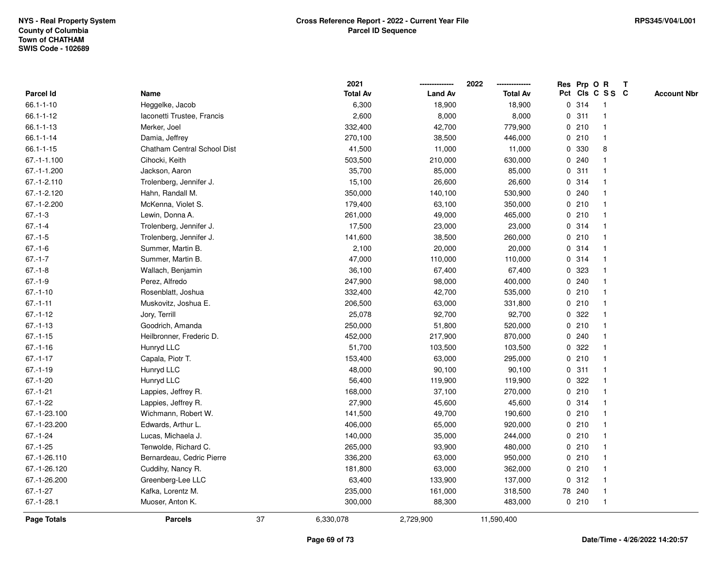NYS - Real Property System
County of Columbia
Town of CHATHAM
SWIS Code - 102689

**Cross Reference Report - 2022 - Current Year File**
**Parcel ID Sequence**

RPS345/V04/L001

| Parcel Id | Name | 2021 Total Av | 2022 Land Av | 2022 Total Av | Res Pct | Prp Cls | O C | R S S | T C | Account Nbr |
|---|---|---|---|---|---|---|---|---|---|---|
| 66.1-1-10 | Heggelke, Jacob | 6,300 | 18,900 | 18,900 | 0 | 314 | | 1 | | |
| 66.1-1-12 | Iaconetti Trustee, Francis | 2,600 | 8,000 | 8,000 | 0 | 311 | | 1 | | |
| 66.1-1-13 | Merker, Joel | 332,400 | 42,700 | 779,900 | 0 | 210 | | 1 | | |
| 66.1-1-14 | Damia, Jeffrey | 270,100 | 38,500 | 446,000 | 0 | 210 | | 1 | | |
| 66.1-1-15 | Chatham Central School Dist | 41,500 | 11,000 | 11,000 | 0 | 330 | | 8 | | |
| 67.-1-1.100 | Cihocki, Keith | 503,500 | 210,000 | 630,000 | 0 | 240 | | 1 | | |
| 67.-1-1.200 | Jackson, Aaron | 35,700 | 85,000 | 85,000 | 0 | 311 | | 1 | | |
| 67.-1-2.110 | Trolenberg, Jennifer J. | 15,100 | 26,600 | 26,600 | 0 | 314 | | 1 | | |
| 67.-1-2.120 | Hahn, Randall M. | 350,000 | 140,100 | 530,900 | 0 | 240 | | 1 | | |
| 67.-1-2.200 | McKenna, Violet S. | 179,400 | 63,100 | 350,000 | 0 | 210 | | 1 | | |
| 67.-1-3 | Lewin, Donna A. | 261,000 | 49,000 | 465,000 | 0 | 210 | | 1 | | |
| 67.-1-4 | Trolenberg, Jennifer J. | 17,500 | 23,000 | 23,000 | 0 | 314 | | 1 | | |
| 67.-1-5 | Trolenberg, Jennifer J. | 141,600 | 38,500 | 260,000 | 0 | 210 | | 1 | | |
| 67.-1-6 | Summer, Martin B. | 2,100 | 20,000 | 20,000 | 0 | 314 | | 1 | | |
| 67.-1-7 | Summer, Martin B. | 47,000 | 110,000 | 110,000 | 0 | 314 | | 1 | | |
| 67.-1-8 | Wallach, Benjamin | 36,100 | 67,400 | 67,400 | 0 | 323 | | 1 | | |
| 67.-1-9 | Perez, Alfredo | 247,900 | 98,000 | 400,000 | 0 | 240 | | 1 | | |
| 67.-1-10 | Rosenblatt, Joshua | 332,400 | 42,700 | 535,000 | 0 | 210 | | 1 | | |
| 67.-1-11 | Muskovitz, Joshua E. | 206,500 | 63,000 | 331,800 | 0 | 210 | | 1 | | |
| 67.-1-12 | Jory, Terrill | 25,078 | 92,700 | 92,700 | 0 | 322 | | 1 | | |
| 67.-1-13 | Goodrich, Amanda | 250,000 | 51,800 | 520,000 | 0 | 210 | | 1 | | |
| 67.-1-15 | Heilbronner, Frederic D. | 452,000 | 217,900 | 870,000 | 0 | 240 | | 1 | | |
| 67.-1-16 | Hunryd LLC | 51,700 | 103,500 | 103,500 | 0 | 322 | | 1 | | |
| 67.-1-17 | Capala, Piotr T. | 153,400 | 63,000 | 295,000 | 0 | 210 | | 1 | | |
| 67.-1-19 | Hunryd LLC | 48,000 | 90,100 | 90,100 | 0 | 311 | | 1 | | |
| 67.-1-20 | Hunryd LLC | 56,400 | 119,900 | 119,900 | 0 | 322 | | 1 | | |
| 67.-1-21 | Lappies, Jeffrey R. | 168,000 | 37,100 | 270,000 | 0 | 210 | | 1 | | |
| 67.-1-22 | Lappies, Jeffrey R. | 27,900 | 45,600 | 45,600 | 0 | 314 | | 1 | | |
| 67.-1-23.100 | Wichmann, Robert W. | 141,500 | 49,700 | 190,600 | 0 | 210 | | 1 | | |
| 67.-1-23.200 | Edwards, Arthur L. | 406,000 | 65,000 | 920,000 | 0 | 210 | | 1 | | |
| 67.-1-24 | Lucas, Michaela J. | 140,000 | 35,000 | 244,000 | 0 | 210 | | 1 | | |
| 67.-1-25 | Tenwolde, Richard C. | 265,000 | 93,900 | 480,000 | 0 | 210 | | 1 | | |
| 67.-1-26.110 | Bernardeau, Cedric Pierre | 336,200 | 63,000 | 950,000 | 0 | 210 | | 1 | | |
| 67.-1-26.120 | Cuddihy, Nancy R. | 181,800 | 63,000 | 362,000 | 0 | 210 | | 1 | | |
| 67.-1-26.200 | Greenberg-Lee LLC | 63,400 | 133,900 | 137,000 | 0 | 312 | | 1 | | |
| 67.-1-27 | Kafka, Lorentz M. | 235,000 | 161,000 | 318,500 | 78 | 240 | | 1 | | |
| 67.-1-28.1 | Muoser, Anton K. | 300,000 | 88,300 | 483,000 | 0 | 210 | | 1 | | |
| **Page Totals** | **Parcels** 37 | 6,330,078 | 2,729,900 | 11,590,400 | | | | | | |

**Date/Time - 4/26/2022 14:20:57**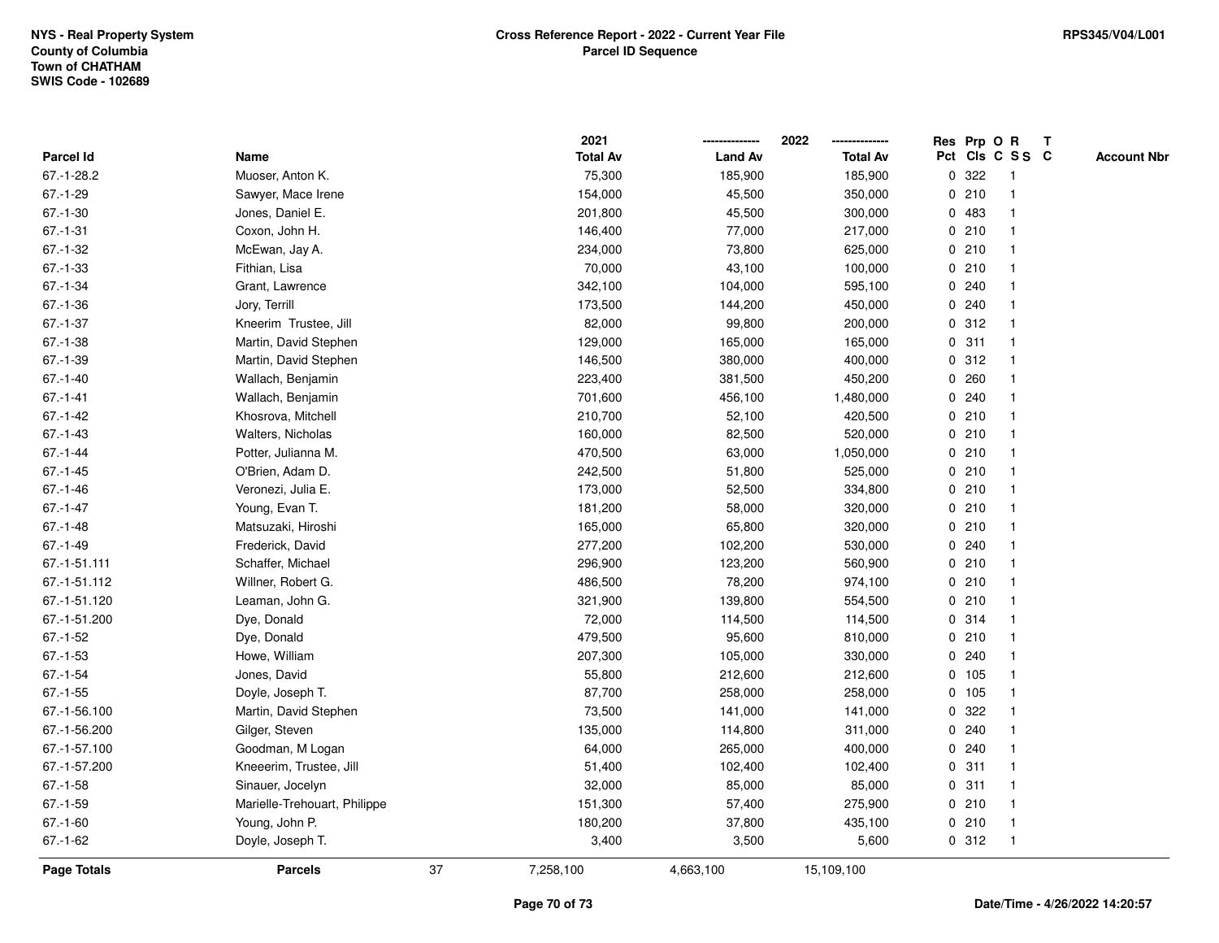NYS - Real Property System
County of Columbia
Town of CHATHAM
SWIS Code - 102689

**Cross Reference Report - 2022 - Current Year File**
**Parcel ID Sequence**

RPS345/V04/L001

| Parcel Id | Name | 2021 Total Av | 2022 Land Av | 2022 Total Av | Res Pct | Prp Cls | O C | R S S | T C | Account Nbr |
|---|---|---|---|---|---|---|---|---|---|---|
| 67.-1-28.2 | Muoser, Anton K. | 75,300 | 185,900 | 185,900 | 0 | 322 | | 1 | | |
| 67.-1-29 | Sawyer, Mace Irene | 154,000 | 45,500 | 350,000 | 0 | 210 | | 1 | | |
| 67.-1-30 | Jones, Daniel E. | 201,800 | 45,500 | 300,000 | 0 | 483 | | 1 | | |
| 67.-1-31 | Coxon, John H. | 146,400 | 77,000 | 217,000 | 0 | 210 | | 1 | | |
| 67.-1-32 | McEwan, Jay A. | 234,000 | 73,800 | 625,000 | 0 | 210 | | 1 | | |
| 67.-1-33 | Fithian, Lisa | 70,000 | 43,100 | 100,000 | 0 | 210 | | 1 | | |
| 67.-1-34 | Grant, Lawrence | 342,100 | 104,000 | 595,100 | 0 | 240 | | 1 | | |
| 67.-1-36 | Jory, Terrill | 173,500 | 144,200 | 450,000 | 0 | 240 | | 1 | | |
| 67.-1-37 | Kneerim Trustee, Jill | 82,000 | 99,800 | 200,000 | 0 | 312 | | 1 | | |
| 67.-1-38 | Martin, David Stephen | 129,000 | 165,000 | 165,000 | 0 | 311 | | 1 | | |
| 67.-1-39 | Martin, David Stephen | 146,500 | 380,000 | 400,000 | 0 | 312 | | 1 | | |
| 67.-1-40 | Wallach, Benjamin | 223,400 | 381,500 | 450,200 | 0 | 260 | | 1 | | |
| 67.-1-41 | Wallach, Benjamin | 701,600 | 456,100 | 1,480,000 | 0 | 240 | | 1 | | |
| 67.-1-42 | Khosrova, Mitchell | 210,700 | 52,100 | 420,500 | 0 | 210 | | 1 | | |
| 67.-1-43 | Walters, Nicholas | 160,000 | 82,500 | 520,000 | 0 | 210 | | 1 | | |
| 67.-1-44 | Potter, Julianna M. | 470,500 | 63,000 | 1,050,000 | 0 | 210 | | 1 | | |
| 67.-1-45 | O'Brien, Adam D. | 242,500 | 51,800 | 525,000 | 0 | 210 | | 1 | | |
| 67.-1-46 | Veronezi, Julia E. | 173,000 | 52,500 | 334,800 | 0 | 210 | | 1 | | |
| 67.-1-47 | Young, Evan T. | 181,200 | 58,000 | 320,000 | 0 | 210 | | 1 | | |
| 67.-1-48 | Matsuzaki, Hiroshi | 165,000 | 65,800 | 320,000 | 0 | 210 | | 1 | | |
| 67.-1-49 | Frederick, David | 277,200 | 102,200 | 530,000 | 0 | 240 | | 1 | | |
| 67.-1-51.111 | Schaffer, Michael | 296,900 | 123,200 | 560,900 | 0 | 210 | | 1 | | |
| 67.-1-51.112 | Willner, Robert G. | 486,500 | 78,200 | 974,100 | 0 | 210 | | 1 | | |
| 67.-1-51.120 | Leaman, John G. | 321,900 | 139,800 | 554,500 | 0 | 210 | | 1 | | |
| 67.-1-51.200 | Dye, Donald | 72,000 | 114,500 | 114,500 | 0 | 314 | | 1 | | |
| 67.-1-52 | Dye, Donald | 479,500 | 95,600 | 810,000 | 0 | 210 | | 1 | | |
| 67.-1-53 | Howe, William | 207,300 | 105,000 | 330,000 | 0 | 240 | | 1 | | |
| 67.-1-54 | Jones, David | 55,800 | 212,600 | 212,600 | 0 | 105 | | 1 | | |
| 67.-1-55 | Doyle, Joseph T. | 87,700 | 258,000 | 258,000 | 0 | 105 | | 1 | | |
| 67.-1-56.100 | Martin, David Stephen | 73,500 | 141,000 | 141,000 | 0 | 322 | | 1 | | |
| 67.-1-56.200 | Gilger, Steven | 135,000 | 114,800 | 311,000 | 0 | 240 | | 1 | | |
| 67.-1-57.100 | Goodman, M Logan | 64,000 | 265,000 | 400,000 | 0 | 240 | | 1 | | |
| 67.-1-57.200 | Kneeerim, Trustee, Jill | 51,400 | 102,400 | 102,400 | 0 | 311 | | 1 | | |
| 67.-1-58 | Sinauer, Jocelyn | 32,000 | 85,000 | 85,000 | 0 | 311 | | 1 | | |
| 67.-1-59 | Marielle-Trehouart, Philippe | 151,300 | 57,400 | 275,900 | 0 | 210 | | 1 | | |
| 67.-1-60 | Young, John P. | 180,200 | 37,800 | 435,100 | 0 | 210 | | 1 | | |
| 67.-1-62 | Doyle, Joseph T. | 3,400 | 3,500 | 5,600 | 0 | 312 | | 1 | | |
| **Page Totals** | **Parcels** 37 | 7,258,100 | 4,663,100 | 15,109,100 | | | | | | |

**Date/Time - 4/26/2022 14:20:57**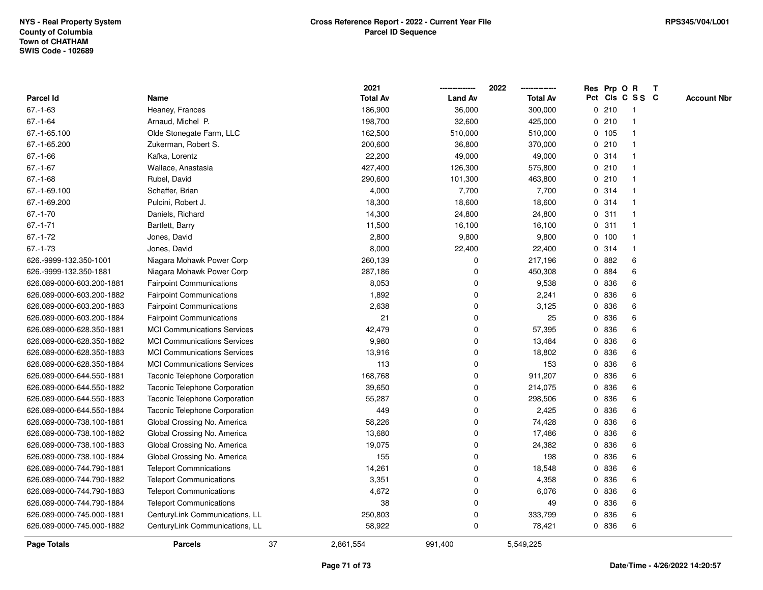NYS - Real Property System
County of Columbia
Town of CHATHAM
SWIS Code - 102689

**Cross Reference Report - 2022 - Current Year File**
**Parcel ID Sequence**

RPS345/V04/L001

| Parcel Id | Name | 2021 Total Av | 2022 Land Av | 2022 Total Av | Res Pct | Prp Cls | O C | R S S | T C | Account Nbr |
|---|---|---|---|---|---|---|---|---|---|---|
| 67.-1-63 | Heaney, Frances | 186,900 | 36,000 | 300,000 | 0 | 210 | | 1 | | |
| 67.-1-64 | Arnaud, Michel P. | 198,700 | 32,600 | 425,000 | 0 | 210 | | 1 | | |
| 67.-1-65.100 | Olde Stonegate Farm, LLC | 162,500 | 510,000 | 510,000 | 0 | 105 | | 1 | | |
| 67.-1-65.200 | Zukerman, Robert S. | 200,600 | 36,800 | 370,000 | 0 | 210 | | 1 | | |
| 67.-1-66 | Kafka, Lorentz | 22,200 | 49,000 | 49,000 | 0 | 314 | | 1 | | |
| 67.-1-67 | Wallace, Anastasia | 427,400 | 126,300 | 575,800 | 0 | 210 | | 1 | | |
| 67.-1-68 | Rubel, David | 290,600 | 101,300 | 463,800 | 0 | 210 | | 1 | | |
| 67.-1-69.100 | Schaffer, Brian | 4,000 | 7,700 | 7,700 | 0 | 314 | | 1 | | |
| 67.-1-69.200 | Pulcini, Robert J. | 18,300 | 18,600 | 18,600 | 0 | 314 | | 1 | | |
| 67.-1-70 | Daniels, Richard | 14,300 | 24,800 | 24,800 | 0 | 311 | | 1 | | |
| 67.-1-71 | Bartlett, Barry | 11,500 | 16,100 | 16,100 | 0 | 311 | | 1 | | |
| 67.-1-72 | Jones, David | 2,800 | 9,800 | 9,800 | 0 | 100 | | 1 | | |
| 67.-1-73 | Jones, David | 8,000 | 22,400 | 22,400 | 0 | 314 | | 1 | | |
| 626.-9999-132.350-1001 | Niagara Mohawk Power Corp | 260,139 | 0 | 217,196 | 0 | 882 | | 6 | | |
| 626.-9999-132.350-1881 | Niagara Mohawk Power Corp | 287,186 | 0 | 450,308 | 0 | 884 | | 6 | | |
| 626.089-0000-603.200-1881 | Fairpoint Communications | 8,053 | 0 | 9,538 | 0 | 836 | | 6 | | |
| 626.089-0000-603.200-1882 | Fairpoint Communications | 1,892 | 0 | 2,241 | 0 | 836 | | 6 | | |
| 626.089-0000-603.200-1883 | Fairpoint Communications | 2,638 | 0 | 3,125 | 0 | 836 | | 6 | | |
| 626.089-0000-603.200-1884 | Fairpoint Communications | 21 | 0 | 25 | 0 | 836 | | 6 | | |
| 626.089-0000-628.350-1881 | MCI Communications Services | 42,479 | 0 | 57,395 | 0 | 836 | | 6 | | |
| 626.089-0000-628.350-1882 | MCI Communications Services | 9,980 | 0 | 13,484 | 0 | 836 | | 6 | | |
| 626.089-0000-628.350-1883 | MCI Communications Services | 13,916 | 0 | 18,802 | 0 | 836 | | 6 | | |
| 626.089-0000-628.350-1884 | MCI Communications Services | 113 | 0 | 153 | 0 | 836 | | 6 | | |
| 626.089-0000-644.550-1881 | Taconic Telephone Corporation | 168,768 | 0 | 911,207 | 0 | 836 | | 6 | | |
| 626.089-0000-644.550-1882 | Taconic Telephone Corporation | 39,650 | 0 | 214,075 | 0 | 836 | | 6 | | |
| 626.089-0000-644.550-1883 | Taconic Telephone Corporation | 55,287 | 0 | 298,506 | 0 | 836 | | 6 | | |
| 626.089-0000-644.550-1884 | Taconic Telephone Corporation | 449 | 0 | 2,425 | 0 | 836 | | 6 | | |
| 626.089-0000-738.100-1881 | Global Crossing No. America | 58,226 | 0 | 74,428 | 0 | 836 | | 6 | | |
| 626.089-0000-738.100-1882 | Global Crossing No. America | 13,680 | 0 | 17,486 | 0 | 836 | | 6 | | |
| 626.089-0000-738.100-1883 | Global Crossing No. America | 19,075 | 0 | 24,382 | 0 | 836 | | 6 | | |
| 626.089-0000-738.100-1884 | Global Crossing No. America | 155 | 0 | 198 | 0 | 836 | | 6 | | |
| 626.089-0000-744.790-1881 | Teleport Commnications | 14,261 | 0 | 18,548 | 0 | 836 | | 6 | | |
| 626.089-0000-744.790-1882 | Teleport Communications | 3,351 | 0 | 4,358 | 0 | 836 | | 6 | | |
| 626.089-0000-744.790-1883 | Teleport Communications | 4,672 | 0 | 6,076 | 0 | 836 | | 6 | | |
| 626.089-0000-744.790-1884 | Teleport Communications | 38 | 0 | 49 | 0 | 836 | | 6 | | |
| 626.089-0000-745.000-1881 | CenturyLink Communications, LL | 250,803 | 0 | 333,799 | 0 | 836 | | 6 | | |
| 626.089-0000-745.000-1882 | CenturyLink Communications, LL | 58,922 | 0 | 78,421 | 0 | 836 | | 6 | | |
| **Page Totals** | **Parcels** 37 | 2,861,554 | 991,400 | 5,549,225 | | | | | | |

Date/Time - 4/26/2022 14:20:57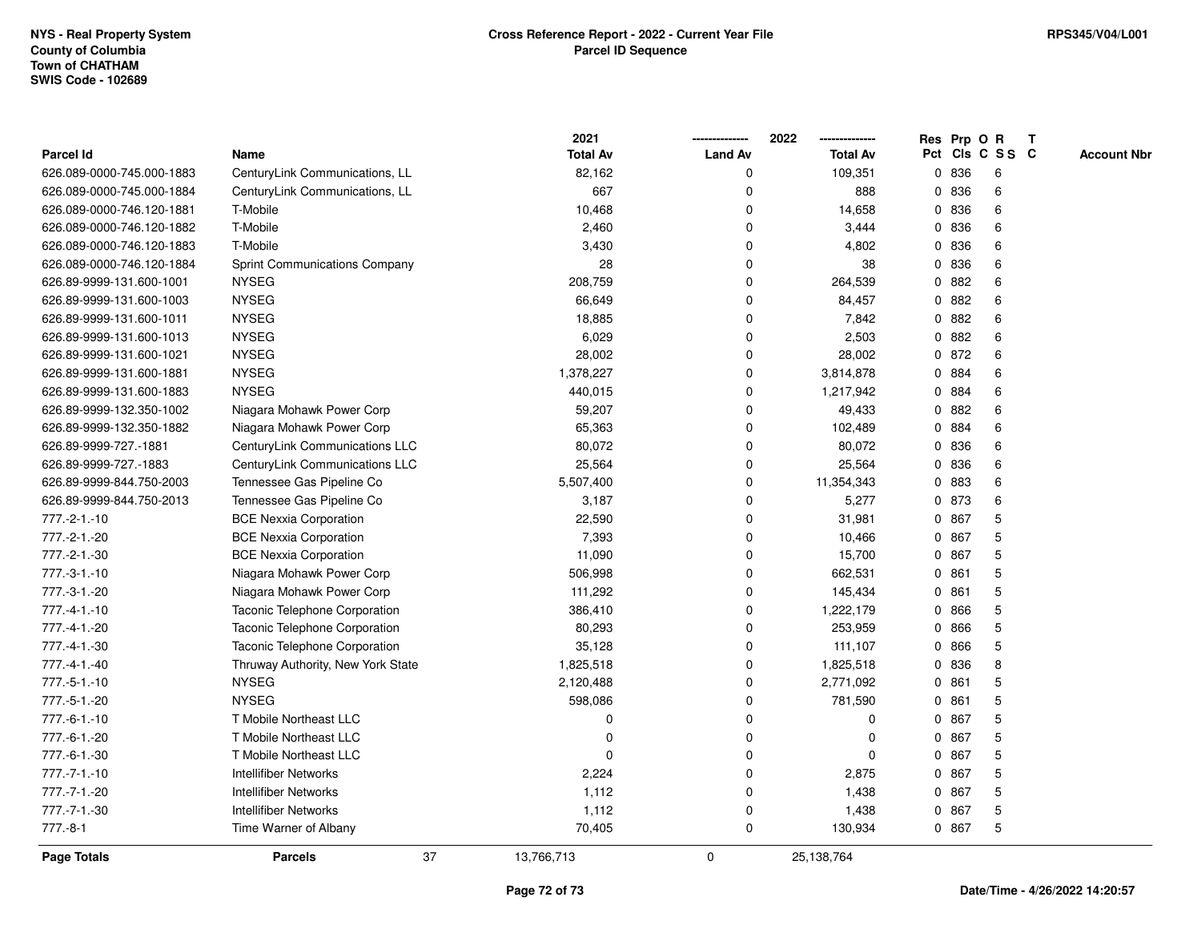NYS - Real Property System
County of Columbia
Town of CHATHAM
SWIS Code - 102689

**Cross Reference Report - 2022 - Current Year File**
**Parcel ID Sequence**

RPS345/V04/L001

| Parcel Id | Name | 2021 Total Av | 2022 Land Av | 2022 Total Av | Res Pct | Prp Cls | O C | R S S | T C | Account Nbr |
|---|---|---|---|---|---|---|---|---|---|---|
| 626.089-0000-745.000-1883 | CenturyLink Communications, LL | 82,162 | 0 | 109,351 | 0 | 836 | | 6 | | |
| 626.089-0000-745.000-1884 | CenturyLink Communications, LL | 667 | 0 | 888 | 0 | 836 | | 6 | | |
| 626.089-0000-746.120-1881 | T-Mobile | 10,468 | 0 | 14,658 | 0 | 836 | | 6 | | |
| 626.089-0000-746.120-1882 | T-Mobile | 2,460 | 0 | 3,444 | 0 | 836 | | 6 | | |
| 626.089-0000-746.120-1883 | T-Mobile | 3,430 | 0 | 4,802 | 0 | 836 | | 6 | | |
| 626.089-0000-746.120-1884 | Sprint Communications Company | 28 | 0 | 38 | 0 | 836 | | 6 | | |
| 626.89-9999-131.600-1001 | NYSEG | 208,759 | 0 | 264,539 | 0 | 882 | | 6 | | |
| 626.89-9999-131.600-1003 | NYSEG | 66,649 | 0 | 84,457 | 0 | 882 | | 6 | | |
| 626.89-9999-131.600-1011 | NYSEG | 18,885 | 0 | 7,842 | 0 | 882 | | 6 | | |
| 626.89-9999-131.600-1013 | NYSEG | 6,029 | 0 | 2,503 | 0 | 882 | | 6 | | |
| 626.89-9999-131.600-1021 | NYSEG | 28,002 | 0 | 28,002 | 0 | 872 | | 6 | | |
| 626.89-9999-131.600-1881 | NYSEG | 1,378,227 | 0 | 3,814,878 | 0 | 884 | | 6 | | |
| 626.89-9999-131.600-1883 | NYSEG | 440,015 | 0 | 1,217,942 | 0 | 884 | | 6 | | |
| 626.89-9999-132.350-1002 | Niagara Mohawk Power Corp | 59,207 | 0 | 49,433 | 0 | 882 | | 6 | | |
| 626.89-9999-132.350-1882 | Niagara Mohawk Power Corp | 65,363 | 0 | 102,489 | 0 | 884 | | 6 | | |
| 626.89-9999-727.-1881 | CenturyLink Communications LLC | 80,072 | 0 | 80,072 | 0 | 836 | | 6 | | |
| 626.89-9999-727.-1883 | CenturyLink Communications LLC | 25,564 | 0 | 25,564 | 0 | 836 | | 6 | | |
| 626.89-9999-844.750-2003 | Tennessee Gas Pipeline Co | 5,507,400 | 0 | 11,354,343 | 0 | 883 | | 6 | | |
| 626.89-9999-844.750-2013 | Tennessee Gas Pipeline Co | 3,187 | 0 | 5,277 | 0 | 873 | | 6 | | |
| 777.-2-1.-10 | BCE Nexxia Corporation | 22,590 | 0 | 31,981 | 0 | 867 | | 5 | | |
| 777.-2-1.-20 | BCE Nexxia Corporation | 7,393 | 0 | 10,466 | 0 | 867 | | 5 | | |
| 777.-2-1.-30 | BCE Nexxia Corporation | 11,090 | 0 | 15,700 | 0 | 867 | | 5 | | |
| 777.-3-1.-10 | Niagara Mohawk Power Corp | 506,998 | 0 | 662,531 | 0 | 861 | | 5 | | |
| 777.-3-1.-20 | Niagara Mohawk Power Corp | 111,292 | 0 | 145,434 | 0 | 861 | | 5 | | |
| 777.-4-1.-10 | Taconic Telephone Corporation | 386,410 | 0 | 1,222,179 | 0 | 866 | | 5 | | |
| 777.-4-1.-20 | Taconic Telephone Corporation | 80,293 | 0 | 253,959 | 0 | 866 | | 5 | | |
| 777.-4-1.-30 | Taconic Telephone Corporation | 35,128 | 0 | 111,107 | 0 | 866 | | 5 | | |
| 777.-4-1.-40 | Thruway Authority, New York State | 1,825,518 | 0 | 1,825,518 | 0 | 836 | | 8 | | |
| 777.-5-1.-10 | NYSEG | 2,120,488 | 0 | 2,771,092 | 0 | 861 | | 5 | | |
| 777.-5-1.-20 | NYSEG | 598,086 | 0 | 781,590 | 0 | 861 | | 5 | | |
| 777.-6-1.-10 | T Mobile Northeast LLC | 0 | 0 | 0 | 0 | 867 | | 5 | | |
| 777.-6-1.-20 | T Mobile Northeast LLC | 0 | 0 | 0 | 0 | 867 | | 5 | | |
| 777.-6-1.-30 | T Mobile Northeast LLC | 0 | 0 | 0 | 0 | 867 | | 5 | | |
| 777.-7-1.-10 | Intellifiber Networks | 2,224 | 0 | 2,875 | 0 | 867 | | 5 | | |
| 777.-7-1.-20 | Intellifiber Networks | 1,112 | 0 | 1,438 | 0 | 867 | | 5 | | |
| 777.-7-1.-30 | Intellifiber Networks | 1,112 | 0 | 1,438 | 0 | 867 | | 5 | | |
| 777.-8-1 | Time Warner of Albany | 70,405 | 0 | 130,934 | 0 | 867 | | 5 | | |
| **Page Totals** | **Parcels** 37 | 13,766,713 | 0 | 25,138,764 | | | | | | |

**Date/Time - 4/26/2022 14:20:57**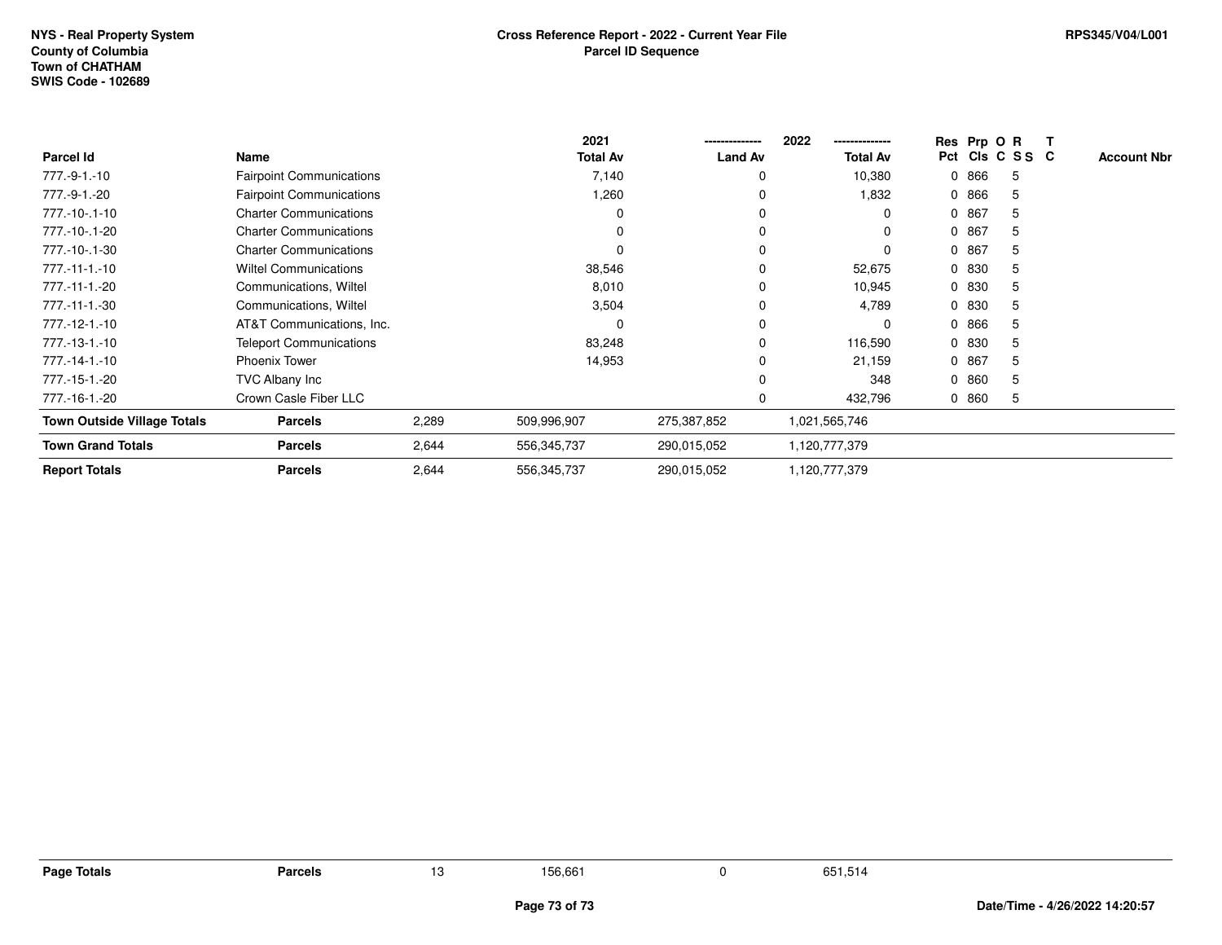NYS - Real Property System
County of Columbia
Town of CHATHAM
SWIS Code - 102689

**Cross Reference Report - 2022 - Current Year File**
**Parcel ID Sequence**

RPS345/V04/L001

| Parcel Id | Name | | 2021 Total Av | 2022 Land Av | 2022 Total Av | Res Pct | Prp Cls | O C | R S S | T C | Account Nbr |
|---|---|---|---|---|---|---|---|---|---|---|---|
| 777.-9-1.-10 | Fairpoint Communications | | 7,140 | 0 | 10,380 | 0 | 866 | | 5 | | |
| 777.-9-1.-20 | Fairpoint Communications | | 1,260 | 0 | 1,832 | 0 | 866 | | 5 | | |
| 777.-10-.1-10 | Charter Communications | | 0 | 0 | 0 | 0 | 867 | | 5 | | |
| 777.-10-.1-20 | Charter Communications | | 0 | 0 | 0 | 0 | 867 | | 5 | | |
| 777.-10-.1-30 | Charter Communications | | 0 | 0 | 0 | 0 | 867 | | 5 | | |
| 777.-11-1.-10 | Wiltel Communications | | 38,546 | 0 | 52,675 | 0 | 830 | | 5 | | |
| 777.-11-1.-20 | Communications, Wiltel | | 8,010 | 0 | 10,945 | 0 | 830 | | 5 | | |
| 777.-11-1.-30 | Communications, Wiltel | | 3,504 | 0 | 4,789 | 0 | 830 | | 5 | | |
| 777.-12-1.-10 | AT&T Communications, Inc. | | 0 | 0 | 0 | 0 | 866 | | 5 | | |
| 777.-13-1.-10 | Teleport Communications | | 83,248 | 0 | 116,590 | 0 | 830 | | 5 | | |
| 777.-14-1.-10 | Phoenix Tower | | 14,953 | 0 | 21,159 | 0 | 867 | | 5 | | |
| 777.-15-1.-20 | TVC Albany Inc | | | 0 | 348 | 0 | 860 | | 5 | | |
| 777.-16-1.-20 | Crown Casle Fiber LLC | | | 0 | 432,796 | 0 | 860 | | 5 | | |
| **Town Outside Village Totals** | **Parcels** | 2,289 | 509,996,907 | 275,387,852 | 1,021,565,746 | | | | | | |
| **Town Grand Totals** | **Parcels** | 2,644 | 556,345,737 | 290,015,052 | 1,120,777,379 | | | | | | |
| **Report Totals** | **Parcels** | 2,644 | 556,345,737 | 290,015,052 | 1,120,777,379 | | | | | | |

| | | | | | |
|---|---|---|---|---|---|
| **Page Totals** | **Parcels** | 13 | 156,661 | 0 | 651,514 |

Date/Time - 4/26/2022 14:20:57